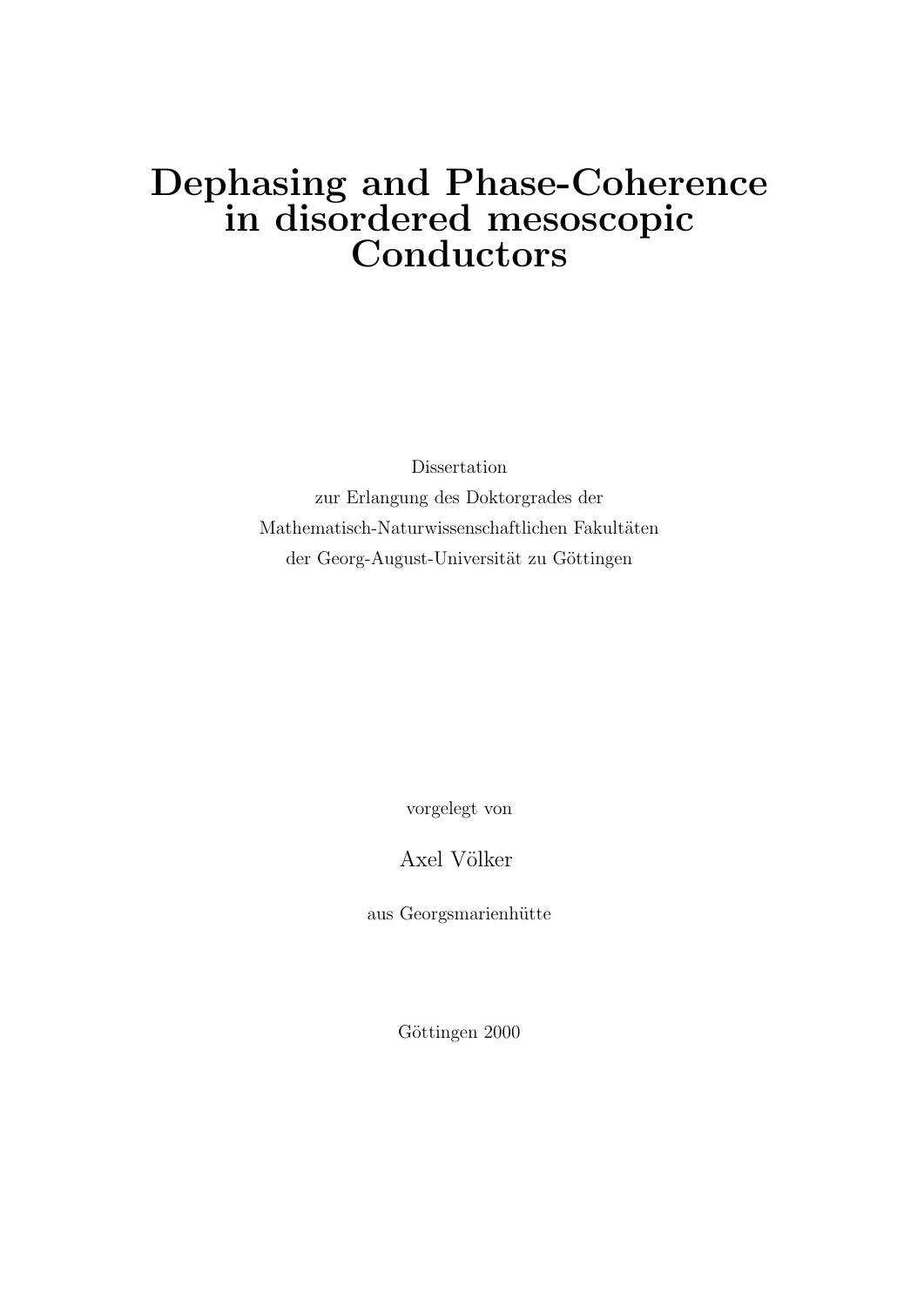# Dephasing and Phase-Coherence in disordered mesoscopic Conductors

Dissertation
zur Erlangung des Doktorgrades der
Mathematisch-Naturwissenschaftlichen Fakultäten
der Georg-August-Universität zu Göttingen

vorgelegt von

Axel Völker

aus Georgsmarienhütte

Göttingen 2000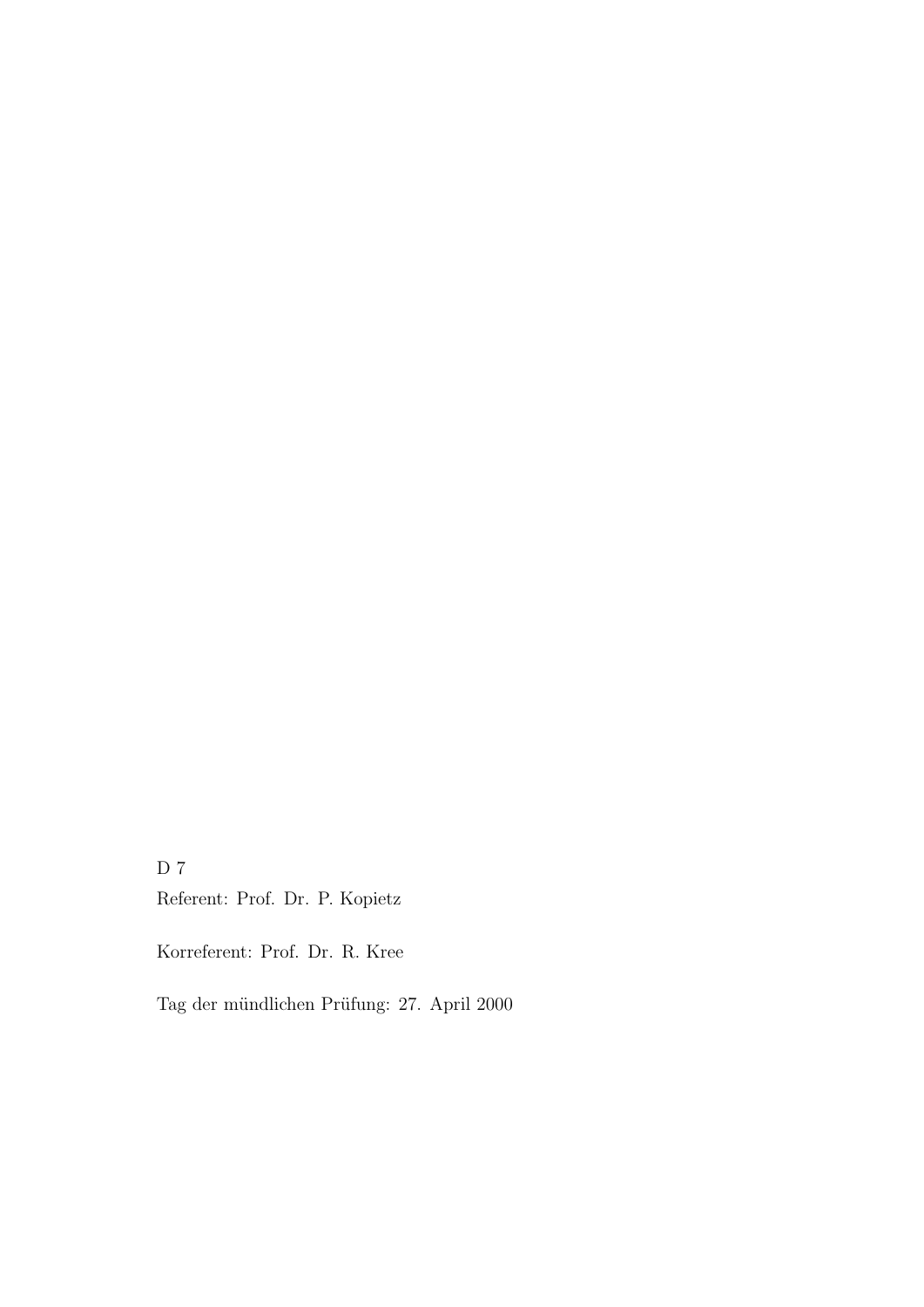D 7

Referent: Prof. Dr. P. Kopietz

Korreferent: Prof. Dr. R. Kree

Tag der mündlichen Prüfung: 27. April 2000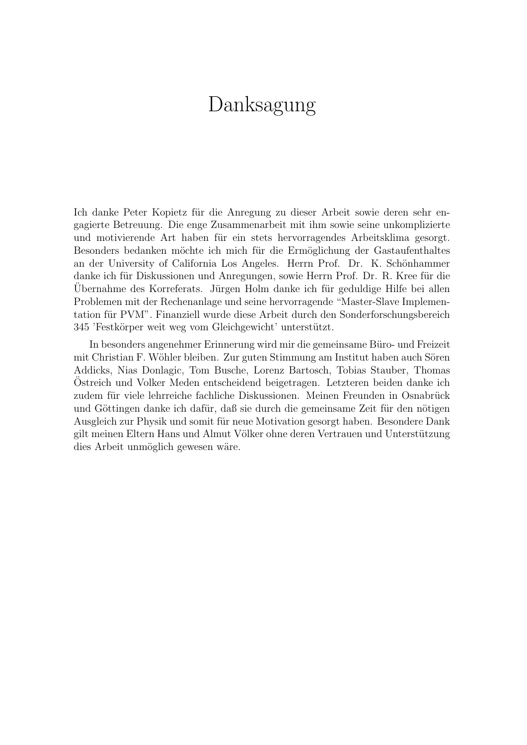# Danksagung

Ich danke Peter Kopietz für die Anregung zu dieser Arbeit sowie deren sehr engagierte Betreuung. Die enge Zusammenarbeit mit ihm sowie seine unkomplizierte und motivierende Art haben für ein stets hervorragendes Arbeitsklima gesorgt. Besonders bedanken möchte ich mich für die Ermöglichung der Gastaufenthaltes an der University of California Los Angeles. Herrn Prof. Dr. K. Schönhammer danke ich für Diskussionen und Anregungen, sowie Herrn Prof. Dr. R. Kree für die Übernahme des Korreferats. Jürgen Holm danke ich für geduldige Hilfe bei allen Problemen mit der Rechenanlage und seine hervorragende "Master-Slave Implementation für PVM". Finanziell wurde diese Arbeit durch den Sonderforschungsbereich 345 'Festkörper weit weg vom Gleichgewicht' unterstützt.

In besonders angenehmer Erinnerung wird mir die gemeinsame Büro- und Freizeit mit Christian F. Wöhler bleiben. Zur guten Stimmung am Institut haben auch Sören Addicks, Nias Donlagic, Tom Busche, Lorenz Bartosch, Tobias Stauber, Thomas Östreich und Volker Meden entscheidend beigetragen. Letzteren beiden danke ich zudem für viele lehrreiche fachliche Diskussionen. Meinen Freunden in Osnabrück und Göttingen danke ich dafür, daß sie durch die gemeinsame Zeit für den nötigen Ausgleich zur Physik und somit für neue Motivation gesorgt haben. Besondere Dank gilt meinen Eltern Hans und Almut Völker ohne deren Vertrauen und Unterstützung dies Arbeit unmöglich gewesen wäre.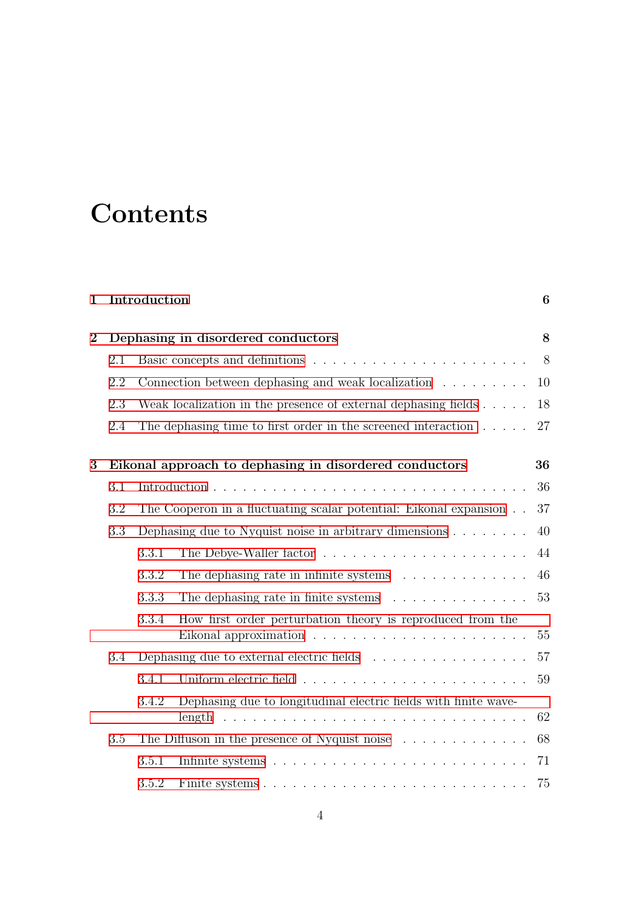# Contents

**1 Introduction** **6**

**2 Dephasing in disordered conductors** **8**

2.1 Basic concepts and definitions . . . . . . . . . . . . . . . . . . . . . . 8

2.2 Connection between dephasing and weak localization . . . . . . . . . 10

2.3 Weak localization in the presence of external dephasing fields . . . . . 18

2.4 The dephasing time to first order in the screened interaction . . . . . 27

**3 Eikonal approach to dephasing in disordered conductors** **36**

3.1 Introduction . . . . . . . . . . . . . . . . . . . . . . . . . . . . . . . 36

3.2 The Cooperon in a fluctuating scalar potential: Eikonal expansion . . 37

3.3 Dephasing due to Nyquist noise in arbitrary dimensions . . . . . . . . 40

3.3.1 The Debye-Waller factor . . . . . . . . . . . . . . . . . . . . . 44

3.3.2 The dephasing rate in infinite systems . . . . . . . . . . . . . . 46

3.3.3 The dephasing rate in finite systems . . . . . . . . . . . . . . . 53

3.3.4 How first order perturbation theory is reproduced from the Eikonal approximation . . . . . . . . . . . . . . . . . . . . . . 55

3.4 Dephasing due to external electric fields . . . . . . . . . . . . . . . . 57

3.4.1 Uniform electric field . . . . . . . . . . . . . . . . . . . . . . . 59

3.4.2 Dephasing due to longitudinal electric fields with finite wavelength . . . . . . . . . . . . . . . . . . . . . . . . . . . . . . . 62

3.5 The Diffuson in the presence of Nyquist noise . . . . . . . . . . . . . 68

3.5.1 Infinite systems . . . . . . . . . . . . . . . . . . . . . . . . . . 71

3.5.2 Finite systems . . . . . . . . . . . . . . . . . . . . . . . . . . . 75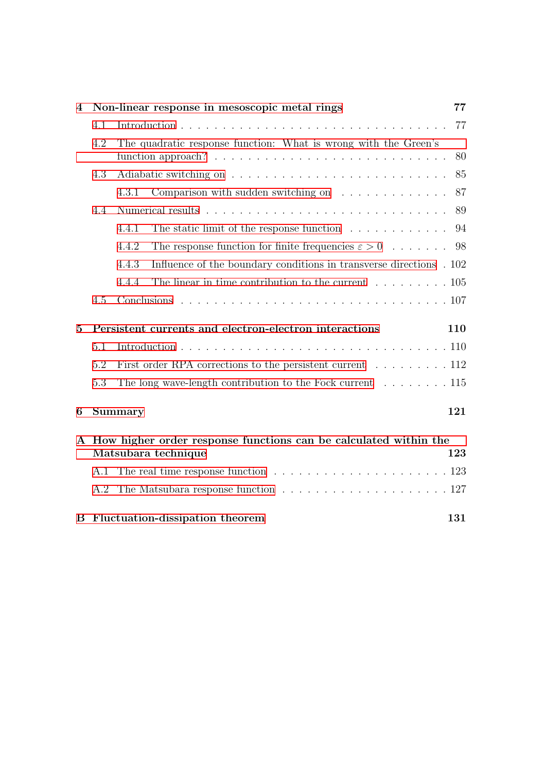**4 Non-linear response in mesoscopic metal rings** **77**

4.1 Introduction . . . . . . . . . . . . . . . . . . . . . . . . . . . . . . . . 77

4.2 The quadratic response function: What is wrong with the Green's function approach? . . . . . . . . . . . . . . . . . . . . . . . . . . . 80

4.3 Adiabatic switching on . . . . . . . . . . . . . . . . . . . . . . . . . . 85

4.3.1 Comparison with sudden switching on . . . . . . . . . . . . . 87

4.4 Numerical results . . . . . . . . . . . . . . . . . . . . . . . . . . . . . 89

4.4.1 The static limit of the response function . . . . . . . . . . . . 94

4.4.2 The response function for finite frequencies $\varepsilon > 0$ . . . . . . . 98

4.4.3 Influence of the boundary conditions in transverse directions . 102

4.4.4 The linear in time contribution to the current . . . . . . . . . 105

4.5 Conclusions . . . . . . . . . . . . . . . . . . . . . . . . . . . . . . . . 107

**5 Persistent currents and electron-electron interactions** **110**

5.1 Introduction . . . . . . . . . . . . . . . . . . . . . . . . . . . . . . . . 110

5.2 First order RPA corrections to the persistent current . . . . . . . . . 112

5.3 The long wave-length contribution to the Fock current . . . . . . . . 115

**6 Summary** **121**

**A How higher order response functions can be calculated within the Matsubara technique** **123**

A.1 The real time response function . . . . . . . . . . . . . . . . . . . . . 123

A.2 The Matsubara response function . . . . . . . . . . . . . . . . . . . . 127

**B Fluctuation-dissipation theorem** **131**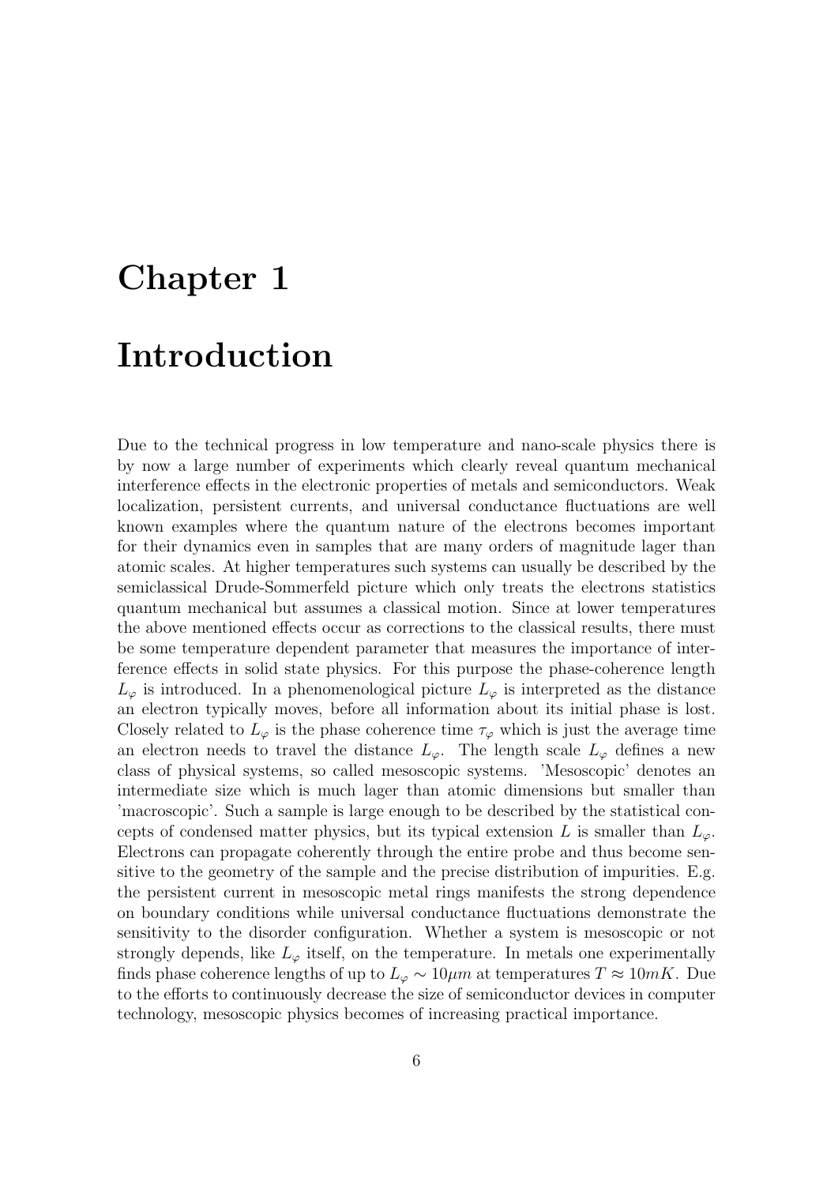# Chapter 1

# Introduction

Due to the technical progress in low temperature and nano-scale physics there is by now a large number of experiments which clearly reveal quantum mechanical interference effects in the electronic properties of metals and semiconductors. Weak localization, persistent currents, and universal conductance fluctuations are well known examples where the quantum nature of the electrons becomes important for their dynamics even in samples that are many orders of magnitude lager than atomic scales. At higher temperatures such systems can usually be described by the semiclassical Drude-Sommerfeld picture which only treats the electrons statistics quantum mechanical but assumes a classical motion. Since at lower temperatures the above mentioned effects occur as corrections to the classical results, there must be some temperature dependent parameter that measures the importance of interference effects in solid state physics. For this purpose the phase-coherence length $L_\varphi$ is introduced. In a phenomenological picture $L_\varphi$ is interpreted as the distance an electron typically moves, before all information about its initial phase is lost. Closely related to $L_\varphi$ is the phase coherence time $\tau_\varphi$ which is just the average time an electron needs to travel the distance $L_\varphi$. The length scale $L_\varphi$ defines a new class of physical systems, so called mesoscopic systems. 'Mesoscopic' denotes an intermediate size which is much lager than atomic dimensions but smaller than 'macroscopic'. Such a sample is large enough to be described by the statistical concepts of condensed matter physics, but its typical extension $L$ is smaller than $L_\varphi$. Electrons can propagate coherently through the entire probe and thus become sensitive to the geometry of the sample and the precise distribution of impurities. E.g. the persistent current in mesoscopic metal rings manifests the strong dependence on boundary conditions while universal conductance fluctuations demonstrate the sensitivity to the disorder configuration. Whether a system is mesoscopic or not strongly depends, like $L_\varphi$ itself, on the temperature. In metals one experimentally finds phase coherence lengths of up to $L_\varphi \sim 10\mu m$ at temperatures $T \approx 10mK$. Due to the efforts to continuously decrease the size of semiconductor devices in computer technology, mesoscopic physics becomes of increasing practical importance.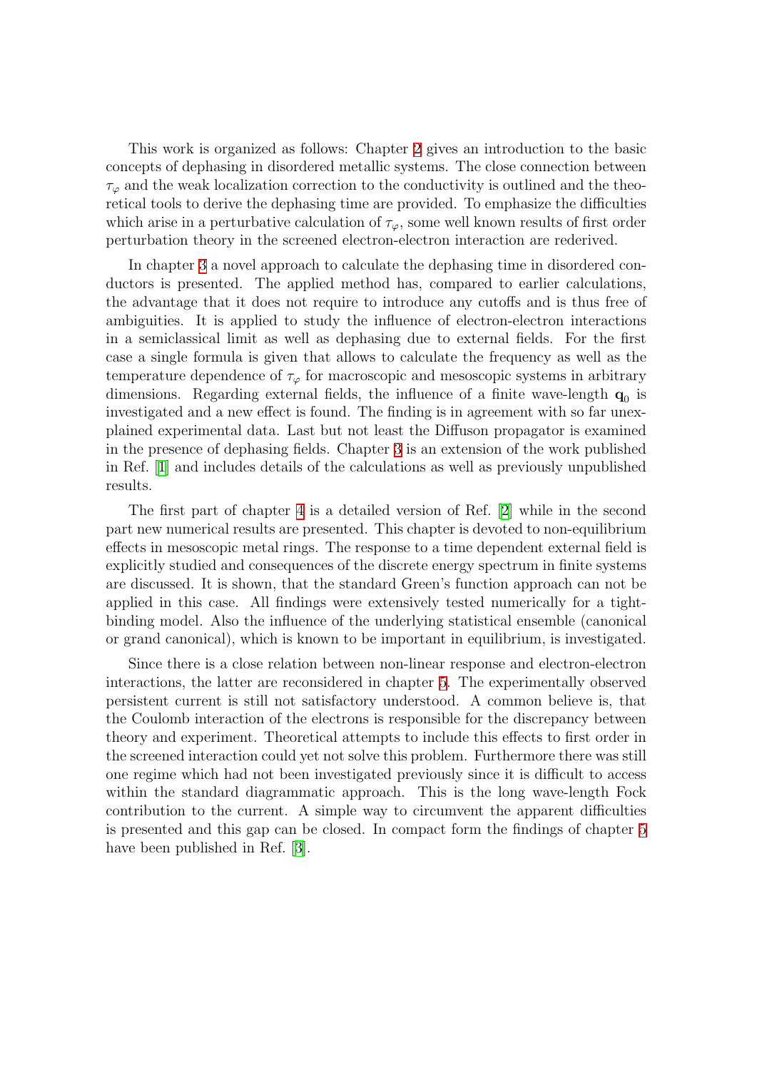This work is organized as follows: Chapter 2 gives an introduction to the basic concepts of dephasing in disordered metallic systems. The close connection between $\tau_\varphi$ and the weak localization correction to the conductivity is outlined and the theoretical tools to derive the dephasing time are provided. To emphasize the difficulties which arise in a perturbative calculation of $\tau_\varphi$, some well known results of first order perturbation theory in the screened electron-electron interaction are rederived.

In chapter 3 a novel approach to calculate the dephasing time in disordered conductors is presented. The applied method has, compared to earlier calculations, the advantage that it does not require to introduce any cutoffs and is thus free of ambiguities. It is applied to study the influence of electron-electron interactions in a semiclassical limit as well as dephasing due to external fields. For the first case a single formula is given that allows to calculate the frequency as well as the temperature dependence of $\tau_\varphi$ for macroscopic and mesoscopic systems in arbitrary dimensions. Regarding external fields, the influence of a finite wave-length $\mathbf{q}_0$ is investigated and a new effect is found. The finding is in agreement with so far unexplained experimental data. Last but not least the Diffuson propagator is examined in the presence of dephasing fields. Chapter 3 is an extension of the work published in Ref. [1] and includes details of the calculations as well as previously unpublished results.

The first part of chapter 4 is a detailed version of Ref. [2] while in the second part new numerical results are presented. This chapter is devoted to non-equilibrium effects in mesoscopic metal rings. The response to a time dependent external field is explicitly studied and consequences of the discrete energy spectrum in finite systems are discussed. It is shown, that the standard Green's function approach can not be applied in this case. All findings were extensively tested numerically for a tight-binding model. Also the influence of the underlying statistical ensemble (canonical or grand canonical), which is known to be important in equilibrium, is investigated.

Since there is a close relation between non-linear response and electron-electron interactions, the latter are reconsidered in chapter 5. The experimentally observed persistent current is still not satisfactory understood. A common believe is, that the Coulomb interaction of the electrons is responsible for the discrepancy between theory and experiment. Theoretical attempts to include this effects to first order in the screened interaction could yet not solve this problem. Furthermore there was still one regime which had not been investigated previously since it is difficult to access within the standard diagrammatic approach. This is the long wave-length Fock contribution to the current. A simple way to circumvent the apparent difficulties is presented and this gap can be closed. In compact form the findings of chapter 5 have been published in Ref. [3].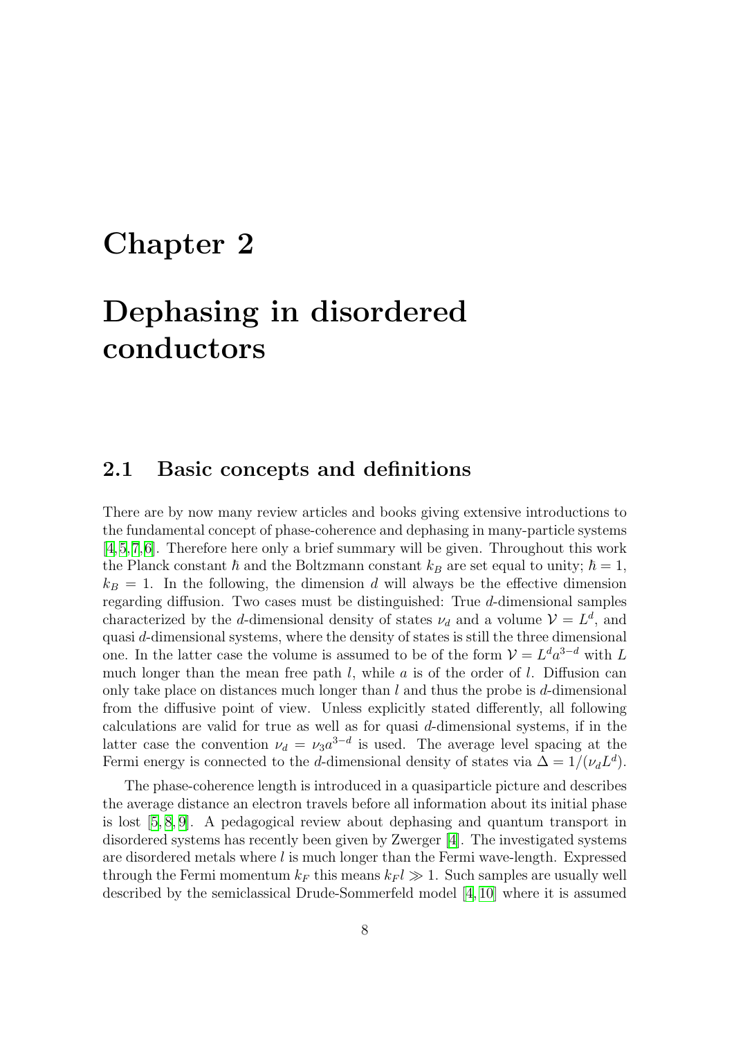# Chapter 2

# Dephasing in disordered conductors

## 2.1 Basic concepts and definitions

There are by now many review articles and books giving extensive introductions to the fundamental concept of phase-coherence and dephasing in many-particle systems [4,5,7,6]. Therefore here only a brief summary will be given. Throughout this work the Planck constant $\hbar$ and the Boltzmann constant $k_B$ are set equal to unity; $\hbar = 1$, $k_B = 1$. In the following, the dimension $d$ will always be the effective dimension regarding diffusion. Two cases must be distinguished: True $d$-dimensional samples characterized by the $d$-dimensional density of states $\nu_d$ and a volume $\mathcal{V} = L^d$, and quasi $d$-dimensional systems, where the density of states is still the three dimensional one. In the latter case the volume is assumed to be of the form $\mathcal{V} = L^d a^{3-d}$ with $L$ much longer than the mean free path $l$, while $a$ is of the order of $l$. Diffusion can only take place on distances much longer than $l$ and thus the probe is $d$-dimensional from the diffusive point of view. Unless explicitly stated differently, all following calculations are valid for true as well as for quasi $d$-dimensional systems, if in the latter case the convention $\nu_d = \nu_3 a^{3-d}$ is used. The average level spacing at the Fermi energy is connected to the $d$-dimensional density of states via $\Delta = 1/(\nu_d L^d)$.

The phase-coherence length is introduced in a quasiparticle picture and describes the average distance an electron travels before all information about its initial phase is lost [5, 8, 9]. A pedagogical review about dephasing and quantum transport in disordered systems has recently been given by Zwerger [4]. The investigated systems are disordered metals where $l$ is much longer than the Fermi wave-length. Expressed through the Fermi momentum $k_F$ this means $k_F l \gg 1$. Such samples are usually well described by the semiclassical Drude-Sommerfeld model [4, 10] where it is assumed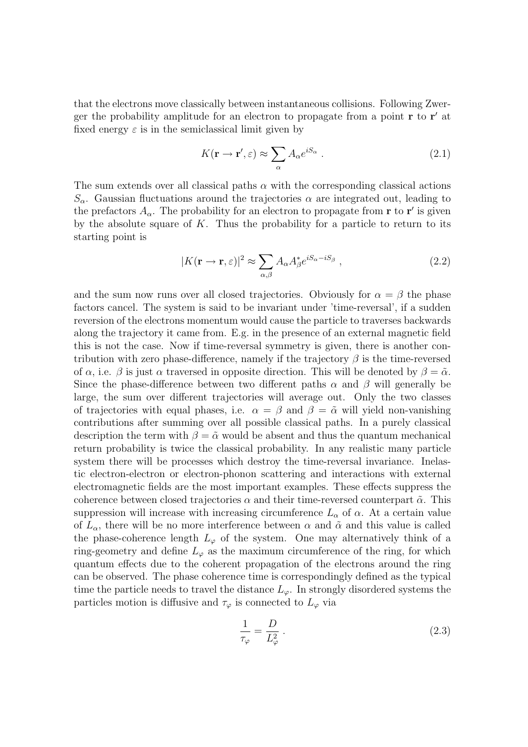that the electrons move classically between instantaneous collisions. Following Zwerger the probability amplitude for an electron to propagate from a point $\mathbf{r}$ to $\mathbf{r}'$ at fixed energy $\varepsilon$ is in the semiclassical limit given by

$$K(\mathbf{r} \to \mathbf{r}', \varepsilon) \approx \sum_{\alpha} A_{\alpha} e^{iS_{\alpha}} \; . \tag{2.1}$$

The sum extends over all classical paths $\alpha$ with the corresponding classical actions $S_{\alpha}$. Gaussian fluctuations around the trajectories $\alpha$ are integrated out, leading to the prefactors $A_{\alpha}$. The probability for an electron to propagate from $\mathbf{r}$ to $\mathbf{r}'$ is given by the absolute square of $K$. Thus the probability for a particle to return to its starting point is

$$|K(\mathbf{r} \to \mathbf{r}, \varepsilon)|^2 \approx \sum_{\alpha,\beta} A_{\alpha} A_{\beta}^{*} e^{iS_{\alpha} - iS_{\beta}} \; , \tag{2.2}$$

and the sum now runs over all closed trajectories. Obviously for $\alpha = \beta$ the phase factors cancel. The system is said to be invariant under 'time-reversal', if a sudden reversion of the electrons momentum would cause the particle to traverses backwards along the trajectory it came from. E.g. in the presence of an external magnetic field this is not the case. Now if time-reversal symmetry is given, there is another contribution with zero phase-difference, namely if the trajectory $\beta$ is the time-reversed of $\alpha$, i.e. $\beta$ is just $\alpha$ traversed in opposite direction. This will be denoted by $\beta = \tilde{\alpha}$. Since the phase-difference between two different paths $\alpha$ and $\beta$ will generally be large, the sum over different trajectories will average out. Only the two classes of trajectories with equal phases, i.e. $\alpha = \beta$ and $\beta = \tilde{\alpha}$ will yield non-vanishing contributions after summing over all possible classical paths. In a purely classical description the term with $\beta = \tilde{\alpha}$ would be absent and thus the quantum mechanical return probability is twice the classical probability. In any realistic many particle system there will be processes which destroy the time-reversal invariance. Inelastic electron-electron or electron-phonon scattering and interactions with external electromagnetic fields are the most important examples. These effects suppress the coherence between closed trajectories $\alpha$ and their time-reversed counterpart $\tilde{\alpha}$. This suppression will increase with increasing circumference $L_{\alpha}$ of $\alpha$. At a certain value of $L_{\alpha}$, there will be no more interference between $\alpha$ and $\tilde{\alpha}$ and this value is called the phase-coherence length $L_{\varphi}$ of the system. One may alternatively think of a ring-geometry and define $L_{\varphi}$ as the maximum circumference of the ring, for which quantum effects due to the coherent propagation of the electrons around the ring can be observed. The phase coherence time is correspondingly defined as the typical time the particle needs to travel the distance $L_{\varphi}$. In strongly disordered systems the particles motion is diffusive and $\tau_{\varphi}$ is connected to $L_{\varphi}$ via

$$\frac{1}{\tau_{\varphi}} = \frac{D}{L_{\varphi}^2} \; . \tag{2.3}$$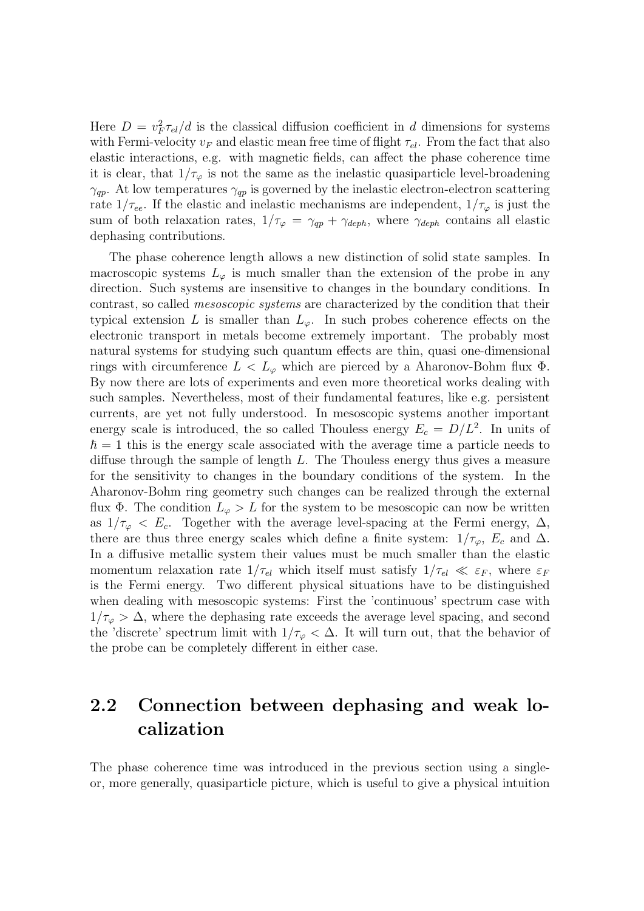Here $D = v_F^2 \tau_{el}/d$ is the classical diffusion coefficient in $d$ dimensions for systems with Fermi-velocity $v_F$ and elastic mean free time of flight $\tau_{el}$. From the fact that also elastic interactions, e.g. with magnetic fields, can affect the phase coherence time it is clear, that $1/\tau_\varphi$ is not the same as the inelastic quasiparticle level-broadening $\gamma_{qp}$. At low temperatures $\gamma_{qp}$ is governed by the inelastic electron-electron scattering rate $1/\tau_{ee}$. If the elastic and inelastic mechanisms are independent, $1/\tau_\varphi$ is just the sum of both relaxation rates, $1/\tau_\varphi = \gamma_{qp} + \gamma_{deph}$, where $\gamma_{deph}$ contains all elastic dephasing contributions.

The phase coherence length allows a new distinction of solid state samples. In macroscopic systems $L_\varphi$ is much smaller than the extension of the probe in any direction. Such systems are insensitive to changes in the boundary conditions. In contrast, so called *mesoscopic systems* are characterized by the condition that their typical extension $L$ is smaller than $L_\varphi$. In such probes coherence effects on the electronic transport in metals become extremely important. The probably most natural systems for studying such quantum effects are thin, quasi one-dimensional rings with circumference $L < L_\varphi$ which are pierced by a Aharonov-Bohm flux $\Phi$. By now there are lots of experiments and even more theoretical works dealing with such samples. Nevertheless, most of their fundamental features, like e.g. persistent currents, are yet not fully understood. In mesoscopic systems another important energy scale is introduced, the so called Thouless energy $E_c = D/L^2$. In units of $\hbar = 1$ this is the energy scale associated with the average time a particle needs to diffuse through the sample of length $L$. The Thouless energy thus gives a measure for the sensitivity to changes in the boundary conditions of the system. In the Aharonov-Bohm ring geometry such changes can be realized through the external flux $\Phi$. The condition $L_\varphi > L$ for the system to be mesoscopic can now be written as $1/\tau_\varphi < E_c$. Together with the average level-spacing at the Fermi energy, $\Delta$, there are thus three energy scales which define a finite system: $1/\tau_\varphi$, $E_c$ and $\Delta$. In a diffusive metallic system their values must be much smaller than the elastic momentum relaxation rate $1/\tau_{el}$ which itself must satisfy $1/\tau_{el} \ll \varepsilon_F$, where $\varepsilon_F$ is the Fermi energy. Two different physical situations have to be distinguished when dealing with mesoscopic systems: First the 'continuous' spectrum case with $1/\tau_\varphi > \Delta$, where the dephasing rate exceeds the average level spacing, and second the 'discrete' spectrum limit with $1/\tau_\varphi < \Delta$. It will turn out, that the behavior of the probe can be completely different in either case.

## 2.2 Connection between dephasing and weak localization

The phase coherence time was introduced in the previous section using a single- or, more generally, quasiparticle picture, which is useful to give a physical intuition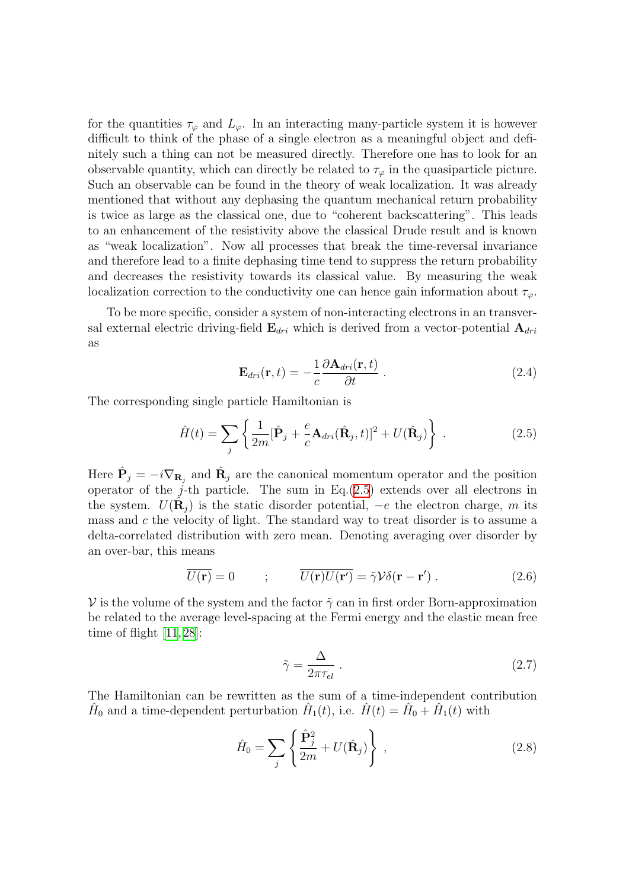for the quantities $\tau_\varphi$ and $L_\varphi$. In an interacting many-particle system it is however difficult to think of the phase of a single electron as a meaningful object and definitely such a thing can not be measured directly. Therefore one has to look for an observable quantity, which can directly be related to $\tau_\varphi$ in the quasiparticle picture. Such an observable can be found in the theory of weak localization. It was already mentioned that without any dephasing the quantum mechanical return probability is twice as large as the classical one, due to "coherent backscattering". This leads to an enhancement of the resistivity above the classical Drude result and is known as "weak localization". Now all processes that break the time-reversal invariance and therefore lead to a finite dephasing time tend to suppress the return probability and decreases the resistivity towards its classical value. By measuring the weak localization correction to the conductivity one can hence gain information about $\tau_\varphi$.

To be more specific, consider a system of non-interacting electrons in an transversal external electric driving-field $\mathbf{E}_{dri}$ which is derived from a vector-potential $\mathbf{A}_{dri}$ as

$$\mathbf{E}_{dri}(\mathbf{r}, t) = -\frac{1}{c}\frac{\partial \mathbf{A}_{dri}(\mathbf{r}, t)}{\partial t} \; . \tag{2.4}$$

The corresponding single particle Hamiltonian is

$$\hat{H}(t) = \sum_j \left\{ \frac{1}{2m}[\hat{\mathbf{P}}_j + \frac{e}{c}\mathbf{A}_{dri}(\hat{\mathbf{R}}_j, t)]^2 + U(\hat{\mathbf{R}}_j) \right\} \; . \tag{2.5}$$

Here $\hat{\mathbf{P}}_j = -i\nabla_{\mathbf{R}_j}$ and $\hat{\mathbf{R}}_j$ are the canonical momentum operator and the position operator of the $j$-th particle. The sum in Eq.(2.5) extends over all electrons in the system. $U(\hat{\mathbf{R}}_j)$ is the static disorder potential, $-e$ the electron charge, $m$ its mass and $c$ the velocity of light. The standard way to treat disorder is to assume a delta-correlated distribution with zero mean. Denoting averaging over disorder by an over-bar, this means

$$\overline{U(\mathbf{r})} = 0 \qquad ; \qquad \overline{U(\mathbf{r})U(\mathbf{r}')} = \tilde{\gamma}\mathcal{V}\delta(\mathbf{r} - \mathbf{r}') \; . \tag{2.6}$$

$\mathcal{V}$ is the volume of the system and the factor $\tilde{\gamma}$ can in first order Born-approximation be related to the average level-spacing at the Fermi energy and the elastic mean free time of flight [11, 28]:

$$\tilde{\gamma} = \frac{\Delta}{2\pi\tau_{el}} \; . \tag{2.7}$$

The Hamiltonian can be rewritten as the sum of a time-independent contribution $\hat{H}_0$ and a time-dependent perturbation $\hat{H}_1(t)$, i.e. $\hat{H}(t) = \hat{H}_0 + \hat{H}_1(t)$ with

$$\hat{H}_0 = \sum_j \left\{ \frac{\hat{\mathbf{P}}_j^2}{2m} + U(\hat{\mathbf{R}}_j) \right\} \; , \tag{2.8}$$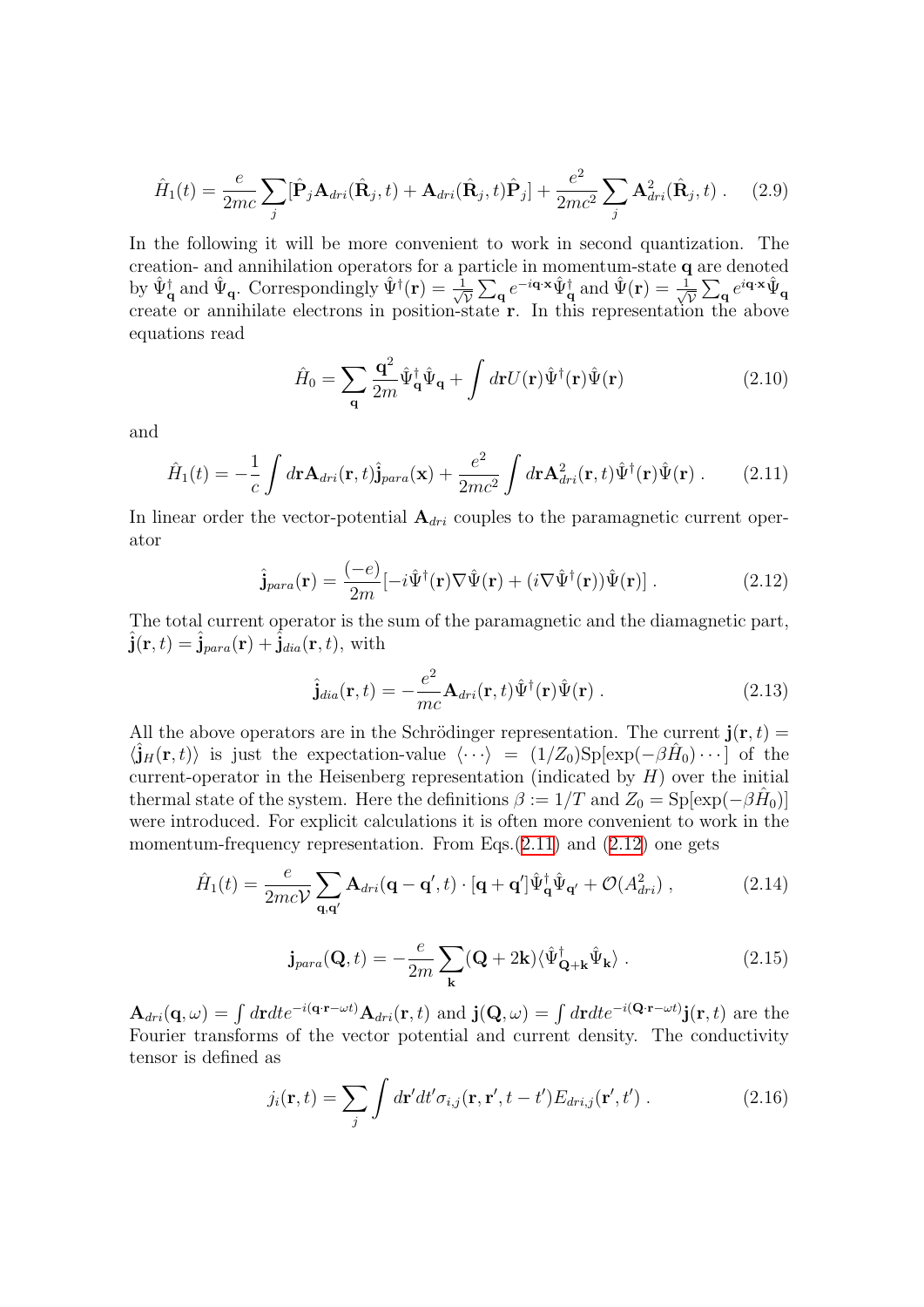$$\hat{H}_1(t) = \frac{e}{2mc}\sum_j [\hat{\mathbf{P}}_j \mathbf{A}_{dri}(\hat{\mathbf{R}}_j, t) + \mathbf{A}_{dri}(\hat{\mathbf{R}}_j, t)\hat{\mathbf{P}}_j] + \frac{e^2}{2mc^2}\sum_j \mathbf{A}^2_{dri}(\hat{\mathbf{R}}_j, t) \,. \tag{2.9}$$

In the following it will be more convenient to work in second quantization. The creation- and annihilation operators for a particle in momentum-state $\mathbf{q}$ are denoted by $\hat{\Psi}^\dagger_{\mathbf{q}}$ and $\hat{\Psi}_{\mathbf{q}}$. Correspondingly $\hat{\Psi}^\dagger(\mathbf{r}) = \frac{1}{\sqrt{\mathcal{V}}}\sum_{\mathbf{q}} e^{-i\mathbf{q}\cdot\mathbf{x}}\hat{\Psi}^\dagger_{\mathbf{q}}$ and $\hat{\Psi}(\mathbf{r}) = \frac{1}{\sqrt{\mathcal{V}}}\sum_{\mathbf{q}} e^{i\mathbf{q}\cdot\mathbf{x}}\hat{\Psi}_{\mathbf{q}}$ create or annihilate electrons in position-state $\mathbf{r}$. In this representation the above equations read

$$\hat{H}_0 = \sum_{\mathbf{q}} \frac{\mathbf{q}^2}{2m}\hat{\Psi}^\dagger_{\mathbf{q}}\hat{\Psi}_{\mathbf{q}} + \int d\mathbf{r} U(\mathbf{r})\hat{\Psi}^\dagger(\mathbf{r})\hat{\Psi}(\mathbf{r}) \tag{2.10}$$

and

$$\hat{H}_1(t) = -\frac{1}{c}\int d\mathbf{r}\mathbf{A}_{dri}(\mathbf{r}, t)\hat{\mathbf{j}}_{para}(\mathbf{x}) + \frac{e^2}{2mc^2}\int d\mathbf{r}\mathbf{A}^2_{dri}(\mathbf{r}, t)\hat{\Psi}^\dagger(\mathbf{r})\hat{\Psi}(\mathbf{r}) \,. \tag{2.11}$$

In linear order the vector-potential $\mathbf{A}_{dri}$ couples to the paramagnetic current operator

$$\hat{\mathbf{j}}_{para}(\mathbf{r}) = \frac{(-e)}{2m}[-i\hat{\Psi}^\dagger(\mathbf{r})\nabla\hat{\Psi}(\mathbf{r}) + (i\nabla\hat{\Psi}^\dagger(\mathbf{r}))\hat{\Psi}(\mathbf{r})] \,. \tag{2.12}$$

The total current operator is the sum of the paramagnetic and the diamagnetic part, $\hat{\mathbf{j}}(\mathbf{r}, t) = \hat{\mathbf{j}}_{para}(\mathbf{r}) + \hat{\mathbf{j}}_{dia}(\mathbf{r}, t)$, with

$$\hat{\mathbf{j}}_{dia}(\mathbf{r}, t) = -\frac{e^2}{mc}\mathbf{A}_{dri}(\mathbf{r}, t)\hat{\Psi}^\dagger(\mathbf{r})\hat{\Psi}(\mathbf{r}) \,. \tag{2.13}$$

All the above operators are in the Schrödinger representation. The current $\mathbf{j}(\mathbf{r}, t) = \langle\hat{\mathbf{j}}_H(\mathbf{r}, t)\rangle$ is just the expectation-value $\langle\cdots\rangle = (1/Z_0)\mathrm{Sp}[\exp(-\beta\hat{H}_0)\cdots]$ of the current-operator in the Heisenberg representation (indicated by $H$) over the initial thermal state of the system. Here the definitions $\beta := 1/T$ and $Z_0 = \mathrm{Sp}[\exp(-\beta\hat{H}_0)]$ were introduced. For explicit calculations it is often more convenient to work in the momentum-frequency representation. From Eqs.(2.11) and (2.12) one gets

$$\hat{H}_1(t) = \frac{e}{2mc\mathcal{V}}\sum_{\mathbf{q},\mathbf{q}'}\mathbf{A}_{dri}(\mathbf{q}-\mathbf{q}', t)\cdot[\mathbf{q}+\mathbf{q}']\hat{\Psi}^\dagger_{\mathbf{q}}\hat{\Psi}_{\mathbf{q}'} + \mathcal{O}(A^2_{dri}) \,, \tag{2.14}$$

$$\mathbf{j}_{para}(\mathbf{Q}, t) = -\frac{e}{2m}\sum_{\mathbf{k}}(\mathbf{Q}+2\mathbf{k})\langle\hat{\Psi}^\dagger_{\mathbf{Q}+\mathbf{k}}\hat{\Psi}_{\mathbf{k}}\rangle \,. \tag{2.15}$$

$\mathbf{A}_{dri}(\mathbf{q}, \omega) = \int d\mathbf{r}dt e^{-i(\mathbf{q}\cdot\mathbf{r}-\omega t)}\mathbf{A}_{dri}(\mathbf{r}, t)$ and $\mathbf{j}(\mathbf{Q}, \omega) = \int d\mathbf{r}dt e^{-i(\mathbf{Q}\cdot\mathbf{r}-\omega t)}\mathbf{j}(\mathbf{r}, t)$ are the Fourier transforms of the vector potential and current density. The conductivity tensor is defined as

$$j_i(\mathbf{r}, t) = \sum_j \int d\mathbf{r}'dt'\sigma_{i,j}(\mathbf{r}, \mathbf{r}', t-t')E_{dri,j}(\mathbf{r}', t') \,. \tag{2.16}$$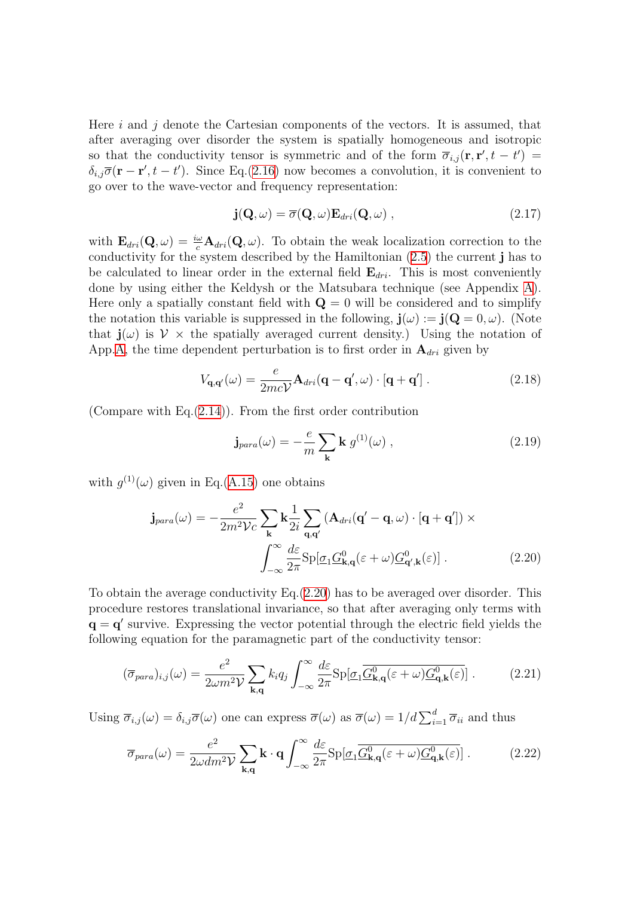Here $i$ and $j$ denote the Cartesian components of the vectors. It is assumed, that after averaging over disorder the system is spatially homogeneous and isotropic so that the conductivity tensor is symmetric and of the form $\overline{\sigma}_{i,j}(\mathbf{r},\mathbf{r}',t-t') = \delta_{i,j}\overline{\sigma}(\mathbf{r}-\mathbf{r}',t-t')$. Since Eq.(2.16) now becomes a convolution, it is convenient to go over to the wave-vector and frequency representation:

$$\mathbf{j}(\mathbf{Q},\omega) = \overline{\sigma}(\mathbf{Q},\omega)\mathbf{E}_{dri}(\mathbf{Q},\omega)\ , \tag{2.17}$$

with $\mathbf{E}_{dri}(\mathbf{Q},\omega) = \frac{i\omega}{c}\mathbf{A}_{dri}(\mathbf{Q},\omega)$. To obtain the weak localization correction to the conductivity for the system described by the Hamiltonian (2.5) the current $\mathbf{j}$ has to be calculated to linear order in the external field $\mathbf{E}_{dri}$. This is most conveniently done by using either the Keldysh or the Matsubara technique (see Appendix A). Here only a spatially constant field with $\mathbf{Q}=0$ will be considered and to simplify the notation this variable is suppressed in the following, $\mathbf{j}(\omega) := \mathbf{j}(\mathbf{Q}=0,\omega)$. (Note that $\mathbf{j}(\omega)$ is $\mathcal{V}\ \times$ the spatially averaged current density.) Using the notation of App.A, the time dependent perturbation is to first order in $\mathbf{A}_{dri}$ given by

$$V_{\mathbf{q},\mathbf{q}'}(\omega) = \frac{e}{2mc\mathcal{V}}\mathbf{A}_{dri}(\mathbf{q}-\mathbf{q}',\omega)\cdot[\mathbf{q}+\mathbf{q}']\ . \tag{2.18}$$

(Compare with Eq.(2.14)). From the first order contribution

$$\mathbf{j}_{para}(\omega) = -\frac{e}{m}\sum_{\mathbf{k}}\mathbf{k}\ g^{(1)}(\omega)\ , \tag{2.19}$$

with $g^{(1)}(\omega)$ given in Eq.(A.15) one obtains

$$\begin{aligned}\mathbf{j}_{para}(\omega) = -\frac{e^2}{2m^2\mathcal{V}c}\sum_{\mathbf{k}}\mathbf{k}\frac{1}{2i}\sum_{\mathbf{q},\mathbf{q}'}\left(\mathbf{A}_{dri}(\mathbf{q}'-\mathbf{q},\omega)\cdot[\mathbf{q}+\mathbf{q}']\right)\times \\ \int_{-\infty}^{\infty}\frac{d\varepsilon}{2\pi}\mathrm{Sp}[\underline{\sigma}_1\underline{G}^0_{\mathbf{k},\mathbf{q}}(\varepsilon+\omega)\underline{G}^0_{\mathbf{q}',\mathbf{k}}(\varepsilon)]\ .\end{aligned} \tag{2.20}$$

To obtain the average conductivity Eq.(2.20) has to be averaged over disorder. This procedure restores translational invariance, so that after averaging only terms with $\mathbf{q}=\mathbf{q}'$ survive. Expressing the vector potential through the electric field yields the following equation for the paramagnetic part of the conductivity tensor:

$$(\overline{\sigma}_{para})_{i,j}(\omega) = \frac{e^2}{2\omega m^2\mathcal{V}}\sum_{\mathbf{k},\mathbf{q}}k_iq_j\int_{-\infty}^{\infty}\frac{d\varepsilon}{2\pi}\mathrm{Sp}[\underline{\sigma}_1\overline{\underline{G}^0_{\mathbf{k},\mathbf{q}}(\varepsilon+\omega)\underline{G}^0_{\mathbf{q},\mathbf{k}}(\varepsilon)}]\ . \tag{2.21}$$

Using $\overline{\sigma}_{i,j}(\omega) = \delta_{i,j}\overline{\sigma}(\omega)$ one can express $\overline{\sigma}(\omega)$ as $\overline{\sigma}(\omega) = 1/d\sum_{i=1}^{d}\overline{\sigma}_{ii}$ and thus

$$\overline{\sigma}_{para}(\omega) = \frac{e^2}{2\omega dm^2\mathcal{V}}\sum_{\mathbf{k},\mathbf{q}}\mathbf{k}\cdot\mathbf{q}\int_{-\infty}^{\infty}\frac{d\varepsilon}{2\pi}\mathrm{Sp}[\underline{\sigma}_1\overline{\underline{G}^0_{\mathbf{k},\mathbf{q}}(\varepsilon+\omega)\underline{G}^0_{\mathbf{q},\mathbf{k}}(\varepsilon)}]\ . \tag{2.22}$$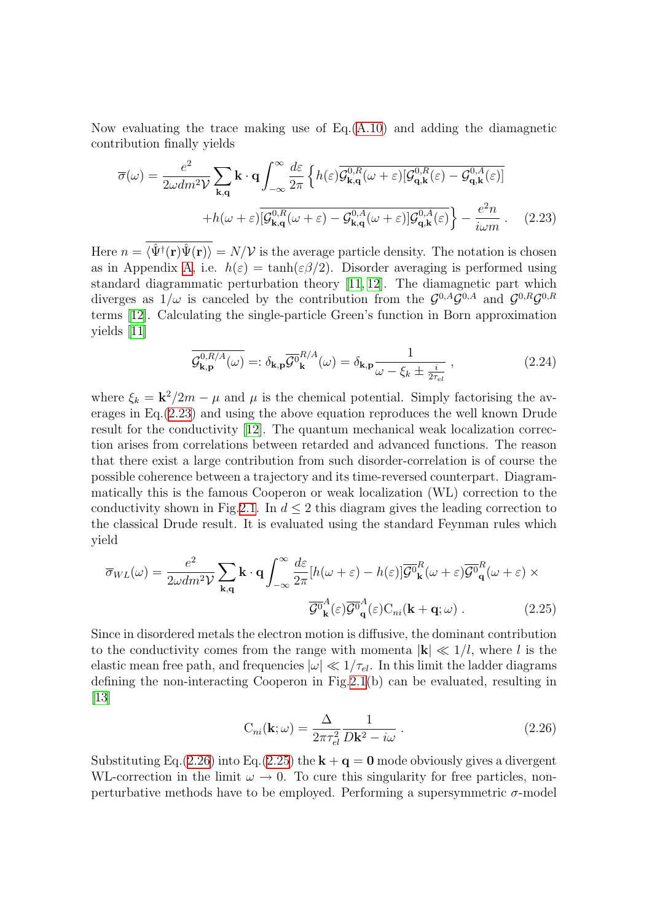Now evaluating the trace making use of Eq.(A.10) and adding the diamagnetic contribution finally yields

$$\overline{\sigma}(\omega) = \frac{e^2}{2\omega d m^2 \mathcal{V}} \sum_{\mathbf{k},\mathbf{q}} \mathbf{k}\cdot\mathbf{q} \int_{-\infty}^{\infty} \frac{d\varepsilon}{2\pi} \left\{ h(\varepsilon) \overline{\mathcal{G}^{0,R}_{\mathbf{k},\mathbf{q}}(\omega+\varepsilon)[\mathcal{G}^{0,R}_{\mathbf{q},\mathbf{k}}(\varepsilon) - \mathcal{G}^{0,A}_{\mathbf{q},\mathbf{k}}(\varepsilon)]} \right.$$
$$\left. + h(\omega+\varepsilon)\overline{[\mathcal{G}^{0,R}_{\mathbf{k},\mathbf{q}}(\omega+\varepsilon) - \mathcal{G}^{0,A}_{\mathbf{k},\mathbf{q}}(\omega+\varepsilon)]\mathcal{G}^{0,A}_{\mathbf{q},\mathbf{k}}(\varepsilon)} \right\} - \frac{e^2 n}{i\omega m} . \quad (2.23)$$

Here $n = \overline{\langle \hat{\Psi}^\dagger(\mathbf{r})\hat{\Psi}(\mathbf{r})\rangle} = N/\mathcal{V}$ is the average particle density. The notation is chosen as in Appendix A, i.e. $h(\varepsilon) = \tanh(\varepsilon\beta/2)$. Disorder averaging is performed using standard diagrammatic perturbation theory [11, 12]. The diamagnetic part which diverges as $1/\omega$ is canceled by the contribution from the $\mathcal{G}^{0,A}\mathcal{G}^{0,A}$ and $\mathcal{G}^{0,R}\mathcal{G}^{0,R}$ terms [12]. Calculating the single-particle Green's function in Born approximation yields [11]

$$\overline{\mathcal{G}^{0,R/A}_{\mathbf{k},\mathbf{p}}(\omega)} =: \delta_{\mathbf{k},\mathbf{p}} \overline{\mathcal{G}^0}^{R/A}_{\mathbf{k}}(\omega) = \delta_{\mathbf{k},\mathbf{p}} \frac{1}{\omega - \xi_k \pm \frac{i}{2\tau_{el}}} , \quad (2.24)$$

where $\xi_k = \mathbf{k}^2/2m - \mu$ and $\mu$ is the chemical potential. Simply factorising the averages in Eq.(2.23) and using the above equation reproduces the well known Drude result for the conductivity [12]. The quantum mechanical weak localization correction arises from correlations between retarded and advanced functions. The reason that there exist a large contribution from such disorder-correlation is of course the possible coherence between a trajectory and its time-reversed counterpart. Diagrammatically this is the famous Cooperon or weak localization (WL) correction to the conductivity shown in Fig.2.1. In $d \leq 2$ this diagram gives the leading correction to the classical Drude result. It is evaluated using the standard Feynman rules which yield

$$\overline{\sigma}_{WL}(\omega) = \frac{e^2}{2\omega d m^2 \mathcal{V}} \sum_{\mathbf{k},\mathbf{q}} \mathbf{k}\cdot\mathbf{q} \int_{-\infty}^{\infty} \frac{d\varepsilon}{2\pi} [h(\omega+\varepsilon) - h(\varepsilon)] \overline{\mathcal{G}^0}^R_{\mathbf{k}}(\omega+\varepsilon) \overline{\mathcal{G}^0}^R_{\mathbf{q}}(\omega+\varepsilon) \times$$
$$\overline{\mathcal{G}^0}^A_{\mathbf{k}}(\varepsilon) \overline{\mathcal{G}^0}^A_{\mathbf{q}}(\varepsilon) \mathrm{C}_{ni}(\mathbf{k}+\mathbf{q};\omega) . \quad (2.25)$$

Since in disordered metals the electron motion is diffusive, the dominant contribution to the conductivity comes from the range with momenta $|\mathbf{k}| \ll 1/l$, where $l$ is the elastic mean free path, and frequencies $|\omega| \ll 1/\tau_{el}$. In this limit the ladder diagrams defining the non-interacting Cooperon in Fig.2.1(b) can be evaluated, resulting in [13]

$$\mathrm{C}_{ni}(\mathbf{k};\omega) = \frac{\Delta}{2\pi\tau_{el}^2} \frac{1}{D\mathbf{k}^2 - i\omega} . \quad (2.26)$$

Substituting Eq.(2.26) into Eq.(2.25) the $\mathbf{k}+\mathbf{q} = \mathbf{0}$ mode obviously gives a divergent WL-correction in the limit $\omega \to 0$. To cure this singularity for free particles, non-perturbative methods have to be employed. Performing a supersymmetric $\sigma$-model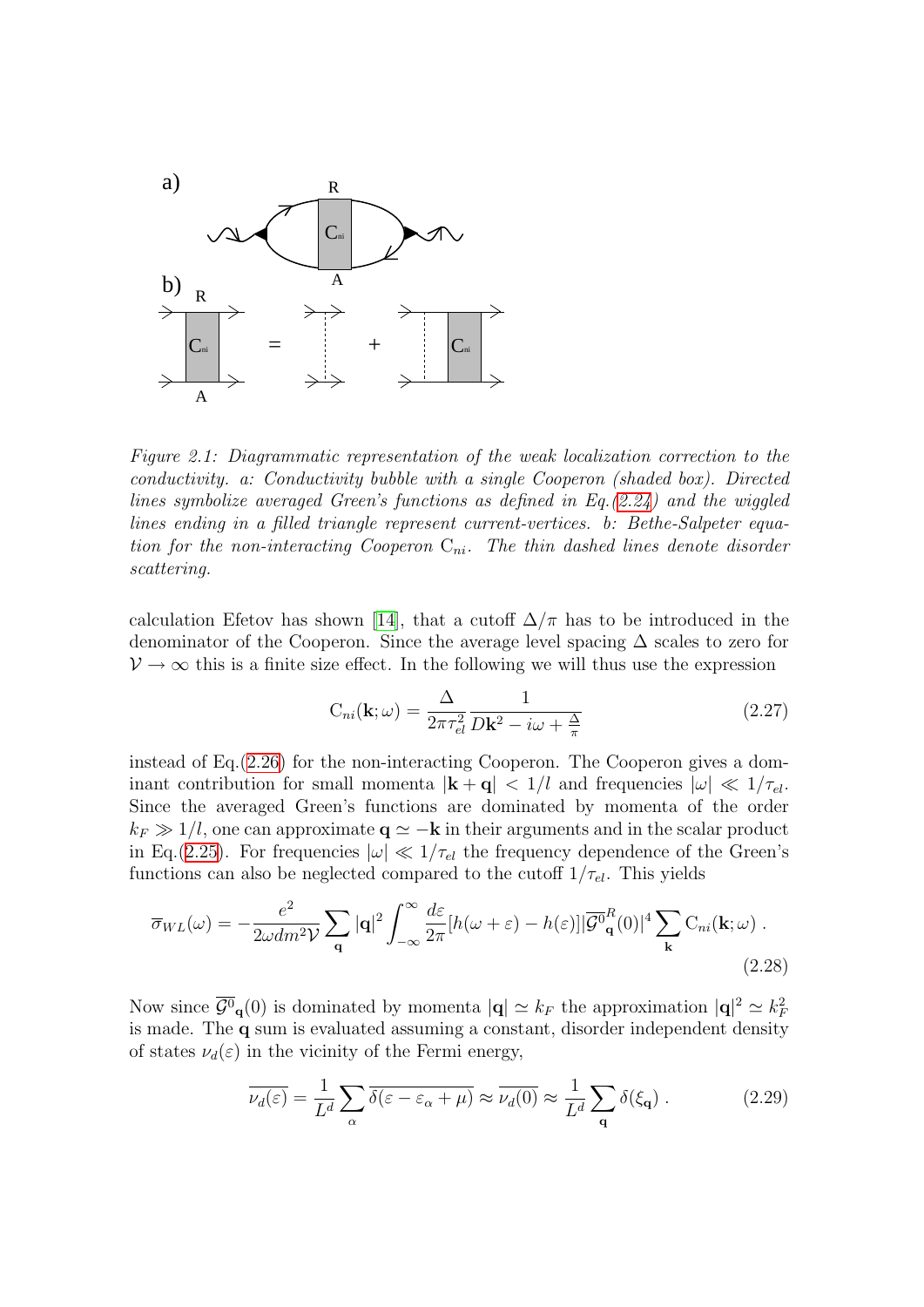*Figure 2.1: Diagrammatic representation of the weak localization correction to the conductivity. a: Conductivity bubble with a single Cooperon (shaded box). Directed lines symbolize averaged Green's functions as defined in Eq.(2.24) and the wiggled lines ending in a filled triangle represent current-vertices. b: Bethe-Salpeter equation for the non-interacting Cooperon $C_{ni}$. The thin dashed lines denote disorder scattering.*

calculation Efetov has shown [14], that a cutoff $\Delta/\pi$ has to be introduced in the denominator of the Cooperon. Since the average level spacing $\Delta$ scales to zero for $\mathcal{V} \to \infty$ this is a finite size effect. In the following we will thus use the expression

$$C_{ni}(\mathbf{k};\omega) = \frac{\Delta}{2\pi\tau_{el}^2} \frac{1}{D\mathbf{k}^2 - i\omega + \frac{\Delta}{\pi}} \tag{2.27}$$

instead of Eq.(2.26) for the non-interacting Cooperon. The Cooperon gives a dominant contribution for small momenta $|\mathbf{k}+\mathbf{q}| < 1/l$ and frequencies $|\omega| \ll 1/\tau_{el}$. Since the averaged Green's functions are dominated by momenta of the order $k_F \gg 1/l$, one can approximate $\mathbf{q} \simeq -\mathbf{k}$ in their arguments and in the scalar product in Eq.(2.25). For frequencies $|\omega| \ll 1/\tau_{el}$ the frequency dependence of the Green's functions can also be neglected compared to the cutoff $1/\tau_{el}$. This yields

$$\overline{\sigma}_{WL}(\omega) = -\frac{e^2}{2\omega d m^2 \mathcal{V}} \sum_{\mathbf{q}} |\mathbf{q}|^2 \int_{-\infty}^{\infty} \frac{d\varepsilon}{2\pi} [h(\omega+\varepsilon) - h(\varepsilon)] |\overline{\mathcal{G}^0}_{\mathbf{q}}^R(0)|^4 \sum_{\mathbf{k}} C_{ni}(\mathbf{k};\omega) \ . \tag{2.28}$$

Now since $\overline{\mathcal{G}^0}_{\mathbf{q}}(0)$ is dominated by momenta $|\mathbf{q}| \simeq k_F$ the approximation $|\mathbf{q}|^2 \simeq k_F^2$ is made. The $\mathbf{q}$ sum is evaluated assuming a constant, disorder independent density of states $\nu_d(\varepsilon)$ in the vicinity of the Fermi energy,

$$\overline{\nu_d(\varepsilon)} = \frac{1}{L^d} \sum_{\alpha} \overline{\delta(\varepsilon - \varepsilon_\alpha + \mu)} \approx \overline{\nu_d(0)} \approx \frac{1}{L^d} \sum_{\mathbf{q}} \delta(\xi_{\mathbf{q}}) \ . \tag{2.29}$$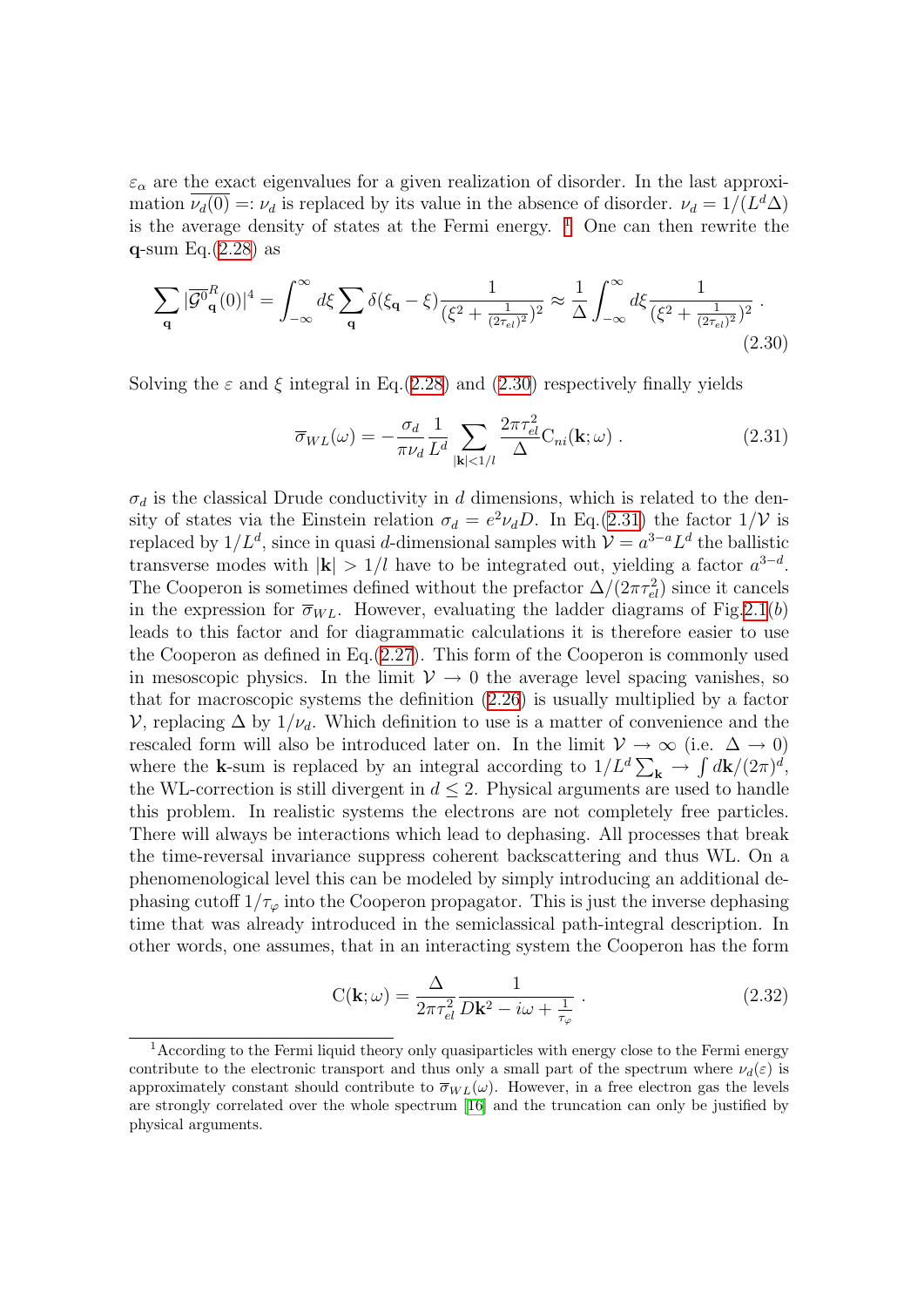$\varepsilon_\alpha$ are the exact eigenvalues for a given realization of disorder. In the last approximation $\overline{\nu_d(0)} =: \nu_d$ is replaced by its value in the absence of disorder. $\nu_d = 1/(L^d \Delta)$ is the average density of states at the Fermi energy. [1] One can then rewrite the **q**-sum Eq.(2.28) as

$$\sum_{\mathbf{q}} |\overline{\mathcal{G}^0}^R_{\mathbf{q}}(0)|^4 = \int_{-\infty}^{\infty} d\xi \sum_{\mathbf{q}} \delta(\xi_{\mathbf{q}} - \xi) \frac{1}{(\xi^2 + \frac{1}{(2\tau_{el})^2})^2} \approx \frac{1}{\Delta} \int_{-\infty}^{\infty} d\xi \frac{1}{(\xi^2 + \frac{1}{(2\tau_{el})^2})^2} \,. \tag{2.30}$$

Solving the $\varepsilon$ and $\xi$ integral in Eq.(2.28) and (2.30) respectively finally yields

$$\overline{\sigma}_{WL}(\omega) = -\frac{\sigma_d}{\pi \nu_d} \frac{1}{L^d} \sum_{|\mathbf{k}|<1/l} \frac{2\pi\tau_{el}^2}{\Delta} \mathrm{C}_{ni}(\mathbf{k};\omega) \,. \tag{2.31}$$

$\sigma_d$ is the classical Drude conductivity in $d$ dimensions, which is related to the density of states via the Einstein relation $\sigma_d = e^2 \nu_d D$. In Eq.(2.31) the factor $1/\mathcal{V}$ is replaced by $1/L^d$, since in quasi $d$-dimensional samples with $\mathcal{V} = a^{3-a} L^d$ the ballistic transverse modes with $|\mathbf{k}| > 1/l$ have to be integrated out, yielding a factor $a^{3-d}$. The Cooperon is sometimes defined without the prefactor $\Delta/(2\pi\tau_{el}^2)$ since it cancels in the expression for $\overline{\sigma}_{WL}$. However, evaluating the ladder diagrams of Fig.2.1($b$) leads to this factor and for diagrammatic calculations it is therefore easier to use the Cooperon as defined in Eq.(2.27). This form of the Cooperon is commonly used in mesoscopic physics. In the limit $\mathcal{V} \to 0$ the average level spacing vanishes, so that for macroscopic systems the definition (2.26) is usually multiplied by a factor $\mathcal{V}$, replacing $\Delta$ by $1/\nu_d$. Which definition to use is a matter of convenience and the rescaled form will also be introduced later on. In the limit $\mathcal{V} \to \infty$ (i.e. $\Delta \to 0$) where the **k**-sum is replaced by an integral according to $1/L^d \sum_{\mathbf{k}} \to \int d\mathbf{k}/(2\pi)^d$, the WL-correction is still divergent in $d \leq 2$. Physical arguments are used to handle this problem. In realistic systems the electrons are not completely free particles. There will always be interactions which lead to dephasing. All processes that break the time-reversal invariance suppress coherent backscattering and thus WL. On a phenomenological level this can be modeled by simply introducing an additional dephasing cutoff $1/\tau_\varphi$ into the Cooperon propagator. This is just the inverse dephasing time that was already introduced in the semiclassical path-integral description. In other words, one assumes, that in an interacting system the Cooperon has the form

$$\mathrm{C}(\mathbf{k};\omega) = \frac{\Delta}{2\pi\tau_{el}^2} \frac{1}{D\mathbf{k}^2 - i\omega + \frac{1}{\tau_\varphi}} \,. \tag{2.32}$$

[1] According to the Fermi liquid theory only quasiparticles with energy close to the Fermi energy contribute to the electronic transport and thus only a small part of the spectrum where $\nu_d(\varepsilon)$ is approximately constant should contribute to $\overline{\sigma}_{WL}(\omega)$. However, in a free electron gas the levels are strongly correlated over the whole spectrum [16] and the truncation can only be justified by physical arguments.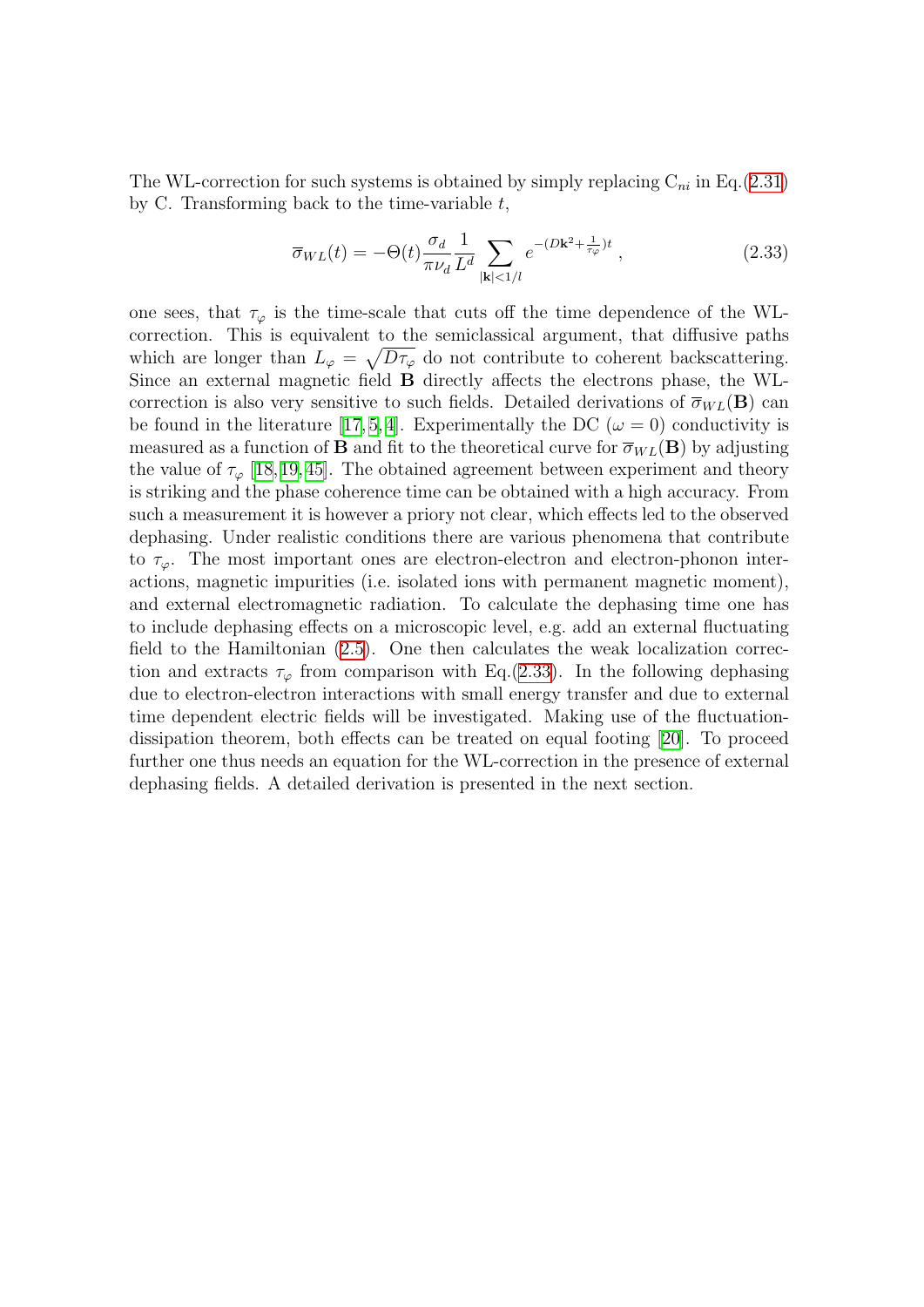The WL-correction for such systems is obtained by simply replacing $\mathrm{C}_{ni}$ in Eq.(2.31) by C. Transforming back to the time-variable $t$,

$$\overline{\sigma}_{WL}(t) = -\Theta(t)\frac{\sigma_d}{\pi\nu_d}\frac{1}{L^d}\sum_{|\mathbf{k}|<1/l} e^{-(D\mathbf{k}^2+\frac{1}{\tau_\varphi})t} \,, \tag{2.33}$$

one sees, that $\tau_\varphi$ is the time-scale that cuts off the time dependence of the WL-correction. This is equivalent to the semiclassical argument, that diffusive paths which are longer than $L_\varphi = \sqrt{D\tau_\varphi}$ do not contribute to coherent backscattering. Since an external magnetic field $\mathbf{B}$ directly affects the electrons phase, the WL-correction is also very sensitive to such fields. Detailed derivations of $\overline{\sigma}_{WL}(\mathbf{B})$ can be found in the literature [17, 5, 4]. Experimentally the DC ($\omega = 0$) conductivity is measured as a function of $\mathbf{B}$ and fit to the theoretical curve for $\overline{\sigma}_{WL}(\mathbf{B})$ by adjusting the value of $\tau_\varphi$ [18, 19, 45]. The obtained agreement between experiment and theory is striking and the phase coherence time can be obtained with a high accuracy. From such a measurement it is however a priory not clear, which effects led to the observed dephasing. Under realistic conditions there are various phenomena that contribute to $\tau_\varphi$. The most important ones are electron-electron and electron-phonon interactions, magnetic impurities (i.e. isolated ions with permanent magnetic moment), and external electromagnetic radiation. To calculate the dephasing time one has to include dephasing effects on a microscopic level, e.g. add an external fluctuating field to the Hamiltonian (2.5). One then calculates the weak localization correction and extracts $\tau_\varphi$ from comparison with Eq.(2.33). In the following dephasing due to electron-electron interactions with small energy transfer and due to external time dependent electric fields will be investigated. Making use of the fluctuation-dissipation theorem, both effects can be treated on equal footing [20]. To proceed further one thus needs an equation for the WL-correction in the presence of external dephasing fields. A detailed derivation is presented in the next section.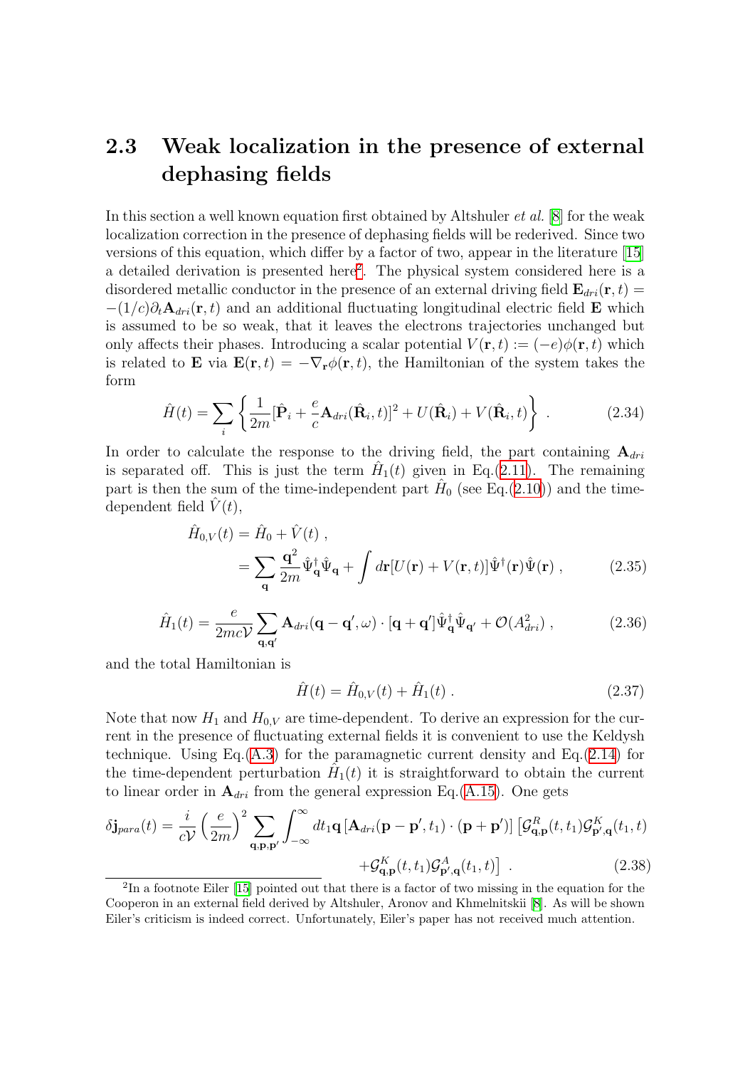## 2.3 Weak localization in the presence of external dephasing fields

In this section a well known equation first obtained by Altshuler *et al.* [8] for the weak localization correction in the presence of dephasing fields will be rederived. Since two versions of this equation, which differ by a factor of two, appear in the literature [15] a detailed derivation is presented here[2]. The physical system considered here is a disordered metallic conductor in the presence of an external driving field $\mathbf{E}_{dri}(\mathbf{r},t) = -(1/c)\partial_t \mathbf{A}_{dri}(\mathbf{r},t)$ and an additional fluctuating longitudinal electric field $\mathbf{E}$ which is assumed to be so weak, that it leaves the electrons trajectories unchanged but only affects their phases. Introducing a scalar potential $V(\mathbf{r},t) := (-e)\phi(\mathbf{r},t)$ which is related to $\mathbf{E}$ via $\mathbf{E}(\mathbf{r},t) = -\nabla_{\mathbf{r}}\phi(\mathbf{r},t)$, the Hamiltonian of the system takes the form

$$\hat{H}(t) = \sum_i \left\{ \frac{1}{2m}[\hat{\mathbf{P}}_i + \frac{e}{c}\mathbf{A}_{dri}(\hat{\mathbf{R}}_i,t)]^2 + U(\hat{\mathbf{R}}_i) + V(\hat{\mathbf{R}}_i,t) \right\} . \tag{2.34}$$

In order to calculate the response to the driving field, the part containing $\mathbf{A}_{dri}$ is separated off. This is just the term $\hat{H}_1(t)$ given in Eq.(2.11). The remaining part is then the sum of the time-independent part $\hat{H}_0$ (see Eq.(2.10)) and the time-dependent field $\hat{V}(t)$,

$$\begin{aligned}\hat{H}_{0,V}(t) &= \hat{H}_0 + \hat{V}(t) , \\ &= \sum_{\mathbf{q}} \frac{\mathbf{q}^2}{2m} \hat{\Psi}^\dagger_{\mathbf{q}} \hat{\Psi}_{\mathbf{q}} + \int d\mathbf{r} [U(\mathbf{r}) + V(\mathbf{r},t)] \hat{\Psi}^\dagger(\mathbf{r}) \hat{\Psi}(\mathbf{r}) ,\end{aligned} \tag{2.35}$$

$$\hat{H}_1(t) = \frac{e}{2mc\mathcal{V}} \sum_{\mathbf{q},\mathbf{q}'} \mathbf{A}_{dri}(\mathbf{q}-\mathbf{q}',\omega) \cdot [\mathbf{q}+\mathbf{q}'] \hat{\Psi}^\dagger_{\mathbf{q}} \hat{\Psi}_{\mathbf{q}'} + \mathcal{O}(A^2_{dri}) , \tag{2.36}$$

and the total Hamiltonian is

$$\hat{H}(t) = \hat{H}_{0,V}(t) + \hat{H}_1(t) . \tag{2.37}$$

Note that now $H_1$ and $H_{0,V}$ are time-dependent. To derive an expression for the current in the presence of fluctuating external fields it is convenient to use the Keldysh technique. Using Eq.(A.3) for the paramagnetic current density and Eq.(2.14) for the time-dependent perturbation $\hat{H}_1(t)$ it is straightforward to obtain the current to linear order in $\mathbf{A}_{dri}$ from the general expression Eq.(A.15). One gets

$$\begin{aligned}\delta \mathbf{j}_{para}(t) = \frac{i}{c\mathcal{V}} \left(\frac{e}{2m}\right)^2 \sum_{\mathbf{q},\mathbf{p},\mathbf{p}'} \int_{-\infty}^{\infty} dt_1 \mathbf{q} \left[\mathbf{A}_{dri}(\mathbf{p}-\mathbf{p}',t_1)\cdot(\mathbf{p}+\mathbf{p}')\right] \big[ &\mathcal{G}^R_{\mathbf{q},\mathbf{p}}(t,t_1)\mathcal{G}^K_{\mathbf{p}',\mathbf{q}}(t_1,t) \\ &+ \mathcal{G}^K_{\mathbf{q},\mathbf{p}}(t,t_1)\mathcal{G}^A_{\mathbf{p}',\mathbf{q}}(t_1,t) \big] .\end{aligned} \tag{2.38}$$

---

[2] In a footnote Eiler [15] pointed out that there is a factor of two missing in the equation for the Cooperon in an external field derived by Altshuler, Aronov and Khmelnitskii [8]. As will be shown Eiler's criticism is indeed correct. Unfortunately, Eiler's paper has not received much attention.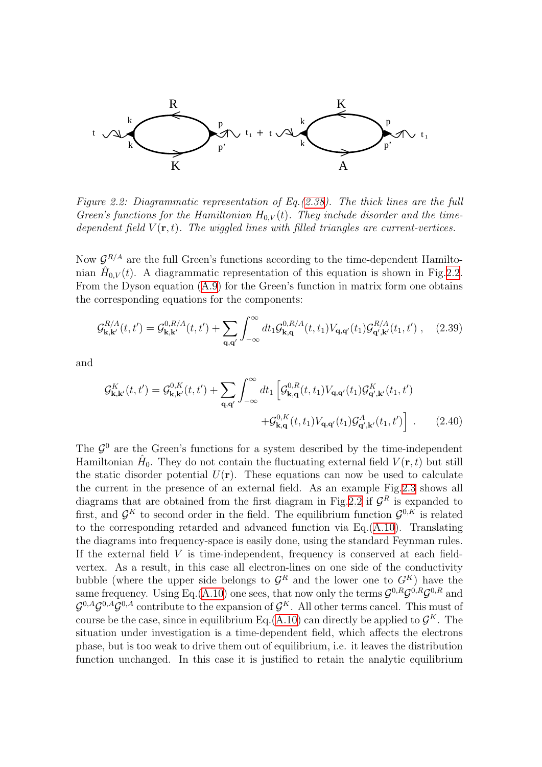*Figure 2.2: Diagrammatic representation of Eq.(2.38). The thick lines are the full Green's functions for the Hamiltonian $H_{0,V}(t)$. They include disorder and the time-dependent field $V(\mathbf{r},t)$. The wiggled lines with filled triangles are current-vertices.*

Now $\mathcal{G}^{R/A}$ are the full Green's functions according to the time-dependent Hamiltonian $\hat{H}_{0,V}(t)$. A diagrammatic representation of this equation is shown in Fig.2.2. From the Dyson equation (A.9) for the Green's function in matrix form one obtains the corresponding equations for the components:

$$\mathcal{G}^{R/A}_{\mathbf{k},\mathbf{k}'}(t,t') = \mathcal{G}^{0,R/A}_{\mathbf{k},\mathbf{k}'}(t,t') + \sum_{\mathbf{q},\mathbf{q}'} \int_{-\infty}^{\infty} dt_1 \mathcal{G}^{0,R/A}_{\mathbf{k},\mathbf{q}}(t,t_1) V_{\mathbf{q},\mathbf{q}'}(t_1) \mathcal{G}^{R/A}_{\mathbf{q}',\mathbf{k}'}(t_1,t') \ , \tag{2.39}$$

and

$$\mathcal{G}^{K}_{\mathbf{k},\mathbf{k}'}(t,t') = \mathcal{G}^{0,K}_{\mathbf{k},\mathbf{k}'}(t,t') + \sum_{\mathbf{q},\mathbf{q}'} \int_{-\infty}^{\infty} dt_1 \Big[ \mathcal{G}^{0,R}_{\mathbf{k},\mathbf{q}}(t,t_1) V_{\mathbf{q},\mathbf{q}'}(t_1) \mathcal{G}^{K}_{\mathbf{q}',\mathbf{k}'}(t_1,t') + \mathcal{G}^{0,K}_{\mathbf{k},\mathbf{q}}(t,t_1) V_{\mathbf{q},\mathbf{q}'}(t_1) \mathcal{G}^{A}_{\mathbf{q}',\mathbf{k}'}(t_1,t') \Big] \ . \tag{2.40}$$

The $\mathcal{G}^0$ are the Green's functions for a system described by the time-independent Hamiltonian $\hat{H}_0$. They do not contain the fluctuating external field $V(\mathbf{r},t)$ but still the static disorder potential $U(\mathbf{r})$. These equations can now be used to calculate the current in the presence of an external field. As an example Fig.2.3 shows all diagrams that are obtained from the first diagram in Fig.2.2 if $\mathcal{G}^R$ is expanded to first, and $\mathcal{G}^K$ to second order in the field. The equilibrium function $\mathcal{G}^{0,K}$ is related to the corresponding retarded and advanced function via Eq.(A.10). Translating the diagrams into frequency-space is easily done, using the standard Feynman rules. If the external field $V$ is time-independent, frequency is conserved at each field-vertex. As a result, in this case all electron-lines on one side of the conductivity bubble (where the upper side belongs to $\mathcal{G}^R$ and the lower one to $G^K$) have the same frequency. Using Eq.(A.10) one sees, that now only the terms $\mathcal{G}^{0,R}\mathcal{G}^{0,R}\mathcal{G}^{0,R}$ and $\mathcal{G}^{0,A}\mathcal{G}^{0,A}\mathcal{G}^{0,A}$ contribute to the expansion of $\mathcal{G}^K$. All other terms cancel. This must of course be the case, since in equilibrium Eq.(A.10) can directly be applied to $\mathcal{G}^K$. The situation under investigation is a time-dependent field, which affects the electrons phase, but is too weak to drive them out of equilibrium, i.e. it leaves the distribution function unchanged. In this case it is justified to retain the analytic equilibrium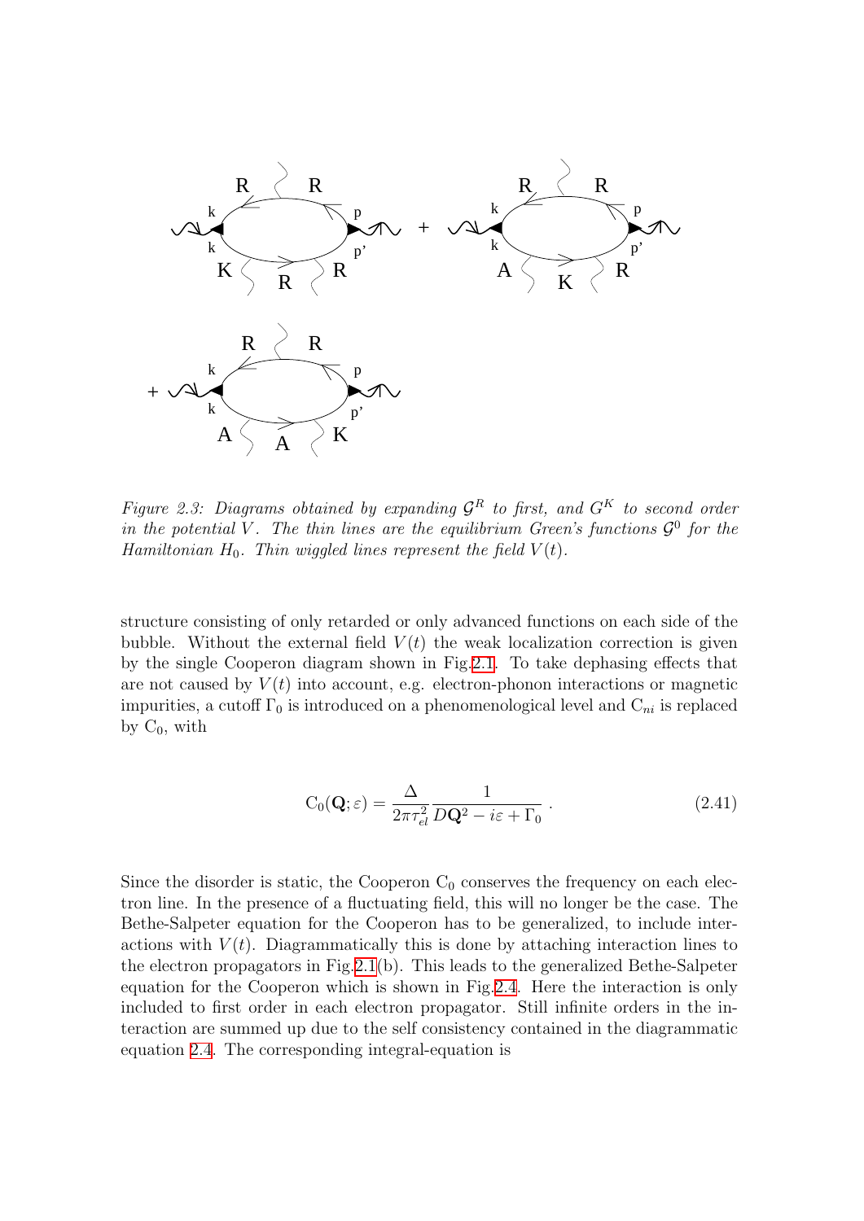*Figure 2.3: Diagrams obtained by expanding $\mathcal{G}^R$ to first, and $G^K$ to second order in the potential $V$. The thin lines are the equilibrium Green's functions $\mathcal{G}^0$ for the Hamiltonian $H_0$. Thin wiggled lines represent the field $V(t)$.*

structure consisting of only retarded or only advanced functions on each side of the bubble. Without the external field $V(t)$ the weak localization correction is given by the single Cooperon diagram shown in Fig.2.1. To take dephasing effects that are not caused by $V(t)$ into account, e.g. electron-phonon interactions or magnetic impurities, a cutoff $\Gamma_0$ is introduced on a phenomenological level and $\mathrm{C}_{ni}$ is replaced by $\mathrm{C}_0$, with

$$\mathrm{C}_0(\mathbf{Q};\varepsilon) = \frac{\Delta}{2\pi\tau_{el}^2}\frac{1}{D\mathbf{Q}^2 - i\varepsilon + \Gamma_0} \,. \tag{2.41}$$

Since the disorder is static, the Cooperon $\mathrm{C}_0$ conserves the frequency on each electron line. In the presence of a fluctuating field, this will no longer be the case. The Bethe-Salpeter equation for the Cooperon has to be generalized, to include interactions with $V(t)$. Diagrammatically this is done by attaching interaction lines to the electron propagators in Fig.2.1(b). This leads to the generalized Bethe-Salpeter equation for the Cooperon which is shown in Fig.2.4. Here the interaction is only included to first order in each electron propagator. Still infinite orders in the interaction are summed up due to the self consistency contained in the diagrammatic equation 2.4. The corresponding integral-equation is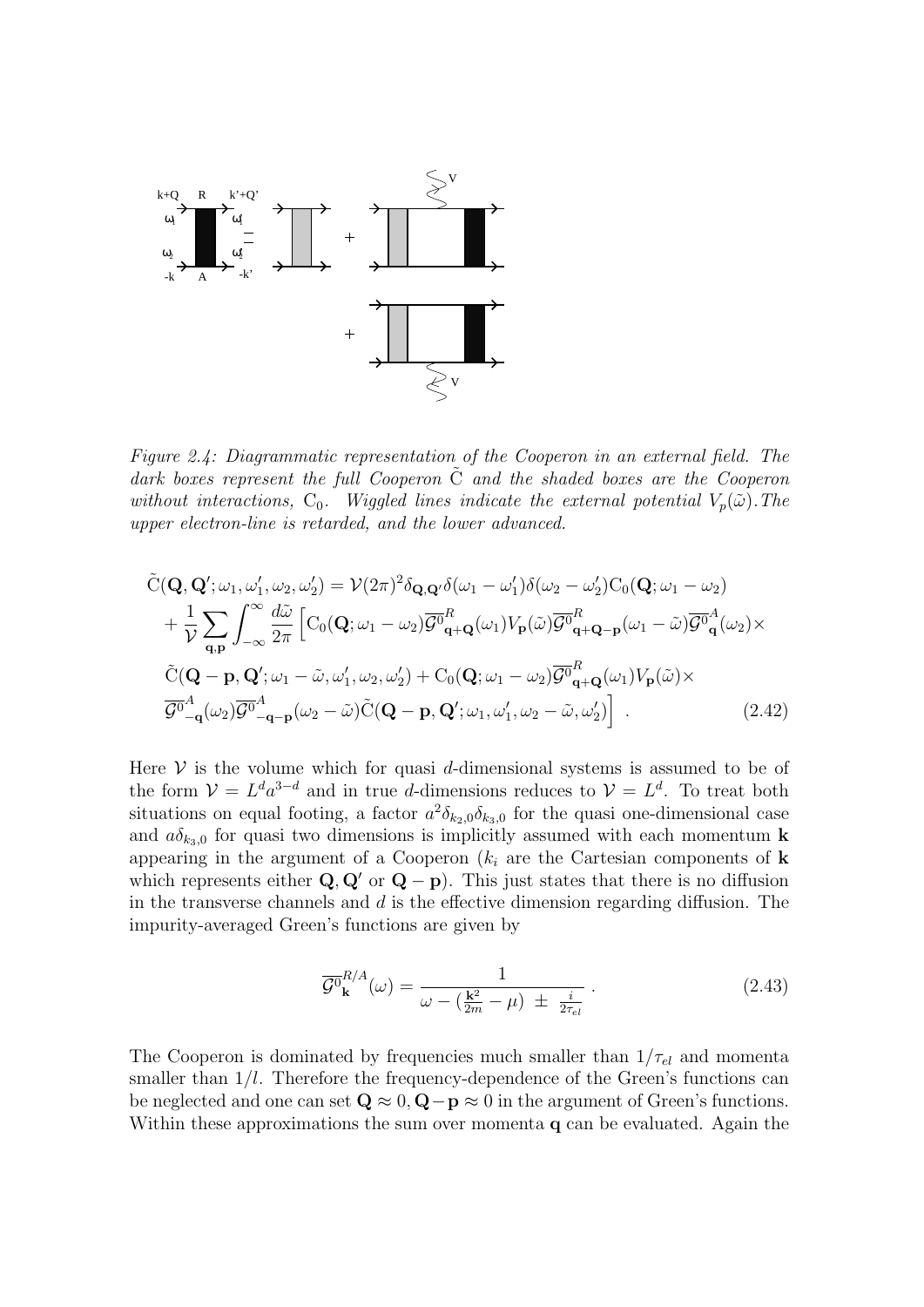*Figure 2.4: Diagrammatic representation of the Cooperon in an external field. The dark boxes represent the full Cooperon $\tilde{\mathrm{C}}$ and the shaded boxes are the Cooperon without interactions, $\mathrm{C}_0$. Wiggled lines indicate the external potential $V_p(\tilde{\omega})$. The upper electron-line is retarded, and the lower advanced.*

$$
\begin{aligned}
&\tilde{\mathrm{C}}(\mathbf{Q},\mathbf{Q}';\omega_1,\omega_1',\omega_2,\omega_2') = \mathcal{V}(2\pi)^2\delta_{\mathbf{Q},\mathbf{Q}'}\delta(\omega_1-\omega_1')\delta(\omega_2-\omega_2')\mathrm{C}_0(\mathbf{Q};\omega_1-\omega_2) \\
&+\frac{1}{\mathcal{V}}\sum_{\mathbf{q},\mathbf{p}}\int_{-\infty}^{\infty}\frac{d\tilde{\omega}}{2\pi}\Big[\mathrm{C}_0(\mathbf{Q};\omega_1-\omega_2)\overline{\mathcal{G}^0}^R_{\mathbf{q}+\mathbf{Q}}(\omega_1)V_{\mathbf{p}}(\tilde{\omega})\overline{\mathcal{G}^0}^R_{\mathbf{q}+\mathbf{Q}-\mathbf{p}}(\omega_1-\tilde{\omega})\overline{\mathcal{G}^0}^A_{\mathbf{q}}(\omega_2)\times \\
&\tilde{\mathrm{C}}(\mathbf{Q}-\mathbf{p},\mathbf{Q}';\omega_1-\tilde{\omega},\omega_1',\omega_2,\omega_2') + \mathrm{C}_0(\mathbf{Q};\omega_1-\omega_2)\overline{\mathcal{G}^0}^R_{\mathbf{q}+\mathbf{Q}}(\omega_1)V_{\mathbf{p}}(\tilde{\omega})\times \\
&\overline{\mathcal{G}^0}^A_{-\mathbf{q}}(\omega_2)\overline{\mathcal{G}^0}^A_{-\mathbf{q}-\mathbf{p}}(\omega_2-\tilde{\omega})\tilde{\mathrm{C}}(\mathbf{Q}-\mathbf{p},\mathbf{Q}';\omega_1,\omega_1',\omega_2-\tilde{\omega},\omega_2')\Big] \ . \qquad (2.42)
\end{aligned}
$$

Here $\mathcal{V}$ is the volume which for quasi $d$-dimensional systems is assumed to be of the form $\mathcal{V} = L^d a^{3-d}$ and in true $d$-dimensions reduces to $\mathcal{V} = L^d$. To treat both situations on equal footing, a factor $a^2\delta_{k_2,0}\delta_{k_3,0}$ for the quasi one-dimensional case and $a\delta_{k_3,0}$ for quasi two dimensions is implicitly assumed with each momentum $\mathbf{k}$ appearing in the argument of a Cooperon ($k_i$ are the Cartesian components of $\mathbf{k}$ which represents either $\mathbf{Q}, \mathbf{Q}'$ or $\mathbf{Q}-\mathbf{p}$). This just states that there is no diffusion in the transverse channels and $d$ is the effective dimension regarding diffusion. The impurity-averaged Green's functions are given by

$$
\overline{\mathcal{G}^0}^{R/A}_{\mathbf{k}}(\omega) = \frac{1}{\omega - (\frac{\mathbf{k}^2}{2m}-\mu) \pm \frac{i}{2\tau_{el}}} \ . \qquad (2.43)
$$

The Cooperon is dominated by frequencies much smaller than $1/\tau_{el}$ and momenta smaller than $1/l$. Therefore the frequency-dependence of the Green's functions can be neglected and one can set $\mathbf{Q}\approx 0, \mathbf{Q}-\mathbf{p}\approx 0$ in the argument of Green's functions. Within these approximations the sum over momenta $\mathbf{q}$ can be evaluated. Again the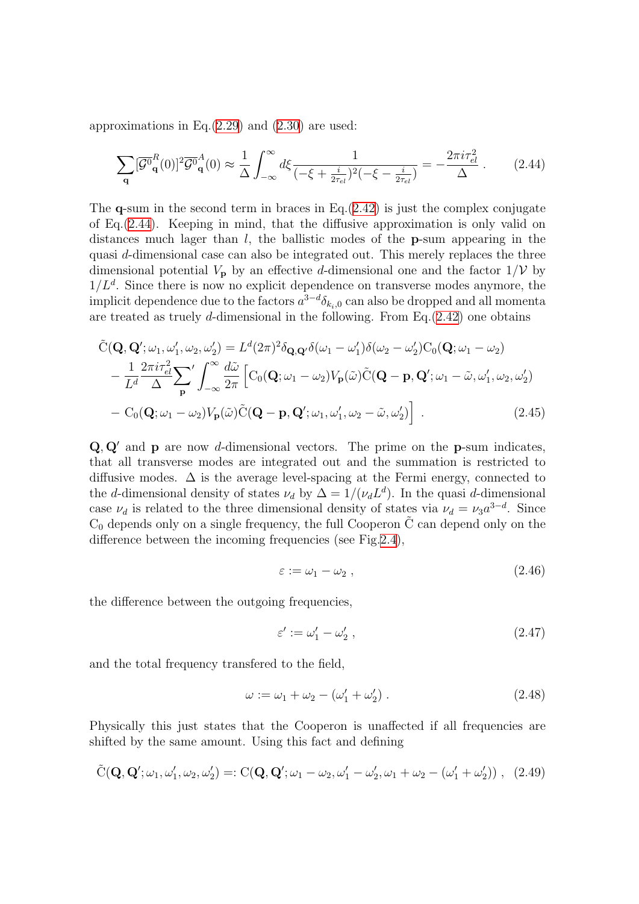approximations in Eq.(2.29) and (2.30) are used:

$$\sum_{\mathbf{q}} [\overline{\mathcal{G}^0}^R_{\mathbf{q}}(0)]^2 \overline{\mathcal{G}^0}^A_{\mathbf{q}}(0) \approx \frac{1}{\Delta}\int_{-\infty}^{\infty} d\xi \frac{1}{(-\xi + \frac{i}{2\tau_{el}})^2(-\xi - \frac{i}{2\tau_{el}})} = -\frac{2\pi i \tau_{el}^2}{\Delta} \,. \tag{2.44}$$

The $\mathbf{q}$-sum in the second term in braces in Eq.(2.42) is just the complex conjugate of Eq.(2.44). Keeping in mind, that the diffusive approximation is only valid on distances much lager than $l$, the ballistic modes of the $\mathbf{p}$-sum appearing in the quasi $d$-dimensional case can also be integrated out. This merely replaces the three dimensional potential $V_{\mathbf{p}}$ by an effective $d$-dimensional one and the factor $1/\mathcal{V}$ by $1/L^d$. Since there is now no explicit dependence on transverse modes anymore, the implicit dependence due to the factors $a^{3-d}\delta_{k_i,0}$ can also be dropped and all momenta are treated as truely $d$-dimensional in the following. From Eq.(2.42) one obtains

$$\begin{aligned}
&\tilde{\mathrm{C}}(\mathbf{Q},\mathbf{Q}';\omega_1,\omega_1',\omega_2,\omega_2') = L^d(2\pi)^2\delta_{\mathbf{Q},\mathbf{Q}'}\delta(\omega_1-\omega_1')\delta(\omega_2-\omega_2')\mathrm{C}_0(\mathbf{Q};\omega_1-\omega_2)\\
&-\frac{1}{L^d}\frac{2\pi i\tau_{el}^2}{\Delta}{\sum_{\mathbf{p}}}'\int_{-\infty}^{\infty}\frac{d\tilde{\omega}}{2\pi}\Big[\mathrm{C}_0(\mathbf{Q};\omega_1-\omega_2)V_{\mathbf{p}}(\tilde{\omega})\tilde{\mathrm{C}}(\mathbf{Q}-\mathbf{p},\mathbf{Q}';\omega_1-\tilde{\omega},\omega_1',\omega_2,\omega_2')\\
&-\mathrm{C}_0(\mathbf{Q};\omega_1-\omega_2)V_{\mathbf{p}}(\tilde{\omega})\tilde{\mathrm{C}}(\mathbf{Q}-\mathbf{p},\mathbf{Q}';\omega_1,\omega_1',\omega_2-\tilde{\omega},\omega_2')\Big] \,.
\end{aligned} \tag{2.45}$$

$\mathbf{Q},\mathbf{Q}'$ and $\mathbf{p}$ are now $d$-dimensional vectors. The prime on the $\mathbf{p}$-sum indicates, that all transverse modes are integrated out and the summation is restricted to diffusive modes. $\Delta$ is the average level-spacing at the Fermi energy, connected to the $d$-dimensional density of states $\nu_d$ by $\Delta = 1/(\nu_d L^d)$. In the quasi $d$-dimensional case $\nu_d$ is related to the three dimensional density of states via $\nu_d = \nu_3 a^{3-d}$. Since $\mathrm{C}_0$ depends only on a single frequency, the full Cooperon $\tilde{\mathrm{C}}$ can depend only on the difference between the incoming frequencies (see Fig.2.4),

$$\varepsilon := \omega_1 - \omega_2 \,, \tag{2.46}$$

the difference between the outgoing frequencies,

$$\varepsilon' := \omega_1' - \omega_2' \,, \tag{2.47}$$

and the total frequency transfered to the field,

$$\omega := \omega_1 + \omega_2 - (\omega_1' + \omega_2') \,. \tag{2.48}$$

Physically this just states that the Cooperon is unaffected if all frequencies are shifted by the same amount. Using this fact and defining

$$\tilde{\mathrm{C}}(\mathbf{Q},\mathbf{Q}';\omega_1,\omega_1',\omega_2,\omega_2') =: \mathrm{C}(\mathbf{Q},\mathbf{Q}';\omega_1-\omega_2,\omega_1'-\omega_2',\omega_1+\omega_2-(\omega_1'+\omega_2')) \,, \tag{2.49}$$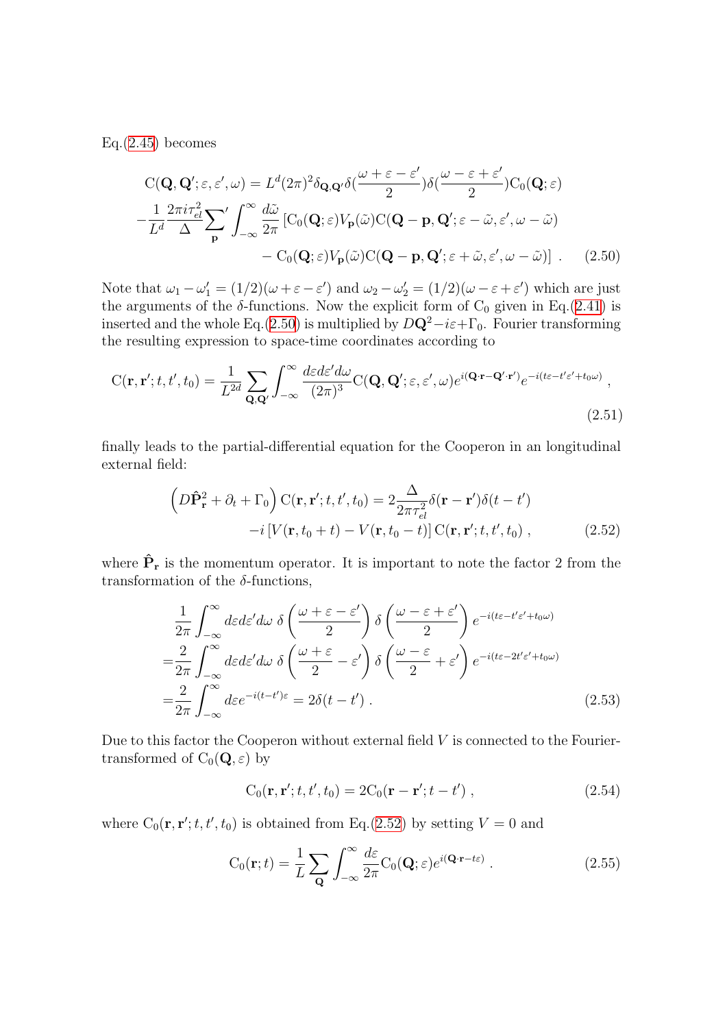Eq.(2.45) becomes

$$
\begin{aligned}
\mathrm{C}(\mathbf{Q},\mathbf{Q}';\varepsilon,\varepsilon',\omega) &= L^d(2\pi)^2\delta_{\mathbf{Q},\mathbf{Q}'}\delta(\frac{\omega+\varepsilon-\varepsilon'}{2})\delta(\frac{\omega-\varepsilon+\varepsilon'}{2})\mathrm{C}_0(\mathbf{Q};\varepsilon) \\
-\frac{1}{L^d}\frac{2\pi i\tau_{el}^2}{\Delta}{\sum_{\mathbf{p}}}' \int_{-\infty}^{\infty}\frac{d\tilde{\omega}}{2\pi}&\left[\mathrm{C}_0(\mathbf{Q};\varepsilon)V_{\mathbf{p}}(\tilde{\omega})\mathrm{C}(\mathbf{Q}-\mathbf{p},\mathbf{Q}';\varepsilon-\tilde{\omega},\varepsilon',\omega-\tilde{\omega})\right. \\
&\left.-\,\mathrm{C}_0(\mathbf{Q};\varepsilon)V_{\mathbf{p}}(\tilde{\omega})\mathrm{C}(\mathbf{Q}-\mathbf{p},\mathbf{Q}';\varepsilon+\tilde{\omega},\varepsilon',\omega-\tilde{\omega})\right] \; . \qquad (2.50)
\end{aligned}
$$

Note that $\omega_1-\omega_1' = (1/2)(\omega+\varepsilon-\varepsilon')$ and $\omega_2-\omega_2' = (1/2)(\omega-\varepsilon+\varepsilon')$ which are just the arguments of the $\delta$-functions. Now the explicit form of $\mathrm{C}_0$ given in Eq.(2.41) is inserted and the whole Eq.(2.50) is multiplied by $D\mathbf{Q}^2-i\varepsilon+\Gamma_0$. Fourier transforming the resulting expression to space-time coordinates according to

$$
\mathrm{C}(\mathbf{r},\mathbf{r}';t,t',t_0) = \frac{1}{L^{2d}}\sum_{\mathbf{Q},\mathbf{Q}'}\int_{-\infty}^{\infty}\frac{d\varepsilon d\varepsilon' d\omega}{(2\pi)^3}\mathrm{C}(\mathbf{Q},\mathbf{Q}';\varepsilon,\varepsilon',\omega)e^{i(\mathbf{Q}\cdot\mathbf{r}-\mathbf{Q}'\cdot\mathbf{r}')}e^{-i(t\varepsilon-t'\varepsilon'+t_0\omega)} \; , \tag{2.51}
$$

finally leads to the partial-differential equation for the Cooperon in an longitudinal external field:

$$
\begin{aligned}
\left(D\hat{\mathbf{P}}_{\mathbf{r}}^2+\partial_t+\Gamma_0\right)\mathrm{C}(\mathbf{r},\mathbf{r}';t,t',t_0) &= 2\frac{\Delta}{2\pi\tau_{el}^2}\delta(\mathbf{r}-\mathbf{r}')\delta(t-t') \\
&-i\left[V(\mathbf{r},t_0+t)-V(\mathbf{r},t_0-t)\right]\mathrm{C}(\mathbf{r},\mathbf{r}';t,t',t_0) \; , \qquad (2.52)
\end{aligned}
$$

where $\hat{\mathbf{P}}_{\mathbf{r}}$ is the momentum operator. It is important to note the factor 2 from the transformation of the $\delta$-functions,

$$
\begin{aligned}
&\frac{1}{2\pi}\int_{-\infty}^{\infty}d\varepsilon d\varepsilon' d\omega\;\delta\left(\frac{\omega+\varepsilon-\varepsilon'}{2}\right)\delta\left(\frac{\omega-\varepsilon+\varepsilon'}{2}\right)e^{-i(t\varepsilon-t'\varepsilon'+t_0\omega)} \\
=&\frac{2}{2\pi}\int_{-\infty}^{\infty}d\varepsilon d\varepsilon' d\omega\;\delta\left(\frac{\omega+\varepsilon}{2}-\varepsilon'\right)\delta\left(\frac{\omega-\varepsilon}{2}+\varepsilon'\right)e^{-i(t\varepsilon-2t'\varepsilon'+t_0\omega)} \\
=&\frac{2}{2\pi}\int_{-\infty}^{\infty}d\varepsilon e^{-i(t-t')\varepsilon} = 2\delta(t-t') \; . \qquad (2.53)
\end{aligned}
$$

Due to this factor the Cooperon without external field $V$ is connected to the Fourier-transformed of $\mathrm{C}_0(\mathbf{Q},\varepsilon)$ by

$$
\mathrm{C}_0(\mathbf{r},\mathbf{r}';t,t',t_0) = 2\mathrm{C}_0(\mathbf{r}-\mathbf{r}';t-t') \; , \tag{2.54}
$$

where $\mathrm{C}_0(\mathbf{r},\mathbf{r}';t,t',t_0)$ is obtained from Eq.(2.52) by setting $V=0$ and

$$
\mathrm{C}_0(\mathbf{r};t) = \frac{1}{L}\sum_{\mathbf{Q}}\int_{-\infty}^{\infty}\frac{d\varepsilon}{2\pi}\mathrm{C}_0(\mathbf{Q};\varepsilon)e^{i(\mathbf{Q}\cdot\mathbf{r}-t\varepsilon)} \; . \tag{2.55}
$$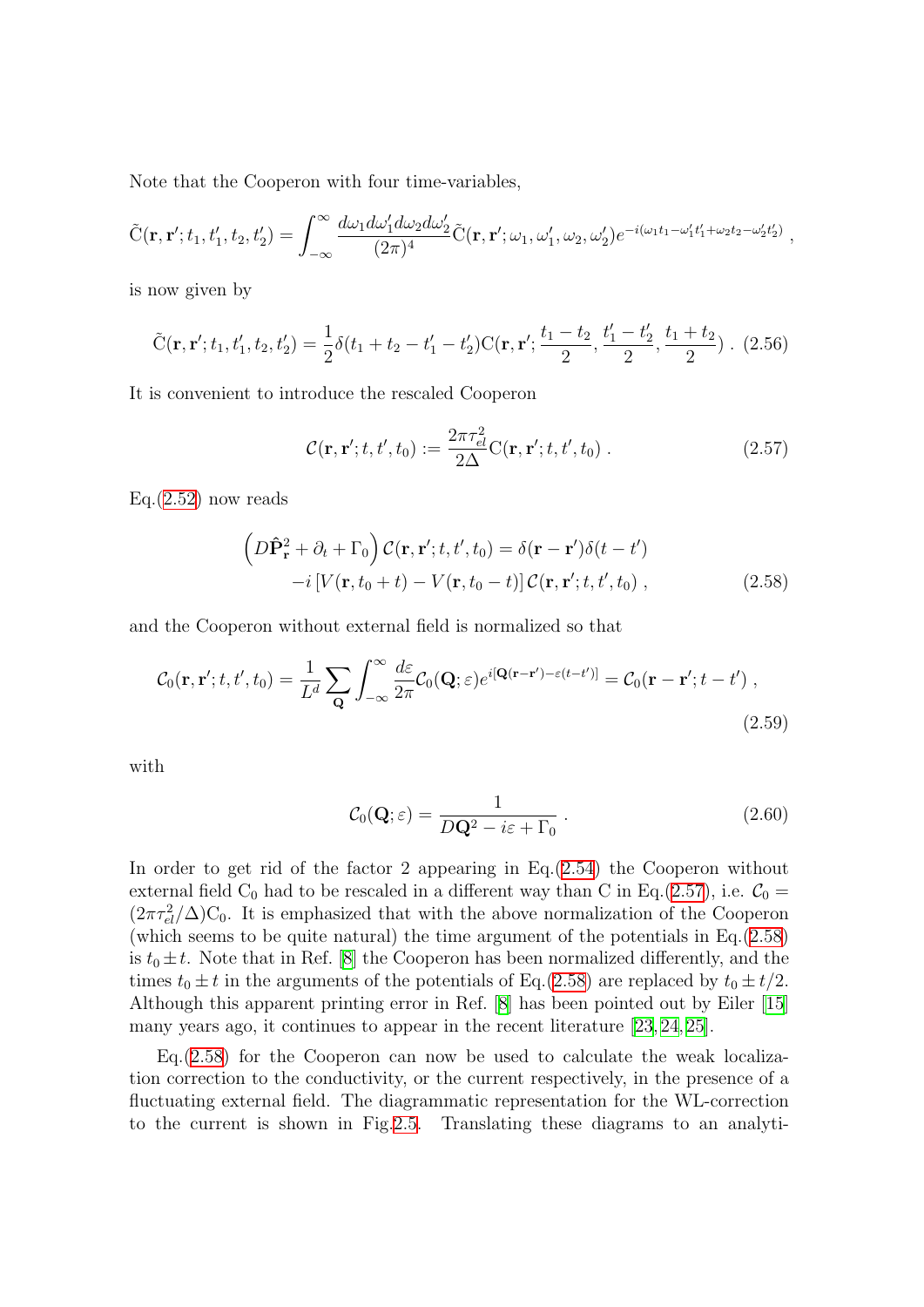Note that the Cooperon with four time-variables,

$$\tilde{\mathrm{C}}(\mathbf{r},\mathbf{r}';t_1,t_1',t_2,t_2') = \int_{-\infty}^{\infty} \frac{d\omega_1 d\omega_1' d\omega_2 d\omega_2'}{(2\pi)^4} \tilde{\mathrm{C}}(\mathbf{r},\mathbf{r}';\omega_1,\omega_1',\omega_2,\omega_2') e^{-i(\omega_1 t_1 - \omega_1' t_1' + \omega_2 t_2 - \omega_2' t_2')} \,,$$

is now given by

$$\tilde{\mathrm{C}}(\mathbf{r},\mathbf{r}';t_1,t_1',t_2,t_2') = \frac{1}{2}\delta(t_1+t_2-t_1'-t_2')\mathrm{C}(\mathbf{r},\mathbf{r}';\frac{t_1-t_2}{2},\frac{t_1'-t_2'}{2},\frac{t_1+t_2}{2}) \,. \tag{2.56}$$

It is convenient to introduce the rescaled Cooperon

$$\mathcal{C}(\mathbf{r},\mathbf{r}';t,t',t_0) := \frac{2\pi\tau_{el}^2}{2\Delta}\mathrm{C}(\mathbf{r},\mathbf{r}';t,t',t_0) \,. \tag{2.57}$$

Eq.(2.52) now reads

$$\begin{aligned} \left(D\hat{\mathbf{P}}_{\mathbf{r}}^2 + \partial_t + \Gamma_0\right)\mathcal{C}(\mathbf{r},\mathbf{r}';t,t',t_0) &= \delta(\mathbf{r}-\mathbf{r}')\delta(t-t') \\ &-i\left[V(\mathbf{r},t_0+t) - V(\mathbf{r},t_0-t)\right]\mathcal{C}(\mathbf{r},\mathbf{r}';t,t',t_0) \,, \end{aligned} \tag{2.58}$$

and the Cooperon without external field is normalized so that

$$\mathcal{C}_0(\mathbf{r},\mathbf{r}';t,t',t_0) = \frac{1}{L^d}\sum_{\mathbf{Q}}\int_{-\infty}^{\infty}\frac{d\varepsilon}{2\pi}\mathcal{C}_0(\mathbf{Q};\varepsilon)e^{i[\mathbf{Q}(\mathbf{r}-\mathbf{r}')-\varepsilon(t-t')]} = \mathcal{C}_0(\mathbf{r}-\mathbf{r}';t-t') \,, \tag{2.59}$$

with

$$\mathcal{C}_0(\mathbf{Q};\varepsilon) = \frac{1}{D\mathbf{Q}^2 - i\varepsilon + \Gamma_0} \,. \tag{2.60}$$

In order to get rid of the factor 2 appearing in Eq.(2.54) the Cooperon without external field $\mathrm{C}_0$ had to be rescaled in a different way than C in Eq.(2.57), i.e. $\mathcal{C}_0 = (2\pi\tau_{el}^2/\Delta)\mathrm{C}_0$. It is emphasized that with the above normalization of the Cooperon (which seems to be quite natural) the time argument of the potentials in Eq.(2.58) is $t_0 \pm t$. Note that in Ref. [8] the Cooperon has been normalized differently, and the times $t_0 \pm t$ in the arguments of the potentials of Eq.(2.58) are replaced by $t_0 \pm t/2$. Although this apparent printing error in Ref. [8] has been pointed out by Eiler [15] many years ago, it continues to appear in the recent literature [23,24,25].

Eq.(2.58) for the Cooperon can now be used to calculate the weak localization correction to the conductivity, or the current respectively, in the presence of a fluctuating external field. The diagrammatic representation for the WL-correction to the current is shown in Fig.2.5. Translating these diagrams to an analyti-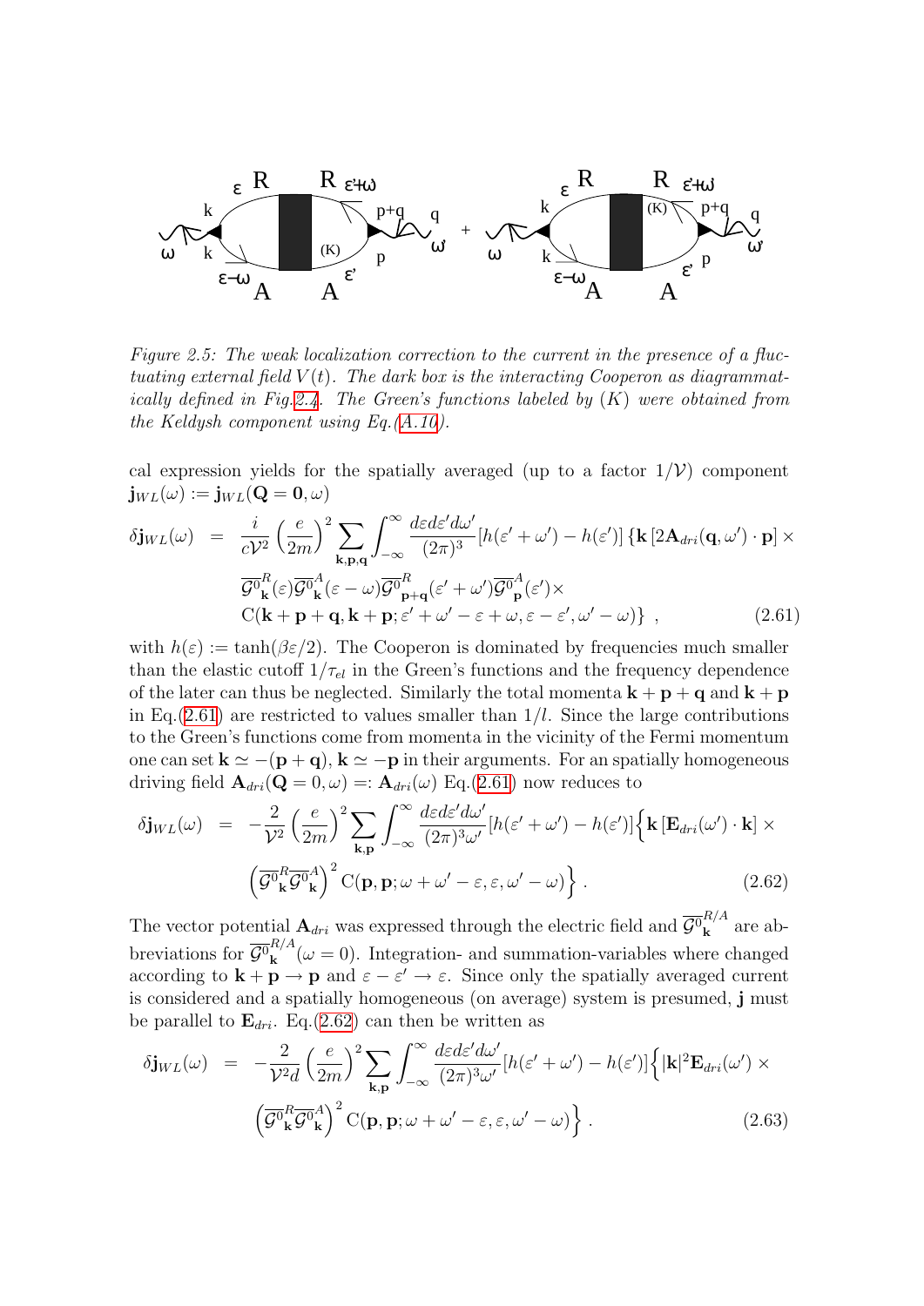Figure 2.5: *The weak localization correction to the current in the presence of a fluctuating external field $V(t)$. The dark box is the interacting Cooperon as diagrammatically defined in Fig.2.4. The Green's functions labeled by $(K)$ were obtained from the Keldysh component using Eq.(A.10).*

cal expression yields for the spatially averaged (up to a factor $1/\mathcal{V}$) component $\mathbf{j}_{WL}(\omega) := \mathbf{j}_{WL}(\mathbf{Q}=\mathbf{0},\omega)$

$$
\begin{aligned}
\delta\mathbf{j}_{WL}(\omega) \;&=\; \frac{i}{c\mathcal{V}^2}\left(\frac{e}{2m}\right)^2 \sum_{\mathbf{k},\mathbf{p},\mathbf{q}} \int_{-\infty}^{\infty} \frac{d\varepsilon d\varepsilon' d\omega'}{(2\pi)^3} [h(\varepsilon'+\omega') - h(\varepsilon')] \left\{\mathbf{k}\left[2\mathbf{A}_{dri}(\mathbf{q},\omega')\cdot\mathbf{p}\right] \times \right. \\
&\overline{\mathcal{G}^0}^R_{\mathbf{k}}(\varepsilon)\overline{\mathcal{G}^0}^A_{\mathbf{k}}(\varepsilon-\omega)\overline{\mathcal{G}^0}^R_{\mathbf{p}+\mathbf{q}}(\varepsilon'+\omega')\overline{\mathcal{G}^0}^A_{\mathbf{p}}(\varepsilon') \times \\
&\left. \mathrm{C}(\mathbf{k}+\mathbf{p}+\mathbf{q},\mathbf{k}+\mathbf{p};\varepsilon'+\omega'-\varepsilon+\omega,\varepsilon-\varepsilon',\omega'-\omega) \right\} \;, \qquad (2.61)
\end{aligned}
$$

with $h(\varepsilon) := \tanh(\beta\varepsilon/2)$. The Cooperon is dominated by frequencies much smaller than the elastic cutoff $1/\tau_{el}$ in the Green's functions and the frequency dependence of the later can thus be neglected. Similarly the total momenta $\mathbf{k}+\mathbf{p}+\mathbf{q}$ and $\mathbf{k}+\mathbf{p}$ in Eq.(2.61) are restricted to values smaller than $1/l$. Since the large contributions to the Green's functions come from momenta in the vicinity of the Fermi momentum one can set $\mathbf{k} \simeq -(\mathbf{p}+\mathbf{q})$, $\mathbf{k} \simeq -\mathbf{p}$ in their arguments. For an spatially homogeneous driving field $\mathbf{A}_{dri}(\mathbf{Q}=0,\omega) =: \mathbf{A}_{dri}(\omega)$ Eq.(2.61) now reduces to

$$
\begin{aligned}
\delta\mathbf{j}_{WL}(\omega) \;&=\; -\frac{2}{\mathcal{V}^2}\left(\frac{e}{2m}\right)^2 \sum_{\mathbf{k},\mathbf{p}} \int_{-\infty}^{\infty} \frac{d\varepsilon d\varepsilon' d\omega'}{(2\pi)^3\omega'} [h(\varepsilon'+\omega') - h(\varepsilon')] \Big\{\mathbf{k}\left[\mathbf{E}_{dri}(\omega')\cdot\mathbf{k}\right] \times \\
&\left(\overline{\mathcal{G}^0}^R_{\mathbf{k}}\overline{\mathcal{G}^0}^A_{\mathbf{k}}\right)^2 \mathrm{C}(\mathbf{p},\mathbf{p};\omega+\omega'-\varepsilon,\varepsilon,\omega'-\omega)\Big\} \;. \qquad (2.62)
\end{aligned}
$$

The vector potential $\mathbf{A}_{dri}$ was expressed through the electric field and $\overline{\mathcal{G}^0}^{R/A}_{\mathbf{k}}$ are abbreviations for $\overline{\mathcal{G}^0}^{R/A}_{\mathbf{k}}(\omega=0)$. Integration- and summation-variables where changed according to $\mathbf{k}+\mathbf{p} \to \mathbf{p}$ and $\varepsilon - \varepsilon' \to \varepsilon$. Since only the spatially averaged current is considered and a spatially homogeneous (on average) system is presumed, $\mathbf{j}$ must be parallel to $\mathbf{E}_{dri}$. Eq.(2.62) can then be written as

$$
\begin{aligned}
\delta\mathbf{j}_{WL}(\omega) \;&=\; -\frac{2}{\mathcal{V}^2 d}\left(\frac{e}{2m}\right)^2 \sum_{\mathbf{k},\mathbf{p}} \int_{-\infty}^{\infty} \frac{d\varepsilon d\varepsilon' d\omega'}{(2\pi)^3\omega'} [h(\varepsilon'+\omega') - h(\varepsilon')] \Big\{|\mathbf{k}|^2\mathbf{E}_{dri}(\omega') \times \\
&\left(\overline{\mathcal{G}^0}^R_{\mathbf{k}}\overline{\mathcal{G}^0}^A_{\mathbf{k}}\right)^2 \mathrm{C}(\mathbf{p},\mathbf{p};\omega+\omega'-\varepsilon,\varepsilon,\omega'-\omega)\Big\} \;. \qquad (2.63)
\end{aligned}
$$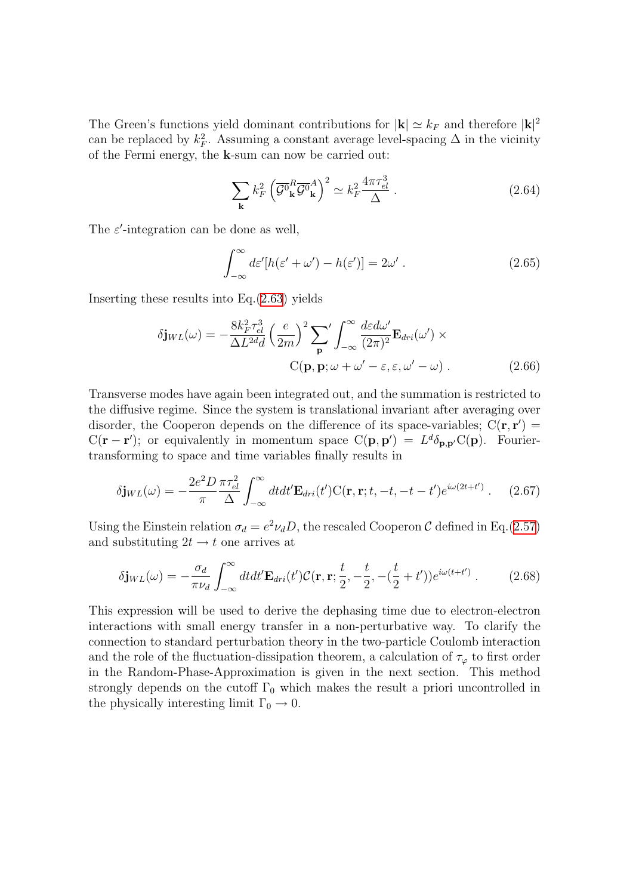The Green's functions yield dominant contributions for $|\mathbf{k}| \simeq k_F$ and therefore $|\mathbf{k}|^2$ can be replaced by $k_F^2$. Assuming a constant average level-spacing $\Delta$ in the vicinity of the Fermi energy, the $\mathbf{k}$-sum can now be carried out:

$$\sum_{\mathbf{k}} k_F^2 \left( \overline{\mathcal{G}^0}^R_{\mathbf{k}} \overline{\mathcal{G}^0}^A_{\mathbf{k}} \right)^2 \simeq k_F^2 \frac{4\pi\tau_{el}^3}{\Delta} \; . \tag{2.64}$$

The $\varepsilon'$-integration can be done as well,

$$\int_{-\infty}^{\infty} d\varepsilon' [h(\varepsilon' + \omega') - h(\varepsilon')] = 2\omega' \; . \tag{2.65}$$

Inserting these results into Eq.(2.63) yields

$$\delta\mathbf{j}_{WL}(\omega) = -\frac{8k_F^2\tau_{el}^3}{\Delta L^{2d} d} \left(\frac{e}{2m}\right)^2 {\sum_{\mathbf{p}}}' \int_{-\infty}^{\infty} \frac{d\varepsilon d\omega'}{(2\pi)^2} \mathbf{E}_{dri}(\omega') \times \\ \mathrm{C}(\mathbf{p}, \mathbf{p}; \omega + \omega' - \varepsilon, \varepsilon, \omega' - \omega) \; . \tag{2.66}$$

Transverse modes have again been integrated out, and the summation is restricted to the diffusive regime. Since the system is translational invariant after averaging over disorder, the Cooperon depends on the difference of its space-variables; $\mathrm{C}(\mathbf{r}, \mathbf{r}') = \mathrm{C}(\mathbf{r} - \mathbf{r}')$; or equivalently in momentum space $\mathrm{C}(\mathbf{p}, \mathbf{p}') = L^d \delta_{\mathbf{p},\mathbf{p}'} \mathrm{C}(\mathbf{p})$. Fourier-transforming to space and time variables finally results in

$$\delta\mathbf{j}_{WL}(\omega) = -\frac{2e^2 D}{\pi} \frac{\pi\tau_{el}^2}{\Delta} \int_{-\infty}^{\infty} dt dt' \mathbf{E}_{dri}(t') \mathrm{C}(\mathbf{r}, \mathbf{r}; t, -t, -t - t') e^{i\omega(2t + t')} \; . \tag{2.67}$$

Using the Einstein relation $\sigma_d = e^2 \nu_d D$, the rescaled Cooperon $\mathcal{C}$ defined in Eq.(2.57) and substituting $2t \to t$ one arrives at

$$\delta\mathbf{j}_{WL}(\omega) = -\frac{\sigma_d}{\pi\nu_d} \int_{-\infty}^{\infty} dt dt' \mathbf{E}_{dri}(t') \mathcal{C}(\mathbf{r}, \mathbf{r}; \frac{t}{2}, -\frac{t}{2}, -(\frac{t}{2} + t')) e^{i\omega(t + t')} \; . \tag{2.68}$$

This expression will be used to derive the dephasing time due to electron-electron interactions with small energy transfer in a non-perturbative way. To clarify the connection to standard perturbation theory in the two-particle Coulomb interaction and the role of the fluctuation-dissipation theorem, a calculation of $\tau_\varphi$ to first order in the Random-Phase-Approximation is given in the next section. This method strongly depends on the cutoff $\Gamma_0$ which makes the result a priori uncontrolled in the physically interesting limit $\Gamma_0 \to 0$.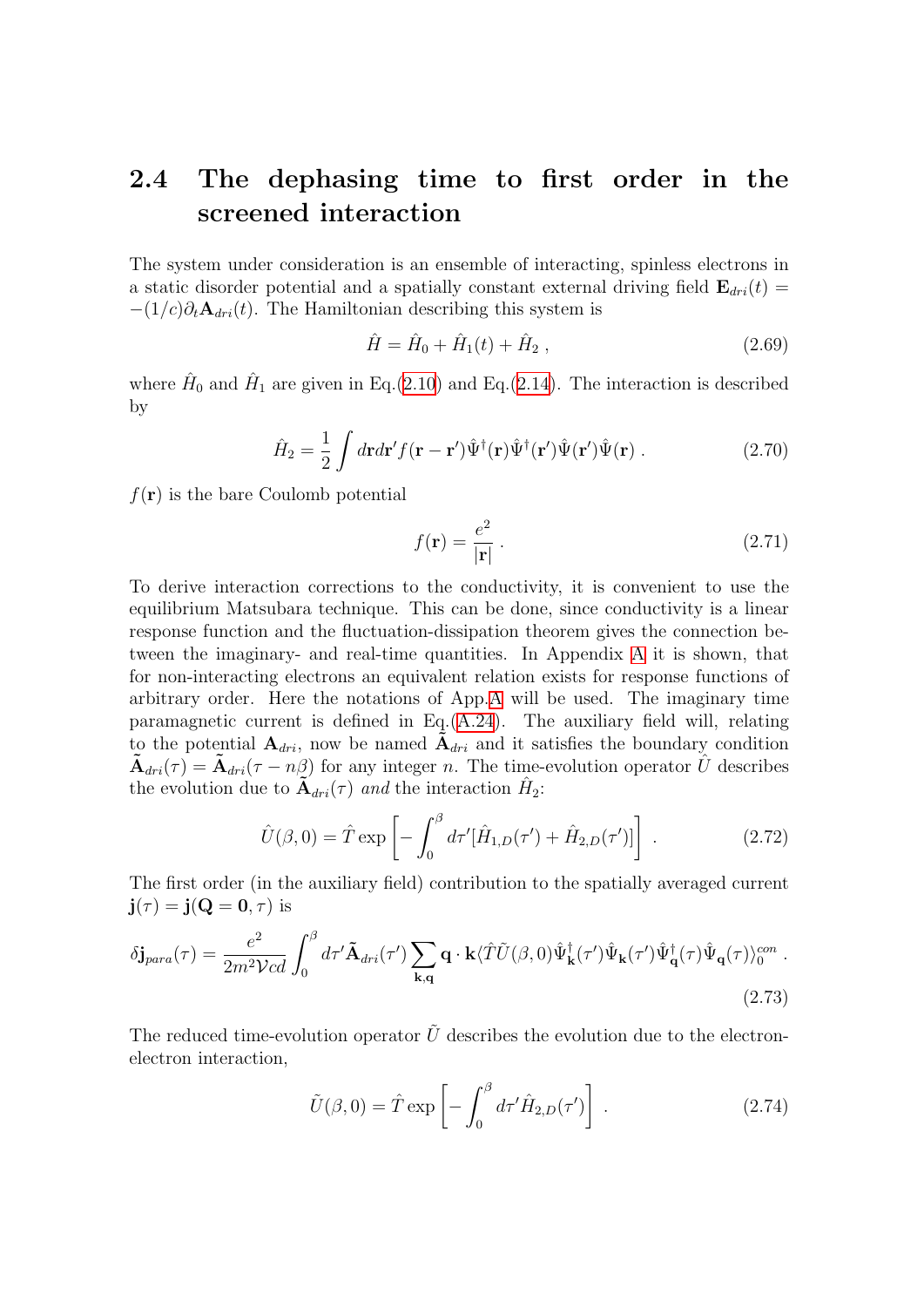## 2.4 The dephasing time to first order in the screened interaction

The system under consideration is an ensemble of interacting, spinless electrons in a static disorder potential and a spatially constant external driving field $\mathbf{E}_{dri}(t) = -(1/c)\partial_t \mathbf{A}_{dri}(t)$. The Hamiltonian describing this system is

$$\hat{H} = \hat{H}_0 + \hat{H}_1(t) + \hat{H}_2 \ , \tag{2.69}$$

where $\hat{H}_0$ and $\hat{H}_1$ are given in Eq.(2.10) and Eq.(2.14). The interaction is described by

$$\hat{H}_2 = \frac{1}{2} \int d\mathbf{r} d\mathbf{r}' f(\mathbf{r}-\mathbf{r}') \hat{\Psi}^\dagger(\mathbf{r}) \hat{\Psi}^\dagger(\mathbf{r}') \hat{\Psi}(\mathbf{r}') \hat{\Psi}(\mathbf{r}) \ . \tag{2.70}$$

$f(\mathbf{r})$ is the bare Coulomb potential

$$f(\mathbf{r}) = \frac{e^2}{|\mathbf{r}|} \ . \tag{2.71}$$

To derive interaction corrections to the conductivity, it is convenient to use the equilibrium Matsubara technique. This can be done, since conductivity is a linear response function and the fluctuation-dissipation theorem gives the connection between the imaginary- and real-time quantities. In Appendix A it is shown, that for non-interacting electrons an equivalent relation exists for response functions of arbitrary order. Here the notations of App.A will be used. The imaginary time paramagnetic current is defined in Eq.(A.24). The auxiliary field will, relating to the potential $\mathbf{A}_{dri}$, now be named $\tilde{\mathbf{A}}_{dri}$ and it satisfies the boundary condition $\tilde{\mathbf{A}}_{dri}(\tau) = \tilde{\mathbf{A}}_{dri}(\tau - n\beta)$ for any integer $n$. The time-evolution operator $\hat{U}$ describes the evolution due to $\tilde{\mathbf{A}}_{dri}(\tau)$ *and* the interaction $\hat{H}_2$:

$$\hat{U}(\beta, 0) = \hat{T} \exp\left[ - \int_0^\beta d\tau' [\hat{H}_{1,D}(\tau') + \hat{H}_{2,D}(\tau')] \right] \ . \tag{2.72}$$

The first order (in the auxiliary field) contribution to the spatially averaged current $\mathbf{j}(\tau) = \mathbf{j}(\mathbf{Q} = \mathbf{0}, \tau)$ is

$$\delta \mathbf{j}_{para}(\tau) = \frac{e^2}{2m^2 \mathcal{V} c d} \int_0^\beta d\tau' \tilde{\mathbf{A}}_{dri}(\tau') \sum_{\mathbf{k},\mathbf{q}} \mathbf{q} \cdot \mathbf{k} \langle \hat{T} \tilde{U}(\beta, 0) \hat{\Psi}^\dagger_{\mathbf{k}}(\tau') \hat{\Psi}_{\mathbf{k}}(\tau') \hat{\Psi}^\dagger_{\mathbf{q}}(\tau) \hat{\Psi}_{\mathbf{q}}(\tau) \rangle_0^{con} \ . \tag{2.73}$$

The reduced time-evolution operator $\tilde{U}$ describes the evolution due to the electron-electron interaction,

$$\tilde{U}(\beta, 0) = \hat{T} \exp\left[ - \int_0^\beta d\tau' \hat{H}_{2,D}(\tau') \right] \ . \tag{2.74}$$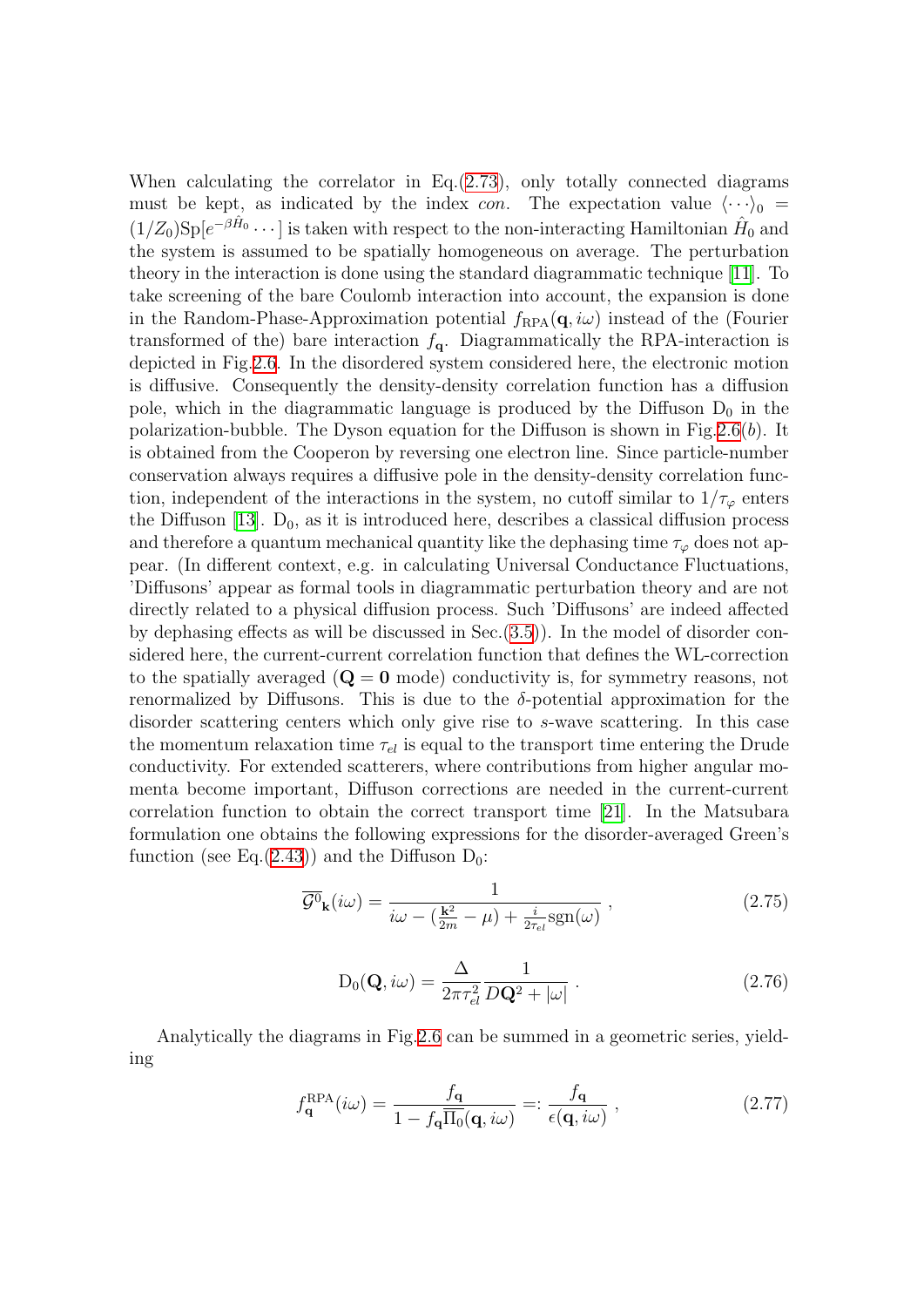When calculating the correlator in Eq.(2.73), only totally connected diagrams must be kept, as indicated by the index *con*. The expectation value $\langle \cdots \rangle_0 = (1/Z_0)\mathrm{Sp}[e^{-\beta \hat{H}_0} \cdots]$ is taken with respect to the non-interacting Hamiltonian $\hat{H}_0$ and the system is assumed to be spatially homogeneous on average. The perturbation theory in the interaction is done using the standard diagrammatic technique [11]. To take screening of the bare Coulomb interaction into account, the expansion is done in the Random-Phase-Approximation potential $f_{\mathrm{RPA}}(\mathbf{q}, i\omega)$ instead of the (Fourier transformed of the) bare interaction $f_{\mathbf{q}}$. Diagrammatically the RPA-interaction is depicted in Fig.2.6. In the disordered system considered here, the electronic motion is diffusive. Consequently the density-density correlation function has a diffusion pole, which in the diagrammatic language is produced by the Diffuson $\mathrm{D}_0$ in the polarization-bubble. The Dyson equation for the Diffuson is shown in Fig.2.6($b$). It is obtained from the Cooperon by reversing one electron line. Since particle-number conservation always requires a diffusive pole in the density-density correlation function, independent of the interactions in the system, no cutoff similar to $1/\tau_\varphi$ enters the Diffuson [13]. $\mathrm{D}_0$, as it is introduced here, describes a classical diffusion process and therefore a quantum mechanical quantity like the dephasing time $\tau_\varphi$ does not appear. (In different context, e.g. in calculating Universal Conductance Fluctuations, 'Diffusons' appear as formal tools in diagrammatic perturbation theory and are not directly related to a physical diffusion process. Such 'Diffusons' are indeed affected by dephasing effects as will be discussed in Sec.(3.5)). In the model of disorder considered here, the current-current correlation function that defines the WL-correction to the spatially averaged ($\mathbf{Q} = \mathbf{0}$ mode) conductivity is, for symmetry reasons, not renormalized by Diffusons. This is due to the $\delta$-potential approximation for the disorder scattering centers which only give rise to $s$-wave scattering. In this case the momentum relaxation time $\tau_{el}$ is equal to the transport time entering the Drude conductivity. For extended scatterers, where contributions from higher angular momenta become important, Diffuson corrections are needed in the current-current correlation function to obtain the correct transport time [21]. In the Matsubara formulation one obtains the following expressions for the disorder-averaged Green's function (see Eq.(2.43)) and the Diffuson $\mathrm{D}_0$:

$$\overline{\mathcal{G}^0}_{\mathbf{k}}(i\omega) = \frac{1}{i\omega - (\frac{\mathbf{k}^2}{2m} - \mu) + \frac{i}{2\tau_{el}}\mathrm{sgn}(\omega)} \; , \tag{2.75}$$

$$\mathrm{D}_0(\mathbf{Q}, i\omega) = \frac{\Delta}{2\pi\tau_{el}^2} \frac{1}{D\mathbf{Q}^2 + |\omega|} \; . \tag{2.76}$$

Analytically the diagrams in Fig.2.6 can be summed in a geometric series, yielding

$$f_{\mathbf{q}}^{\mathrm{RPA}}(i\omega) = \frac{f_{\mathbf{q}}}{1 - f_{\mathbf{q}}\overline{\Pi_0}(\mathbf{q}, i\omega)} =: \frac{f_{\mathbf{q}}}{\epsilon(\mathbf{q}, i\omega)} \; , \tag{2.77}$$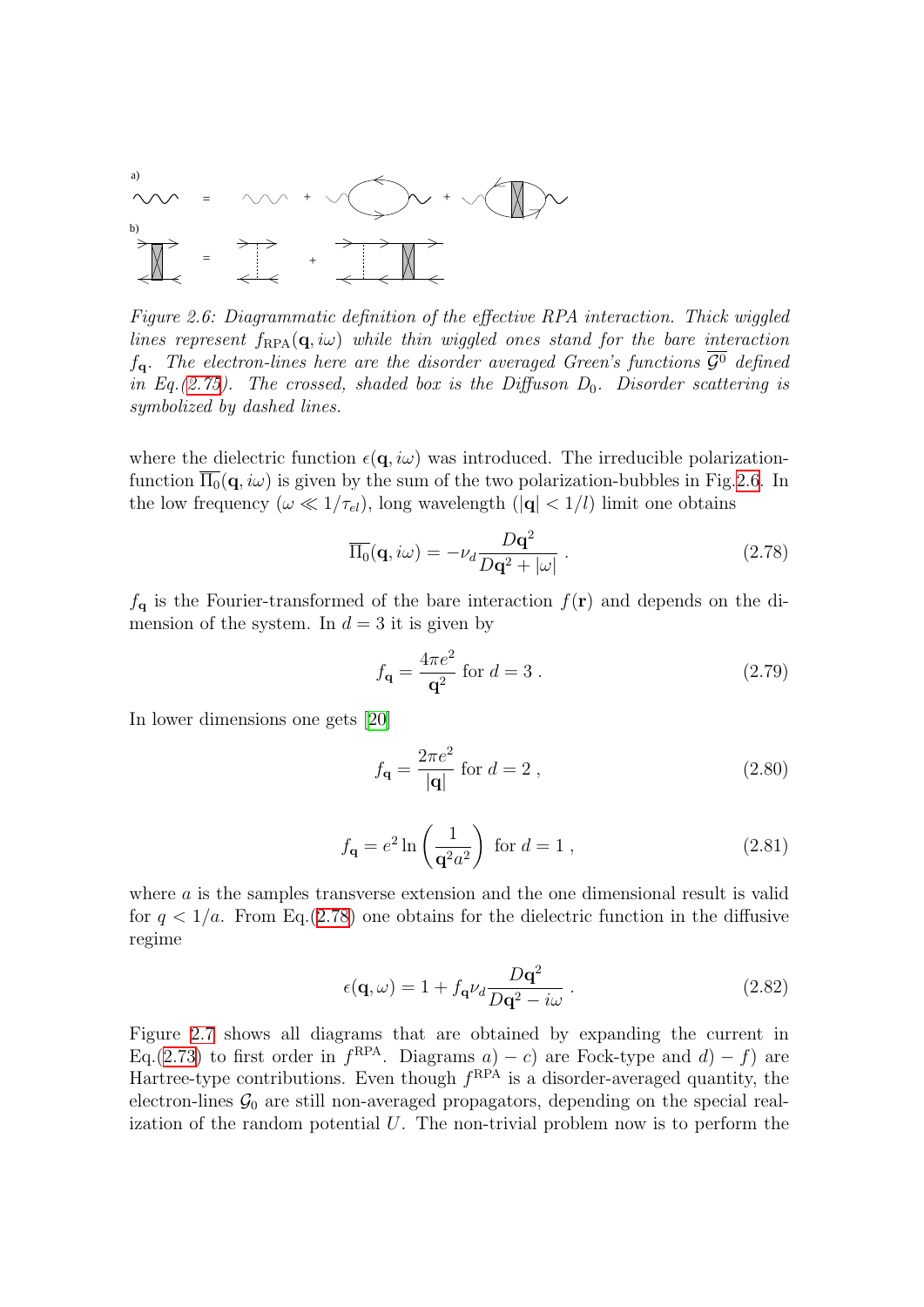a)

b)

*Figure 2.6: Diagrammatic definition of the effective RPA interaction. Thick wiggled lines represent $f_{\rm RPA}(\mathbf{q}, i\omega)$ while thin wiggled ones stand for the bare interaction $f_{\mathbf{q}}$. The electron-lines here are the disorder averaged Green's functions $\overline{\mathcal{G}^0}$ defined in Eq.(2.75). The crossed, shaded box is the Diffuson $D_0$. Disorder scattering is symbolized by dashed lines.*

where the dielectric function $\epsilon(\mathbf{q}, i\omega)$ was introduced. The irreducible polarization-function $\overline{\Pi_0}(\mathbf{q}, i\omega)$ is given by the sum of the two polarization-bubbles in Fig.2.6. In the low frequency ($\omega \ll 1/\tau_{el}$), long wavelength ($|\mathbf{q}| < 1/l$) limit one obtains

$$\overline{\Pi_0}(\mathbf{q}, i\omega) = -\nu_d \frac{D\mathbf{q}^2}{D\mathbf{q}^2 + |\omega|} \,. \tag{2.78}$$

$f_{\mathbf{q}}$ is the Fourier-transformed of the bare interaction $f(\mathbf{r})$ and depends on the dimension of the system. In $d = 3$ it is given by

$$f_{\mathbf{q}} = \frac{4\pi e^2}{\mathbf{q}^2} \text{ for } d = 3 \,. \tag{2.79}$$

In lower dimensions one gets [20]

$$f_{\mathbf{q}} = \frac{2\pi e^2}{|\mathbf{q}|} \text{ for } d = 2 \,, \tag{2.80}$$

$$f_{\mathbf{q}} = e^2 \ln\left(\frac{1}{\mathbf{q}^2 a^2}\right) \text{ for } d = 1 \,, \tag{2.81}$$

where $a$ is the samples transverse extension and the one dimensional result is valid for $q < 1/a$. From Eq.(2.78) one obtains for the dielectric function in the diffusive regime

$$\epsilon(\mathbf{q}, \omega) = 1 + f_{\mathbf{q}} \nu_d \frac{D\mathbf{q}^2}{D\mathbf{q}^2 - i\omega} \,. \tag{2.82}$$

Figure 2.7 shows all diagrams that are obtained by expanding the current in Eq.(2.73) to first order in $f^{\rm RPA}$. Diagrams $a) - c)$ are Fock-type and $d) - f)$ are Hartree-type contributions. Even though $f^{\rm RPA}$ is a disorder-averaged quantity, the electron-lines $\mathcal{G}_0$ are still non-averaged propagators, depending on the special realization of the random potential $U$. The non-trivial problem now is to perform the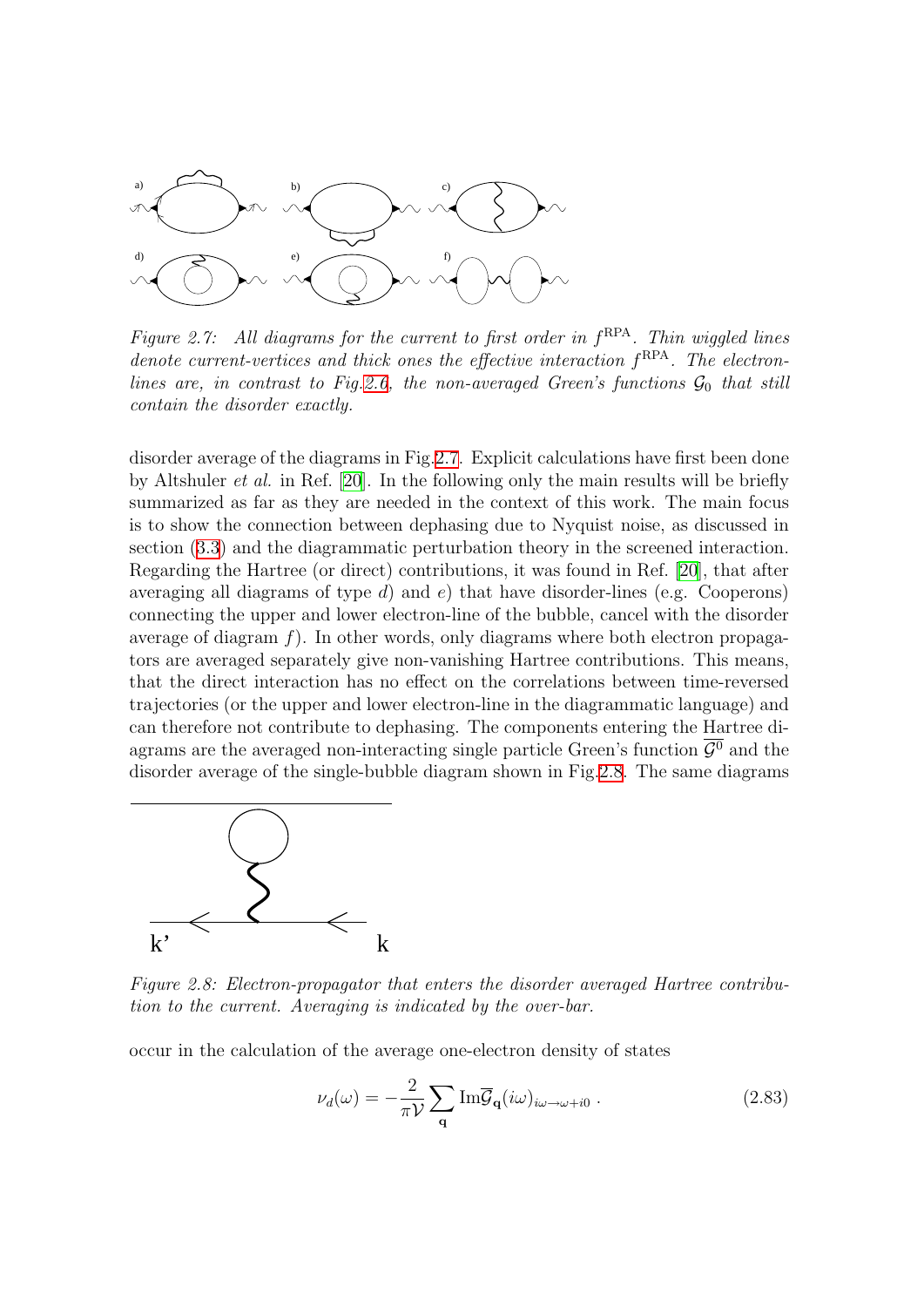Figure 2.7: *All diagrams for the current to first order in $f^{\rm RPA}$. Thin wiggled lines denote current-vertices and thick ones the effective interaction $f^{\rm RPA}$. The electron-lines are, in contrast to Fig.2.6, the non-averaged Green's functions $\mathcal{G}_0$ that still contain the disorder exactly.*

disorder average of the diagrams in Fig.2.7. Explicit calculations have first been done by Altshuler *et al.* in Ref. [20]. In the following only the main results will be briefly summarized as far as they are needed in the context of this work. The main focus is to show the connection between dephasing due to Nyquist noise, as discussed in section (3.3) and the diagrammatic perturbation theory in the screened interaction. Regarding the Hartree (or direct) contributions, it was found in Ref. [20], that after averaging all diagrams of type *d*) and *e*) that have disorder-lines (e.g. Cooperons) connecting the upper and lower electron-line of the bubble, cancel with the disorder average of diagram *f*). In other words, only diagrams where both electron propagators are averaged separately give non-vanishing Hartree contributions. This means, that the direct interaction has no effect on the correlations between time-reversed trajectories (or the upper and lower electron-line in the diagrammatic language) and can therefore not contribute to dephasing. The components entering the Hartree diagrams are the averaged non-interacting single particle Green's function $\overline{\mathcal{G}^0}$ and the disorder average of the single-bubble diagram shown in Fig.2.8. The same diagrams

Figure 2.8: *Electron-propagator that enters the disorder averaged Hartree contribution to the current. Averaging is indicated by the over-bar.*

occur in the calculation of the average one-electron density of states

$$\nu_d(\omega) = -\frac{2}{\pi \mathcal{V}} \sum_{\mathbf{q}} {\rm Im} \overline{\mathcal{G}}_{\mathbf{q}}(i\omega)_{i\omega \to \omega + i0} \, . \tag{2.83}$$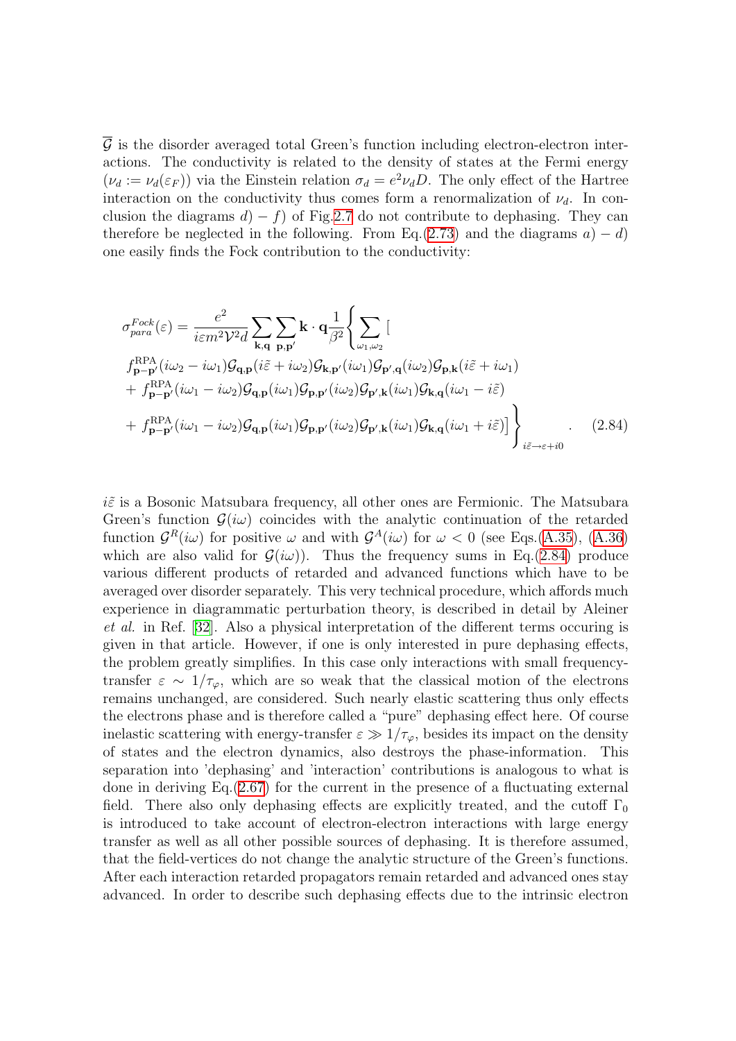$\overline{\mathcal{G}}$ is the disorder averaged total Green's function including electron-electron interactions. The conductivity is related to the density of states at the Fermi energy ($\nu_d := \nu_d(\varepsilon_F)$) via the Einstein relation $\sigma_d = e^2 \nu_d D$. The only effect of the Hartree interaction on the conductivity thus comes form a renormalization of $\nu_d$. In conclusion the diagrams $d) - f)$ of Fig.2.7 do not contribute to dephasing. They can therefore be neglected in the following. From Eq.(2.73) and the diagrams $a) - d)$ one easily finds the Fock contribution to the conductivity:

$$
\begin{aligned}
\sigma_{para}^{Fock}(\varepsilon) = \frac{e^2}{i\varepsilon m^2 \mathcal{V}^2 d} \sum_{\mathbf{k},\mathbf{q}} \sum_{\mathbf{p},\mathbf{p}'} \mathbf{k}\cdot\mathbf{q} \frac{1}{\beta^2} \Bigg\{ \sum_{\omega_1,\omega_2} \Big[ \\
f^{\mathrm{RPA}}_{\mathbf{p}-\mathbf{p}'}(i\omega_2 - i\omega_1) \mathcal{G}_{\mathbf{q},\mathbf{p}}(i\tilde{\varepsilon} + i\omega_2) \mathcal{G}_{\mathbf{k},\mathbf{p}'}(i\omega_1) \mathcal{G}_{\mathbf{p}',\mathbf{q}}(i\omega_2) \mathcal{G}_{\mathbf{p},\mathbf{k}}(i\tilde{\varepsilon} + i\omega_1) \\
+ f^{\mathrm{RPA}}_{\mathbf{p}-\mathbf{p}'}(i\omega_1 - i\omega_2) \mathcal{G}_{\mathbf{q},\mathbf{p}}(i\omega_1) \mathcal{G}_{\mathbf{p},\mathbf{p}'}(i\omega_2) \mathcal{G}_{\mathbf{p}',\mathbf{k}}(i\omega_1) \mathcal{G}_{\mathbf{k},\mathbf{q}}(i\omega_1 - i\tilde{\varepsilon}) \\
+ f^{\mathrm{RPA}}_{\mathbf{p}-\mathbf{p}'}(i\omega_1 - i\omega_2) \mathcal{G}_{\mathbf{q},\mathbf{p}}(i\omega_1) \mathcal{G}_{\mathbf{p},\mathbf{p}'}(i\omega_2) \mathcal{G}_{\mathbf{p}',\mathbf{k}}(i\omega_1) \mathcal{G}_{\mathbf{k},\mathbf{q}}(i\omega_1 + i\tilde{\varepsilon}) \Big] \Bigg\}_{i\tilde{\varepsilon} \to \varepsilon + i0} . \qquad (2.84)
\end{aligned}
$$

$i\tilde{\varepsilon}$ is a Bosonic Matsubara frequency, all other ones are Fermionic. The Matsubara Green's function $\mathcal{G}(i\omega)$ coincides with the analytic continuation of the retarded function $\mathcal{G}^R(i\omega)$ for positive $\omega$ and with $\mathcal{G}^A(i\omega)$ for $\omega < 0$ (see Eqs.(A.35), (A.36) which are also valid for $\mathcal{G}(i\omega)$). Thus the frequency sums in Eq.(2.84) produce various different products of retarded and advanced functions which have to be averaged over disorder separately. This very technical procedure, which affords much experience in diagrammatic perturbation theory, is described in detail by Aleiner *et al.* in Ref. [32]. Also a physical interpretation of the different terms occuring is given in that article. However, if one is only interested in pure dephasing effects, the problem greatly simplifies. In this case only interactions with small frequency-transfer $\varepsilon \sim 1/\tau_\varphi$, which are so weak that the classical motion of the electrons remains unchanged, are considered. Such nearly elastic scattering thus only effects the electrons phase and is therefore called a "pure" dephasing effect here. Of course inelastic scattering with energy-transfer $\varepsilon \gg 1/\tau_\varphi$, besides its impact on the density of states and the electron dynamics, also destroys the phase-information. This separation into 'dephasing' and 'interaction' contributions is analogous to what is done in deriving Eq.(2.67) for the current in the presence of a fluctuating external field. There also only dephasing effects are explicitly treated, and the cutoff $\Gamma_0$ is introduced to take account of electron-electron interactions with large energy transfer as well as all other possible sources of dephasing. It is therefore assumed, that the field-vertices do not change the analytic structure of the Green's functions. After each interaction retarded propagators remain retarded and advanced ones stay advanced. In order to describe such dephasing effects due to the intrinsic electron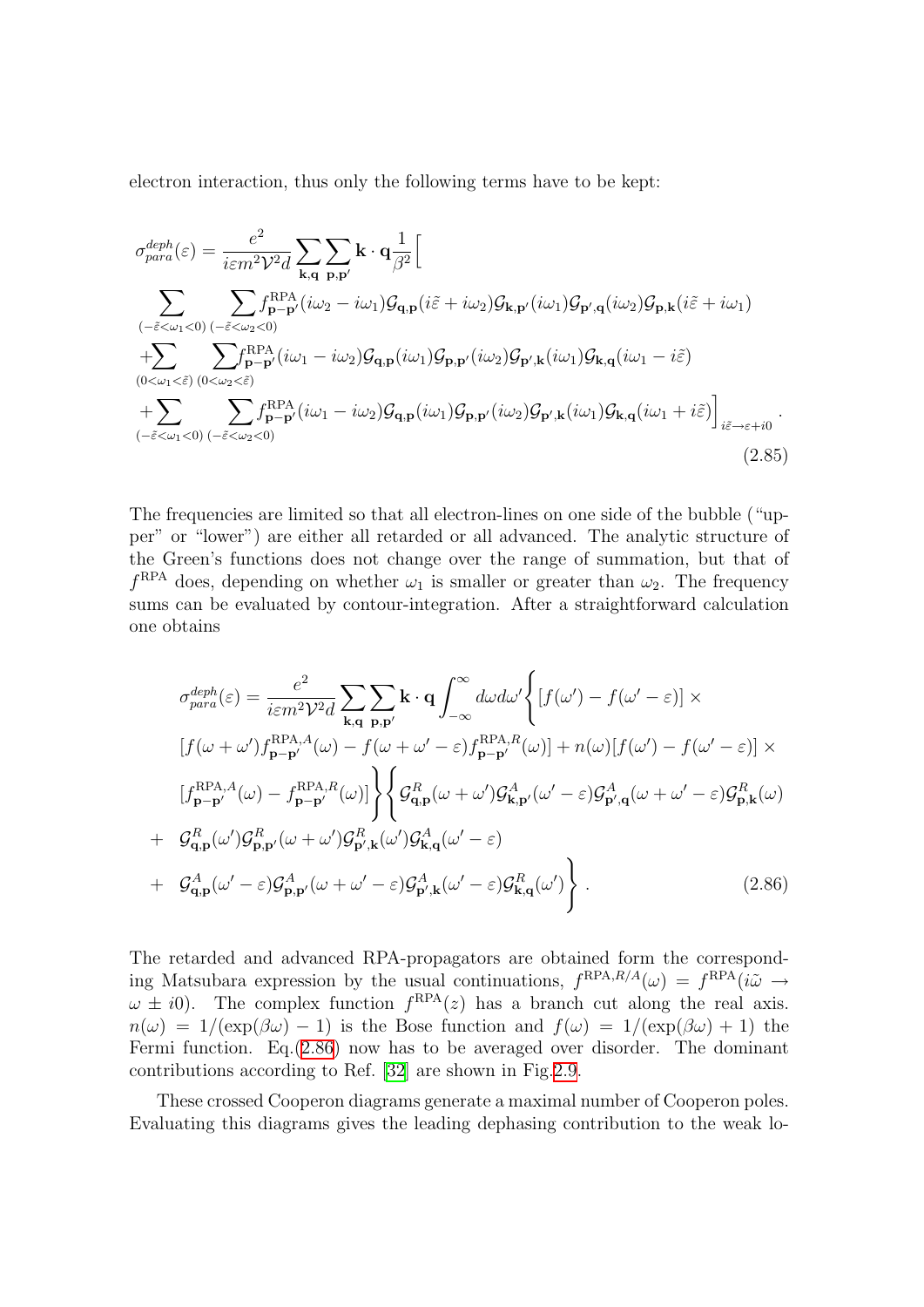electron interaction, thus only the following terms have to be kept:

$$
\begin{aligned}
\sigma^{deph}_{para}(\varepsilon) &= \frac{e^2}{i\varepsilon m^2 \mathcal{V}^2 d} \sum_{\mathbf{k},\mathbf{q}} \sum_{\mathbf{p},\mathbf{p}'} \mathbf{k}\cdot\mathbf{q} \frac{1}{\beta^2} \Big[ \\
& \sum_{(-\tilde{\varepsilon}<\omega_1<0)} \sum_{(-\tilde{\varepsilon}<\omega_2<0)} f^{\mathrm{RPA}}_{\mathbf{p}-\mathbf{p}'}(i\omega_2 - i\omega_1) \mathcal{G}_{\mathbf{q},\mathbf{p}}(i\tilde{\varepsilon}+i\omega_2) \mathcal{G}_{\mathbf{k},\mathbf{p}'}(i\omega_1) \mathcal{G}_{\mathbf{p}',\mathbf{q}}(i\omega_2) \mathcal{G}_{\mathbf{p},\mathbf{k}}(i\tilde{\varepsilon}+i\omega_1) \\
& + \sum_{(0<\omega_1<\tilde{\varepsilon})} \sum_{(0<\omega_2<\tilde{\varepsilon})} f^{\mathrm{RPA}}_{\mathbf{p}-\mathbf{p}'}(i\omega_1 - i\omega_2) \mathcal{G}_{\mathbf{q},\mathbf{p}}(i\omega_1) \mathcal{G}_{\mathbf{p},\mathbf{p}'}(i\omega_2) \mathcal{G}_{\mathbf{p}',\mathbf{k}}(i\omega_1) \mathcal{G}_{\mathbf{k},\mathbf{q}}(i\omega_1 - i\tilde{\varepsilon}) \\
& + \sum_{(-\tilde{\varepsilon}<\omega_1<0)} \sum_{(-\tilde{\varepsilon}<\omega_2<0)} f^{\mathrm{RPA}}_{\mathbf{p}-\mathbf{p}'}(i\omega_1 - i\omega_2) \mathcal{G}_{\mathbf{q},\mathbf{p}}(i\omega_1) \mathcal{G}_{\mathbf{p},\mathbf{p}'}(i\omega_2) \mathcal{G}_{\mathbf{p}',\mathbf{k}}(i\omega_1) \mathcal{G}_{\mathbf{k},\mathbf{q}}(i\omega_1 + i\tilde{\varepsilon}) \Big]_{i\tilde{\varepsilon}\to\varepsilon+i0} .
\end{aligned}
\tag{2.85}
$$

The frequencies are limited so that all electron-lines on one side of the bubble ("upper" or "lower") are either all retarded or all advanced. The analytic structure of the Green's functions does not change over the range of summation, but that of $f^{\mathrm{RPA}}$ does, depending on whether $\omega_1$ is smaller or greater than $\omega_2$. The frequency sums can be evaluated by contour-integration. After a straightforward calculation one obtains

$$
\begin{aligned}
\sigma^{deph}_{para}(\varepsilon) &= \frac{e^2}{i\varepsilon m^2 \mathcal{V}^2 d} \sum_{\mathbf{k},\mathbf{q}} \sum_{\mathbf{p},\mathbf{p}'} \mathbf{k}\cdot\mathbf{q} \int_{-\infty}^{\infty} d\omega d\omega' \Bigg\{ [f(\omega') - f(\omega'-\varepsilon)] \times \\
& [f(\omega+\omega') f^{\mathrm{RPA},A}_{\mathbf{p}-\mathbf{p}'}(\omega) - f(\omega+\omega'-\varepsilon) f^{\mathrm{RPA},R}_{\mathbf{p}-\mathbf{p}'}(\omega)] + n(\omega)[f(\omega') - f(\omega'-\varepsilon)] \times \\
& [f^{\mathrm{RPA},A}_{\mathbf{p}-\mathbf{p}'}(\omega) - f^{\mathrm{RPA},R}_{\mathbf{p}-\mathbf{p}'}(\omega)] \Bigg\} \Bigg\{ \mathcal{G}^R_{\mathbf{q},\mathbf{p}}(\omega+\omega') \mathcal{G}^A_{\mathbf{k},\mathbf{p}'}(\omega'-\varepsilon) \mathcal{G}^A_{\mathbf{p}',\mathbf{q}}(\omega+\omega'-\varepsilon) \mathcal{G}^R_{\mathbf{p},\mathbf{k}}(\omega) \\
+ \;& \mathcal{G}^R_{\mathbf{q},\mathbf{p}}(\omega') \mathcal{G}^R_{\mathbf{p},\mathbf{p}'}(\omega+\omega') \mathcal{G}^R_{\mathbf{p}',\mathbf{k}}(\omega') \mathcal{G}^A_{\mathbf{k},\mathbf{q}}(\omega'-\varepsilon) \\
+ \;& \mathcal{G}^A_{\mathbf{q},\mathbf{p}}(\omega'-\varepsilon) \mathcal{G}^A_{\mathbf{p},\mathbf{p}'}(\omega+\omega'-\varepsilon) \mathcal{G}^A_{\mathbf{p}',\mathbf{k}}(\omega'-\varepsilon) \mathcal{G}^R_{\mathbf{k},\mathbf{q}}(\omega') \Bigg\} .
\end{aligned}
\tag{2.86}
$$

The retarded and advanced RPA-propagators are obtained form the corresponding Matsubara expression by the usual continuations, $f^{\mathrm{RPA},R/A}(\omega) = f^{\mathrm{RPA}}(i\tilde{\omega} \to \omega \pm i0)$. The complex function $f^{\mathrm{RPA}}(z)$ has a branch cut along the real axis. $n(\omega) = 1/(\exp(\beta\omega) - 1)$ is the Bose function and $f(\omega) = 1/(\exp(\beta\omega) + 1)$ the Fermi function. Eq.(2.86) now has to be averaged over disorder. The dominant contributions according to Ref. [32] are shown in Fig.2.9.

These crossed Cooperon diagrams generate a maximal number of Cooperon poles. Evaluating this diagrams gives the leading dephasing contribution to the weak lo-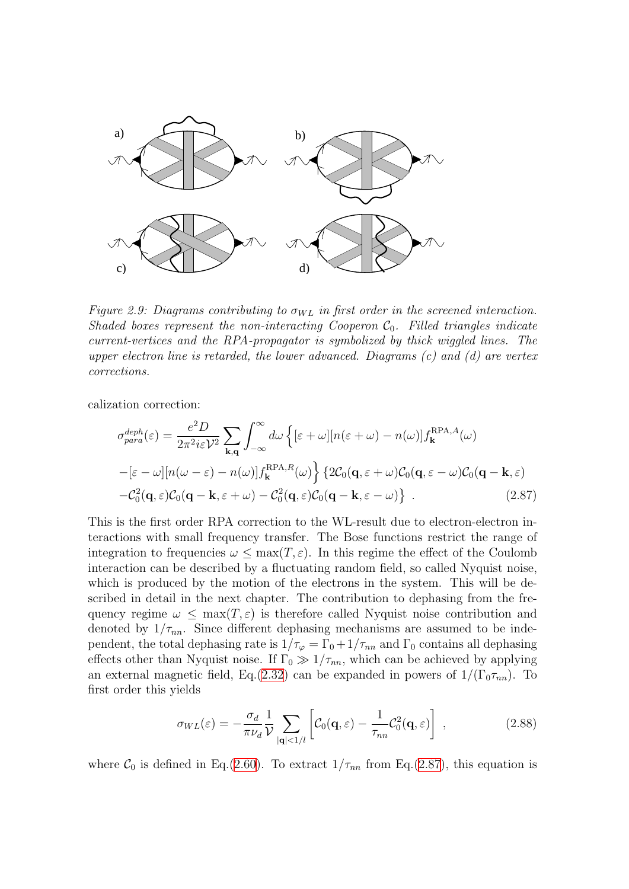*Figure 2.9: Diagrams contributing to $\sigma_{WL}$ in first order in the screened interaction. Shaded boxes represent the non-interacting Cooperon $\mathcal{C}_0$. Filled triangles indicate current-vertices and the RPA-propagator is symbolized by thick wiggled lines. The upper electron line is retarded, the lower advanced. Diagrams (c) and (d) are vertex corrections.*

calization correction:

$$
\begin{aligned}
\sigma_{para}^{deph}(\varepsilon) = \frac{e^2 D}{2\pi^2 i\varepsilon \mathcal{V}^2} \sum_{\mathbf{k},\mathbf{q}} \int_{-\infty}^{\infty} d\omega \Big\{ [\varepsilon+\omega][n(\varepsilon+\omega) - n(\omega)] f_{\mathbf{k}}^{\mathrm{RPA},A}(\omega) \\
-[\varepsilon-\omega][n(\omega-\varepsilon) - n(\omega)] f_{\mathbf{k}}^{\mathrm{RPA},R}(\omega) \Big\} \left\{ 2\mathcal{C}_0(\mathbf{q},\varepsilon+\omega)\mathcal{C}_0(\mathbf{q},\varepsilon-\omega)\mathcal{C}_0(\mathbf{q}-\mathbf{k},\varepsilon) \right. \\
\left. -\mathcal{C}_0^2(\mathbf{q},\varepsilon)\mathcal{C}_0(\mathbf{q}-\mathbf{k},\varepsilon+\omega) - \mathcal{C}_0^2(\mathbf{q},\varepsilon)\mathcal{C}_0(\mathbf{q}-\mathbf{k},\varepsilon-\omega) \right\} \ . \qquad (2.87)
\end{aligned}
$$

This is the first order RPA correction to the WL-result due to electron-electron interactions with small frequency transfer. The Bose functions restrict the range of integration to frequencies $\omega \leq \max(T, \varepsilon)$. In this regime the effect of the Coulomb interaction can be described by a fluctuating random field, so called Nyquist noise, which is produced by the motion of the electrons in the system. This will be described in detail in the next chapter. The contribution to dephasing from the frequency regime $\omega \leq \max(T, \varepsilon)$ is therefore called Nyquist noise contribution and denoted by $1/\tau_{nn}$. Since different dephasing mechanisms are assumed to be independent, the total dephasing rate is $1/\tau_\varphi = \Gamma_0 + 1/\tau_{nn}$ and $\Gamma_0$ contains all dephasing effects other than Nyquist noise. If $\Gamma_0 \gg 1/\tau_{nn}$, which can be achieved by applying an external magnetic field, Eq.(2.32) can be expanded in powers of $1/(\Gamma_0 \tau_{nn})$. To first order this yields

$$
\sigma_{WL}(\varepsilon) = -\frac{\sigma_d}{\pi \nu_d} \frac{1}{\mathcal{V}} \sum_{|\mathbf{q}|<1/l} \left[ \mathcal{C}_0(\mathbf{q},\varepsilon) - \frac{1}{\tau_{nn}} \mathcal{C}_0^2(\mathbf{q},\varepsilon) \right] \ , \qquad (2.88)
$$

where $\mathcal{C}_0$ is defined in Eq.(2.60). To extract $1/\tau_{nn}$ from Eq.(2.87), this equation is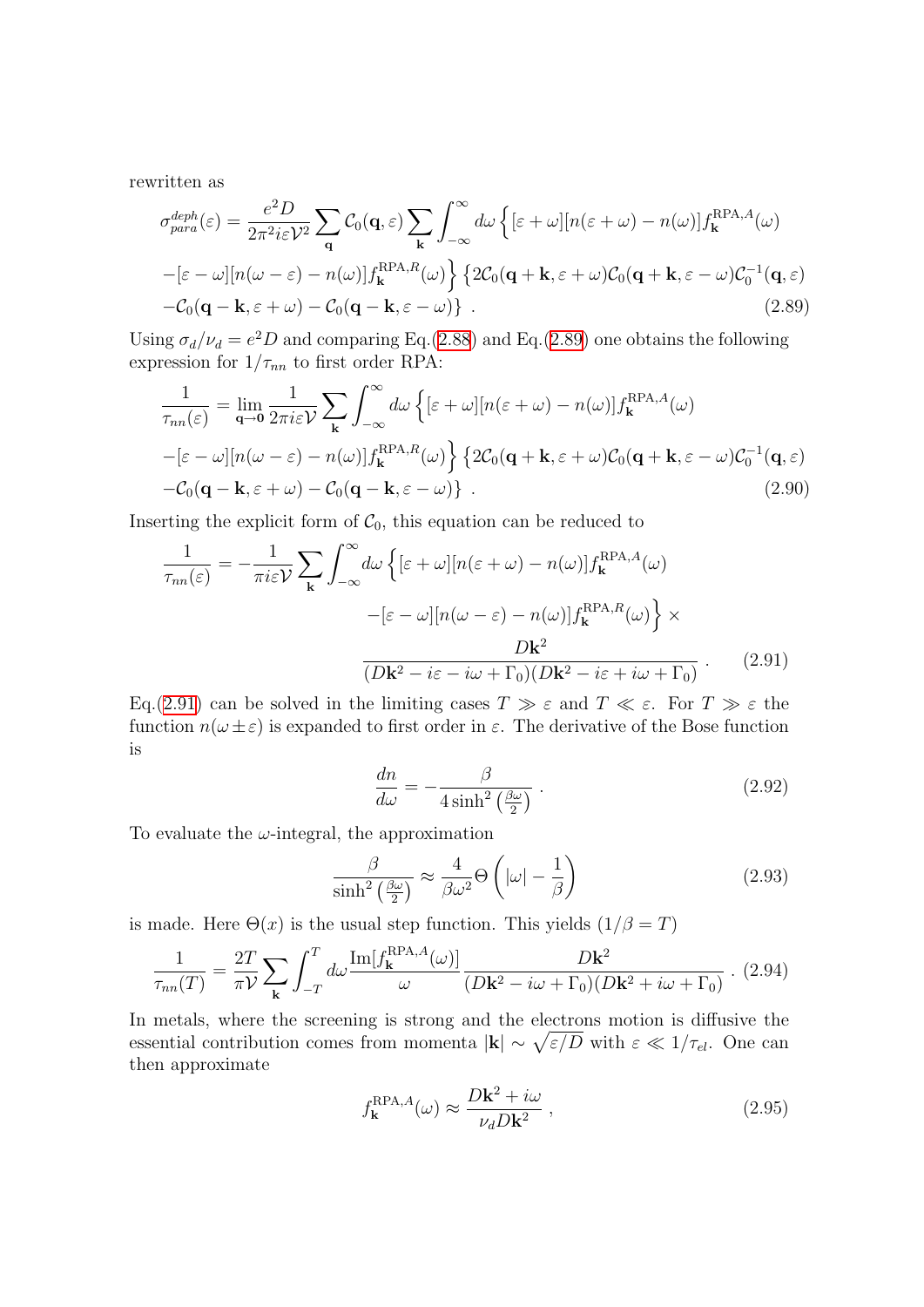rewritten as

$$
\begin{aligned}
\sigma^{deph}_{para}(\varepsilon) = \frac{e^2 D}{2\pi^2 i\varepsilon \mathcal{V}^2} \sum_{\mathbf{q}} \mathcal{C}_0(\mathbf{q},\varepsilon) \sum_{\mathbf{k}} \int_{-\infty}^{\infty} d\omega \Big\{ [\varepsilon+\omega][n(\varepsilon+\omega) - n(\omega)] f^{\mathrm{RPA},A}_{\mathbf{k}}(\omega) \\
-[\varepsilon-\omega][n(\omega-\varepsilon) - n(\omega)] f^{\mathrm{RPA},R}_{\mathbf{k}}(\omega) \Big\} \left\{ 2\mathcal{C}_0(\mathbf{q}+\mathbf{k},\varepsilon+\omega)\mathcal{C}_0(\mathbf{q}+\mathbf{k},\varepsilon-\omega)\mathcal{C}_0^{-1}(\mathbf{q},\varepsilon) \right. \\
\left. -\mathcal{C}_0(\mathbf{q}-\mathbf{k},\varepsilon+\omega) - \mathcal{C}_0(\mathbf{q}-\mathbf{k},\varepsilon-\omega) \right\} \; . \qquad (2.89)
\end{aligned}
$$

Using $\sigma_d/\nu_d = e^2 D$ and comparing Eq.(2.88) and Eq.(2.89) one obtains the following expression for $1/\tau_{nn}$ to first order RPA:

$$
\begin{aligned}
\frac{1}{\tau_{nn}(\varepsilon)} = \lim_{\mathbf{q}\to\mathbf{0}} \frac{1}{2\pi i\varepsilon \mathcal{V}} \sum_{\mathbf{k}} \int_{-\infty}^{\infty} d\omega \Big\{ [\varepsilon+\omega][n(\varepsilon+\omega) - n(\omega)] f^{\mathrm{RPA},A}_{\mathbf{k}}(\omega) \\
-[\varepsilon-\omega][n(\omega-\varepsilon) - n(\omega)] f^{\mathrm{RPA},R}_{\mathbf{k}}(\omega) \Big\} \left\{ 2\mathcal{C}_0(\mathbf{q}+\mathbf{k},\varepsilon+\omega)\mathcal{C}_0(\mathbf{q}+\mathbf{k},\varepsilon-\omega)\mathcal{C}_0^{-1}(\mathbf{q},\varepsilon) \right. \\
\left. -\mathcal{C}_0(\mathbf{q}-\mathbf{k},\varepsilon+\omega) - \mathcal{C}_0(\mathbf{q}-\mathbf{k},\varepsilon-\omega) \right\} \; . \qquad (2.90)
\end{aligned}
$$

Inserting the explicit form of $\mathcal{C}_0$, this equation can be reduced to

$$
\begin{aligned}
\frac{1}{\tau_{nn}(\varepsilon)} = -\frac{1}{\pi i\varepsilon \mathcal{V}} \sum_{\mathbf{k}} \int_{-\infty}^{\infty} d\omega \Big\{ [\varepsilon+\omega][n(\varepsilon+\omega) - n(\omega)] f^{\mathrm{RPA},A}_{\mathbf{k}}(\omega) \\
-[\varepsilon-\omega][n(\omega-\varepsilon) - n(\omega)] f^{\mathrm{RPA},R}_{\mathbf{k}}(\omega) \Big\} \times \\
\frac{D\mathbf{k}^2}{(D\mathbf{k}^2 - i\varepsilon - i\omega + \Gamma_0)(D\mathbf{k}^2 - i\varepsilon + i\omega + \Gamma_0)} \; . \qquad (2.91)
\end{aligned}
$$

Eq.(2.91) can be solved in the limiting cases $T \gg \varepsilon$ and $T \ll \varepsilon$. For $T \gg \varepsilon$ the function $n(\omega \pm \varepsilon)$ is expanded to first order in $\varepsilon$. The derivative of the Bose function is

$$
\frac{dn}{d\omega} = -\frac{\beta}{4\sinh^2\left(\frac{\beta\omega}{2}\right)} \; . \qquad (2.92)
$$

To evaluate the $\omega$-integral, the approximation

$$
\frac{\beta}{\sinh^2\left(\frac{\beta\omega}{2}\right)} \approx \frac{4}{\beta\omega^2} \Theta\left(|\omega| - \frac{1}{\beta}\right) \qquad (2.93)
$$

is made. Here $\Theta(x)$ is the usual step function. This yields ($1/\beta = T$)

$$
\frac{1}{\tau_{nn}(T)} = \frac{2T}{\pi \mathcal{V}} \sum_{\mathbf{k}} \int_{-T}^{T} d\omega \frac{\mathrm{Im}[f^{\mathrm{RPA},A}_{\mathbf{k}}(\omega)]}{\omega} \frac{D\mathbf{k}^2}{(D\mathbf{k}^2 - i\omega + \Gamma_0)(D\mathbf{k}^2 + i\omega + \Gamma_0)} \; . \qquad (2.94)
$$

In metals, where the screening is strong and the electrons motion is diffusive the essential contribution comes from momenta $|\mathbf{k}| \sim \sqrt{\varepsilon/D}$ with $\varepsilon \ll 1/\tau_{el}$. One can then approximate

$$
f^{\mathrm{RPA},A}_{\mathbf{k}}(\omega) \approx \frac{D\mathbf{k}^2 + i\omega}{\nu_d D\mathbf{k}^2} \; , \qquad (2.95)
$$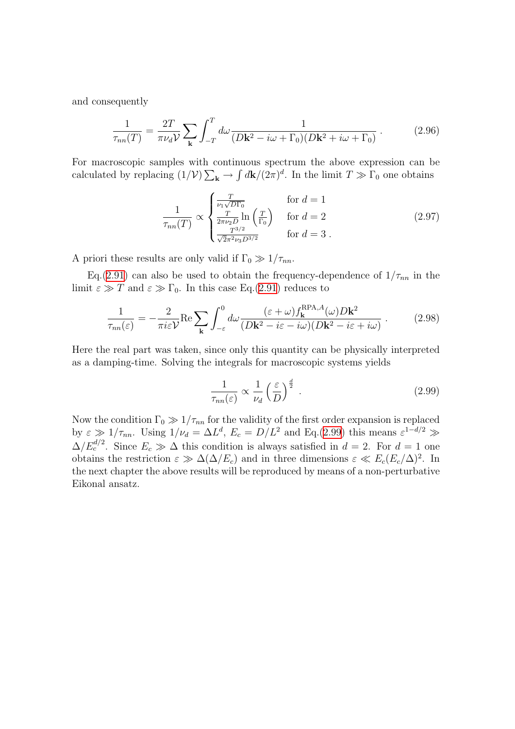and consequently

$$\frac{1}{\tau_{nn}(T)} = \frac{2T}{\pi\nu_d\mathcal{V}}\sum_{\mathbf{k}}\int_{-T}^{T} d\omega \frac{1}{(D\mathbf{k}^2 - i\omega + \Gamma_0)(D\mathbf{k}^2 + i\omega + \Gamma_0)} \; . \tag{2.96}$$

For macroscopic samples with continuous spectrum the above expression can be calculated by replacing $(1/\mathcal{V})\sum_{\mathbf{k}} \to \int d\mathbf{k}/(2\pi)^d$. In the limit $T \gg \Gamma_0$ one obtains

$$\frac{1}{\tau_{nn}(T)} \propto \begin{cases} \frac{T}{\nu_1\sqrt{D\Gamma_0}} & \text{for } d = 1 \\ \frac{T}{2\pi\nu_2 D}\ln\left(\frac{T}{\Gamma_0}\right) & \text{for } d = 2 \\ \frac{T^{3/2}}{\sqrt{2}\pi^2\nu_3 D^{3/2}} & \text{for } d = 3 \; . \end{cases} \tag{2.97}$$

A priori these results are only valid if $\Gamma_0 \gg 1/\tau_{nn}$.

Eq.(2.91) can also be used to obtain the frequency-dependence of $1/\tau_{nn}$ in the limit $\varepsilon \gg T$ and $\varepsilon \gg \Gamma_0$. In this case Eq.(2.91) reduces to

$$\frac{1}{\tau_{nn}(\varepsilon)} = -\frac{2}{\pi i\varepsilon\mathcal{V}}\mathrm{Re}\sum_{\mathbf{k}}\int_{-\varepsilon}^{0} d\omega \frac{(\varepsilon+\omega)f_{\mathbf{k}}^{\mathrm{RPA},A}(\omega)D\mathbf{k}^2}{(D\mathbf{k}^2 - i\varepsilon - i\omega)(D\mathbf{k}^2 - i\varepsilon + i\omega)} \; . \tag{2.98}$$

Here the real part was taken, since only this quantity can be physically interpreted as a damping-time. Solving the integrals for macroscopic systems yields

$$\frac{1}{\tau_{nn}(\varepsilon)} \propto \frac{1}{\nu_d}\left(\frac{\varepsilon}{D}\right)^{\frac{d}{2}} \; . \tag{2.99}$$

Now the condition $\Gamma_0 \gg 1/\tau_{nn}$ for the validity of the first order expansion is replaced by $\varepsilon \gg 1/\tau_{nn}$. Using $1/\nu_d = \Delta L^d$, $E_c = D/L^2$ and Eq.(2.99) this means $\varepsilon^{1-d/2} \gg \Delta/E_c^{d/2}$. Since $E_c \gg \Delta$ this condition is always satisfied in $d = 2$. For $d = 1$ one obtains the restriction $\varepsilon \gg \Delta(\Delta/E_c)$ and in three dimensions $\varepsilon \ll E_c(E_c/\Delta)^2$. In the next chapter the above results will be reproduced by means of a non-perturbative Eikonal ansatz.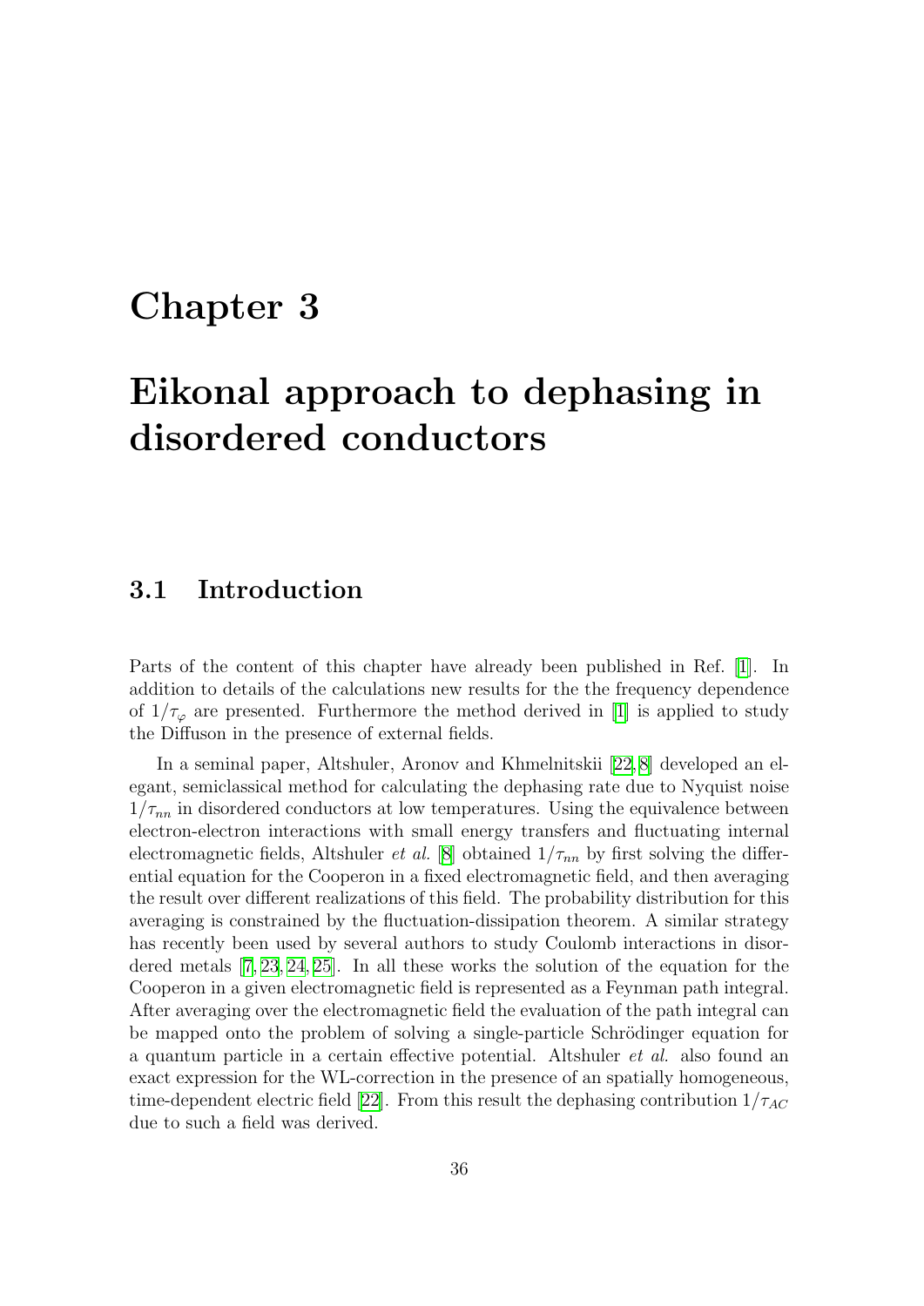# Chapter 3

# Eikonal approach to dephasing in disordered conductors

## 3.1 Introduction

Parts of the content of this chapter have already been published in Ref. [1]. In addition to details of the calculations new results for the the frequency dependence of $1/\tau_\varphi$ are presented. Furthermore the method derived in [1] is applied to study the Diffuson in the presence of external fields.

In a seminal paper, Altshuler, Aronov and Khmelnitskii [22, 8] developed an elegant, semiclassical method for calculating the dephasing rate due to Nyquist noise $1/\tau_{nn}$ in disordered conductors at low temperatures. Using the equivalence between electron-electron interactions with small energy transfers and fluctuating internal electromagnetic fields, Altshuler *et al.* [8] obtained $1/\tau_{nn}$ by first solving the differential equation for the Cooperon in a fixed electromagnetic field, and then averaging the result over different realizations of this field. The probability distribution for this averaging is constrained by the fluctuation-dissipation theorem. A similar strategy has recently been used by several authors to study Coulomb interactions in disordered metals [7, 23, 24, 25]. In all these works the solution of the equation for the Cooperon in a given electromagnetic field is represented as a Feynman path integral. After averaging over the electromagnetic field the evaluation of the path integral can be mapped onto the problem of solving a single-particle Schrödinger equation for a quantum particle in a certain effective potential. Altshuler *et al.* also found an exact expression for the WL-correction in the presence of an spatially homogeneous, time-dependent electric field [22]. From this result the dephasing contribution $1/\tau_{AC}$ due to such a field was derived.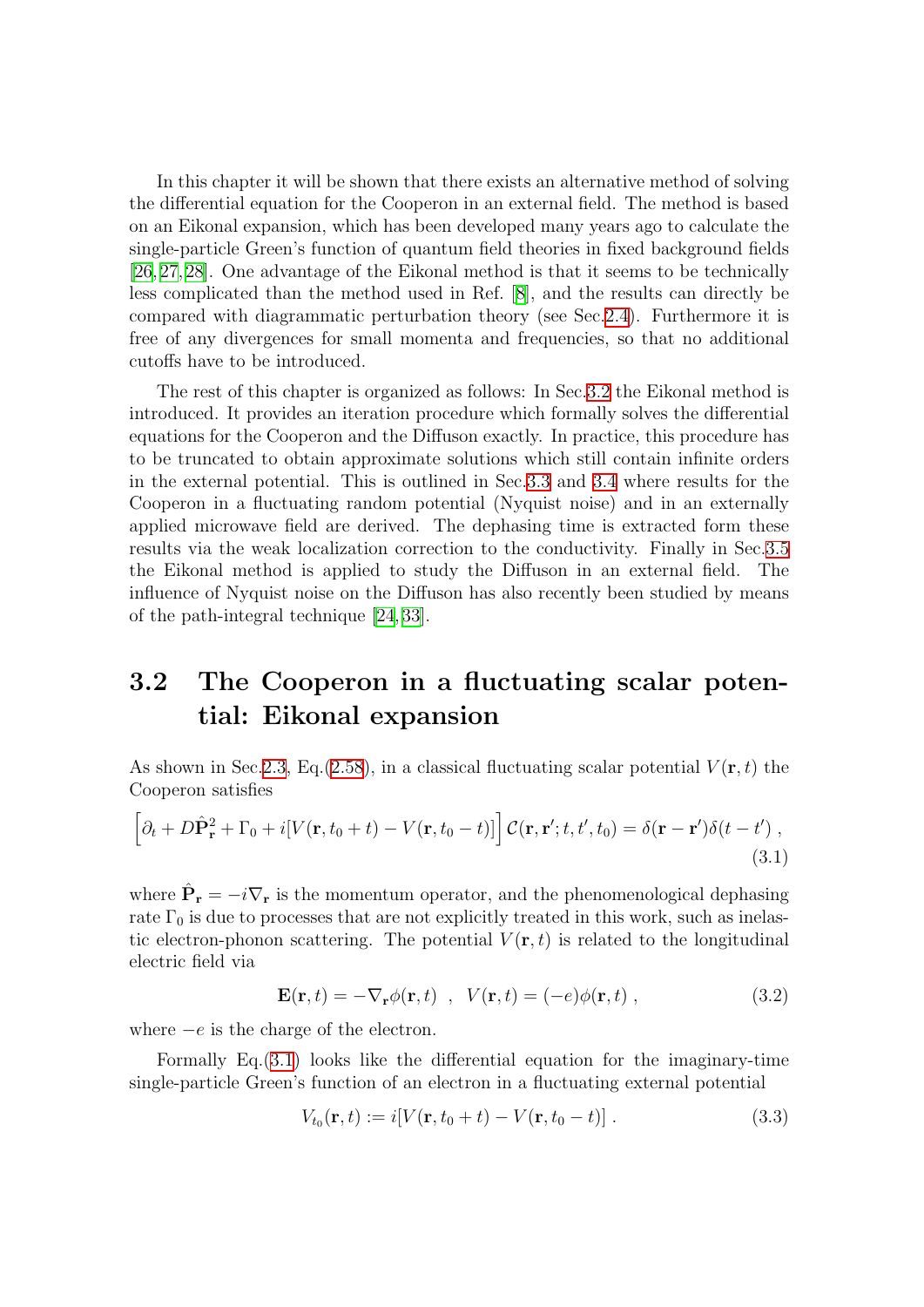In this chapter it will be shown that there exists an alternative method of solving the differential equation for the Cooperon in an external field. The method is based on an Eikonal expansion, which has been developed many years ago to calculate the single-particle Green's function of quantum field theories in fixed background fields [26, 27, 28]. One advantage of the Eikonal method is that it seems to be technically less complicated than the method used in Ref. [8], and the results can directly be compared with diagrammatic perturbation theory (see Sec.2.4). Furthermore it is free of any divergences for small momenta and frequencies, so that no additional cutoffs have to be introduced.

The rest of this chapter is organized as follows: In Sec.3.2 the Eikonal method is introduced. It provides an iteration procedure which formally solves the differential equations for the Cooperon and the Diffuson exactly. In practice, this procedure has to be truncated to obtain approximate solutions which still contain infinite orders in the external potential. This is outlined in Sec.3.3 and 3.4 where results for the Cooperon in a fluctuating random potential (Nyquist noise) and in an externally applied microwave field are derived. The dephasing time is extracted form these results via the weak localization correction to the conductivity. Finally in Sec.3.5 the Eikonal method is applied to study the Diffuson in an external field. The influence of Nyquist noise on the Diffuson has also recently been studied by means of the path-integral technique [24, 33].

## 3.2 The Cooperon in a fluctuating scalar potential: Eikonal expansion

As shown in Sec.2.3, Eq.(2.58), in a classical fluctuating scalar potential $V(\mathbf{r}, t)$ the Cooperon satisfies

$$\left[\partial_t + D\hat{\mathbf{P}}_{\mathbf{r}}^2 + \Gamma_0 + i[V(\mathbf{r}, t_0 + t) - V(\mathbf{r}, t_0 - t)]\right] \mathcal{C}(\mathbf{r}, \mathbf{r}'; t, t', t_0) = \delta(\mathbf{r} - \mathbf{r}')\delta(t - t') \; , \tag{3.1}$$

where $\hat{\mathbf{P}}_{\mathbf{r}} = -i\nabla_{\mathbf{r}}$ is the momentum operator, and the phenomenological dephasing rate $\Gamma_0$ is due to processes that are not explicitly treated in this work, such as inelastic electron-phonon scattering. The potential $V(\mathbf{r}, t)$ is related to the longitudinal electric field via

$$\mathbf{E}(\mathbf{r}, t) = -\nabla_{\mathbf{r}}\phi(\mathbf{r}, t) \;\; , \;\; V(\mathbf{r}, t) = (-e)\phi(\mathbf{r}, t) \; , \tag{3.2}$$

where $-e$ is the charge of the electron.

Formally Eq.(3.1) looks like the differential equation for the imaginary-time single-particle Green's function of an electron in a fluctuating external potential

$$V_{t_0}(\mathbf{r}, t) := i[V(\mathbf{r}, t_0 + t) - V(\mathbf{r}, t_0 - t)] \; . \tag{3.3}$$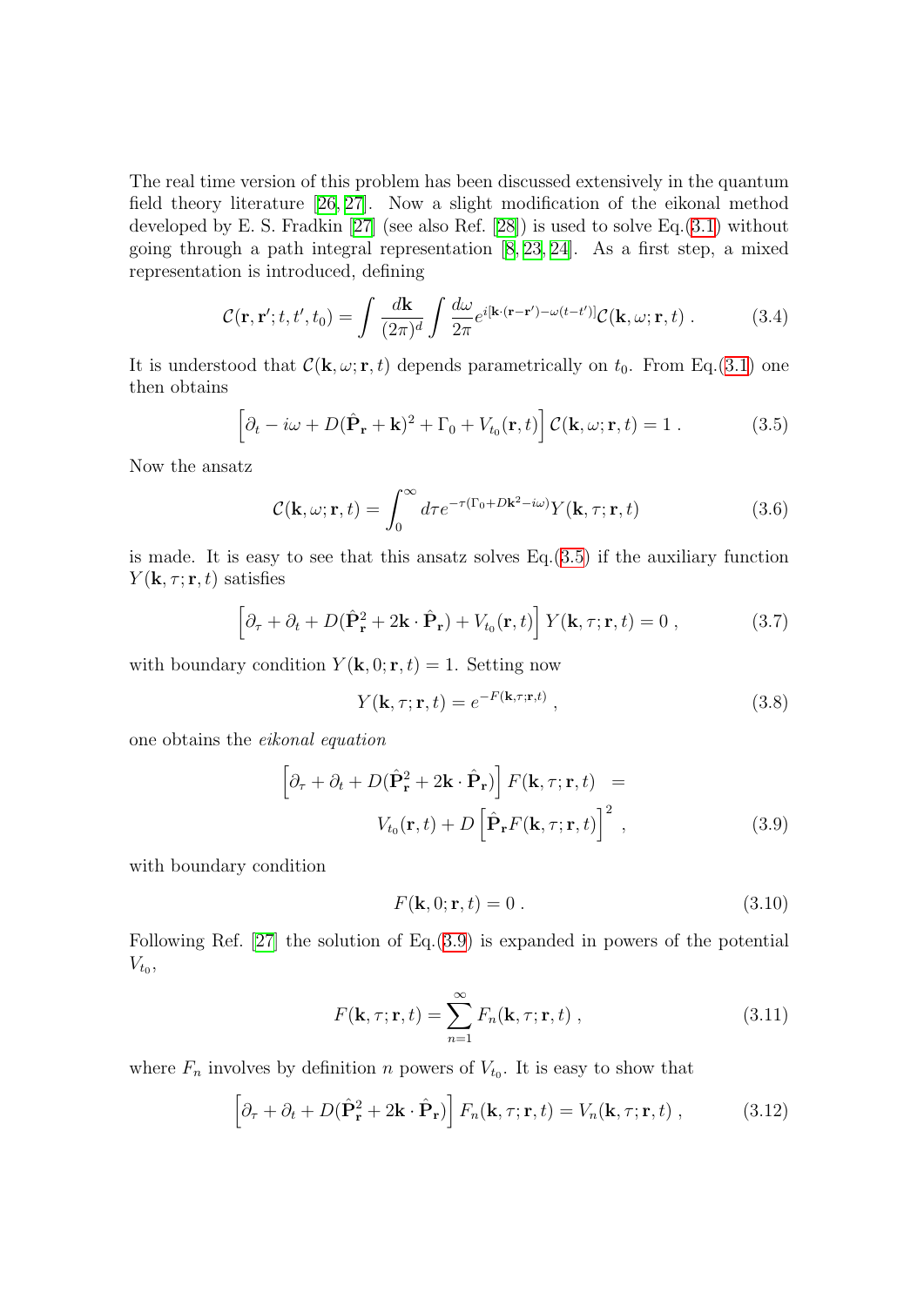The real time version of this problem has been discussed extensively in the quantum field theory literature [26, 27]. Now a slight modification of the eikonal method developed by E. S. Fradkin [27] (see also Ref. [28]) is used to solve Eq.(3.1) without going through a path integral representation [8, 23, 24]. As a first step, a mixed representation is introduced, defining

$$\mathcal{C}(\mathbf{r}, \mathbf{r}'; t, t', t_0) = \int \frac{d\mathbf{k}}{(2\pi)^d} \int \frac{d\omega}{2\pi} e^{i[\mathbf{k}\cdot(\mathbf{r}-\mathbf{r}') - \omega(t-t')]} \mathcal{C}(\mathbf{k}, \omega; \mathbf{r}, t) \; . \tag{3.4}$$

It is understood that $\mathcal{C}(\mathbf{k}, \omega; \mathbf{r}, t)$ depends parametrically on $t_0$. From Eq.(3.1) one then obtains

$$\left[\partial_t - i\omega + D(\hat{\mathbf{P}}_{\mathbf{r}} + \mathbf{k})^2 + \Gamma_0 + V_{t_0}(\mathbf{r}, t)\right] \mathcal{C}(\mathbf{k}, \omega; \mathbf{r}, t) = 1 \; . \tag{3.5}$$

Now the ansatz

$$\mathcal{C}(\mathbf{k}, \omega; \mathbf{r}, t) = \int_0^\infty d\tau e^{-\tau(\Gamma_0 + D\mathbf{k}^2 - i\omega)} Y(\mathbf{k}, \tau; \mathbf{r}, t) \tag{3.6}$$

is made. It is easy to see that this ansatz solves Eq.(3.5) if the auxiliary function $Y(\mathbf{k}, \tau; \mathbf{r}, t)$ satisfies

$$\left[\partial_\tau + \partial_t + D(\hat{\mathbf{P}}_{\mathbf{r}}^2 + 2\mathbf{k}\cdot\hat{\mathbf{P}}_{\mathbf{r}}) + V_{t_0}(\mathbf{r}, t)\right] Y(\mathbf{k}, \tau; \mathbf{r}, t) = 0 \; , \tag{3.7}$$

with boundary condition $Y(\mathbf{k}, 0; \mathbf{r}, t) = 1$. Setting now

$$Y(\mathbf{k}, \tau; \mathbf{r}, t) = e^{-F(\mathbf{k}, \tau; \mathbf{r}, t)} \; , \tag{3.8}$$

one obtains the *eikonal equation*

$$\begin{aligned} \left[\partial_\tau + \partial_t + D(\hat{\mathbf{P}}_{\mathbf{r}}^2 + 2\mathbf{k}\cdot\hat{\mathbf{P}}_{\mathbf{r}})\right] F(\mathbf{k}, \tau; \mathbf{r}, t) \;\; &= \\ V_{t_0}(\mathbf{r}, t) + D\left[\hat{\mathbf{P}}_{\mathbf{r}} F(\mathbf{k}, \tau; \mathbf{r}, t)\right]^2 \; &, \end{aligned} \tag{3.9}$$

with boundary condition

$$F(\mathbf{k}, 0; \mathbf{r}, t) = 0 \; . \tag{3.10}$$

Following Ref. [27] the solution of Eq.(3.9) is expanded in powers of the potential $V_{t_0}$,

$$F(\mathbf{k}, \tau; \mathbf{r}, t) = \sum_{n=1}^\infty F_n(\mathbf{k}, \tau; \mathbf{r}, t) \; , \tag{3.11}$$

where $F_n$ involves by definition $n$ powers of $V_{t_0}$. It is easy to show that

$$\left[\partial_\tau + \partial_t + D(\hat{\mathbf{P}}_{\mathbf{r}}^2 + 2\mathbf{k}\cdot\hat{\mathbf{P}}_{\mathbf{r}})\right] F_n(\mathbf{k}, \tau; \mathbf{r}, t) = V_n(\mathbf{k}, \tau; \mathbf{r}, t) \; , \tag{3.12}$$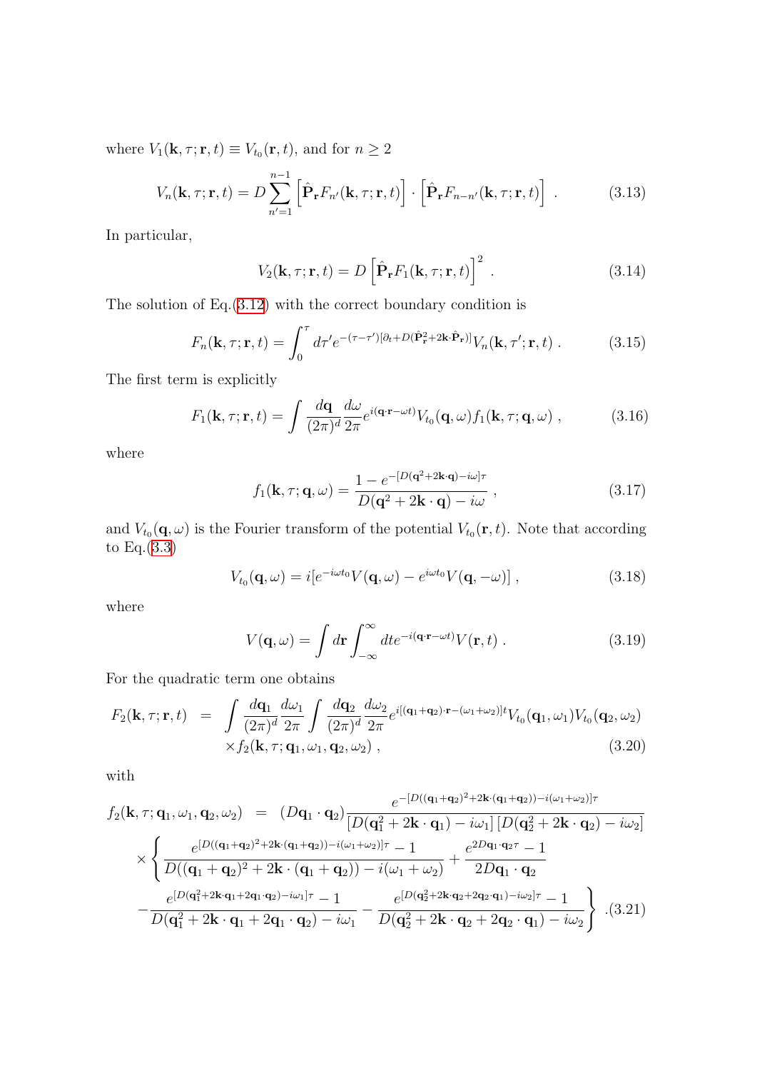where $V_1(\mathbf{k}, \tau; \mathbf{r}, t) \equiv V_{t_0}(\mathbf{r}, t)$, and for $n \geq 2$

$$V_n(\mathbf{k}, \tau; \mathbf{r}, t) = D \sum_{n'=1}^{n-1} \left[\hat{\mathbf{P}}_{\mathbf{r}} F_{n'}(\mathbf{k}, \tau; \mathbf{r}, t)\right] \cdot \left[\hat{\mathbf{P}}_{\mathbf{r}} F_{n-n'}(\mathbf{k}, \tau; \mathbf{r}, t)\right] \ . \tag{3.13}$$

In particular,

$$V_2(\mathbf{k}, \tau; \mathbf{r}, t) = D \left[\hat{\mathbf{P}}_{\mathbf{r}} F_1(\mathbf{k}, \tau; \mathbf{r}, t)\right]^2 \ . \tag{3.14}$$

The solution of Eq.(3.12) with the correct boundary condition is

$$F_n(\mathbf{k}, \tau; \mathbf{r}, t) = \int_0^\tau d\tau' e^{-(\tau-\tau')[\partial_t + D(\hat{\mathbf{P}}_{\mathbf{r}}^2 + 2\mathbf{k}\cdot\hat{\mathbf{P}}_{\mathbf{r}})]} V_n(\mathbf{k}, \tau'; \mathbf{r}, t) \ . \tag{3.15}$$

The first term is explicitly

$$F_1(\mathbf{k}, \tau; \mathbf{r}, t) = \int \frac{d\mathbf{q}}{(2\pi)^d} \frac{d\omega}{2\pi} e^{i(\mathbf{q}\cdot\mathbf{r} - \omega t)} V_{t_0}(\mathbf{q}, \omega) f_1(\mathbf{k}, \tau; \mathbf{q}, \omega) \ , \tag{3.16}$$

where

$$f_1(\mathbf{k}, \tau; \mathbf{q}, \omega) = \frac{1 - e^{-[D(\mathbf{q}^2 + 2\mathbf{k}\cdot\mathbf{q}) - i\omega]\tau}}{D(\mathbf{q}^2 + 2\mathbf{k}\cdot\mathbf{q}) - i\omega} \ , \tag{3.17}$$

and $V_{t_0}(\mathbf{q}, \omega)$ is the Fourier transform of the potential $V_{t_0}(\mathbf{r}, t)$. Note that according to Eq.(3.3)

$$V_{t_0}(\mathbf{q}, \omega) = i[e^{-i\omega t_0} V(\mathbf{q}, \omega) - e^{i\omega t_0} V(\mathbf{q}, -\omega)] \ , \tag{3.18}$$

where

$$V(\mathbf{q}, \omega) = \int d\mathbf{r} \int_{-\infty}^{\infty} dt e^{-i(\mathbf{q}\cdot\mathbf{r} - \omega t)} V(\mathbf{r}, t) \ . \tag{3.19}$$

For the quadratic term one obtains

$$\begin{aligned} F_2(\mathbf{k}, \tau; \mathbf{r}, t) &= \int \frac{d\mathbf{q}_1}{(2\pi)^d} \frac{d\omega_1}{2\pi} \int \frac{d\mathbf{q}_2}{(2\pi)^d} \frac{d\omega_2}{2\pi} e^{i[(\mathbf{q}_1 + \mathbf{q}_2)\cdot\mathbf{r} - (\omega_1 + \omega_2)]t} V_{t_0}(\mathbf{q}_1, \omega_1) V_{t_0}(\mathbf{q}_2, \omega_2) \\ &\quad \times f_2(\mathbf{k}, \tau; \mathbf{q}_1, \omega_1, \mathbf{q}_2, \omega_2) \ , \end{aligned} \tag{3.20}$$

with

$$\begin{aligned} f_2(\mathbf{k}, \tau; \mathbf{q}_1, \omega_1, \mathbf{q}_2, \omega_2) &= (D\mathbf{q}_1\cdot\mathbf{q}_2) \frac{e^{-[D((\mathbf{q}_1+\mathbf{q}_2)^2 + 2\mathbf{k}\cdot(\mathbf{q}_1+\mathbf{q}_2)) - i(\omega_1+\omega_2)]\tau}}{[D(\mathbf{q}_1^2 + 2\mathbf{k}\cdot\mathbf{q}_1) - i\omega_1]\,[D(\mathbf{q}_2^2 + 2\mathbf{k}\cdot\mathbf{q}_2) - i\omega_2]} \\ &\times \left\{ \frac{e^{[D((\mathbf{q}_1+\mathbf{q}_2)^2 + 2\mathbf{k}\cdot(\mathbf{q}_1+\mathbf{q}_2)) - i(\omega_1+\omega_2)]\tau} - 1}{D((\mathbf{q}_1+\mathbf{q}_2)^2 + 2\mathbf{k}\cdot(\mathbf{q}_1+\mathbf{q}_2)) - i(\omega_1+\omega_2)} + \frac{e^{2D\mathbf{q}_1\cdot\mathbf{q}_2\tau} - 1}{2D\mathbf{q}_1\cdot\mathbf{q}_2} \right. \\ &\left. - \frac{e^{[D(\mathbf{q}_1^2 + 2\mathbf{k}\cdot\mathbf{q}_1 + 2\mathbf{q}_1\cdot\mathbf{q}_2) - i\omega_1]\tau} - 1}{D(\mathbf{q}_1^2 + 2\mathbf{k}\cdot\mathbf{q}_1 + 2\mathbf{q}_1\cdot\mathbf{q}_2) - i\omega_1} - \frac{e^{[D(\mathbf{q}_2^2 + 2\mathbf{k}\cdot\mathbf{q}_2 + 2\mathbf{q}_2\cdot\mathbf{q}_1) - i\omega_2]\tau} - 1}{D(\mathbf{q}_2^2 + 2\mathbf{k}\cdot\mathbf{q}_2 + 2\mathbf{q}_2\cdot\mathbf{q}_1) - i\omega_2} \right\} . \end{aligned} \tag{3.21}$$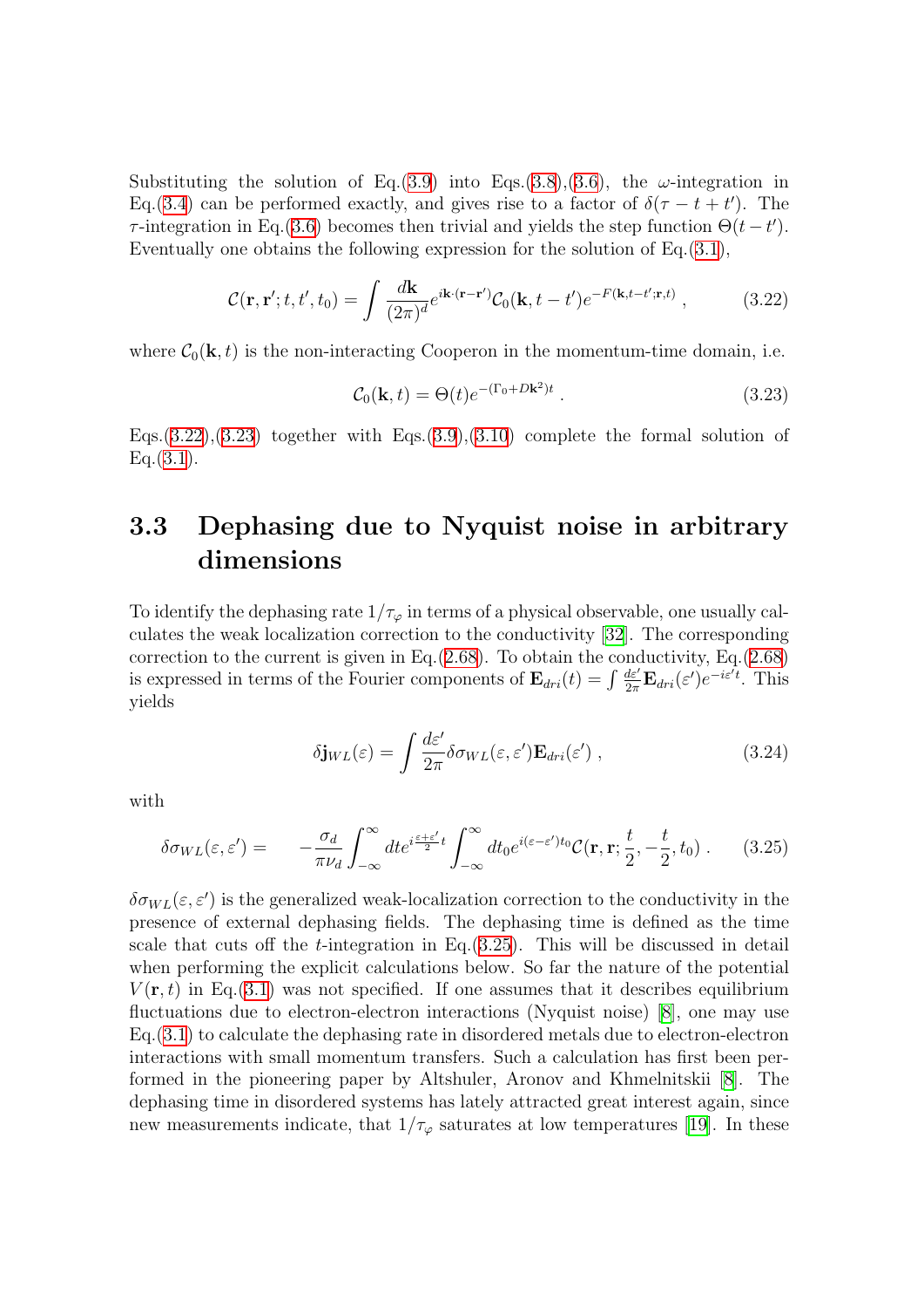Substituting the solution of Eq.(3.9) into Eqs.(3.8),(3.6), the $\omega$-integration in Eq.(3.4) can be performed exactly, and gives rise to a factor of $\delta(\tau - t + t')$. The $\tau$-integration in Eq.(3.6) becomes then trivial and yields the step function $\Theta(t - t')$. Eventually one obtains the following expression for the solution of Eq.(3.1),

$$\mathcal{C}(\mathbf{r}, \mathbf{r}'; t, t', t_0) = \int \frac{d\mathbf{k}}{(2\pi)^d} e^{i\mathbf{k}\cdot(\mathbf{r}-\mathbf{r}')} \mathcal{C}_0(\mathbf{k}, t - t') e^{-F(\mathbf{k}, t-t'; \mathbf{r}, t)} , \tag{3.22}$$

where $\mathcal{C}_0(\mathbf{k}, t)$ is the non-interacting Cooperon in the momentum-time domain, i.e.

$$\mathcal{C}_0(\mathbf{k}, t) = \Theta(t) e^{-(\Gamma_0 + D\mathbf{k}^2)t} . \tag{3.23}$$

Eqs.(3.22),(3.23) together with Eqs.(3.9),(3.10) complete the formal solution of Eq.(3.1).

## 3.3 Dephasing due to Nyquist noise in arbitrary dimensions

To identify the dephasing rate $1/\tau_\varphi$ in terms of a physical observable, one usually calculates the weak localization correction to the conductivity [32]. The corresponding correction to the current is given in Eq.(2.68). To obtain the conductivity, Eq.(2.68) is expressed in terms of the Fourier components of $\mathbf{E}_{dri}(t) = \int \frac{d\varepsilon'}{2\pi} \mathbf{E}_{dri}(\varepsilon') e^{-i\varepsilon' t}$. This yields

$$\delta \mathbf{j}_{WL}(\varepsilon) = \int \frac{d\varepsilon'}{2\pi} \delta\sigma_{WL}(\varepsilon, \varepsilon') \mathbf{E}_{dri}(\varepsilon') , \tag{3.24}$$

with

$$\delta\sigma_{WL}(\varepsilon, \varepsilon') = \quad -\frac{\sigma_d}{\pi \nu_d} \int_{-\infty}^{\infty} dt e^{i\frac{\varepsilon+\varepsilon'}{2}t} \int_{-\infty}^{\infty} dt_0 e^{i(\varepsilon-\varepsilon')t_0} \mathcal{C}(\mathbf{r}, \mathbf{r}; \frac{t}{2}, -\frac{t}{2}, t_0) . \tag{3.25}$$

$\delta\sigma_{WL}(\varepsilon, \varepsilon')$ is the generalized weak-localization correction to the conductivity in the presence of external dephasing fields. The dephasing time is defined as the time scale that cuts off the $t$-integration in Eq.(3.25). This will be discussed in detail when performing the explicit calculations below. So far the nature of the potential $V(\mathbf{r}, t)$ in Eq.(3.1) was not specified. If one assumes that it describes equilibrium fluctuations due to electron-electron interactions (Nyquist noise) [8], one may use Eq.(3.1) to calculate the dephasing rate in disordered metals due to electron-electron interactions with small momentum transfers. Such a calculation has first been performed in the pioneering paper by Altshuler, Aronov and Khmelnitskii [8]. The dephasing time in disordered systems has lately attracted great interest again, since new measurements indicate, that $1/\tau_\varphi$ saturates at low temperatures [19]. In these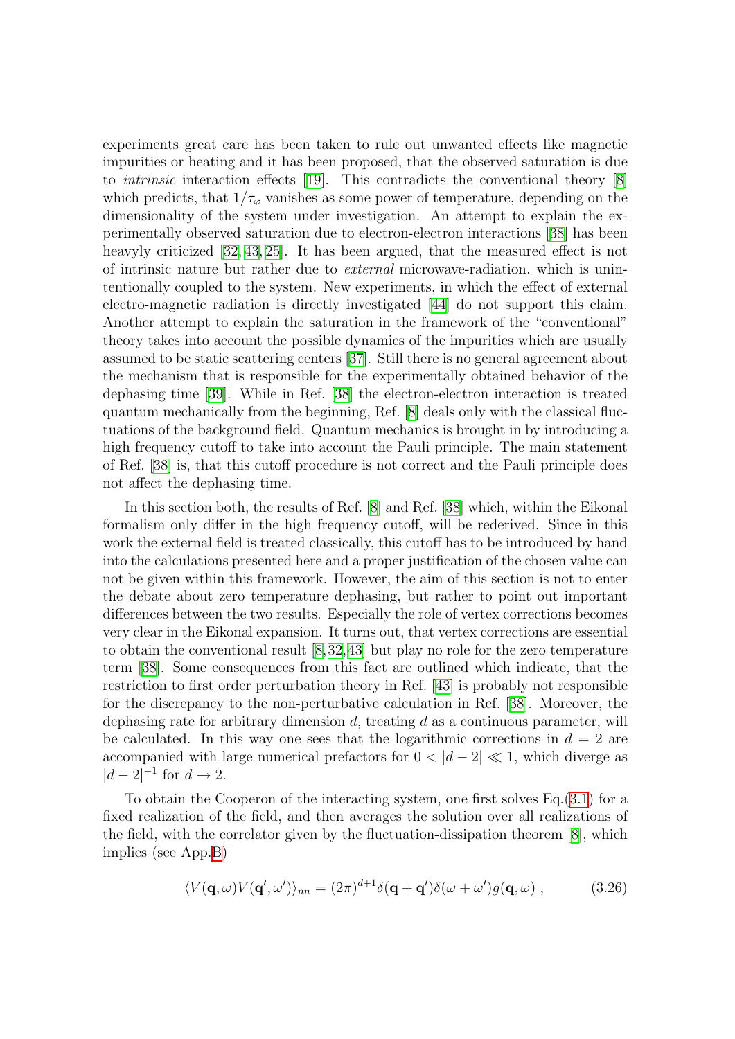experiments great care has been taken to rule out unwanted effects like magnetic impurities or heating and it has been proposed, that the observed saturation is due to *intrinsic* interaction effects [19]. This contradicts the conventional theory [8] which predicts, that $1/\tau_\varphi$ vanishes as some power of temperature, depending on the dimensionality of the system under investigation. An attempt to explain the experimentally observed saturation due to electron-electron interactions [38] has been heavyly criticized [32, 43, 25]. It has been argued, that the measured effect is not of intrinsic nature but rather due to *external* microwave-radiation, which is unintentionally coupled to the system. New experiments, in which the effect of external electro-magnetic radiation is directly investigated [44] do not support this claim. Another attempt to explain the saturation in the framework of the "conventional" theory takes into account the possible dynamics of the impurities which are usually assumed to be static scattering centers [37]. Still there is no general agreement about the mechanism that is responsible for the experimentally obtained behavior of the dephasing time [39]. While in Ref. [38] the electron-electron interaction is treated quantum mechanically from the beginning, Ref. [8] deals only with the classical fluctuations of the background field. Quantum mechanics is brought in by introducing a high frequency cutoff to take into account the Pauli principle. The main statement of Ref. [38] is, that this cutoff procedure is not correct and the Pauli principle does not affect the dephasing time.

In this section both, the results of Ref. [8] and Ref. [38] which, within the Eikonal formalism only differ in the high frequency cutoff, will be rederived. Since in this work the external field is treated classically, this cutoff has to be introduced by hand into the calculations presented here and a proper justification of the chosen value can not be given within this framework. However, the aim of this section is not to enter the debate about zero temperature dephasing, but rather to point out important differences between the two results. Especially the role of vertex corrections becomes very clear in the Eikonal expansion. It turns out, that vertex corrections are essential to obtain the conventional result [8, 32, 43] but play no role for the zero temperature term [38]. Some consequences from this fact are outlined which indicate, that the restriction to first order perturbation theory in Ref. [43] is probably not responsible for the discrepancy to the non-perturbative calculation in Ref. [38]. Moreover, the dephasing rate for arbitrary dimension $d$, treating $d$ as a continuous parameter, will be calculated. In this way one sees that the logarithmic corrections in $d = 2$ are accompanied with large numerical prefactors for $0 < |d-2| \ll 1$, which diverge as $|d-2|^{-1}$ for $d \to 2$.

To obtain the Cooperon of the interacting system, one first solves Eq.(3.1) for a fixed realization of the field, and then averages the solution over all realizations of the field, with the correlator given by the fluctuation-dissipation theorem [8], which implies (see App.B)

$$\langle V(\mathbf{q}, \omega) V(\mathbf{q}', \omega') \rangle_{nn} = (2\pi)^{d+1} \delta(\mathbf{q} + \mathbf{q}') \delta(\omega + \omega') g(\mathbf{q}, \omega) \;, \tag{3.26}$$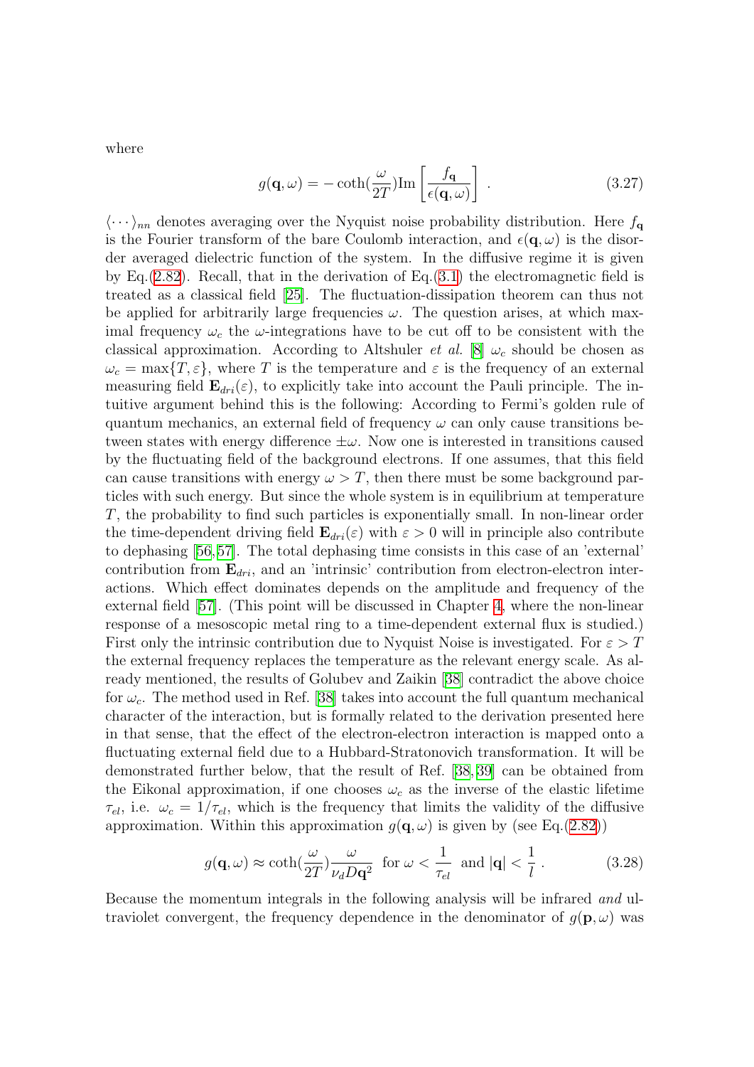where

$$g(\mathbf{q}, \omega) = -\coth(\frac{\omega}{2T})\text{Im}\left[\frac{f_{\mathbf{q}}}{\epsilon(\mathbf{q}, \omega)}\right] . \tag{3.27}$$

$\langle \cdots \rangle_{nn}$ denotes averaging over the Nyquist noise probability distribution. Here $f_{\mathbf{q}}$ is the Fourier transform of the bare Coulomb interaction, and $\epsilon(\mathbf{q}, \omega)$ is the disorder averaged dielectric function of the system. In the diffusive regime it is given by Eq.(2.82). Recall, that in the derivation of Eq.(3.1) the electromagnetic field is treated as a classical field [25]. The fluctuation-dissipation theorem can thus not be applied for arbitrarily large frequencies $\omega$. The question arises, at which maximal frequency $\omega_c$ the $\omega$-integrations have to be cut off to be consistent with the classical approximation. According to Altshuler *et al.* [8] $\omega_c$ should be chosen as $\omega_c = \max\{T, \varepsilon\}$, where $T$ is the temperature and $\varepsilon$ is the frequency of an external measuring field $\mathbf{E}_{dri}(\varepsilon)$, to explicitly take into account the Pauli principle. The intuitive argument behind this is the following: According to Fermi's golden rule of quantum mechanics, an external field of frequency $\omega$ can only cause transitions between states with energy difference $\pm\omega$. Now one is interested in transitions caused by the fluctuating field of the background electrons. If one assumes, that this field can cause transitions with energy $\omega > T$, then there must be some background particles with such energy. But since the whole system is in equilibrium at temperature $T$, the probability to find such particles is exponentially small. In non-linear order the time-dependent driving field $\mathbf{E}_{dri}(\varepsilon)$ with $\varepsilon > 0$ will in principle also contribute to dephasing [56,57]. The total dephasing time consists in this case of an 'external' contribution from $\mathbf{E}_{dri}$, and an 'intrinsic' contribution from electron-electron interactions. Which effect dominates depends on the amplitude and frequency of the external field [57]. (This point will be discussed in Chapter 4, where the non-linear response of a mesoscopic metal ring to a time-dependent external flux is studied.) First only the intrinsic contribution due to Nyquist Noise is investigated. For $\varepsilon > T$ the external frequency replaces the temperature as the relevant energy scale. As already mentioned, the results of Golubev and Zaikin [38] contradict the above choice for $\omega_c$. The method used in Ref. [38] takes into account the full quantum mechanical character of the interaction, but is formally related to the derivation presented here in that sense, that the effect of the electron-electron interaction is mapped onto a fluctuating external field due to a Hubbard-Stratonovich transformation. It will be demonstrated further below, that the result of Ref. [38,39] can be obtained from the Eikonal approximation, if one chooses $\omega_c$ as the inverse of the elastic lifetime $\tau_{el}$, i.e. $\omega_c = 1/\tau_{el}$, which is the frequency that limits the validity of the diffusive approximation. Within this approximation $g(\mathbf{q}, \omega)$ is given by (see Eq.(2.82))

$$g(\mathbf{q}, \omega) \approx \coth(\frac{\omega}{2T})\frac{\omega}{\nu_d D\mathbf{q}^2} \;\; \text{for } \omega < \frac{1}{\tau_{el}} \;\text{ and } |\mathbf{q}| < \frac{1}{l} . \tag{3.28}$$

Because the momentum integrals in the following analysis will be infrared *and* ultraviolet convergent, the frequency dependence in the denominator of $g(\mathbf{p}, \omega)$ was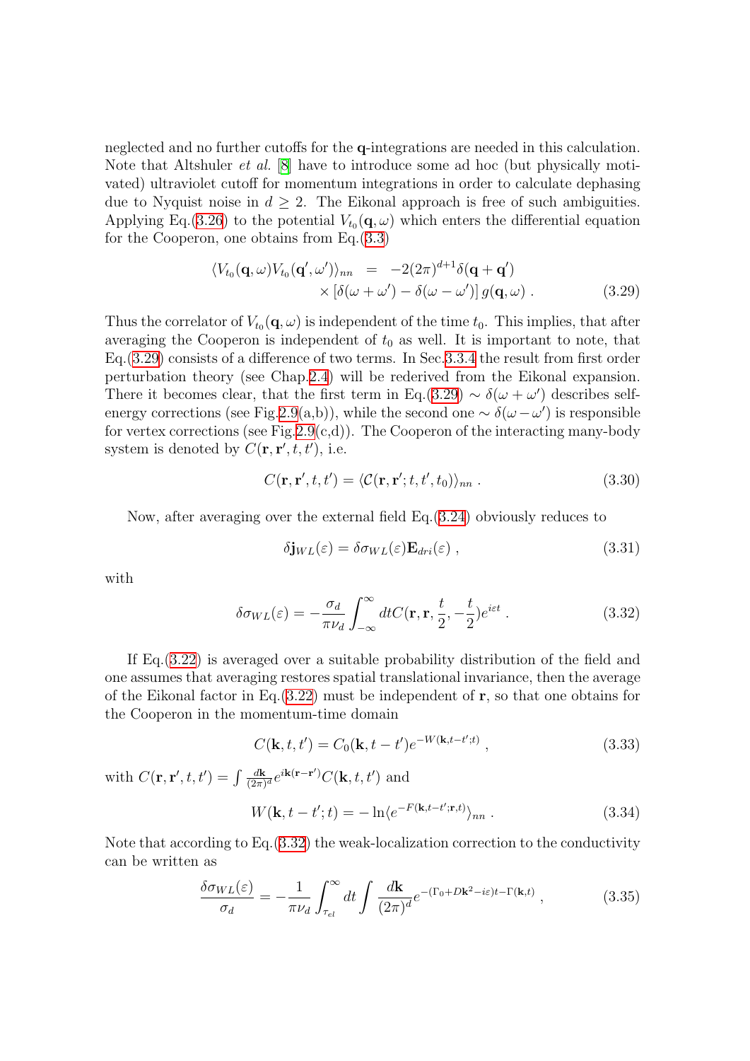neglected and no further cutoffs for the **q**-integrations are needed in this calculation. Note that Altshuler *et al.* [8] have to introduce some ad hoc (but physically motivated) ultraviolet cutoff for momentum integrations in order to calculate dephasing due to Nyquist noise in $d \geq 2$. The Eikonal approach is free of such ambiguities. Applying Eq.(3.26) to the potential $V_{t_0}(\mathbf{q},\omega)$ which enters the differential equation for the Cooperon, one obtains from Eq.(3.3)

$$
\begin{aligned}
\langle V_{t_0}(\mathbf{q},\omega)V_{t_0}(\mathbf{q}',\omega')\rangle_{nn} \;\; &= \;\; -2(2\pi)^{d+1}\delta(\mathbf{q}+\mathbf{q}') \\
&\quad\times \left[\delta(\omega+\omega')-\delta(\omega-\omega')\right] g(\mathbf{q},\omega) \; . \qquad (3.29)
\end{aligned}
$$

Thus the correlator of $V_{t_0}(\mathbf{q},\omega)$ is independent of the time $t_0$. This implies, that after averaging the Cooperon is independent of $t_0$ as well. It is important to note, that Eq.(3.29) consists of a difference of two terms. In Sec.3.3.4 the result from first order perturbation theory (see Chap.2.4) will be rederived from the Eikonal expansion. There it becomes clear, that the first term in Eq.(3.29) $\sim \delta(\omega+\omega')$ describes self-energy corrections (see Fig.2.9(a,b)), while the second one $\sim \delta(\omega-\omega')$ is responsible for vertex corrections (see Fig.2.9(c,d)). The Cooperon of the interacting many-body system is denoted by $C(\mathbf{r},\mathbf{r}',t,t')$, i.e.

$$
C(\mathbf{r},\mathbf{r}',t,t') = \langle \mathcal{C}(\mathbf{r},\mathbf{r}';t,t',t_0)\rangle_{nn} \; . \qquad (3.30)
$$

Now, after averaging over the external field Eq.(3.24) obviously reduces to

$$
\delta\mathbf{j}_{WL}(\varepsilon) = \delta\sigma_{WL}(\varepsilon)\mathbf{E}_{dri}(\varepsilon) \; , \qquad (3.31)
$$

with

$$
\delta\sigma_{WL}(\varepsilon) = -\frac{\sigma_d}{\pi\nu_d}\int_{-\infty}^{\infty} dt C(\mathbf{r},\mathbf{r},\frac{t}{2},-\frac{t}{2})e^{i\varepsilon t} \; . \qquad (3.32)
$$

If Eq.(3.22) is averaged over a suitable probability distribution of the field and one assumes that averaging restores spatial translational invariance, then the average of the Eikonal factor in Eq.(3.22) must be independent of **r**, so that one obtains for the Cooperon in the momentum-time domain

$$
C(\mathbf{k},t,t') = C_0(\mathbf{k},t-t')e^{-W(\mathbf{k},t-t';t)} \; , \qquad (3.33)
$$

with $C(\mathbf{r},\mathbf{r}',t,t') = \int \frac{d\mathbf{k}}{(2\pi)^d} e^{i\mathbf{k}(\mathbf{r}-\mathbf{r}')}C(\mathbf{k},t,t')$ and

$$
W(\mathbf{k},t-t';t) = -\ln\langle e^{-F(\mathbf{k},t-t';\mathbf{r},t)}\rangle_{nn} \; . \qquad (3.34)
$$

Note that according to Eq.(3.32) the weak-localization correction to the conductivity can be written as

$$
\frac{\delta\sigma_{WL}(\varepsilon)}{\sigma_d} = -\frac{1}{\pi\nu_d}\int_{\tau_{el}}^{\infty} dt \int \frac{d\mathbf{k}}{(2\pi)^d} e^{-(\Gamma_0+D\mathbf{k}^2-i\varepsilon)t-\Gamma(\mathbf{k},t)} \; , \qquad (3.35)
$$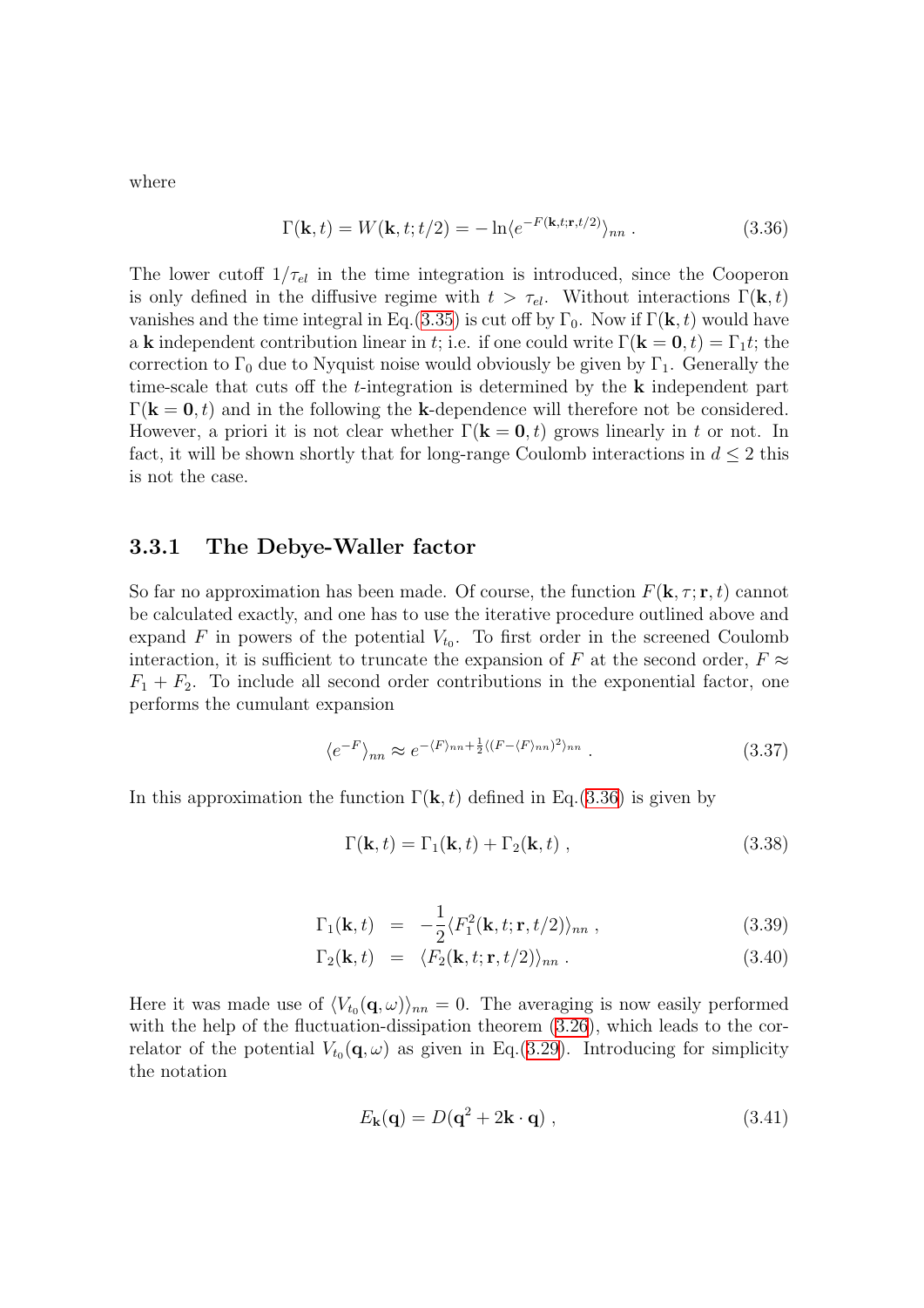where

$$\Gamma(\mathbf{k},t) = W(\mathbf{k},t;t/2) = -\ln\langle e^{-F(\mathbf{k},t;\mathbf{r},t/2)}\rangle_{nn} \; . \tag{3.36}$$

The lower cutoff $1/\tau_{el}$ in the time integration is introduced, since the Cooperon is only defined in the diffusive regime with $t > \tau_{el}$. Without interactions $\Gamma(\mathbf{k},t)$ vanishes and the time integral in Eq.(3.35) is cut off by $\Gamma_0$. Now if $\Gamma(\mathbf{k},t)$ would have a $\mathbf{k}$ independent contribution linear in $t$; i.e. if one could write $\Gamma(\mathbf{k}=\mathbf{0},t) = \Gamma_1 t$; the correction to $\Gamma_0$ due to Nyquist noise would obviously be given by $\Gamma_1$. Generally the time-scale that cuts off the $t$-integration is determined by the $\mathbf{k}$ independent part $\Gamma(\mathbf{k}=\mathbf{0},t)$ and in the following the $\mathbf{k}$-dependence will therefore not be considered. However, a priori it is not clear whether $\Gamma(\mathbf{k}=\mathbf{0},t)$ grows linearly in $t$ or not. In fact, it will be shown shortly that for long-range Coulomb interactions in $d \leq 2$ this is not the case.

### 3.3.1 The Debye-Waller factor

So far no approximation has been made. Of course, the function $F(\mathbf{k},\tau;\mathbf{r},t)$ cannot be calculated exactly, and one has to use the iterative procedure outlined above and expand $F$ in powers of the potential $V_{t_0}$. To first order in the screened Coulomb interaction, it is sufficient to truncate the expansion of $F$ at the second order, $F \approx F_1 + F_2$. To include all second order contributions in the exponential factor, one performs the cumulant expansion

$$\langle e^{-F}\rangle_{nn} \approx e^{-\langle F\rangle_{nn} + \frac{1}{2}\langle (F-\langle F\rangle_{nn})^2\rangle_{nn}} \; . \tag{3.37}$$

In this approximation the function $\Gamma(\mathbf{k},t)$ defined in Eq.(3.36) is given by

$$\Gamma(\mathbf{k},t) = \Gamma_1(\mathbf{k},t) + \Gamma_2(\mathbf{k},t) \; , \tag{3.38}$$

$$\Gamma_1(\mathbf{k},t) = -\frac{1}{2}\langle F_1^2(\mathbf{k},t;\mathbf{r},t/2)\rangle_{nn} \; , \tag{3.39}$$

$$\Gamma_2(\mathbf{k},t) = \langle F_2(\mathbf{k},t;\mathbf{r},t/2)\rangle_{nn} \; . \tag{3.40}$$

Here it was made use of $\langle V_{t_0}(\mathbf{q},\omega)\rangle_{nn} = 0$. The averaging is now easily performed with the help of the fluctuation-dissipation theorem (3.26), which leads to the correlator of the potential $V_{t_0}(\mathbf{q},\omega)$ as given in Eq.(3.29). Introducing for simplicity the notation

$$E_{\mathbf{k}}(\mathbf{q}) = D(\mathbf{q}^2 + 2\mathbf{k}\cdot\mathbf{q}) \; , \tag{3.41}$$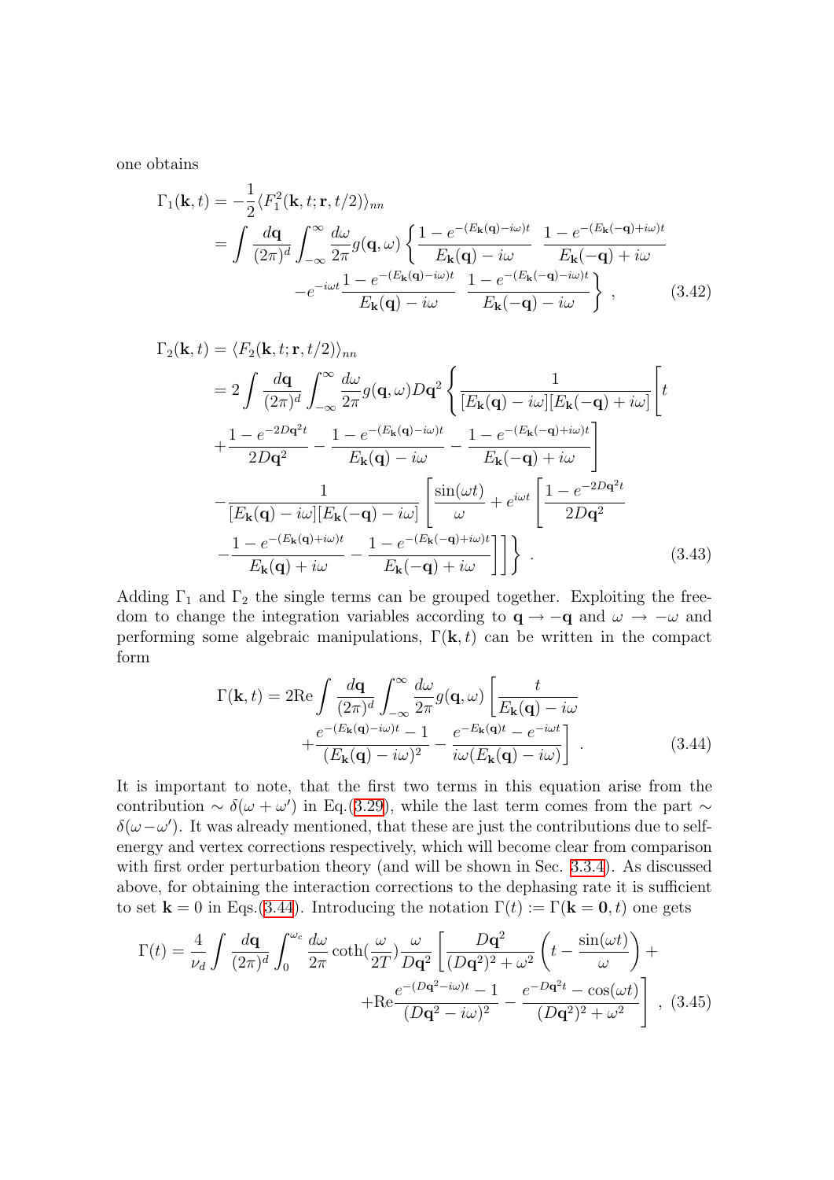one obtains

$$
\begin{aligned}
\Gamma_1(\mathbf{k},t) &= -\frac{1}{2}\langle F_1^2(\mathbf{k},t;\mathbf{r},t/2)\rangle_{nn} \\
&= \int \frac{d\mathbf{q}}{(2\pi)^d}\int_{-\infty}^{\infty}\frac{d\omega}{2\pi} g(\mathbf{q},\omega)\left\{\frac{1-e^{-(E_{\mathbf{k}}(\mathbf{q})-i\omega)t}}{E_{\mathbf{k}}(\mathbf{q})-i\omega}\;\frac{1-e^{-(E_{\mathbf{k}}(-\mathbf{q})+i\omega)t}}{E_{\mathbf{k}}(-\mathbf{q})+i\omega}\right. \\
&\qquad \left. -e^{-i\omega t}\frac{1-e^{-(E_{\mathbf{k}}(\mathbf{q})-i\omega)t}}{E_{\mathbf{k}}(\mathbf{q})-i\omega}\;\frac{1-e^{-(E_{\mathbf{k}}(-\mathbf{q})-i\omega)t}}{E_{\mathbf{k}}(-\mathbf{q})-i\omega}\right\}\;, \qquad (3.42)
\end{aligned}
$$

$$
\begin{aligned}
\Gamma_2(\mathbf{k},t) &= \langle F_2(\mathbf{k},t;\mathbf{r},t/2)\rangle_{nn} \\
&= 2\int \frac{d\mathbf{q}}{(2\pi)^d}\int_{-\infty}^{\infty}\frac{d\omega}{2\pi} g(\mathbf{q},\omega) D\mathbf{q}^2\left\{\frac{1}{[E_{\mathbf{k}}(\mathbf{q})-i\omega][E_{\mathbf{k}}(-\mathbf{q})+i\omega]}\left[t\right.\right. \\
&\quad \left. +\frac{1-e^{-2D\mathbf{q}^2t}}{2D\mathbf{q}^2}-\frac{1-e^{-(E_{\mathbf{k}}(\mathbf{q})-i\omega)t}}{E_{\mathbf{k}}(\mathbf{q})-i\omega}-\frac{1-e^{-(E_{\mathbf{k}}(-\mathbf{q})+i\omega)t}}{E_{\mathbf{k}}(-\mathbf{q})+i\omega}\right] \\
&\quad -\frac{1}{[E_{\mathbf{k}}(\mathbf{q})-i\omega][E_{\mathbf{k}}(-\mathbf{q})-i\omega]}\left[\frac{\sin(\omega t)}{\omega}+e^{i\omega t}\left[\frac{1-e^{-2D\mathbf{q}^2t}}{2D\mathbf{q}^2}\right.\right. \\
&\quad \left.\left.\left. -\frac{1-e^{-(E_{\mathbf{k}}(\mathbf{q})+i\omega)t}}{E_{\mathbf{k}}(\mathbf{q})+i\omega}-\frac{1-e^{-(E_{\mathbf{k}}(-\mathbf{q})+i\omega)t}}{E_{\mathbf{k}}(-\mathbf{q})+i\omega}\right]\right]\right\}\;. \qquad (3.43)
\end{aligned}
$$

Adding $\Gamma_1$ and $\Gamma_2$ the single terms can be grouped together. Exploiting the freedom to change the integration variables according to $\mathbf{q}\rightarrow-\mathbf{q}$ and $\omega\rightarrow-\omega$ and performing some algebraic manipulations, $\Gamma(\mathbf{k},t)$ can be written in the compact form

$$
\begin{aligned}
\Gamma(\mathbf{k},t) = 2\mathrm{Re}\int\frac{d\mathbf{q}}{(2\pi)^d}\int_{-\infty}^{\infty}\frac{d\omega}{2\pi} g(\mathbf{q},\omega)&\left[\frac{t}{E_{\mathbf{k}}(\mathbf{q})-i\omega}\right. \\
&\left.+\frac{e^{-(E_{\mathbf{k}}(\mathbf{q})-i\omega)t}-1}{(E_{\mathbf{k}}(\mathbf{q})-i\omega)^2}-\frac{e^{-E_{\mathbf{k}}(\mathbf{q})t}-e^{-i\omega t}}{i\omega(E_{\mathbf{k}}(\mathbf{q})-i\omega)}\right]\;. \qquad (3.44)
\end{aligned}
$$

It is important to note, that the first two terms in this equation arise from the contribution $\sim\delta(\omega+\omega')$ in Eq.(3.29), while the last term comes from the part $\sim\delta(\omega-\omega')$. It was already mentioned, that these are just the contributions due to self-energy and vertex corrections respectively, which will become clear from comparison with first order perturbation theory (and will be shown in Sec. 3.3.4). As discussed above, for obtaining the interaction corrections to the dephasing rate it is sufficient to set $\mathbf{k}=0$ in Eqs.(3.44). Introducing the notation $\Gamma(t):=\Gamma(\mathbf{k}=\mathbf{0},t)$ one gets

$$
\begin{aligned}
\Gamma(t) = \frac{4}{\nu_d}\int\frac{d\mathbf{q}}{(2\pi)^d}\int_0^{\omega_c}\frac{d\omega}{2\pi}\coth\!\left(\frac{\omega}{2T}\right)\frac{\omega}{D\mathbf{q}^2}&\left[\frac{D\mathbf{q}^2}{(D\mathbf{q}^2)^2+\omega^2}\left(t-\frac{\sin(\omega t)}{\omega}\right)+\right. \\
&\left.+\mathrm{Re}\frac{e^{-(D\mathbf{q}^2-i\omega)t}-1}{(D\mathbf{q}^2-i\omega)^2}-\frac{e^{-D\mathbf{q}^2t}-\cos(\omega t)}{(D\mathbf{q}^2)^2+\omega^2}\right]\;, \qquad (3.45)
\end{aligned}
$$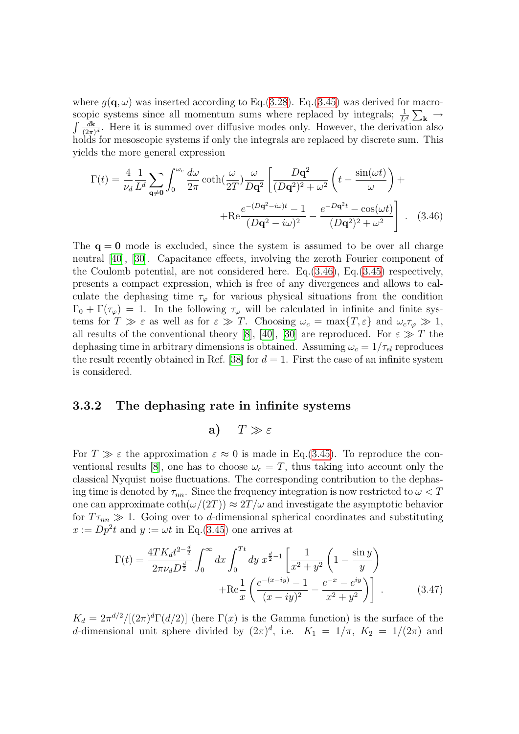where $g(\mathbf{q},\omega)$ was inserted according to Eq.(3.28). Eq.(3.45) was derived for macroscopic systems since all momentum sums where replaced by integrals; $\frac{1}{L^d}\sum_{\mathbf{k}} \to \int \frac{d\mathbf{k}}{(2\pi)^d}$. Here it is summed over diffusive modes only. However, the derivation also holds for mesoscopic systems if only the integrals are replaced by discrete sum. This yields the more general expression

$$\Gamma(t) = \frac{4}{\nu_d}\frac{1}{L^d}\sum_{\mathbf{q}\neq\mathbf{0}}\int_0^{\omega_c}\frac{d\omega}{2\pi}\coth(\frac{\omega}{2T})\frac{\omega}{D\mathbf{q}^2}\left[\frac{D\mathbf{q}^2}{(D\mathbf{q}^2)^2+\omega^2}\left(t-\frac{\sin(\omega t)}{\omega}\right)+\right.$$
$$\left.+\mathrm{Re}\frac{e^{-(D\mathbf{q}^2-i\omega)t}-1}{(D\mathbf{q}^2-i\omega)^2}-\frac{e^{-D\mathbf{q}^2t}-\cos(\omega t)}{(D\mathbf{q}^2)^2+\omega^2}\right] . \quad (3.46)$$

The $\mathbf{q}=\mathbf{0}$ mode is excluded, since the system is assumed to be over all charge neutral [40], [30]. Capacitance effects, involving the zeroth Fourier component of the Coulomb potential, are not considered here. Eq.(3.46), Eq.(3.45) respectively, presents a compact expression, which is free of any divergences and allows to calculate the dephasing time $\tau_\varphi$ for various physical situations from the condition $\Gamma_0+\Gamma(\tau_\varphi)=1$. In the following $\tau_\varphi$ will be calculated in infinite and finite systems for $T\gg\varepsilon$ as well as for $\varepsilon\gg T$. Choosing $\omega_c=\max\{T,\varepsilon\}$ and $\omega_c\tau_\varphi\gg 1$, all results of the conventional theory [8], [40], [30] are reproduced. For $\varepsilon\gg T$ the dephasing time in arbitrary dimensions is obtained. Assuming $\omega_c=1/\tau_{el}$ reproduces the result recently obtained in Ref. [38] for $d=1$. First the case of an infinite system is considered.

### 3.3.2 The dephasing rate in infinite systems

#### a) $T\gg\varepsilon$

For $T\gg\varepsilon$ the approximation $\varepsilon\approx 0$ is made in Eq.(3.45). To reproduce the conventional results [8], one has to choose $\omega_c=T$, thus taking into account only the classical Nyquist noise fluctuations. The corresponding contribution to the dephasing time is denoted by $\tau_{nn}$. Since the frequency integration is now restricted to $\omega<T$ one can approximate $\coth(\omega/(2T))\approx 2T/\omega$ and investigate the asymptotic behavior for $T\tau_{nn}\gg 1$. Going over to $d$-dimensional spherical coordinates and substituting $x:=Dp^2t$ and $y:=\omega t$ in Eq.(3.45) one arrives at

$$\Gamma(t) = \frac{4TK_d t^{2-\frac{d}{2}}}{2\pi\nu_d D^{\frac{d}{2}}}\int_0^\infty dx\int_0^{Tt}dy\; x^{\frac{d}{2}-1}\left[\frac{1}{x^2+y^2}\left(1-\frac{\sin y}{y}\right)\right.$$
$$\left.+\mathrm{Re}\frac{1}{x}\left(\frac{e^{-(x-iy)}-1}{(x-iy)^2}-\frac{e^{-x}-e^{iy}}{x^2+y^2}\right)\right] . \quad (3.47)$$

$K_d=2\pi^{d/2}/[(2\pi)^d\Gamma(d/2)]$ (here $\Gamma(x)$ is the Gamma function) is the surface of the $d$-dimensional unit sphere divided by $(2\pi)^d$, i.e. $K_1=1/\pi$, $K_2=1/(2\pi)$ and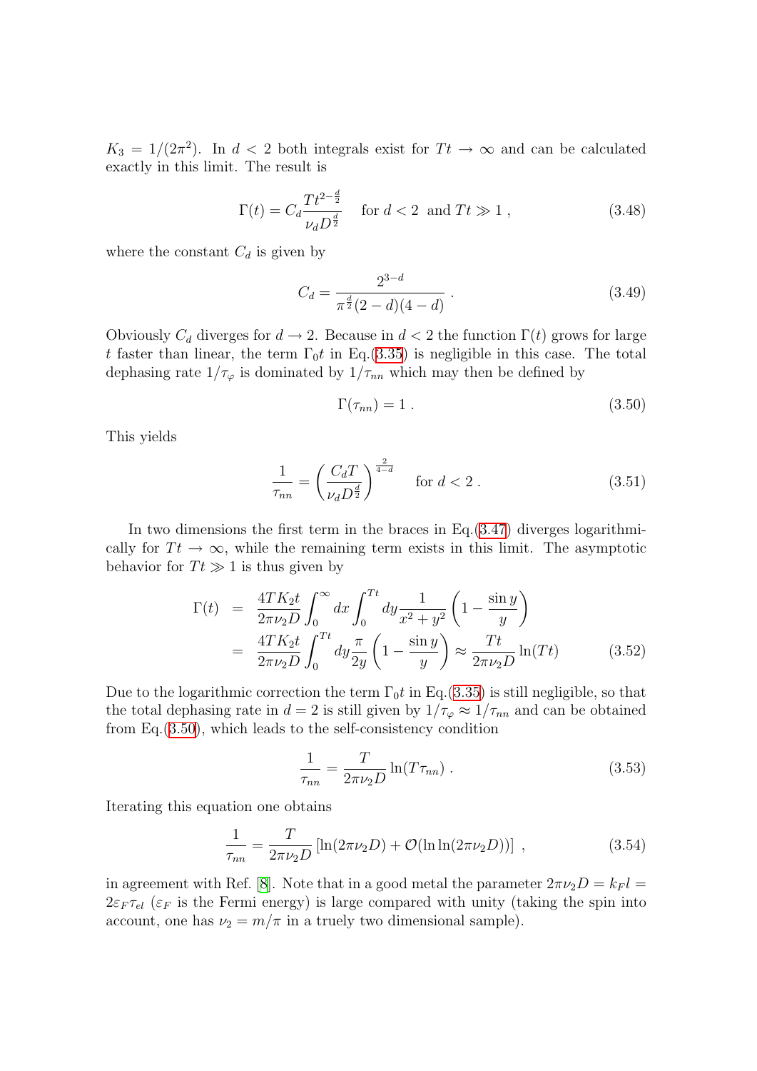$K_3 = 1/(2\pi^2)$. In $d < 2$ both integrals exist for $Tt \to \infty$ and can be calculated exactly in this limit. The result is

$$\Gamma(t) = C_d \frac{T t^{2-\frac{d}{2}}}{\nu_d D^{\frac{d}{2}}} \quad \text{for } d < 2 \text{ and } Tt \gg 1 \; , \tag{3.48}$$

where the constant $C_d$ is given by

$$C_d = \frac{2^{3-d}}{\pi^{\frac{d}{2}}(2-d)(4-d)} \; . \tag{3.49}$$

Obviously $C_d$ diverges for $d \to 2$. Because in $d < 2$ the function $\Gamma(t)$ grows for large $t$ faster than linear, the term $\Gamma_0 t$ in Eq.(3.35) is negligible in this case. The total dephasing rate $1/\tau_\varphi$ is dominated by $1/\tau_{nn}$ which may then be defined by

$$\Gamma(\tau_{nn}) = 1 \; . \tag{3.50}$$

This yields

$$\frac{1}{\tau_{nn}} = \left( \frac{C_d T}{\nu_d D^{\frac{d}{2}}} \right)^{\frac{2}{4-d}} \quad \text{for } d < 2 \; . \tag{3.51}$$

In two dimensions the first term in the braces in Eq.(3.47) diverges logarithmically for $Tt \to \infty$, while the remaining term exists in this limit. The asymptotic behavior for $Tt \gg 1$ is thus given by

$$\begin{aligned} \Gamma(t) &= \frac{4TK_2 t}{2\pi\nu_2 D} \int_0^\infty dx \int_0^{Tt} dy \frac{1}{x^2+y^2} \left(1 - \frac{\sin y}{y}\right) \\ &= \frac{4TK_2 t}{2\pi\nu_2 D} \int_0^{Tt} dy \frac{\pi}{2y} \left(1 - \frac{\sin y}{y}\right) \approx \frac{Tt}{2\pi\nu_2 D} \ln(Tt) \end{aligned} \tag{3.52}$$

Due to the logarithmic correction the term $\Gamma_0 t$ in Eq.(3.35) is still negligible, so that the total dephasing rate in $d = 2$ is still given by $1/\tau_\varphi \approx 1/\tau_{nn}$ and can be obtained from Eq.(3.50), which leads to the self-consistency condition

$$\frac{1}{\tau_{nn}} = \frac{T}{2\pi\nu_2 D} \ln(T\tau_{nn}) \; . \tag{3.53}$$

Iterating this equation one obtains

$$\frac{1}{\tau_{nn}} = \frac{T}{2\pi\nu_2 D} \left[ \ln(2\pi\nu_2 D) + \mathcal{O}(\ln\ln(2\pi\nu_2 D)) \right] \; , \tag{3.54}$$

in agreement with Ref. [8]. Note that in a good metal the parameter $2\pi\nu_2 D = k_F l = 2\varepsilon_F \tau_{el}$ ($\varepsilon_F$ is the Fermi energy) is large compared with unity (taking the spin into account, one has $\nu_2 = m/\pi$ in a truely two dimensional sample).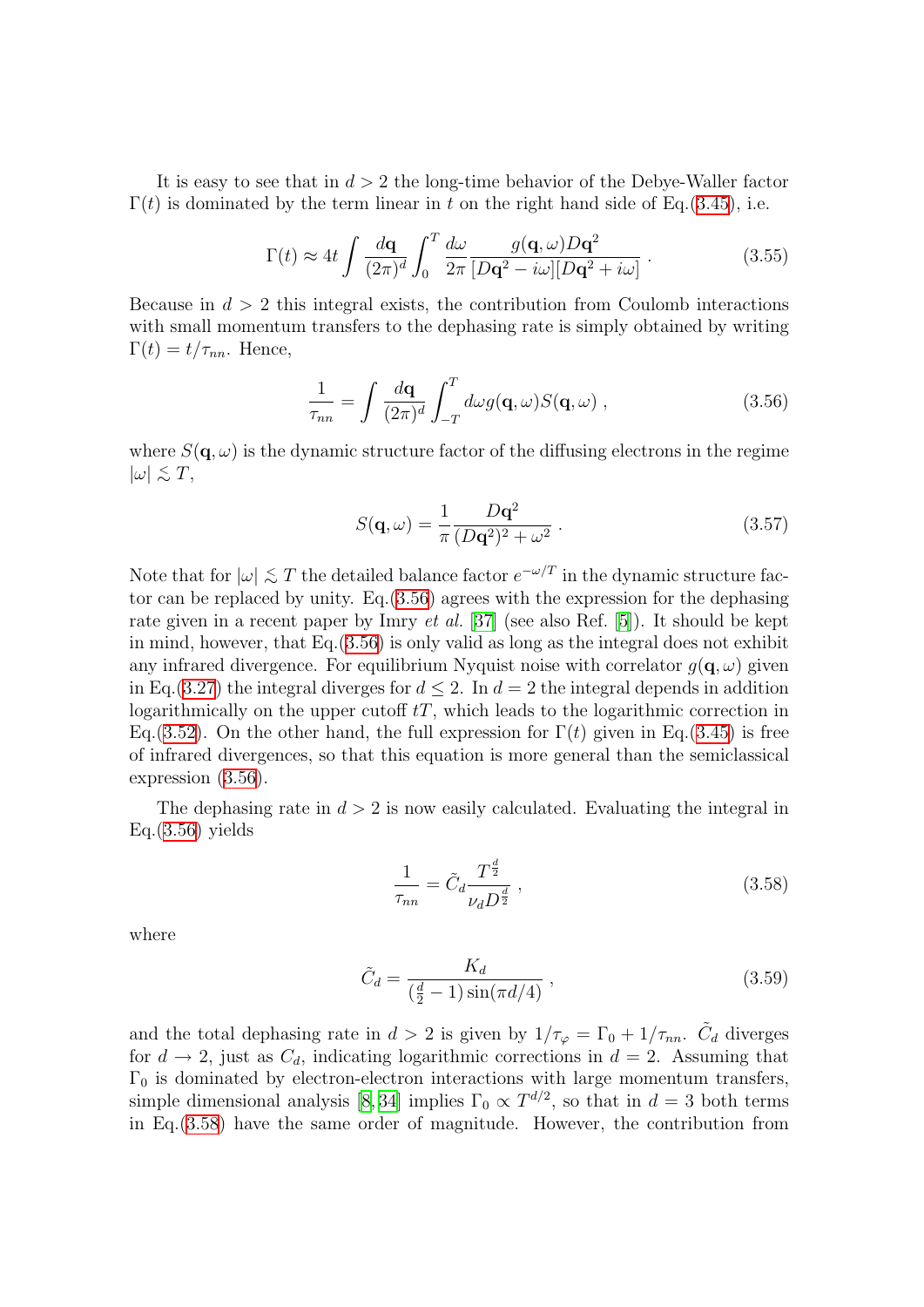It is easy to see that in $d > 2$ the long-time behavior of the Debye-Waller factor $\Gamma(t)$ is dominated by the term linear in $t$ on the right hand side of Eq.(3.45), i.e.

$$\Gamma(t) \approx 4t \int \frac{d\mathbf{q}}{(2\pi)^d} \int_0^T \frac{d\omega}{2\pi} \frac{g(\mathbf{q},\omega) D\mathbf{q}^2}{[D\mathbf{q}^2 - i\omega][D\mathbf{q}^2 + i\omega]} \; . \tag{3.55}$$

Because in $d > 2$ this integral exists, the contribution from Coulomb interactions with small momentum transfers to the dephasing rate is simply obtained by writing $\Gamma(t) = t/\tau_{nn}$. Hence,

$$\frac{1}{\tau_{nn}} = \int \frac{d\mathbf{q}}{(2\pi)^d} \int_{-T}^{T} d\omega g(\mathbf{q},\omega) S(\mathbf{q},\omega) \; , \tag{3.56}$$

where $S(\mathbf{q},\omega)$ is the dynamic structure factor of the diffusing electrons in the regime $|\omega| \lesssim T$,

$$S(\mathbf{q},\omega) = \frac{1}{\pi} \frac{D\mathbf{q}^2}{(D\mathbf{q}^2)^2 + \omega^2} \; . \tag{3.57}$$

Note that for $|\omega| \lesssim T$ the detailed balance factor $e^{-\omega/T}$ in the dynamic structure factor can be replaced by unity. Eq.(3.56) agrees with the expression for the dephasing rate given in a recent paper by Imry *et al.* [37] (see also Ref. [5]). It should be kept in mind, however, that Eq.(3.56) is only valid as long as the integral does not exhibit any infrared divergence. For equilibrium Nyquist noise with correlator $g(\mathbf{q},\omega)$ given in Eq.(3.27) the integral diverges for $d \leq 2$. In $d = 2$ the integral depends in addition logarithmically on the upper cutoff $tT$, which leads to the logarithmic correction in Eq.(3.52). On the other hand, the full expression for $\Gamma(t)$ given in Eq.(3.45) is free of infrared divergences, so that this equation is more general than the semiclassical expression (3.56).

The dephasing rate in $d > 2$ is now easily calculated. Evaluating the integral in Eq.(3.56) yields

$$\frac{1}{\tau_{nn}} = \tilde{C}_d \frac{T^{\frac{d}{2}}}{\nu_d D^{\frac{d}{2}}} \; , \tag{3.58}$$

where

$$\tilde{C}_d = \frac{K_d}{(\frac{d}{2} - 1)\sin(\pi d/4)} \; , \tag{3.59}$$

and the total dephasing rate in $d > 2$ is given by $1/\tau_\varphi = \Gamma_0 + 1/\tau_{nn}$. $\tilde{C}_d$ diverges for $d \to 2$, just as $C_d$, indicating logarithmic corrections in $d = 2$. Assuming that $\Gamma_0$ is dominated by electron-electron interactions with large momentum transfers, simple dimensional analysis [8, 34] implies $\Gamma_0 \propto T^{d/2}$, so that in $d = 3$ both terms in Eq.(3.58) have the same order of magnitude. However, the contribution from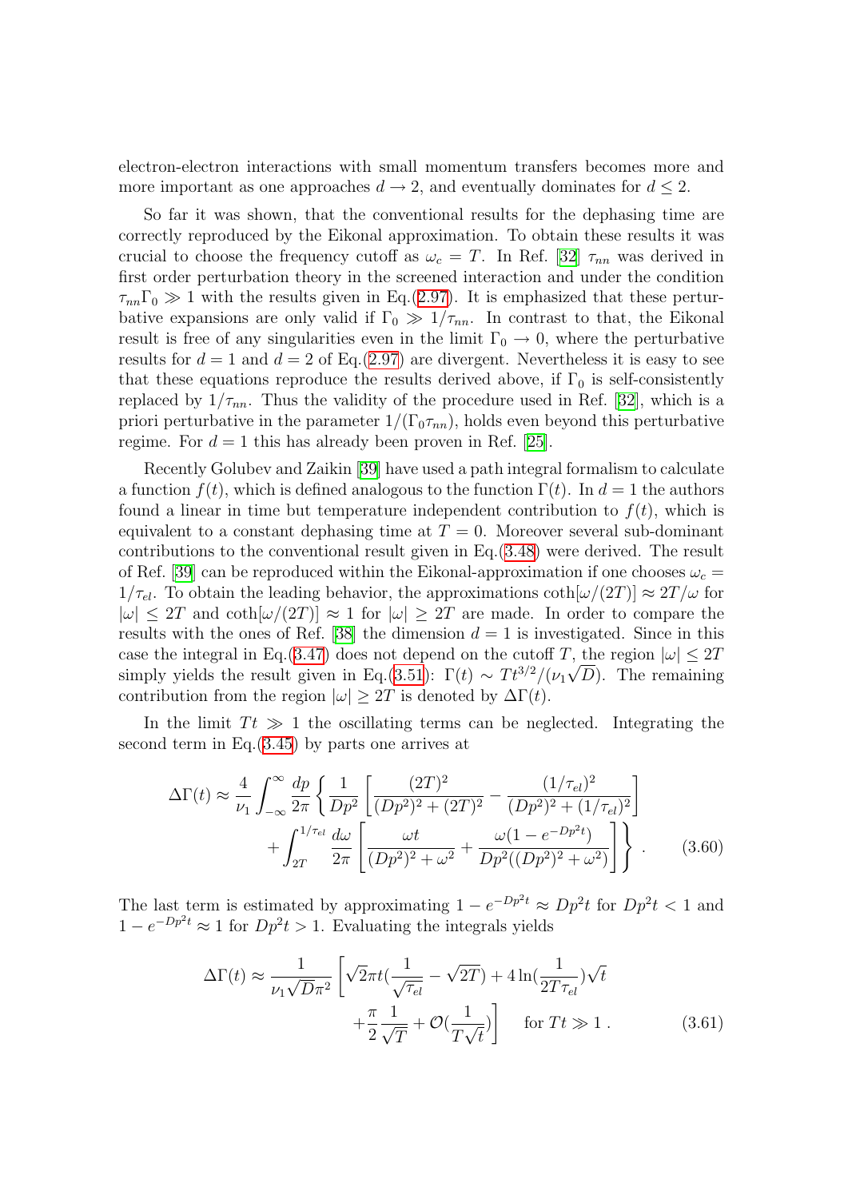electron-electron interactions with small momentum transfers becomes more and more important as one approaches $d \to 2$, and eventually dominates for $d \leq 2$.

So far it was shown, that the conventional results for the dephasing time are correctly reproduced by the Eikonal approximation. To obtain these results it was crucial to choose the frequency cutoff as $\omega_c = T$. In Ref. [32] $\tau_{nn}$ was derived in first order perturbation theory in the screened interaction and under the condition $\tau_{nn}\Gamma_0 \gg 1$ with the results given in Eq.(2.97). It is emphasized that these perturbative expansions are only valid if $\Gamma_0 \gg 1/\tau_{nn}$. In contrast to that, the Eikonal result is free of any singularities even in the limit $\Gamma_0 \to 0$, where the perturbative results for $d = 1$ and $d = 2$ of Eq.(2.97) are divergent. Nevertheless it is easy to see that these equations reproduce the results derived above, if $\Gamma_0$ is self-consistently replaced by $1/\tau_{nn}$. Thus the validity of the procedure used in Ref. [32], which is a priori perturbative in the parameter $1/(\Gamma_0\tau_{nn})$, holds even beyond this perturbative regime. For $d = 1$ this has already been proven in Ref. [25].

Recently Golubev and Zaikin [39] have used a path integral formalism to calculate a function $f(t)$, which is defined analogous to the function $\Gamma(t)$. In $d = 1$ the authors found a linear in time but temperature independent contribution to $f(t)$, which is equivalent to a constant dephasing time at $T = 0$. Moreover several sub-dominant contributions to the conventional result given in Eq.(3.48) were derived. The result of Ref. [39] can be reproduced within the Eikonal-approximation if one chooses $\omega_c = 1/\tau_{el}$. To obtain the leading behavior, the approximations $\coth[\omega/(2T)] \approx 2T/\omega$ for $|\omega| \leq 2T$ and $\coth[\omega/(2T)] \approx 1$ for $|\omega| \geq 2T$ are made. In order to compare the results with the ones of Ref. [38] the dimension $d = 1$ is investigated. Since in this case the integral in Eq.(3.47) does not depend on the cutoff $T$, the region $|\omega| \leq 2T$ simply yields the result given in Eq.(3.51): $\Gamma(t) \sim Tt^{3/2}/(\nu_1\sqrt{D})$. The remaining contribution from the region $|\omega| \geq 2T$ is denoted by $\Delta\Gamma(t)$.

In the limit $Tt \gg 1$ the oscillating terms can be neglected. Integrating the second term in Eq.(3.45) by parts one arrives at

$$\Delta\Gamma(t) \approx \frac{4}{\nu_1}\int_{-\infty}^{\infty}\frac{dp}{2\pi}\left\{\frac{1}{Dp^2}\left[\frac{(2T)^2}{(Dp^2)^2+(2T)^2}-\frac{(1/\tau_{el})^2}{(Dp^2)^2+(1/\tau_{el})^2}\right]\right.$$
$$\left.+\int_{2T}^{1/\tau_{el}}\frac{d\omega}{2\pi}\left[\frac{\omega t}{(Dp^2)^2+\omega^2}+\frac{\omega(1-e^{-Dp^2t})}{Dp^2((Dp^2)^2+\omega^2)}\right]\right\} . \tag{3.60}$$

The last term is estimated by approximating $1 - e^{-Dp^2t} \approx Dp^2t$ for $Dp^2t < 1$ and $1 - e^{-Dp^2t} \approx 1$ for $Dp^2t > 1$. Evaluating the integrals yields

$$\Delta\Gamma(t) \approx \frac{1}{\nu_1\sqrt{D}\pi^2}\left[\sqrt{2}\pi t\left(\frac{1}{\sqrt{\tau_{el}}}-\sqrt{2T}\right)+4\ln\left(\frac{1}{2T\tau_{el}}\right)\sqrt{t}\right.$$
$$\left.+\frac{\pi}{2}\frac{1}{\sqrt{T}}+\mathcal{O}\left(\frac{1}{T\sqrt{t}}\right)\right] \quad \text{for } Tt \gg 1 . \tag{3.61}$$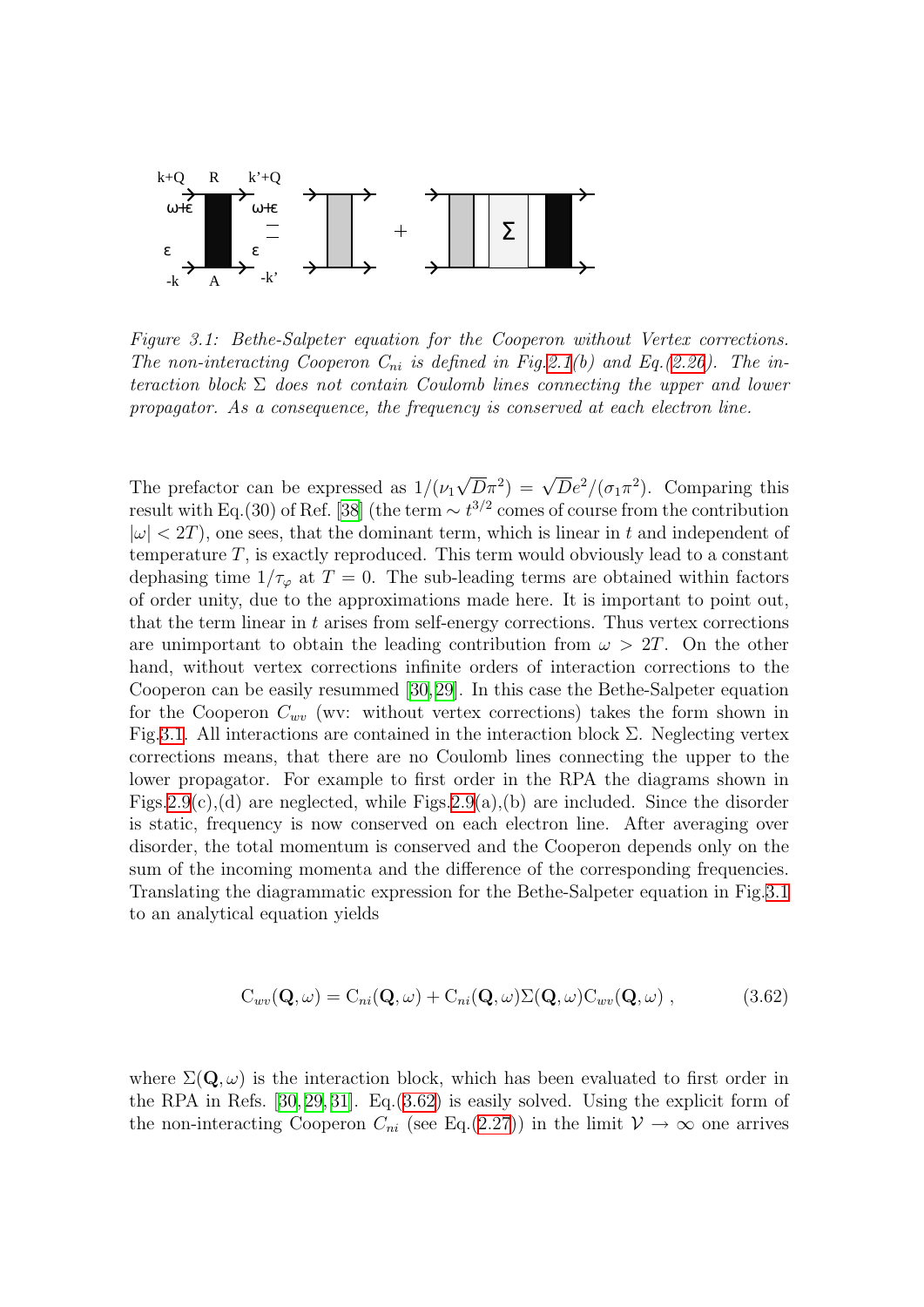*Figure 3.1: Bethe-Salpeter equation for the Cooperon without Vertex corrections. The non-interacting Cooperon $C_{ni}$ is defined in Fig.2.1(b) and Eq.(2.26). The interaction block $\Sigma$ does not contain Coulomb lines connecting the upper and lower propagator. As a consequence, the frequency is conserved at each electron line.*

The prefactor can be expressed as $1/(\nu_1\sqrt{D}\pi^2) = \sqrt{D}e^2/(\sigma_1\pi^2)$. Comparing this result with Eq.(30) of Ref. [38] (the term $\sim t^{3/2}$ comes of course from the contribution $|\omega| < 2T$), one sees, that the dominant term, which is linear in $t$ and independent of temperature $T$, is exactly reproduced. This term would obviously lead to a constant dephasing time $1/\tau_\varphi$ at $T = 0$. The sub-leading terms are obtained within factors of order unity, due to the approximations made here. It is important to point out, that the term linear in $t$ arises from self-energy corrections. Thus vertex corrections are unimportant to obtain the leading contribution from $\omega > 2T$. On the other hand, without vertex corrections infinite orders of interaction corrections to the Cooperon can be easily resummed [30, 29]. In this case the Bethe-Salpeter equation for the Cooperon $C_{wv}$ (wv: without vertex corrections) takes the form shown in Fig.3.1. All interactions are contained in the interaction block $\Sigma$. Neglecting vertex corrections means, that there are no Coulomb lines connecting the upper to the lower propagator. For example to first order in the RPA the diagrams shown in Figs.2.9(c),(d) are neglected, while Figs.2.9(a),(b) are included. Since the disorder is static, frequency is now conserved on each electron line. After averaging over disorder, the total momentum is conserved and the Cooperon depends only on the sum of the incoming momenta and the difference of the corresponding frequencies. Translating the diagrammatic expression for the Bethe-Salpeter equation in Fig.3.1 to an analytical equation yields

$$\mathrm{C}_{wv}(\mathbf{Q},\omega) = \mathrm{C}_{ni}(\mathbf{Q},\omega) + \mathrm{C}_{ni}(\mathbf{Q},\omega)\Sigma(\mathbf{Q},\omega)\mathrm{C}_{wv}(\mathbf{Q},\omega)\ , \tag{3.62}$$

where $\Sigma(\mathbf{Q},\omega)$ is the interaction block, which has been evaluated to first order in the RPA in Refs. [30, 29, 31]. Eq.(3.62) is easily solved. Using the explicit form of the non-interacting Cooperon $C_{ni}$ (see Eq.(2.27)) in the limit $\mathcal{V} \to \infty$ one arrives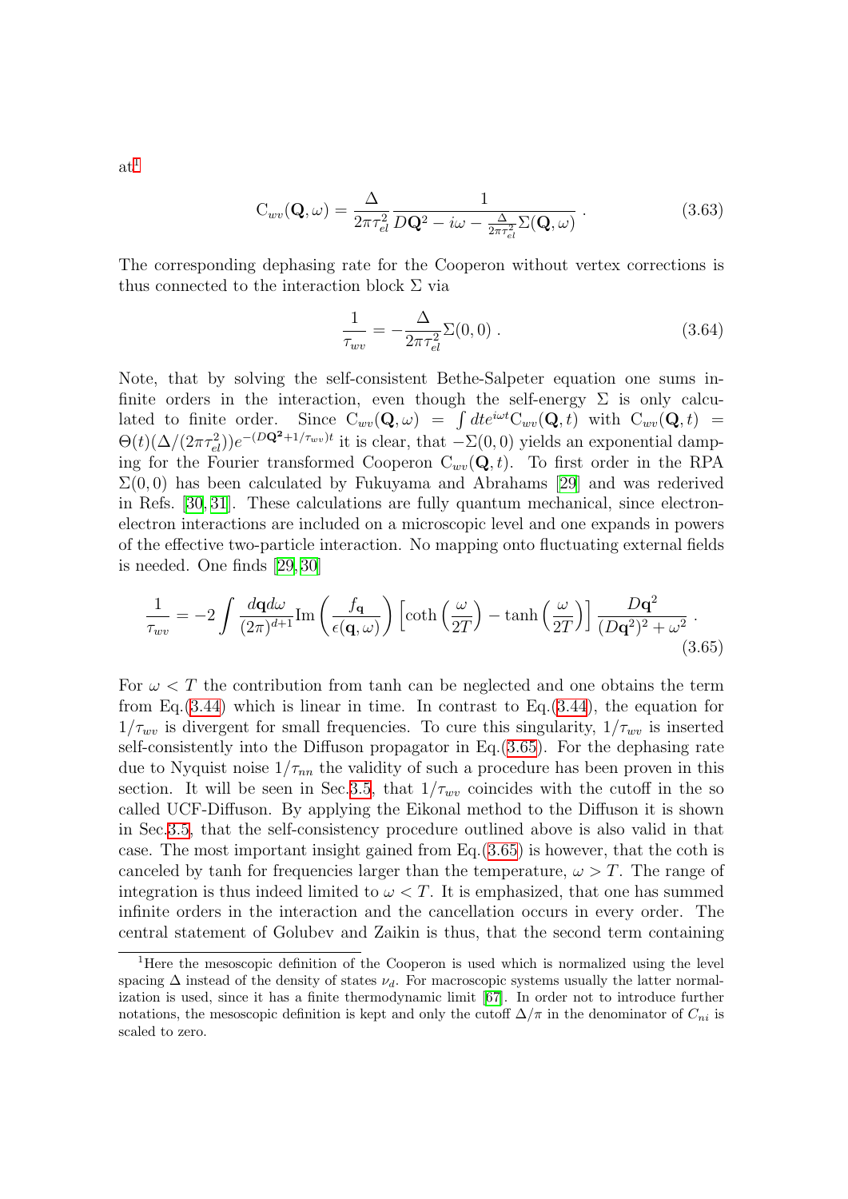at[1]

$$
\mathrm{C}_{wv}(\mathbf{Q},\omega) = \frac{\Delta}{2\pi\tau_{el}^2}\frac{1}{D\mathbf{Q}^2 - i\omega - \frac{\Delta}{2\pi\tau_{el}^2}\Sigma(\mathbf{Q},\omega)} \; . \tag{3.63}
$$

The corresponding dephasing rate for the Cooperon without vertex corrections is thus connected to the interaction block $\Sigma$ via

$$
\frac{1}{\tau_{wv}} = -\frac{\Delta}{2\pi\tau_{el}^2}\Sigma(0,0) \; . \tag{3.64}
$$

Note, that by solving the self-consistent Bethe-Salpeter equation one sums infinite orders in the interaction, even though the self-energy $\Sigma$ is only calculated to finite order. Since $\mathrm{C}_{wv}(\mathbf{Q},\omega) = \int dt e^{i\omega t}\mathrm{C}_{wv}(\mathbf{Q},t)$ with $\mathrm{C}_{wv}(\mathbf{Q},t) = \Theta(t)(\Delta/(2\pi\tau_{el}^2))e^{-(D\mathbf{Q}^2+1/\tau_{wv})t}$ it is clear, that $-\Sigma(0,0)$ yields an exponential damping for the Fourier transformed Cooperon $\mathrm{C}_{wv}(\mathbf{Q},t)$. To first order in the RPA $\Sigma(0,0)$ has been calculated by Fukuyama and Abrahams [29] and was rederived in Refs. [30,31]. These calculations are fully quantum mechanical, since electron-electron interactions are included on a microscopic level and one expands in powers of the effective two-particle interaction. No mapping onto fluctuating external fields is needed. One finds [29,30]

$$
\frac{1}{\tau_{wv}} = -2\int\frac{d\mathbf{q}d\omega}{(2\pi)^{d+1}}\mathrm{Im}\left(\frac{f_{\mathbf{q}}}{\epsilon(\mathbf{q},\omega)}\right)\left[\coth\left(\frac{\omega}{2T}\right) - \tanh\left(\frac{\omega}{2T}\right)\right]\frac{D\mathbf{q}^2}{(D\mathbf{q}^2)^2+\omega^2} \; . \tag{3.65}
$$

For $\omega < T$ the contribution from tanh can be neglected and one obtains the term from Eq.(3.44) which is linear in time. In contrast to Eq.(3.44), the equation for $1/\tau_{wv}$ is divergent for small frequencies. To cure this singularity, $1/\tau_{wv}$ is inserted self-consistently into the Diffuson propagator in Eq.(3.65). For the dephasing rate due to Nyquist noise $1/\tau_{nn}$ the validity of such a procedure has been proven in this section. It will be seen in Sec.3.5, that $1/\tau_{wv}$ coincides with the cutoff in the so called UCF-Diffuson. By applying the Eikonal method to the Diffuson it is shown in Sec.3.5, that the self-consistency procedure outlined above is also valid in that case. The most important insight gained from Eq.(3.65) is however, that the coth is canceled by tanh for frequencies larger than the temperature, $\omega > T$. The range of integration is thus indeed limited to $\omega < T$. It is emphasized, that one has summed infinite orders in the interaction and the cancellation occurs in every order. The central statement of Golubev and Zaikin is thus, that the second term containing

[1] Here the mesoscopic definition of the Cooperon is used which is normalized using the level spacing $\Delta$ instead of the density of states $\nu_d$. For macroscopic systems usually the latter normalization is used, since it has a finite thermodynamic limit [67]. In order not to introduce further notations, the mesoscopic definition is kept and only the cutoff $\Delta/\pi$ in the denominator of $C_{ni}$ is scaled to zero.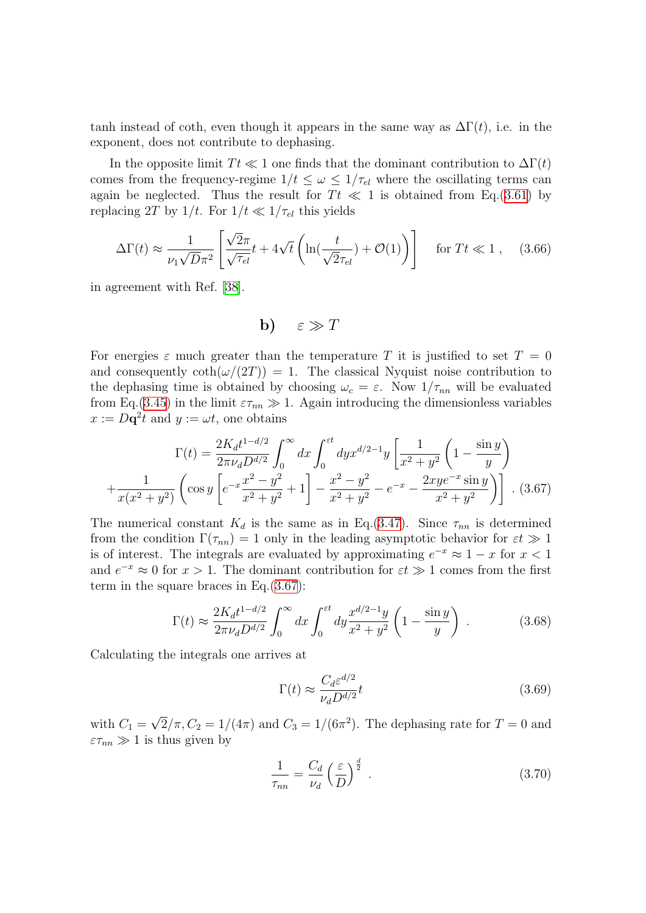tanh instead of coth, even though it appears in the same way as $\Delta\Gamma(t)$, i.e. in the exponent, does not contribute to dephasing.

In the opposite limit $Tt \ll 1$ one finds that the dominant contribution to $\Delta\Gamma(t)$ comes from the frequency-regime $1/t \le \omega \le 1/\tau_{el}$ where the oscillating terms can again be neglected. Thus the result for $Tt \ll 1$ is obtained from Eq.(3.61) by replacing $2T$ by $1/t$. For $1/t \ll 1/\tau_{el}$ this yields

$$\Delta\Gamma(t) \approx \frac{1}{\nu_1\sqrt{D}\pi^2}\left[\frac{\sqrt{2}\pi}{\sqrt{\tau_{el}}}t + 4\sqrt{t}\left(\ln(\frac{t}{\sqrt{2}\tau_{el}}) + \mathcal{O}(1)\right)\right] \quad \text{for } Tt \ll 1\,, \tag{3.66}$$

in agreement with Ref. [38].

## b) $\varepsilon \gg T$

For energies $\varepsilon$ much greater than the temperature $T$ it is justified to set $T = 0$ and consequently $\coth(\omega/(2T)) = 1$. The classical Nyquist noise contribution to the dephasing time is obtained by choosing $\omega_c = \varepsilon$. Now $1/\tau_{nn}$ will be evaluated from Eq.(3.45) in the limit $\varepsilon\tau_{nn} \gg 1$. Again introducing the dimensionless variables $x := D\mathbf{q}^2 t$ and $y := \omega t$, one obtains

$$\Gamma(t) = \frac{2K_d t^{1-d/2}}{2\pi\nu_d D^{d/2}}\int_0^\infty dx \int_0^{\varepsilon t} dy x^{d/2-1} y\left[\frac{1}{x^2+y^2}\left(1-\frac{\sin y}{y}\right)\right.$$
$$\left. + \frac{1}{x(x^2+y^2)}\left(\cos y\left[e^{-x}\frac{x^2-y^2}{x^2+y^2}+1\right] - \frac{x^2-y^2}{x^2+y^2} - e^{-x} - \frac{2xye^{-x}\sin y}{x^2+y^2}\right)\right]\,. \tag{3.67}$$

The numerical constant $K_d$ is the same as in Eq.(3.47). Since $\tau_{nn}$ is determined from the condition $\Gamma(\tau_{nn}) = 1$ only in the leading asymptotic behavior for $\varepsilon t \gg 1$ is of interest. The integrals are evaluated by approximating $e^{-x} \approx 1 - x$ for $x < 1$ and $e^{-x} \approx 0$ for $x > 1$. The dominant contribution for $\varepsilon t \gg 1$ comes from the first term in the square braces in Eq.(3.67):

$$\Gamma(t) \approx \frac{2K_d t^{1-d/2}}{2\pi\nu_d D^{d/2}}\int_0^\infty dx \int_0^{\varepsilon t} dy \frac{x^{d/2-1}y}{x^2+y^2}\left(1-\frac{\sin y}{y}\right)\,. \tag{3.68}$$

Calculating the integrals one arrives at

$$\Gamma(t) \approx \frac{C_d \varepsilon^{d/2}}{\nu_d D^{d/2}}t \tag{3.69}$$

with $C_1 = \sqrt{2}/\pi, C_2 = 1/(4\pi)$ and $C_3 = 1/(6\pi^2)$. The dephasing rate for $T = 0$ and $\varepsilon\tau_{nn} \gg 1$ is thus given by

$$\frac{1}{\tau_{nn}} = \frac{C_d}{\nu_d}\left(\frac{\varepsilon}{D}\right)^{\frac{d}{2}}\,. \tag{3.70}$$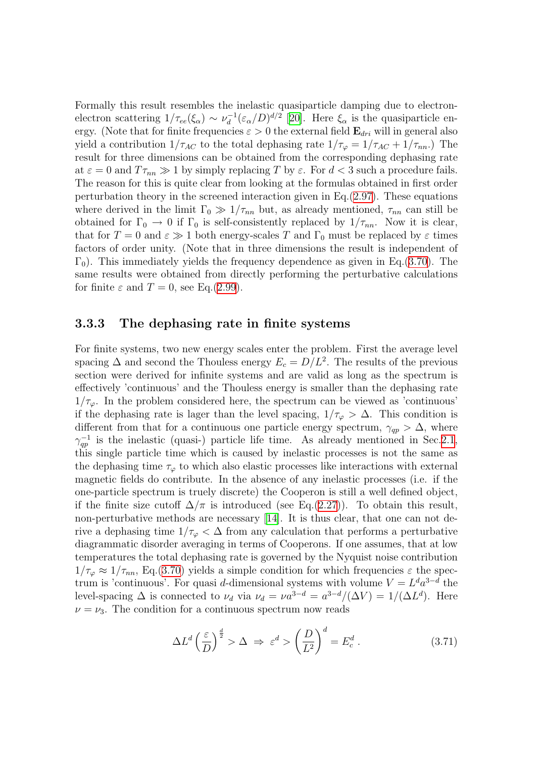Formally this result resembles the inelastic quasiparticle damping due to electron-electron scattering $1/\tau_{ee}(\xi_\alpha) \sim \nu_d^{-1}(\varepsilon_\alpha/D)^{d/2}$ [20]. Here $\xi_\alpha$ is the quasiparticle energy. (Note that for finite frequencies $\varepsilon > 0$ the external field $\mathbf{E}_{dri}$ will in general also yield a contribution $1/\tau_{AC}$ to the total dephasing rate $1/\tau_\varphi = 1/\tau_{AC} + 1/\tau_{nn}$.) The result for three dimensions can be obtained from the corresponding dephasing rate at $\varepsilon = 0$ and $T\tau_{nn} \gg 1$ by simply replacing $T$ by $\varepsilon$. For $d < 3$ such a procedure fails. The reason for this is quite clear from looking at the formulas obtained in first order perturbation theory in the screened interaction given in Eq.(2.97). These equations where derived in the limit $\Gamma_0 \gg 1/\tau_{nn}$ but, as already mentioned, $\tau_{nn}$ can still be obtained for $\Gamma_0 \to 0$ if $\Gamma_0$ is self-consistently replaced by $1/\tau_{nn}$. Now it is clear, that for $T = 0$ and $\varepsilon \gg 1$ both energy-scales $T$ and $\Gamma_0$ must be replaced by $\varepsilon$ times factors of order unity. (Note that in three dimensions the result is independent of $\Gamma_0$). This immediately yields the frequency dependence as given in Eq.(3.70). The same results were obtained from directly performing the perturbative calculations for finite $\varepsilon$ and $T = 0$, see Eq.(2.99).

### 3.3.3 The dephasing rate in finite systems

For finite systems, two new energy scales enter the problem. First the average level spacing $\Delta$ and second the Thouless energy $E_c = D/L^2$. The results of the previous section were derived for infinite systems and are valid as long as the spectrum is effectively 'continuous' and the Thouless energy is smaller than the dephasing rate $1/\tau_\varphi$. In the problem considered here, the spectrum can be viewed as 'continuous' if the dephasing rate is lager than the level spacing, $1/\tau_\varphi > \Delta$. This condition is different from that for a continuous one particle energy spectrum, $\gamma_{qp} > \Delta$, where $\gamma_{qp}^{-1}$ is the inelastic (quasi-) particle life time. As already mentioned in Sec.2.1, this single particle time which is caused by inelastic processes is not the same as the dephasing time $\tau_\varphi$ to which also elastic processes like interactions with external magnetic fields do contribute. In the absence of any inelastic processes (i.e. if the one-particle spectrum is truely discrete) the Cooperon is still a well defined object, if the finite size cutoff $\Delta/\pi$ is introduced (see Eq.(2.27)). To obtain this result, non-perturbative methods are necessary [14]. It is thus clear, that one can not derive a dephasing time $1/\tau_\varphi < \Delta$ from any calculation that performs a perturbative diagrammatic disorder averaging in terms of Cooperons. If one assumes, that at low temperatures the total dephasing rate is governed by the Nyquist noise contribution $1/\tau_\varphi \approx 1/\tau_{nn}$, Eq.(3.70) yields a simple condition for which frequencies $\varepsilon$ the spectrum is 'continuous'. For quasi $d$-dimensional systems with volume $V = L^d a^{3-d}$ the level-spacing $\Delta$ is connected to $\nu_d$ via $\nu_d = \nu a^{3-d} = a^{3-d}/(\Delta V) = 1/(\Delta L^d)$. Here $\nu = \nu_3$. The condition for a continuous spectrum now reads

$$\Delta L^d \left(\frac{\varepsilon}{D}\right)^{\frac{d}{2}} > \Delta \;\Rightarrow\; \varepsilon^d > \left(\frac{D}{L^2}\right)^d = E_c^d \,. \tag{3.71}$$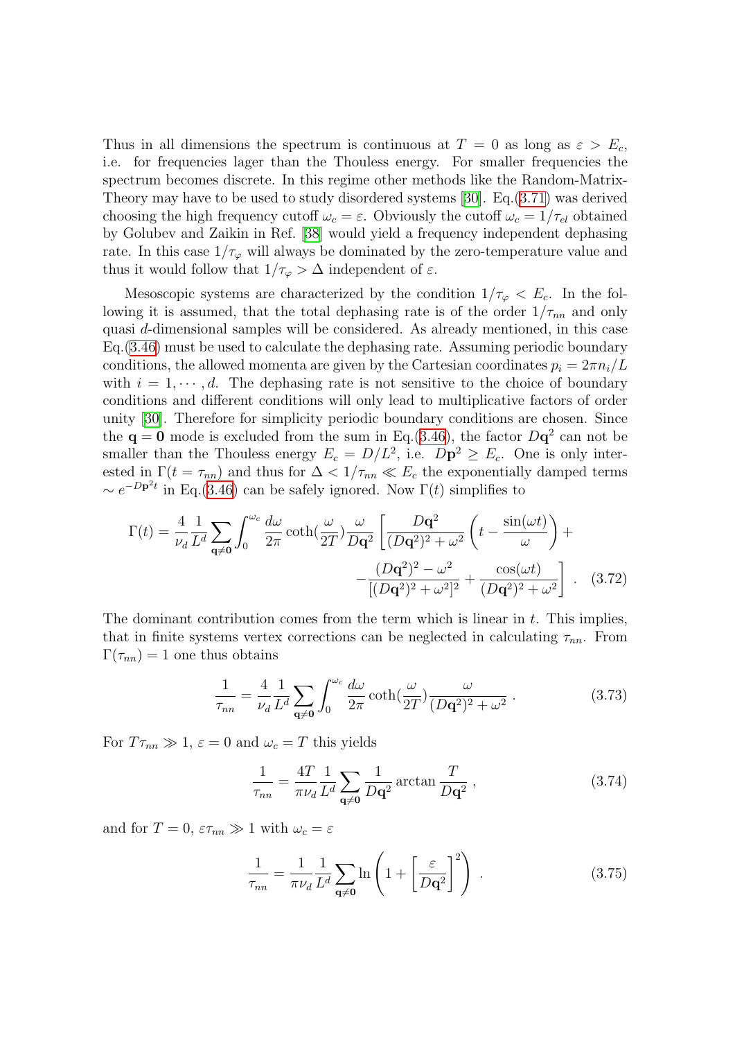Thus in all dimensions the spectrum is continuous at $T = 0$ as long as $\varepsilon > E_c$, i.e. for frequencies lager than the Thouless energy. For smaller frequencies the spectrum becomes discrete. In this regime other methods like the Random-Matrix-Theory may have to be used to study disordered systems [30]. Eq.(3.71) was derived choosing the high frequency cutoff $\omega_c = \varepsilon$. Obviously the cutoff $\omega_c = 1/\tau_{el}$ obtained by Golubev and Zaikin in Ref. [38] would yield a frequency independent dephasing rate. In this case $1/\tau_\varphi$ will always be dominated by the zero-temperature value and thus it would follow that $1/\tau_\varphi > \Delta$ independent of $\varepsilon$.

Mesoscopic systems are characterized by the condition $1/\tau_\varphi < E_c$. In the following it is assumed, that the total dephasing rate is of the order $1/\tau_{nn}$ and only quasi $d$-dimensional samples will be considered. As already mentioned, in this case Eq.(3.46) must be used to calculate the dephasing rate. Assuming periodic boundary conditions, the allowed momenta are given by the Cartesian coordinates $p_i = 2\pi n_i/L$ with $i = 1, \cdots, d$. The dephasing rate is not sensitive to the choice of boundary conditions and different conditions will only lead to multiplicative factors of order unity [30]. Therefore for simplicity periodic boundary conditions are chosen. Since the $\mathbf{q} = \mathbf{0}$ mode is excluded from the sum in Eq.(3.46), the factor $D\mathbf{q}^2$ can not be smaller than the Thouless energy $E_c = D/L^2$, i.e. $D\mathbf{p}^2 \geq E_c$. One is only interested in $\Gamma(t = \tau_{nn})$ and thus for $\Delta < 1/\tau_{nn} \ll E_c$ the exponentially damped terms $\sim e^{-D\mathbf{p}^2 t}$ in Eq.(3.46) can be safely ignored. Now $\Gamma(t)$ simplifies to

$$
\Gamma(t) = \frac{4}{\nu_d}\frac{1}{L^d}\sum_{\mathbf{q}\neq\mathbf{0}}\int_0^{\omega_c}\frac{d\omega}{2\pi}\coth(\frac{\omega}{2T})\frac{\omega}{D\mathbf{q}^2}\left[\frac{D\mathbf{q}^2}{(D\mathbf{q}^2)^2+\omega^2}\left(t - \frac{\sin(\omega t)}{\omega}\right) + \right.
$$
$$
\left. - \frac{(D\mathbf{q}^2)^2 - \omega^2}{[(D\mathbf{q}^2)^2+\omega^2]^2} + \frac{\cos(\omega t)}{(D\mathbf{q}^2)^2+\omega^2}\right] . \quad (3.72)
$$

The dominant contribution comes from the term which is linear in $t$. This implies, that in finite systems vertex corrections can be neglected in calculating $\tau_{nn}$. From $\Gamma(\tau_{nn}) = 1$ one thus obtains

$$
\frac{1}{\tau_{nn}} = \frac{4}{\nu_d}\frac{1}{L^d}\sum_{\mathbf{q}\neq\mathbf{0}}\int_0^{\omega_c}\frac{d\omega}{2\pi}\coth(\frac{\omega}{2T})\frac{\omega}{(D\mathbf{q}^2)^2+\omega^2} . \quad (3.73)
$$

For $T\tau_{nn} \gg 1$, $\varepsilon = 0$ and $\omega_c = T$ this yields

$$
\frac{1}{\tau_{nn}} = \frac{4T}{\pi\nu_d}\frac{1}{L^d}\sum_{\mathbf{q}\neq\mathbf{0}}\frac{1}{D\mathbf{q}^2}\arctan\frac{T}{D\mathbf{q}^2} , \quad (3.74)
$$

and for $T = 0$, $\varepsilon\tau_{nn} \gg 1$ with $\omega_c = \varepsilon$

$$
\frac{1}{\tau_{nn}} = \frac{1}{\pi\nu_d}\frac{1}{L^d}\sum_{\mathbf{q}\neq\mathbf{0}}\ln\left(1 + \left[\frac{\varepsilon}{D\mathbf{q}^2}\right]^2\right) . \quad (3.75)
$$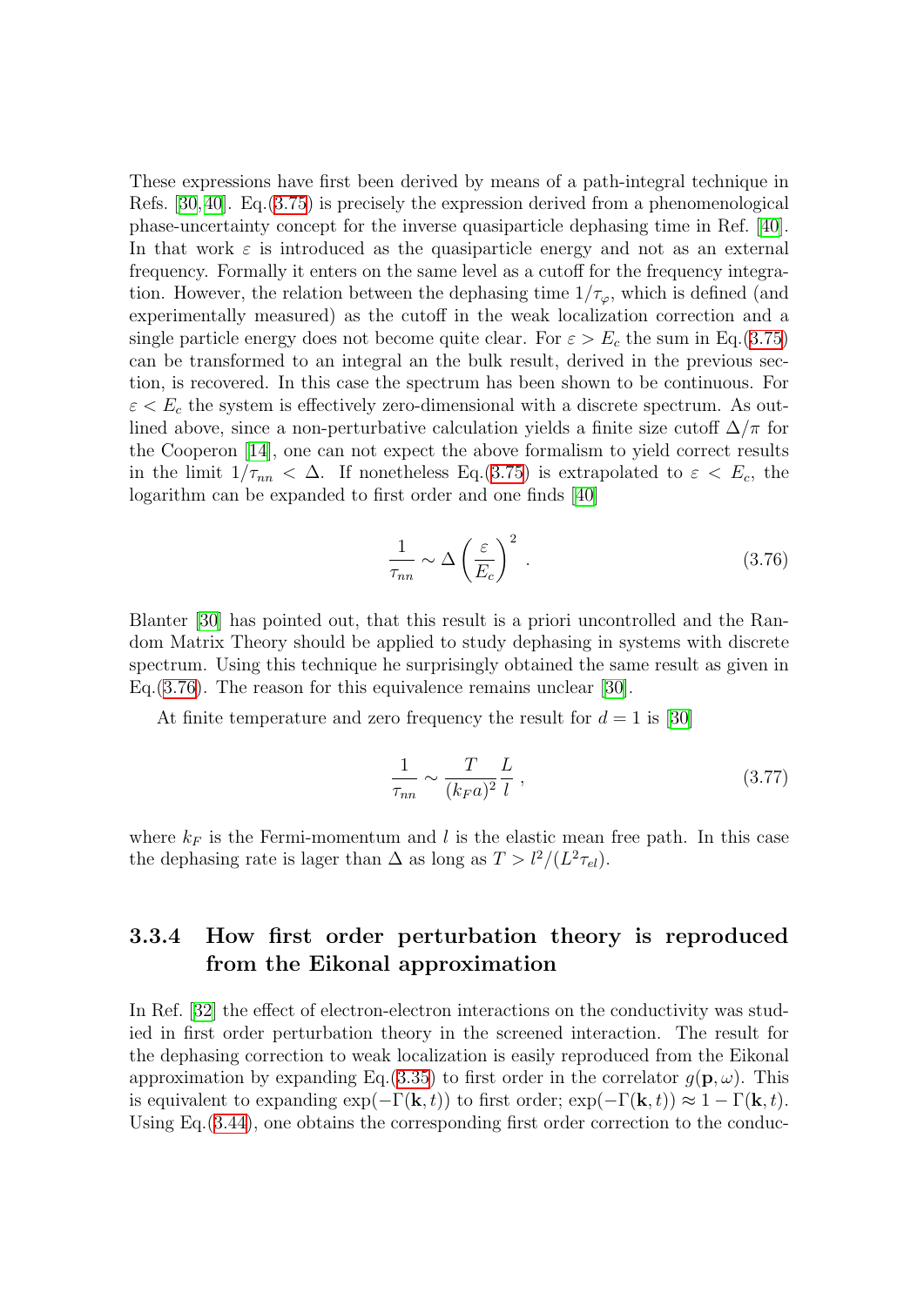These expressions have first been derived by means of a path-integral technique in Refs. [30, 40]. Eq.(3.75) is precisely the expression derived from a phenomenological phase-uncertainty concept for the inverse quasiparticle dephasing time in Ref. [40]. In that work $\varepsilon$ is introduced as the quasiparticle energy and not as an external frequency. Formally it enters on the same level as a cutoff for the frequency integration. However, the relation between the dephasing time $1/\tau_\varphi$, which is defined (and experimentally measured) as the cutoff in the weak localization correction and a single particle energy does not become quite clear. For $\varepsilon > E_c$ the sum in Eq.(3.75) can be transformed to an integral an the bulk result, derived in the previous section, is recovered. In this case the spectrum has been shown to be continuous. For $\varepsilon < E_c$ the system is effectively zero-dimensional with a discrete spectrum. As outlined above, since a non-perturbative calculation yields a finite size cutoff $\Delta/\pi$ for the Cooperon [14], one can not expect the above formalism to yield correct results in the limit $1/\tau_{nn} < \Delta$. If nonetheless Eq.(3.75) is extrapolated to $\varepsilon < E_c$, the logarithm can be expanded to first order and one finds [40]

$$\frac{1}{\tau_{nn}} \sim \Delta \left( \frac{\varepsilon}{E_c} \right)^2 . \tag{3.76}$$

Blanter [30] has pointed out, that this result is a priori uncontrolled and the Random Matrix Theory should be applied to study dephasing in systems with discrete spectrum. Using this technique he surprisingly obtained the same result as given in Eq.(3.76). The reason for this equivalence remains unclear [30].

At finite temperature and zero frequency the result for $d = 1$ is [30]

$$\frac{1}{\tau_{nn}} \sim \frac{T}{(k_F a)^2} \frac{L}{l} , \tag{3.77}$$

where $k_F$ is the Fermi-momentum and $l$ is the elastic mean free path. In this case the dephasing rate is lager than $\Delta$ as long as $T > l^2/(L^2 \tau_{el})$.

### 3.3.4 How first order perturbation theory is reproduced from the Eikonal approximation

In Ref. [32] the effect of electron-electron interactions on the conductivity was studied in first order perturbation theory in the screened interaction. The result for the dephasing correction to weak localization is easily reproduced from the Eikonal approximation by expanding Eq.(3.35) to first order in the correlator $g(\mathbf{p}, \omega)$. This is equivalent to expanding $\exp(-\Gamma(\mathbf{k}, t))$ to first order; $\exp(-\Gamma(\mathbf{k}, t)) \approx 1 - \Gamma(\mathbf{k}, t)$. Using Eq.(3.44), one obtains the corresponding first order correction to the conduc-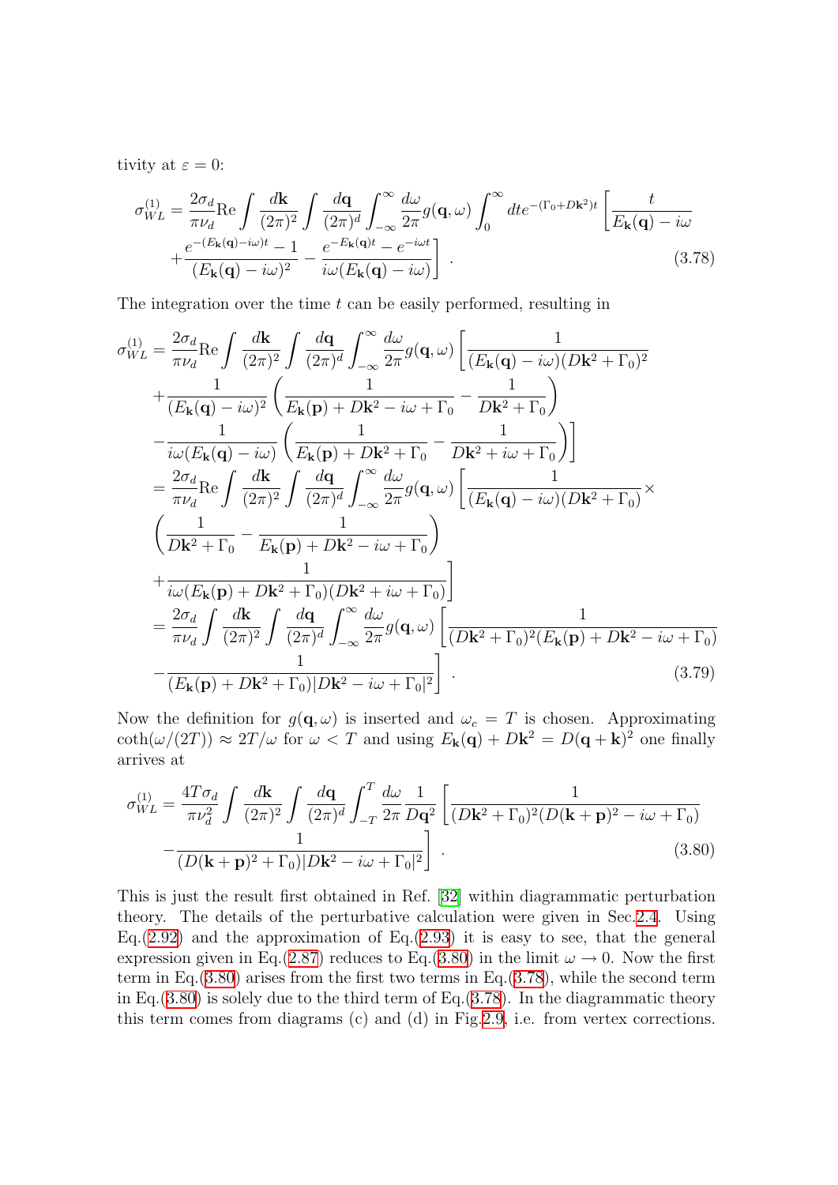tivity at $\varepsilon = 0$:

$$\sigma_{WL}^{(1)} = \frac{2\sigma_d}{\pi\nu_d}\mathrm{Re}\int\frac{d\mathbf{k}}{(2\pi)^2}\int\frac{d\mathbf{q}}{(2\pi)^d}\int_{-\infty}^{\infty}\frac{d\omega}{2\pi}g(\mathbf{q},\omega)\int_0^\infty dt e^{-(\Gamma_0+D\mathbf{k}^2)t}\left[\frac{t}{E_{\mathbf{k}}(\mathbf{q})-i\omega}\right.$$
$$\left.+\frac{e^{-(E_{\mathbf{k}}(\mathbf{q})-i\omega)t}-1}{(E_{\mathbf{k}}(\mathbf{q})-i\omega)^2}-\frac{e^{-E_{\mathbf{k}}(\mathbf{q})t}-e^{-i\omega t}}{i\omega(E_{\mathbf{k}}(\mathbf{q})-i\omega)}\right]. \tag{3.78}$$

The integration over the time $t$ can be easily performed, resulting in

$$\sigma_{WL}^{(1)} = \frac{2\sigma_d}{\pi\nu_d}\mathrm{Re}\int\frac{d\mathbf{k}}{(2\pi)^2}\int\frac{d\mathbf{q}}{(2\pi)^d}\int_{-\infty}^{\infty}\frac{d\omega}{2\pi}g(\mathbf{q},\omega)\left[\frac{1}{(E_{\mathbf{k}}(\mathbf{q})-i\omega)(D\mathbf{k}^2+\Gamma_0)^2}\right.$$
$$+\frac{1}{(E_{\mathbf{k}}(\mathbf{q})-i\omega)^2}\left(\frac{1}{E_{\mathbf{k}}(\mathbf{p})+D\mathbf{k}^2-i\omega+\Gamma_0}-\frac{1}{D\mathbf{k}^2+\Gamma_0}\right)$$
$$\left.-\frac{1}{i\omega(E_{\mathbf{k}}(\mathbf{q})-i\omega)}\left(\frac{1}{E_{\mathbf{k}}(\mathbf{p})+D\mathbf{k}^2+\Gamma_0}-\frac{1}{D\mathbf{k}^2+i\omega+\Gamma_0}\right)\right]$$
$$= \frac{2\sigma_d}{\pi\nu_d}\mathrm{Re}\int\frac{d\mathbf{k}}{(2\pi)^2}\int\frac{d\mathbf{q}}{(2\pi)^d}\int_{-\infty}^{\infty}\frac{d\omega}{2\pi}g(\mathbf{q},\omega)\left[\frac{1}{(E_{\mathbf{k}}(\mathbf{q})-i\omega)(D\mathbf{k}^2+\Gamma_0)}\times\right.$$
$$\left(\frac{1}{D\mathbf{k}^2+\Gamma_0}-\frac{1}{E_{\mathbf{k}}(\mathbf{p})+D\mathbf{k}^2-i\omega+\Gamma_0}\right)$$
$$\left.+\frac{1}{i\omega(E_{\mathbf{k}}(\mathbf{p})+D\mathbf{k}^2+\Gamma_0)(D\mathbf{k}^2+i\omega+\Gamma_0)}\right]$$
$$= \frac{2\sigma_d}{\pi\nu_d}\int\frac{d\mathbf{k}}{(2\pi)^2}\int\frac{d\mathbf{q}}{(2\pi)^d}\int_{-\infty}^{\infty}\frac{d\omega}{2\pi}g(\mathbf{q},\omega)\left[\frac{1}{(D\mathbf{k}^2+\Gamma_0)^2(E_{\mathbf{k}}(\mathbf{p})+D\mathbf{k}^2-i\omega+\Gamma_0)}\right.$$
$$\left.-\frac{1}{(E_{\mathbf{k}}(\mathbf{p})+D\mathbf{k}^2+\Gamma_0)|D\mathbf{k}^2-i\omega+\Gamma_0|^2}\right]. \tag{3.79}$$

Now the definition for $g(\mathbf{q},\omega)$ is inserted and $\omega_c = T$ is chosen. Approximating $\coth(\omega/(2T)) \approx 2T/\omega$ for $\omega < T$ and using $E_{\mathbf{k}}(\mathbf{q}) + D\mathbf{k}^2 = D(\mathbf{q}+\mathbf{k})^2$ one finally arrives at

$$\sigma_{WL}^{(1)} = \frac{4T\sigma_d}{\pi\nu_d^2}\int\frac{d\mathbf{k}}{(2\pi)^2}\int\frac{d\mathbf{q}}{(2\pi)^d}\int_{-T}^{T}\frac{d\omega}{2\pi}\frac{1}{D\mathbf{q}^2}\left[\frac{1}{(D\mathbf{k}^2+\Gamma_0)^2(D(\mathbf{k}+\mathbf{p})^2-i\omega+\Gamma_0)}\right.$$
$$\left.-\frac{1}{(D(\mathbf{k}+\mathbf{p})^2+\Gamma_0)|D\mathbf{k}^2-i\omega+\Gamma_0|^2}\right]. \tag{3.80}$$

This is just the result first obtained in Ref. [32] within diagrammatic perturbation theory. The details of the perturbative calculation were given in Sec.2.4. Using Eq.(2.92) and the approximation of Eq.(2.93) it is easy to see, that the general expression given in Eq.(2.87) reduces to Eq.(3.80) in the limit $\omega \to 0$. Now the first term in Eq.(3.80) arises from the first two terms in Eq.(3.78), while the second term in Eq.(3.80) is solely due to the third term of Eq.(3.78). In the diagrammatic theory this term comes from diagrams (c) and (d) in Fig.2.9, i.e. from vertex corrections.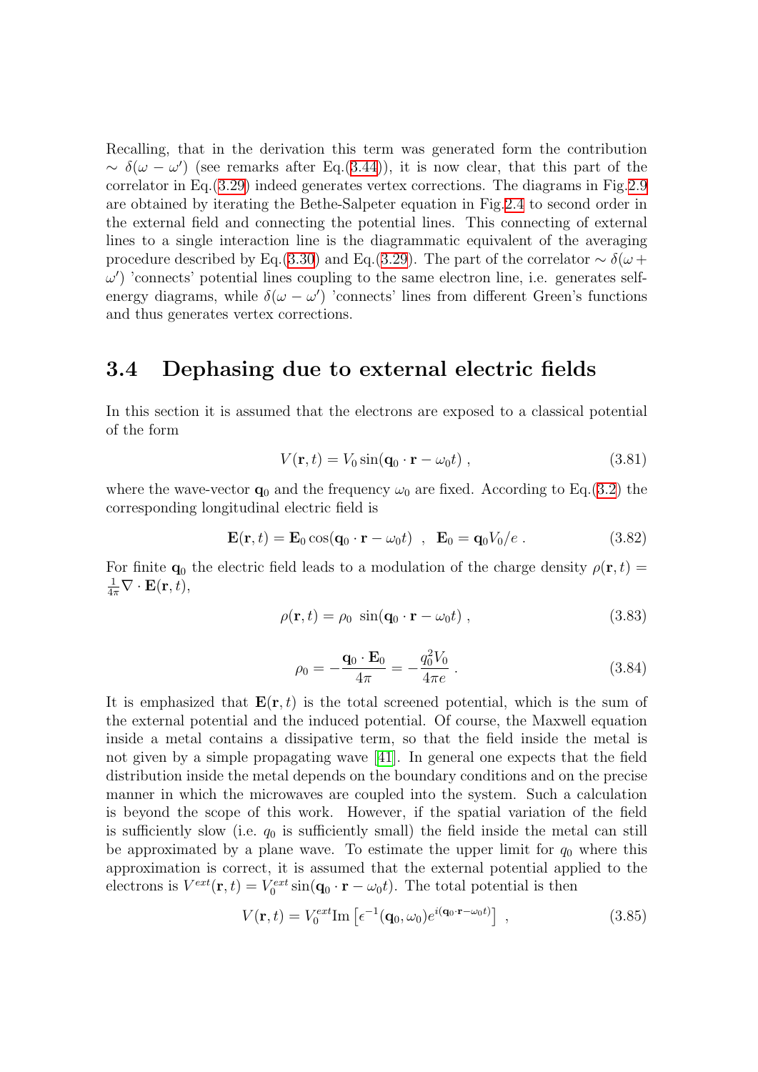Recalling, that in the derivation this term was generated form the contribution $\sim \delta(\omega - \omega')$ (see remarks after Eq.(3.44)), it is now clear, that this part of the correlator in Eq.(3.29) indeed generates vertex corrections. The diagrams in Fig.2.9 are obtained by iterating the Bethe-Salpeter equation in Fig.2.4 to second order in the external field and connecting the potential lines. This connecting of external lines to a single interaction line is the diagrammatic equivalent of the averaging procedure described by Eq.(3.30) and Eq.(3.29). The part of the correlator $\sim \delta(\omega + \omega')$ 'connects' potential lines coupling to the same electron line, i.e. generates self-energy diagrams, while $\delta(\omega - \omega')$ 'connects' lines from different Green's functions and thus generates vertex corrections.

## 3.4 Dephasing due to external electric fields

In this section it is assumed that the electrons are exposed to a classical potential of the form

$$V(\mathbf{r}, t) = V_0 \sin(\mathbf{q}_0 \cdot \mathbf{r} - \omega_0 t) \; , \tag{3.81}$$

where the wave-vector $\mathbf{q}_0$ and the frequency $\omega_0$ are fixed. According to Eq.(3.2) the corresponding longitudinal electric field is

$$\mathbf{E}(\mathbf{r}, t) = \mathbf{E}_0 \cos(\mathbf{q}_0 \cdot \mathbf{r} - \omega_0 t) \;\; , \;\; \mathbf{E}_0 = \mathbf{q}_0 V_0 / e \; . \tag{3.82}$$

For finite $\mathbf{q}_0$ the electric field leads to a modulation of the charge density $\rho(\mathbf{r}, t) = \frac{1}{4\pi} \nabla \cdot \mathbf{E}(\mathbf{r}, t)$,

$$\rho(\mathbf{r}, t) = \rho_0 \; \sin(\mathbf{q}_0 \cdot \mathbf{r} - \omega_0 t) \; , \tag{3.83}$$

$$\rho_0 = -\frac{\mathbf{q}_0 \cdot \mathbf{E}_0}{4\pi} = -\frac{q_0^2 V_0}{4\pi e} \; . \tag{3.84}$$

It is emphasized that $\mathbf{E}(\mathbf{r}, t)$ is the total screened potential, which is the sum of the external potential and the induced potential. Of course, the Maxwell equation inside a metal contains a dissipative term, so that the field inside the metal is not given by a simple propagating wave [41]. In general one expects that the field distribution inside the metal depends on the boundary conditions and on the precise manner in which the microwaves are coupled into the system. Such a calculation is beyond the scope of this work. However, if the spatial variation of the field is sufficiently slow (i.e. $q_0$ is sufficiently small) the field inside the metal can still be approximated by a plane wave. To estimate the upper limit for $q_0$ where this approximation is correct, it is assumed that the external potential applied to the electrons is $V^{ext}(\mathbf{r}, t) = V_0^{ext} \sin(\mathbf{q}_0 \cdot \mathbf{r} - \omega_0 t)$. The total potential is then

$$V(\mathbf{r}, t) = V_0^{ext} \mathrm{Im} \left[ \epsilon^{-1}(\mathbf{q}_0, \omega_0) e^{i(\mathbf{q}_0 \cdot \mathbf{r} - \omega_0 t)} \right] \; , \tag{3.85}$$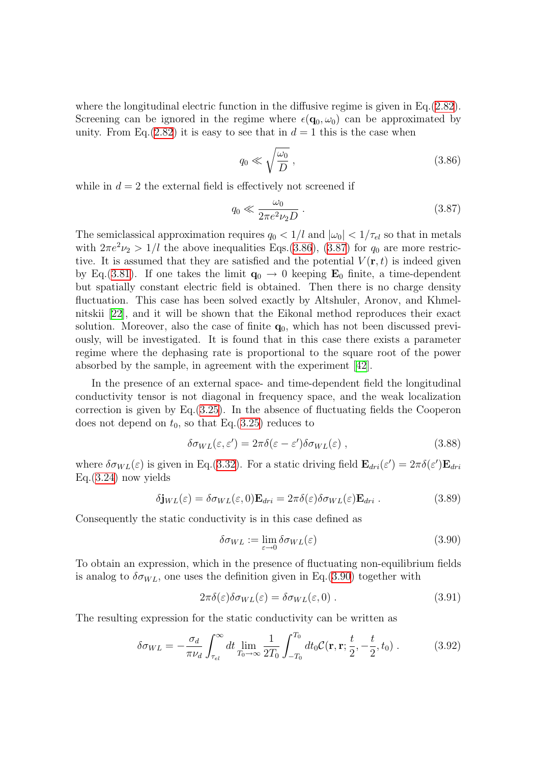where the longitudinal electric function in the diffusive regime is given in Eq.(2.82). Screening can be ignored in the regime where $\epsilon(\mathbf{q}_0, \omega_0)$ can be approximated by unity. From Eq.(2.82) it is easy to see that in $d = 1$ this is the case when

$$q_0 \ll \sqrt{\frac{\omega_0}{D}} \,, \tag{3.86}$$

while in $d = 2$ the external field is effectively not screened if

$$q_0 \ll \frac{\omega_0}{2\pi e^2 \nu_2 D} \,. \tag{3.87}$$

The semiclassical approximation requires $q_0 < 1/l$ and $|\omega_0| < 1/\tau_{el}$ so that in metals with $2\pi e^2 \nu_2 > 1/l$ the above inequalities Eqs.(3.86), (3.87) for $q_0$ are more restrictive. It is assumed that they are satisfied and the potential $V(\mathbf{r}, t)$ is indeed given by Eq.(3.81). If one takes the limit $\mathbf{q}_0 \to 0$ keeping $\mathbf{E}_0$ finite, a time-dependent but spatially constant electric field is obtained. Then there is no charge density fluctuation. This case has been solved exactly by Altshuler, Aronov, and Khmelnitskii [22], and it will be shown that the Eikonal method reproduces their exact solution. Moreover, also the case of finite $\mathbf{q}_0$, which has not been discussed previously, will be investigated. It is found that in this case there exists a parameter regime where the dephasing rate is proportional to the square root of the power absorbed by the sample, in agreement with the experiment [42].

In the presence of an external space- and time-dependent field the longitudinal conductivity tensor is not diagonal in frequency space, and the weak localization correction is given by Eq.(3.25). In the absence of fluctuating fields the Cooperon does not depend on $t_0$, so that Eq.(3.25) reduces to

$$\delta\sigma_{WL}(\varepsilon, \varepsilon') = 2\pi\delta(\varepsilon - \varepsilon')\delta\sigma_{WL}(\varepsilon) \,, \tag{3.88}$$

where $\delta\sigma_{WL}(\varepsilon)$ is given in Eq.(3.32). For a static driving field $\mathbf{E}_{dri}(\varepsilon') = 2\pi\delta(\varepsilon')\mathbf{E}_{dri}$ Eq.(3.24) now yields

$$\delta\mathbf{j}_{WL}(\varepsilon) = \delta\sigma_{WL}(\varepsilon, 0)\mathbf{E}_{dri} = 2\pi\delta(\varepsilon)\delta\sigma_{WL}(\varepsilon)\mathbf{E}_{dri} \,. \tag{3.89}$$

Consequently the static conductivity is in this case defined as

$$\delta\sigma_{WL} := \lim_{\varepsilon \to 0} \delta\sigma_{WL}(\varepsilon) \tag{3.90}$$

To obtain an expression, which in the presence of fluctuating non-equilibrium fields is analog to $\delta\sigma_{WL}$, one uses the definition given in Eq.(3.90) together with

$$2\pi\delta(\varepsilon)\delta\sigma_{WL}(\varepsilon) = \delta\sigma_{WL}(\varepsilon, 0) \,. \tag{3.91}$$

The resulting expression for the static conductivity can be written as

$$\delta\sigma_{WL} = -\frac{\sigma_d}{\pi\nu_d} \int_{\tau_{el}}^{\infty} dt \lim_{T_0 \to \infty} \frac{1}{2T_0} \int_{-T_0}^{T_0} dt_0 \mathcal{C}(\mathbf{r}, \mathbf{r}; \frac{t}{2}, -\frac{t}{2}, t_0) \,. \tag{3.92}$$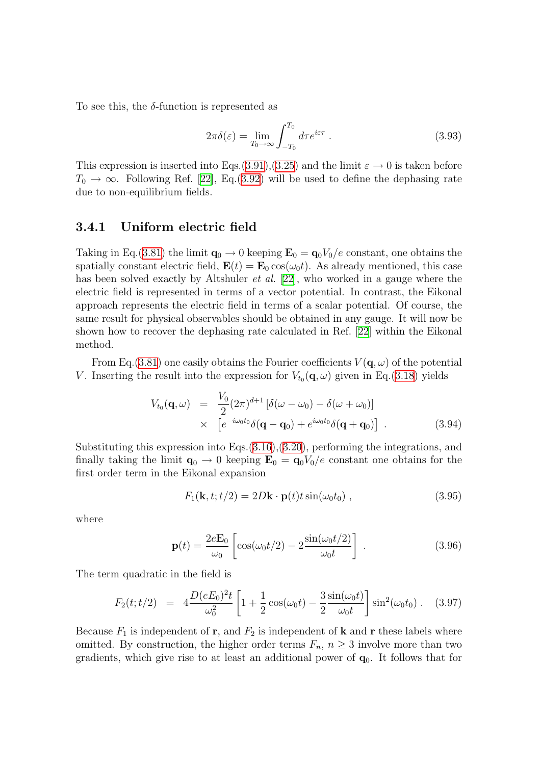To see this, the $\delta$-function is represented as

$$2\pi\delta(\varepsilon) = \lim_{T_0\to\infty}\int_{-T_0}^{T_0} d\tau e^{i\varepsilon\tau} \; . \tag{3.93}$$

This expression is inserted into Eqs.(3.91),(3.25) and the limit $\varepsilon \to 0$ is taken before $T_0 \to \infty$. Following Ref. [22], Eq.(3.92) will be used to define the dephasing rate due to non-equilibrium fields.

### 3.4.1 Uniform electric field

Taking in Eq.(3.81) the limit $\mathbf{q}_0 \to 0$ keeping $\mathbf{E}_0 = \mathbf{q}_0 V_0/e$ constant, one obtains the spatially constant electric field, $\mathbf{E}(t) = \mathbf{E}_0\cos(\omega_0 t)$. As already mentioned, this case has been solved exactly by Altshuler *et al.* [22], who worked in a gauge where the electric field is represented in terms of a vector potential. In contrast, the Eikonal approach represents the electric field in terms of a scalar potential. Of course, the same result for physical observables should be obtained in any gauge. It will now be shown how to recover the dephasing rate calculated in Ref. [22] within the Eikonal method.

From Eq.(3.81) one easily obtains the Fourier coefficients $V(\mathbf{q},\omega)$ of the potential $V$. Inserting the result into the expression for $V_{t_0}(\mathbf{q},\omega)$ given in Eq.(3.18) yields

$$\begin{aligned} V_{t_0}(\mathbf{q},\omega) &= \frac{V_0}{2}(2\pi)^{d+1}\left[\delta(\omega-\omega_0) - \delta(\omega+\omega_0)\right] \\ &\times \left[e^{-i\omega_0 t_0}\delta(\mathbf{q}-\mathbf{q}_0) + e^{i\omega_0 t_0}\delta(\mathbf{q}+\mathbf{q}_0)\right] \; . \end{aligned} \tag{3.94}$$

Substituting this expression into Eqs.(3.16),(3.20), performing the integrations, and finally taking the limit $\mathbf{q}_0 \to 0$ keeping $\mathbf{E}_0 = \mathbf{q}_0 V_0/e$ constant one obtains for the first order term in the Eikonal expansion

$$F_1(\mathbf{k}, t; t/2) = 2D\mathbf{k}\cdot\mathbf{p}(t)t\sin(\omega_0 t_0) \; , \tag{3.95}$$

where

$$\mathbf{p}(t) = \frac{2e\mathbf{E}_0}{\omega_0}\left[\cos(\omega_0 t/2) - 2\frac{\sin(\omega_0 t/2)}{\omega_0 t}\right] \; . \tag{3.96}$$

The term quadratic in the field is

$$F_2(t; t/2) = 4\frac{D(eE_0)^2 t}{\omega_0^2}\left[1 + \frac{1}{2}\cos(\omega_0 t) - \frac{3}{2}\frac{\sin(\omega_0 t)}{\omega_0 t}\right]\sin^2(\omega_0 t_0) \; . \tag{3.97}$$

Because $F_1$ is independent of $\mathbf{r}$, and $F_2$ is independent of $\mathbf{k}$ and $\mathbf{r}$ these labels where omitted. By construction, the higher order terms $F_n$, $n \geq 3$ involve more than two gradients, which give rise to at least an additional power of $\mathbf{q}_0$. It follows that for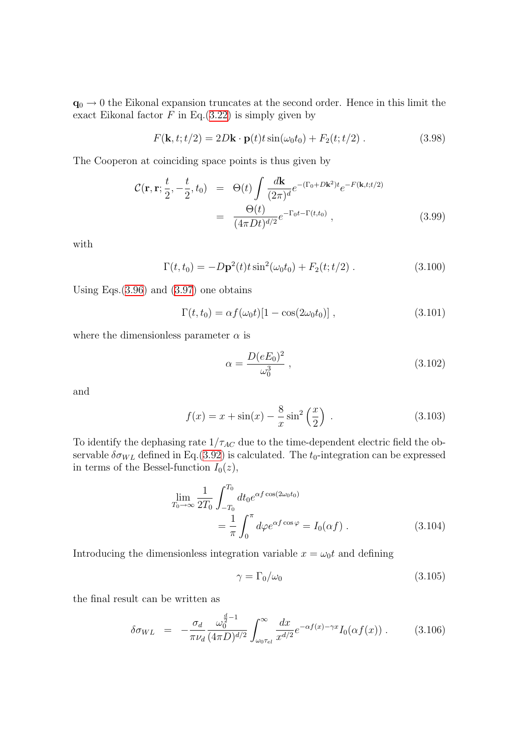$\mathbf{q}_0 \to 0$ the Eikonal expansion truncates at the second order. Hence in this limit the exact Eikonal factor $F$ in Eq.(3.22) is simply given by

$$F(\mathbf{k}, t; t/2) = 2D\mathbf{k}\cdot\mathbf{p}(t)t\sin(\omega_0 t_0) + F_2(t; t/2)\ . \tag{3.98}$$

The Cooperon at coinciding space points is thus given by

$$\begin{aligned}\mathcal{C}(\mathbf{r}, \mathbf{r}; \frac{t}{2}, -\frac{t}{2}, t_0) &= \Theta(t)\int \frac{d\mathbf{k}}{(2\pi)^d} e^{-(\Gamma_0 + D\mathbf{k}^2)t} e^{-F(\mathbf{k}, t; t/2)} \\ &= \frac{\Theta(t)}{(4\pi D t)^{d/2}} e^{-\Gamma_0 t - \Gamma(t, t_0)}\ ,\end{aligned} \tag{3.99}$$

with

$$\Gamma(t, t_0) = -D\mathbf{p}^2(t)t\sin^2(\omega_0 t_0) + F_2(t; t/2)\ . \tag{3.100}$$

Using Eqs.(3.96) and (3.97) one obtains

$$\Gamma(t, t_0) = \alpha f(\omega_0 t)[1 - \cos(2\omega_0 t_0)]\ , \tag{3.101}$$

where the dimensionless parameter $\alpha$ is

$$\alpha = \frac{D(eE_0)^2}{\omega_0^3}\ , \tag{3.102}$$

and

$$f(x) = x + \sin(x) - \frac{8}{x}\sin^2\left(\frac{x}{2}\right)\ . \tag{3.103}$$

To identify the dephasing rate $1/\tau_{AC}$ due to the time-dependent electric field the observable $\delta\sigma_{WL}$ defined in Eq.(3.92) is calculated. The $t_0$-integration can be expressed in terms of the Bessel-function $I_0(z)$,

$$\begin{aligned}\lim_{T_0\to\infty}\frac{1}{2T_0}&\int_{-T_0}^{T_0} dt_0 e^{\alpha f\cos(2\omega_0 t_0)} \\ &= \frac{1}{\pi}\int_0^{\pi} d\varphi e^{\alpha f\cos\varphi} = I_0(\alpha f)\ .\end{aligned} \tag{3.104}$$

Introducing the dimensionless integration variable $x = \omega_0 t$ and defining

$$\gamma = \Gamma_0/\omega_0 \tag{3.105}$$

the final result can be written as

$$\delta\sigma_{WL} = -\frac{\sigma_d}{\pi\nu_d}\frac{\omega_0^{\frac{d}{2}-1}}{(4\pi D)^{d/2}}\int_{\omega_0\tau_{el}}^{\infty}\frac{dx}{x^{d/2}} e^{-\alpha f(x) - \gamma x} I_0(\alpha f(x))\ . \tag{3.106}$$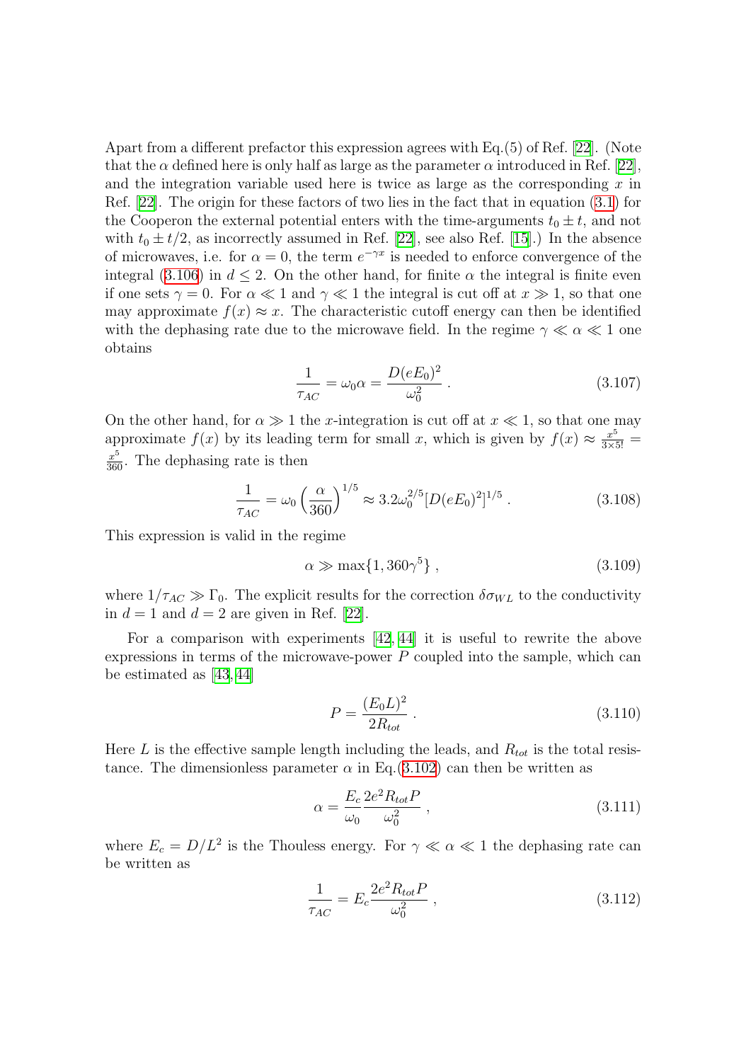Apart from a different prefactor this expression agrees with Eq.(5) of Ref. [22]. (Note that the $\alpha$ defined here is only half as large as the parameter $\alpha$ introduced in Ref. [22], and the integration variable used here is twice as large as the corresponding $x$ in Ref. [22]. The origin for these factors of two lies in the fact that in equation (3.1) for the Cooperon the external potential enters with the time-arguments $t_0 \pm t$, and not with $t_0 \pm t/2$, as incorrectly assumed in Ref. [22], see also Ref. [15].) In the absence of microwaves, i.e. for $\alpha = 0$, the term $e^{-\gamma x}$ is needed to enforce convergence of the integral (3.106) in $d \leq 2$. On the other hand, for finite $\alpha$ the integral is finite even if one sets $\gamma = 0$. For $\alpha \ll 1$ and $\gamma \ll 1$ the integral is cut off at $x \gg 1$, so that one may approximate $f(x) \approx x$. The characteristic cutoff energy can then be identified with the dephasing rate due to the microwave field. In the regime $\gamma \ll \alpha \ll 1$ one obtains

$$\frac{1}{\tau_{AC}} = \omega_0 \alpha = \frac{D(eE_0)^2}{\omega_0^2} \, . \tag{3.107}$$

On the other hand, for $\alpha \gg 1$ the $x$-integration is cut off at $x \ll 1$, so that one may approximate $f(x)$ by its leading term for small $x$, which is given by $f(x) \approx \frac{x^5}{3 \times 5!} = \frac{x^5}{360}$. The dephasing rate is then

$$\frac{1}{\tau_{AC}} = \omega_0 \left( \frac{\alpha}{360} \right)^{1/5} \approx 3.2 \omega_0^{2/5} [D(eE_0)^2]^{1/5} \, . \tag{3.108}$$

This expression is valid in the regime

$$\alpha \gg \max\{1, 360\gamma^5\} \, , \tag{3.109}$$

where $1/\tau_{AC} \gg \Gamma_0$. The explicit results for the correction $\delta\sigma_{WL}$ to the conductivity in $d = 1$ and $d = 2$ are given in Ref. [22].

For a comparison with experiments [42, 44] it is useful to rewrite the above expressions in terms of the microwave-power $P$ coupled into the sample, which can be estimated as [43, 44]

$$P = \frac{(E_0 L)^2}{2 R_{tot}} \, . \tag{3.110}$$

Here $L$ is the effective sample length including the leads, and $R_{tot}$ is the total resistance. The dimensionless parameter $\alpha$ in Eq.(3.102) can then be written as

$$\alpha = \frac{E_c}{\omega_0} \frac{2e^2 R_{tot} P}{\omega_0^2} \, , \tag{3.111}$$

where $E_c = D/L^2$ is the Thouless energy. For $\gamma \ll \alpha \ll 1$ the dephasing rate can be written as

$$\frac{1}{\tau_{AC}} = E_c \frac{2e^2 R_{tot} P}{\omega_0^2} \, , \tag{3.112}$$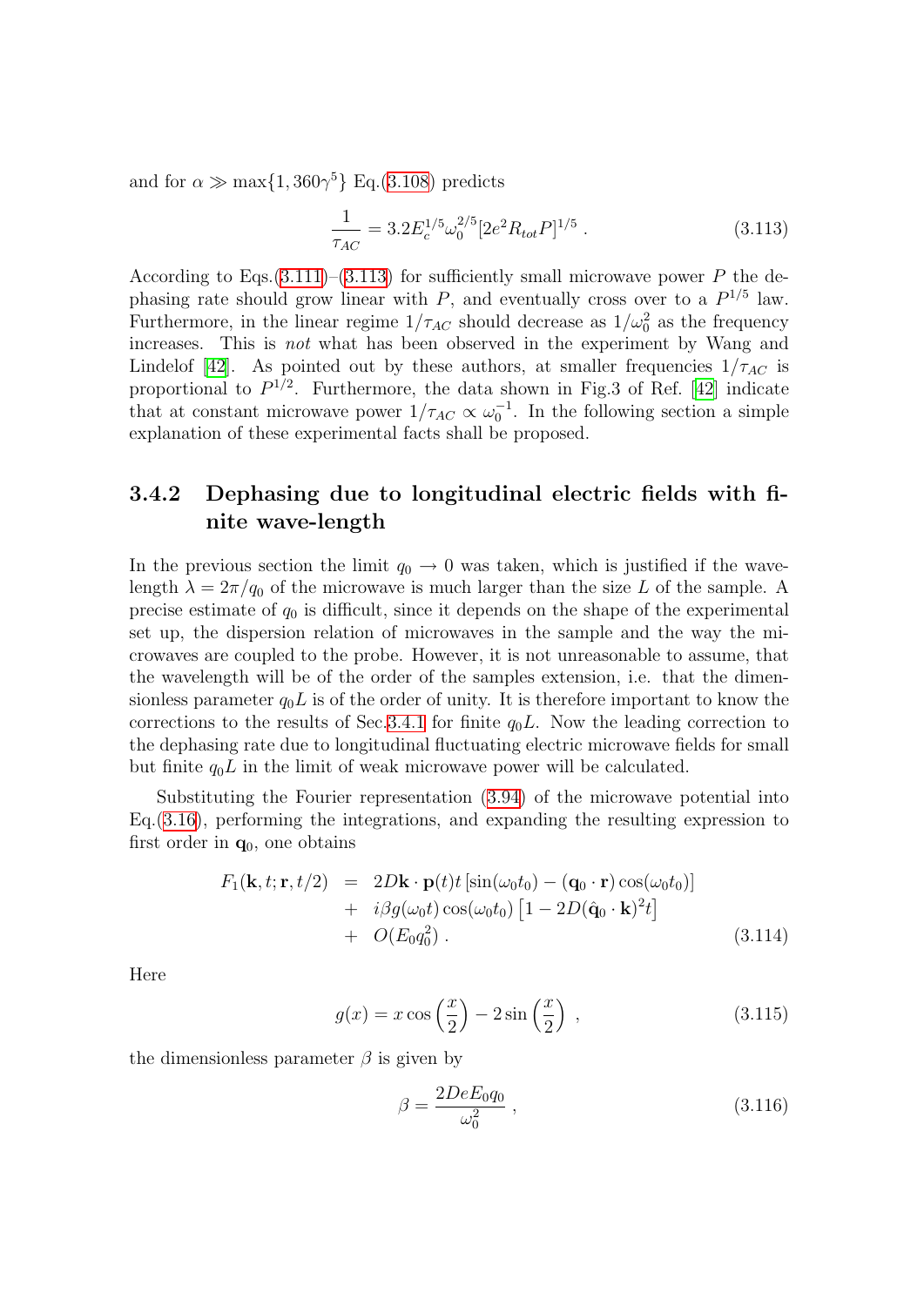and for $\alpha \gg \max\{1, 360\gamma^5\}$ Eq.(3.108) predicts

$$\frac{1}{\tau_{AC}} = 3.2 E_c^{1/5} \omega_0^{2/5} [2e^2 R_{tot} P]^{1/5} \, . \tag{3.113}$$

According to Eqs.(3.111)–(3.113) for sufficiently small microwave power $P$ the dephasing rate should grow linear with $P$, and eventually cross over to a $P^{1/5}$ law. Furthermore, in the linear regime $1/\tau_{AC}$ should decrease as $1/\omega_0^2$ as the frequency increases. This is *not* what has been observed in the experiment by Wang and Lindelof [42]. As pointed out by these authors, at smaller frequencies $1/\tau_{AC}$ is proportional to $P^{1/2}$. Furthermore, the data shown in Fig.3 of Ref. [42] indicate that at constant microwave power $1/\tau_{AC} \propto \omega_0^{-1}$. In the following section a simple explanation of these experimental facts shall be proposed.

### 3.4.2 Dephasing due to longitudinal electric fields with finite wave-length

In the previous section the limit $q_0 \to 0$ was taken, which is justified if the wavelength $\lambda = 2\pi/q_0$ of the microwave is much larger than the size $L$ of the sample. A precise estimate of $q_0$ is difficult, since it depends on the shape of the experimental set up, the dispersion relation of microwaves in the sample and the way the microwaves are coupled to the probe. However, it is not unreasonable to assume, that the wavelength will be of the order of the samples extension, i.e. that the dimensionless parameter $q_0 L$ is of the order of unity. It is therefore important to know the corrections to the results of Sec.3.4.1 for finite $q_0 L$. Now the leading correction to the dephasing rate due to longitudinal fluctuating electric microwave fields for small but finite $q_0 L$ in the limit of weak microwave power will be calculated.

Substituting the Fourier representation (3.94) of the microwave potential into Eq.(3.16), performing the integrations, and expanding the resulting expression to first order in $\mathbf{q}_0$, one obtains

$$\begin{aligned} F_1(\mathbf{k}, t; \mathbf{r}, t/2) &= 2D\mathbf{k} \cdot \mathbf{p}(t) t \left[\sin(\omega_0 t_0) - (\mathbf{q}_0 \cdot \mathbf{r}) \cos(\omega_0 t_0)\right] \\ &+ i\beta g(\omega_0 t) \cos(\omega_0 t_0) \left[1 - 2D(\hat{\mathbf{q}}_0 \cdot \mathbf{k})^2 t\right] \\ &+ O(E_0 q_0^2) \, . \end{aligned} \tag{3.114}$$

Here

$$g(x) = x \cos\left(\frac{x}{2}\right) - 2\sin\left(\frac{x}{2}\right) \, , \tag{3.115}$$

the dimensionless parameter $\beta$ is given by

$$\beta = \frac{2DeE_0 q_0}{\omega_0^2} \, , \tag{3.116}$$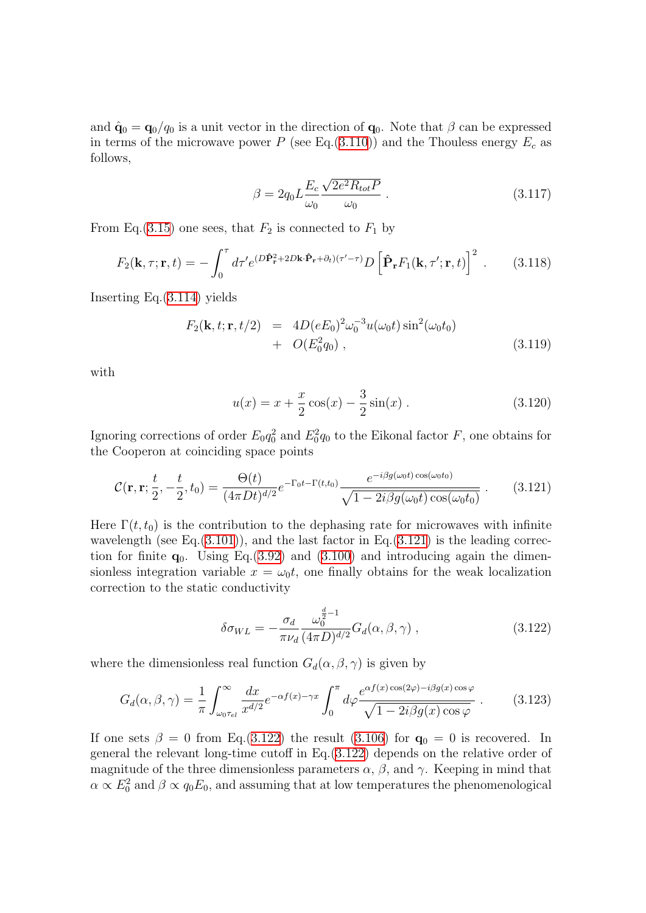and $\hat{\mathbf{q}}_0 = \mathbf{q}_0/q_0$ is a unit vector in the direction of $\mathbf{q}_0$. Note that $\beta$ can be expressed in terms of the microwave power $P$ (see Eq.(3.110)) and the Thouless energy $E_c$ as follows,

$$\beta = 2q_0 L \frac{E_c}{\omega_0} \frac{\sqrt{2e^2 R_{tot} P}}{\omega_0} \, . \tag{3.117}$$

From Eq.(3.15) one sees, that $F_2$ is connected to $F_1$ by

$$F_2(\mathbf{k}, \tau; \mathbf{r}, t) = -\int_0^\tau d\tau' e^{(D\hat{\mathbf{P}}_\mathbf{r}^2 + 2D\mathbf{k}\cdot\hat{\mathbf{P}}_\mathbf{r} + \partial_t)(\tau' - \tau)} D \left[\hat{\mathbf{P}}_\mathbf{r} F_1(\mathbf{k}, \tau'; \mathbf{r}, t)\right]^2 \, . \tag{3.118}$$

Inserting Eq.(3.114) yields

$$\begin{aligned} F_2(\mathbf{k}, t; \mathbf{r}, t/2) &= 4D(eE_0)^2 \omega_0^{-3} u(\omega_0 t) \sin^2(\omega_0 t_0) \\ &+ O(E_0^2 q_0) \, , \end{aligned} \tag{3.119}$$

with

$$u(x) = x + \frac{x}{2}\cos(x) - \frac{3}{2}\sin(x) \, . \tag{3.120}$$

Ignoring corrections of order $E_0 q_0^2$ and $E_0^2 q_0$ to the Eikonal factor $F$, one obtains for the Cooperon at coinciding space points

$$\mathcal{C}(\mathbf{r}, \mathbf{r}; \frac{t}{2}, -\frac{t}{2}, t_0) = \frac{\Theta(t)}{(4\pi D t)^{d/2}} e^{-\Gamma_0 t - \Gamma(t, t_0)} \frac{e^{-i\beta g(\omega_0 t)\cos(\omega_0 t_0)}}{\sqrt{1 - 2i\beta g(\omega_0 t)\cos(\omega_0 t_0)}} \, . \tag{3.121}$$

Here $\Gamma(t, t_0)$ is the contribution to the dephasing rate for microwaves with infinite wavelength (see Eq.(3.101)), and the last factor in Eq.(3.121) is the leading correction for finite $\mathbf{q}_0$. Using Eq.(3.92) and (3.100) and introducing again the dimensionless integration variable $x = \omega_0 t$, one finally obtains for the weak localization correction to the static conductivity

$$\delta\sigma_{WL} = -\frac{\sigma_d}{\pi \nu_d} \frac{\omega_0^{\frac{d}{2}-1}}{(4\pi D)^{d/2}} G_d(\alpha, \beta, \gamma) \, , \tag{3.122}$$

where the dimensionless real function $G_d(\alpha, \beta, \gamma)$ is given by

$$G_d(\alpha, \beta, \gamma) = \frac{1}{\pi} \int_{\omega_0 \tau_{el}}^\infty \frac{dx}{x^{d/2}} e^{-\alpha f(x) - \gamma x} \int_0^\pi d\varphi \frac{e^{\alpha f(x)\cos(2\varphi) - i\beta g(x)\cos\varphi}}{\sqrt{1 - 2i\beta g(x)\cos\varphi}} \, . \tag{3.123}$$

If one sets $\beta = 0$ from Eq.(3.122) the result (3.106) for $\mathbf{q}_0 = 0$ is recovered. In general the relevant long-time cutoff in Eq.(3.122) depends on the relative order of magnitude of the three dimensionless parameters $\alpha$, $\beta$, and $\gamma$. Keeping in mind that $\alpha \propto E_0^2$ and $\beta \propto q_0 E_0$, and assuming that at low temperatures the phenomenological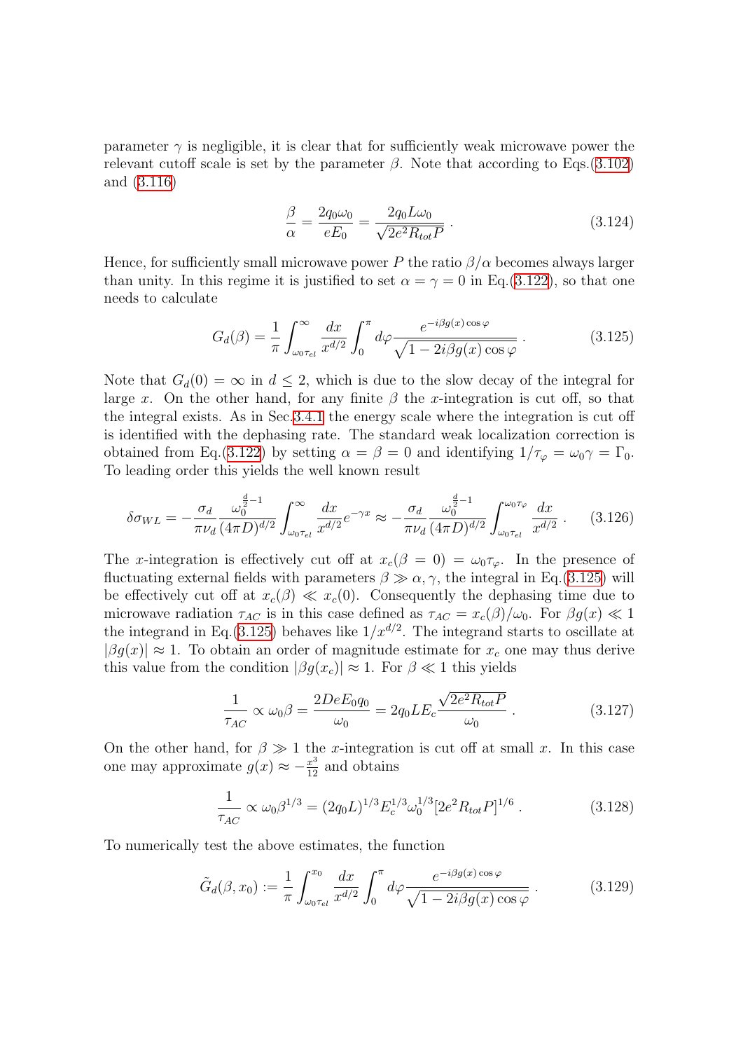parameter $\gamma$ is negligible, it is clear that for sufficiently weak microwave power the relevant cutoff scale is set by the parameter $\beta$. Note that according to Eqs.(3.102) and (3.116)

$$\frac{\beta}{\alpha} = \frac{2q_0\omega_0}{eE_0} = \frac{2q_0 L\omega_0}{\sqrt{2e^2 R_{tot} P}} \; . \tag{3.124}$$

Hence, for sufficiently small microwave power $P$ the ratio $\beta/\alpha$ becomes always larger than unity. In this regime it is justified to set $\alpha = \gamma = 0$ in Eq.(3.122), so that one needs to calculate

$$G_d(\beta) = \frac{1}{\pi}\int_{\omega_0\tau_{el}}^{\infty} \frac{dx}{x^{d/2}} \int_0^{\pi} d\varphi \frac{e^{-i\beta g(x)\cos\varphi}}{\sqrt{1-2i\beta g(x)\cos\varphi}} \; . \tag{3.125}$$

Note that $G_d(0) = \infty$ in $d \leq 2$, which is due to the slow decay of the integral for large $x$. On the other hand, for any finite $\beta$ the $x$-integration is cut off, so that the integral exists. As in Sec.3.4.1 the energy scale where the integration is cut off is identified with the dephasing rate. The standard weak localization correction is obtained from Eq.(3.122) by setting $\alpha = \beta = 0$ and identifying $1/\tau_\varphi = \omega_0\gamma = \Gamma_0$. To leading order this yields the well known result

$$\delta\sigma_{WL} = -\frac{\sigma_d}{\pi\nu_d}\frac{\omega_0^{\frac{d}{2}-1}}{(4\pi D)^{d/2}}\int_{\omega_0\tau_{el}}^{\infty}\frac{dx}{x^{d/2}}e^{-\gamma x} \approx -\frac{\sigma_d}{\pi\nu_d}\frac{\omega_0^{\frac{d}{2}-1}}{(4\pi D)^{d/2}}\int_{\omega_0\tau_{el}}^{\omega_0\tau_\varphi}\frac{dx}{x^{d/2}} \; . \tag{3.126}$$

The $x$-integration is effectively cut off at $x_c(\beta = 0) = \omega_0\tau_\varphi$. In the presence of fluctuating external fields with parameters $\beta \gg \alpha, \gamma$, the integral in Eq.(3.125) will be effectively cut off at $x_c(\beta) \ll x_c(0)$. Consequently the dephasing time due to microwave radiation $\tau_{AC}$ is in this case defined as $\tau_{AC} = x_c(\beta)/\omega_0$. For $\beta g(x) \ll 1$ the integrand in Eq.(3.125) behaves like $1/x^{d/2}$. The integrand starts to oscillate at $|\beta g(x)| \approx 1$. To obtain an order of magnitude estimate for $x_c$ one may thus derive this value from the condition $|\beta g(x_c)| \approx 1$. For $\beta \ll 1$ this yields

$$\frac{1}{\tau_{AC}} \propto \omega_0\beta = \frac{2DeE_0 q_0}{\omega_0} = 2q_0 L E_c \frac{\sqrt{2e^2 R_{tot} P}}{\omega_0} \; . \tag{3.127}$$

On the other hand, for $\beta \gg 1$ the $x$-integration is cut off at small $x$. In this case one may approximate $g(x) \approx -\frac{x^3}{12}$ and obtains

$$\frac{1}{\tau_{AC}} \propto \omega_0\beta^{1/3} = (2q_0 L)^{1/3} E_c^{1/3}\omega_0^{1/3}[2e^2 R_{tot} P]^{1/6} \; . \tag{3.128}$$

To numerically test the above estimates, the function

$$\tilde{G}_d(\beta, x_0) := \frac{1}{\pi}\int_{\omega_0\tau_{el}}^{x_0} \frac{dx}{x^{d/2}} \int_0^{\pi} d\varphi \frac{e^{-i\beta g(x)\cos\varphi}}{\sqrt{1-2i\beta g(x)\cos\varphi}} \; . \tag{3.129}$$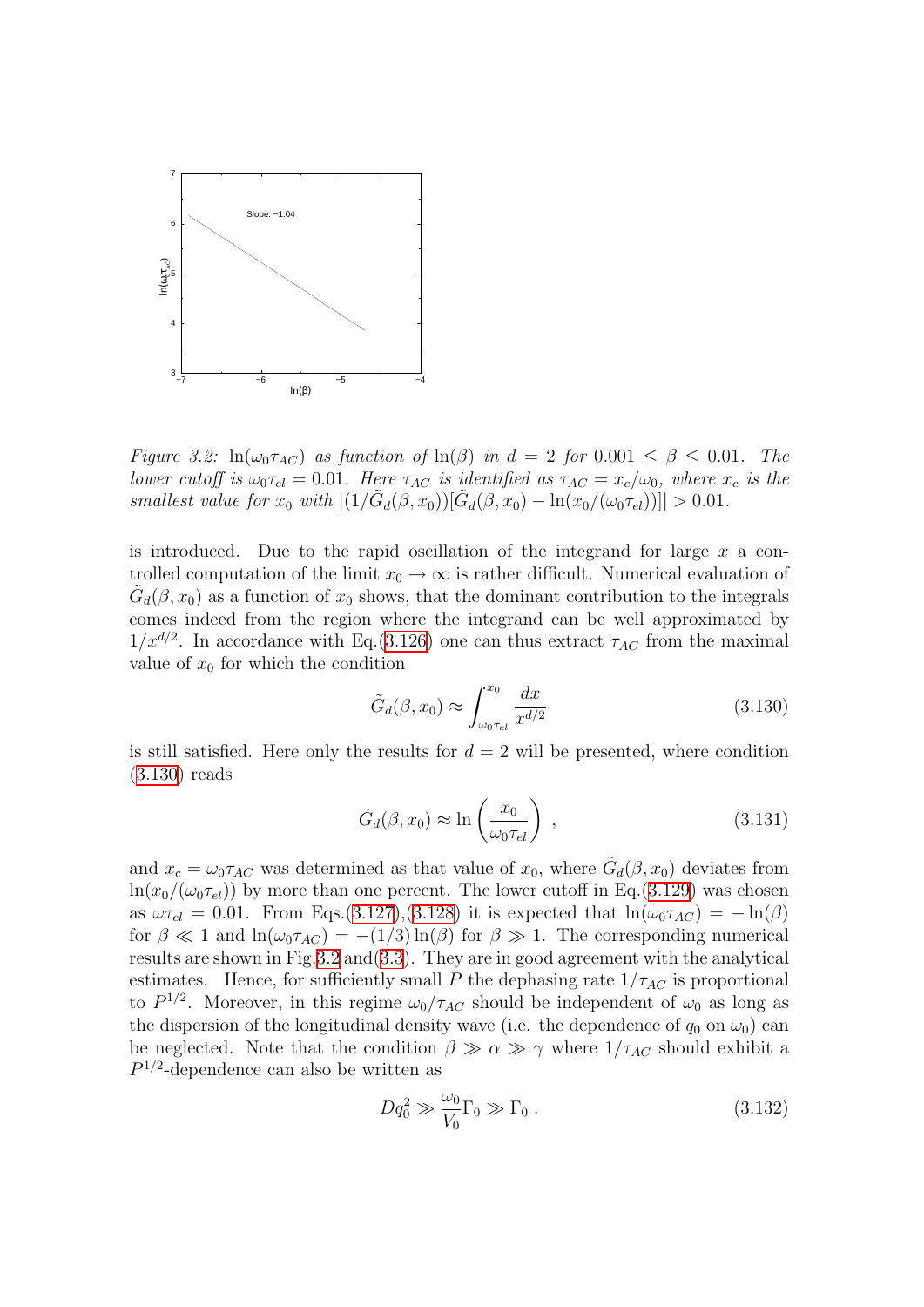Figure 3.2: $\ln(\omega_0 \tau_{AC})$ as function of $\ln(\beta)$ in $d = 2$ for $0.001 \le \beta \le 0.01$. The lower cutoff is $\omega_0 \tau_{el} = 0.01$. Here $\tau_{AC}$ is identified as $\tau_{AC} = x_c/\omega_0$, where $x_c$ is the smallest value for $x_0$ with $|(1/\tilde{G}_d(\beta, x_0))[\tilde{G}_d(\beta, x_0) - \ln(x_0/(\omega_0 \tau_{el}))]| > 0.01$.

is introduced. Due to the rapid oscillation of the integrand for large $x$ a controlled computation of the limit $x_0 \to \infty$ is rather difficult. Numerical evaluation of $\tilde{G}_d(\beta, x_0)$ as a function of $x_0$ shows, that the dominant contribution to the integrals comes indeed from the region where the integrand can be well approximated by $1/x^{d/2}$. In accordance with Eq.(3.126) one can thus extract $\tau_{AC}$ from the maximal value of $x_0$ for which the condition

$$\tilde{G}_d(\beta, x_0) \approx \int_{\omega_0 \tau_{el}}^{x_0} \frac{dx}{x^{d/2}} \tag{3.130}$$

is still satisfied. Here only the results for $d = 2$ will be presented, where condition (3.130) reads

$$\tilde{G}_d(\beta, x_0) \approx \ln\left(\frac{x_0}{\omega_0 \tau_{el}}\right) , \tag{3.131}$$

and $x_c = \omega_0 \tau_{AC}$ was determined as that value of $x_0$, where $\tilde{G}_d(\beta, x_0)$ deviates from $\ln(x_0/(\omega_0 \tau_{el}))$ by more than one percent. The lower cutoff in Eq.(3.129) was chosen as $\omega \tau_{el} = 0.01$. From Eqs.(3.127),(3.128) it is expected that $\ln(\omega_0 \tau_{AC}) = -\ln(\beta)$ for $\beta \ll 1$ and $\ln(\omega_0 \tau_{AC}) = -(1/3)\ln(\beta)$ for $\beta \gg 1$. The corresponding numerical results are shown in Fig.3.2 and(3.3). They are in good agreement with the analytical estimates. Hence, for sufficiently small $P$ the dephasing rate $1/\tau_{AC}$ is proportional to $P^{1/2}$. Moreover, in this regime $\omega_0/\tau_{AC}$ should be independent of $\omega_0$ as long as the dispersion of the longitudinal density wave (i.e. the dependence of $q_0$ on $\omega_0$) can be neglected. Note that the condition $\beta \gg \alpha \gg \gamma$ where $1/\tau_{AC}$ should exhibit a $P^{1/2}$-dependence can also be written as

$$D q_0^2 \gg \frac{\omega_0}{V_0} \Gamma_0 \gg \Gamma_0 . \tag{3.132}$$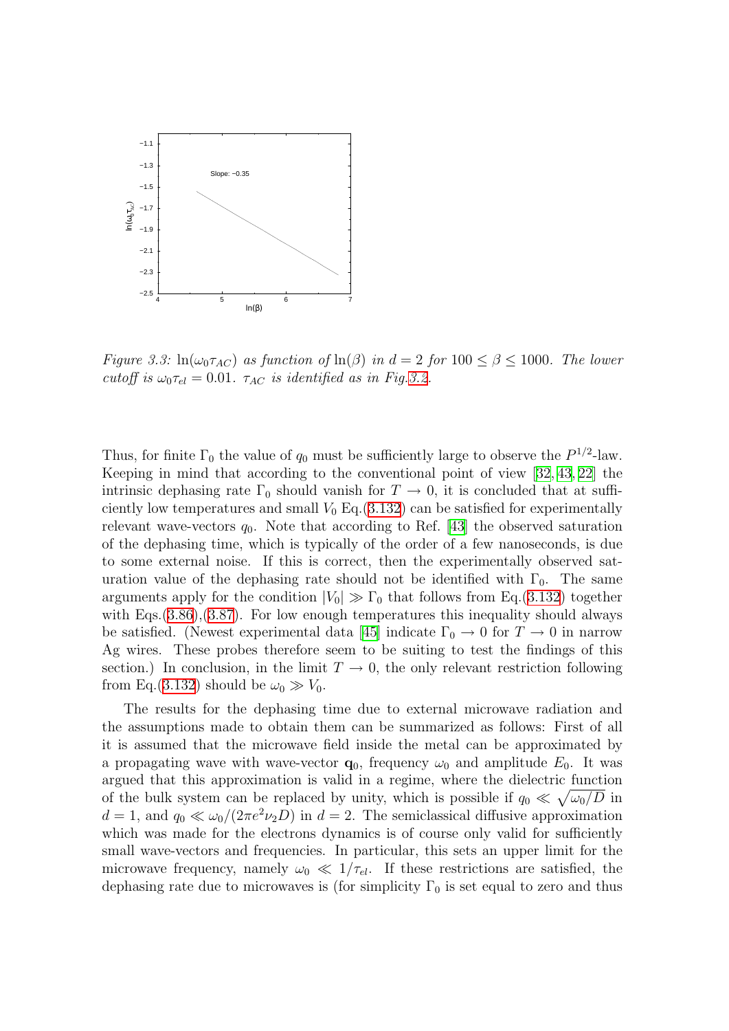*Figure 3.3: $\ln(\omega_0\tau_{AC})$ as function of $\ln(\beta)$ in $d=2$ for $100 \leq \beta \leq 1000$. The lower cutoff is $\omega_0\tau_{el} = 0.01$. $\tau_{AC}$ is identified as in Fig.3.2.*

Thus, for finite $\Gamma_0$ the value of $q_0$ must be sufficiently large to observe the $P^{1/2}$-law. Keeping in mind that according to the conventional point of view [32, 43, 22] the intrinsic dephasing rate $\Gamma_0$ should vanish for $T \to 0$, it is concluded that at sufficiently low temperatures and small $V_0$ Eq.(3.132) can be satisfied for experimentally relevant wave-vectors $q_0$. Note that according to Ref. [43] the observed saturation of the dephasing time, which is typically of the order of a few nanoseconds, is due to some external noise. If this is correct, then the experimentally observed saturation value of the dephasing rate should not be identified with $\Gamma_0$. The same arguments apply for the condition $|V_0| \gg \Gamma_0$ that follows from Eq.(3.132) together with Eqs.(3.86),(3.87). For low enough temperatures this inequality should always be satisfied. (Newest experimental data [45] indicate $\Gamma_0 \to 0$ for $T \to 0$ in narrow Ag wires. These probes therefore seem to be suiting to test the findings of this section.) In conclusion, in the limit $T \to 0$, the only relevant restriction following from Eq.(3.132) should be $\omega_0 \gg V_0$.

The results for the dephasing time due to external microwave radiation and the assumptions made to obtain them can be summarized as follows: First of all it is assumed that the microwave field inside the metal can be approximated by a propagating wave with wave-vector $\mathbf{q}_0$, frequency $\omega_0$ and amplitude $E_0$. It was argued that this approximation is valid in a regime, where the dielectric function of the bulk system can be replaced by unity, which is possible if $q_0 \ll \sqrt{\omega_0/D}$ in $d=1$, and $q_0 \ll \omega_0/(2\pi e^2 \nu_2 D)$ in $d=2$. The semiclassical diffusive approximation which was made for the electrons dynamics is of course only valid for sufficiently small wave-vectors and frequencies. In particular, this sets an upper limit for the microwave frequency, namely $\omega_0 \ll 1/\tau_{el}$. If these restrictions are satisfied, the dephasing rate due to microwaves is (for simplicity $\Gamma_0$ is set equal to zero and thus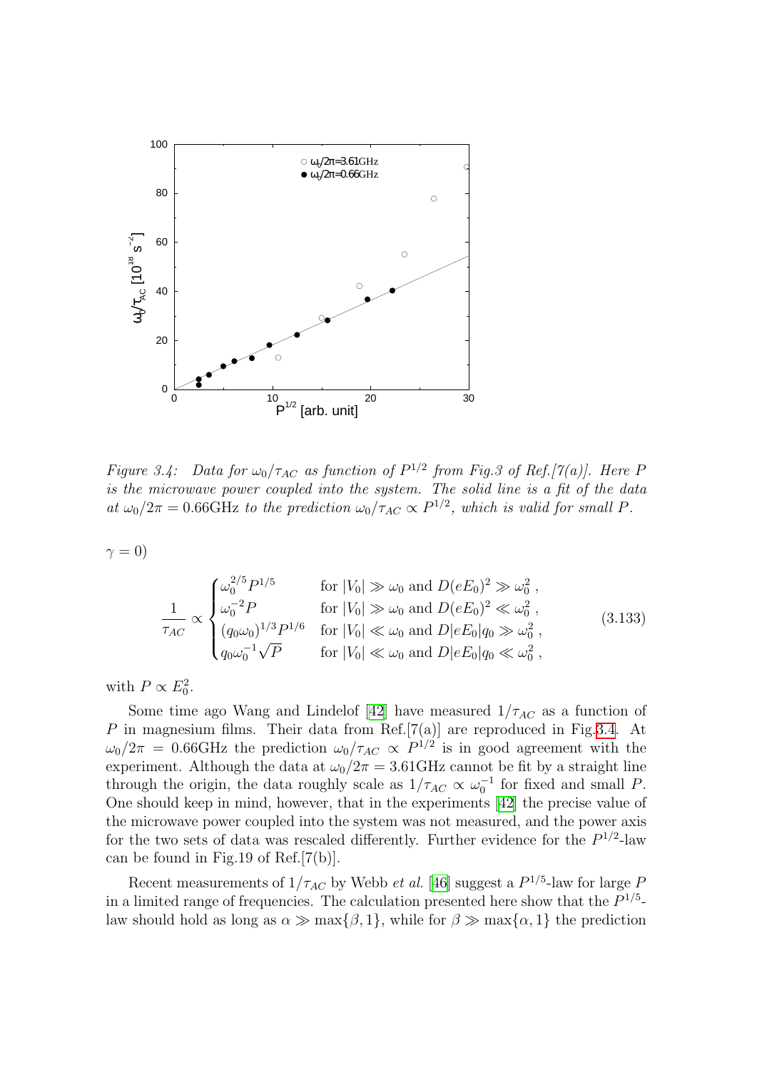Figure 3.4: Data for $\omega_0/\tau_{AC}$ as function of $P^{1/2}$ from Fig.3 of Ref.[7(a)]. Here $P$ is the microwave power coupled into the system. The solid line is a fit of the data at $\omega_0/2\pi = 0.66$GHz to the prediction $\omega_0/\tau_{AC} \propto P^{1/2}$, which is valid for small $P$.

$\gamma = 0$)

$$
\frac{1}{\tau_{AC}} \propto \begin{cases} \omega_0^{2/5} P^{1/5} & \text{for } |V_0| \gg \omega_0 \text{ and } D(eE_0)^2 \gg \omega_0^2 \,, \\ \omega_0^{-2} P & \text{for } |V_0| \gg \omega_0 \text{ and } D(eE_0)^2 \ll \omega_0^2 \,, \\ (q_0 \omega_0)^{1/3} P^{1/6} & \text{for } |V_0| \ll \omega_0 \text{ and } D|eE_0|q_0 \gg \omega_0^2 \,, \\ q_0 \omega_0^{-1} \sqrt{P} & \text{for } |V_0| \ll \omega_0 \text{ and } D|eE_0|q_0 \ll \omega_0^2 \,, \end{cases} \tag{3.133}
$$

with $P \propto E_0^2$.

Some time ago Wang and Lindelof [42] have measured $1/\tau_{AC}$ as a function of $P$ in magnesium films. Their data from Ref.[7(a)] are reproduced in Fig.3.4. At $\omega_0/2\pi = 0.66$GHz the prediction $\omega_0/\tau_{AC} \propto P^{1/2}$ is in good agreement with the experiment. Although the data at $\omega_0/2\pi = 3.61$GHz cannot be fit by a straight line through the origin, the data roughly scale as $1/\tau_{AC} \propto \omega_0^{-1}$ for fixed and small $P$. One should keep in mind, however, that in the experiments [42] the precise value of the microwave power coupled into the system was not measured, and the power axis for the two sets of data was rescaled differently. Further evidence for the $P^{1/2}$-law can be found in Fig.19 of Ref.[7(b)].

Recent measurements of $1/\tau_{AC}$ by Webb *et al.* [46] suggest a $P^{1/5}$-law for large $P$ in a limited range of frequencies. The calculation presented here show that the $P^{1/5}$-law should hold as long as $\alpha \gg \max\{\beta, 1\}$, while for $\beta \gg \max\{\alpha, 1\}$ the prediction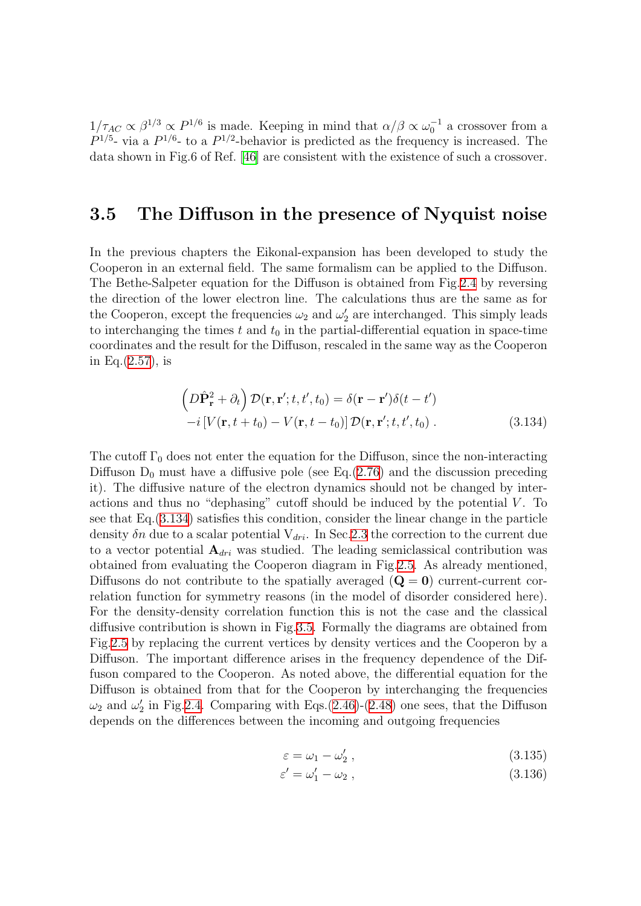$1/\tau_{AC} \propto \beta^{1/3} \propto P^{1/6}$ is made. Keeping in mind that $\alpha/\beta \propto \omega_0^{-1}$ a crossover from a $P^{1/5}$- via a $P^{1/6}$- to a $P^{1/2}$-behavior is predicted as the frequency is increased. The data shown in Fig.6 of Ref. [46] are consistent with the existence of such a crossover.

## 3.5 The Diffuson in the presence of Nyquist noise

In the previous chapters the Eikonal-expansion has been developed to study the Cooperon in an external field. The same formalism can be applied to the Diffuson. The Bethe-Salpeter equation for the Diffuson is obtained from Fig.2.4 by reversing the direction of the lower electron line. The calculations thus are the same as for the Cooperon, except the frequencies $\omega_2$ and $\omega_2'$ are interchanged. This simply leads to interchanging the times $t$ and $t_0$ in the partial-differential equation in space-time coordinates and the result for the Diffuson, rescaled in the same way as the Cooperon in Eq.(2.57), is

$$
\begin{aligned}
&\left(D\hat{\mathbf{P}}_{\mathbf{r}}^2 + \partial_t\right) \mathcal{D}(\mathbf{r},\mathbf{r}';t,t',t_0) = \delta(\mathbf{r}-\mathbf{r}')\delta(t-t') \\
&-i\left[V(\mathbf{r},t+t_0) - V(\mathbf{r},t-t_0)\right] \mathcal{D}(\mathbf{r},\mathbf{r}';t,t',t_0)\ .
\end{aligned}
\tag{3.134}
$$

The cutoff $\Gamma_0$ does not enter the equation for the Diffuson, since the non-interacting Diffuson $\mathrm{D}_0$ must have a diffusive pole (see Eq.(2.76) and the discussion preceding it). The diffusive nature of the electron dynamics should not be changed by interactions and thus no "dephasing" cutoff should be induced by the potential $V$. To see that Eq.(3.134) satisfies this condition, consider the linear change in the particle density $\delta n$ due to a scalar potential $\mathrm{V}_{dri}$. In Sec.2.3 the correction to the current due to a vector potential $\mathbf{A}_{dri}$ was studied. The leading semiclassical contribution was obtained from evaluating the Cooperon diagram in Fig.2.5. As already mentioned, Diffusons do not contribute to the spatially averaged ($\mathbf{Q}=\mathbf{0}$) current-current correlation function for symmetry reasons (in the model of disorder considered here). For the density-density correlation function this is not the case and the classical diffusive contribution is shown in Fig.3.5. Formally the diagrams are obtained from Fig.2.5 by replacing the current vertices by density vertices and the Cooperon by a Diffuson. The important difference arises in the frequency dependence of the Diffuson compared to the Cooperon. As noted above, the differential equation for the Diffuson is obtained from that for the Cooperon by interchanging the frequencies $\omega_2$ and $\omega_2'$ in Fig.2.4. Comparing with Eqs.(2.46)-(2.48) one sees, that the Diffuson depends on the differences between the incoming and outgoing frequencies

$$
\varepsilon = \omega_1 - \omega_2'\ , \tag{3.135}
$$

$$
\varepsilon' = \omega_1' - \omega_2\ , \tag{3.136}
$$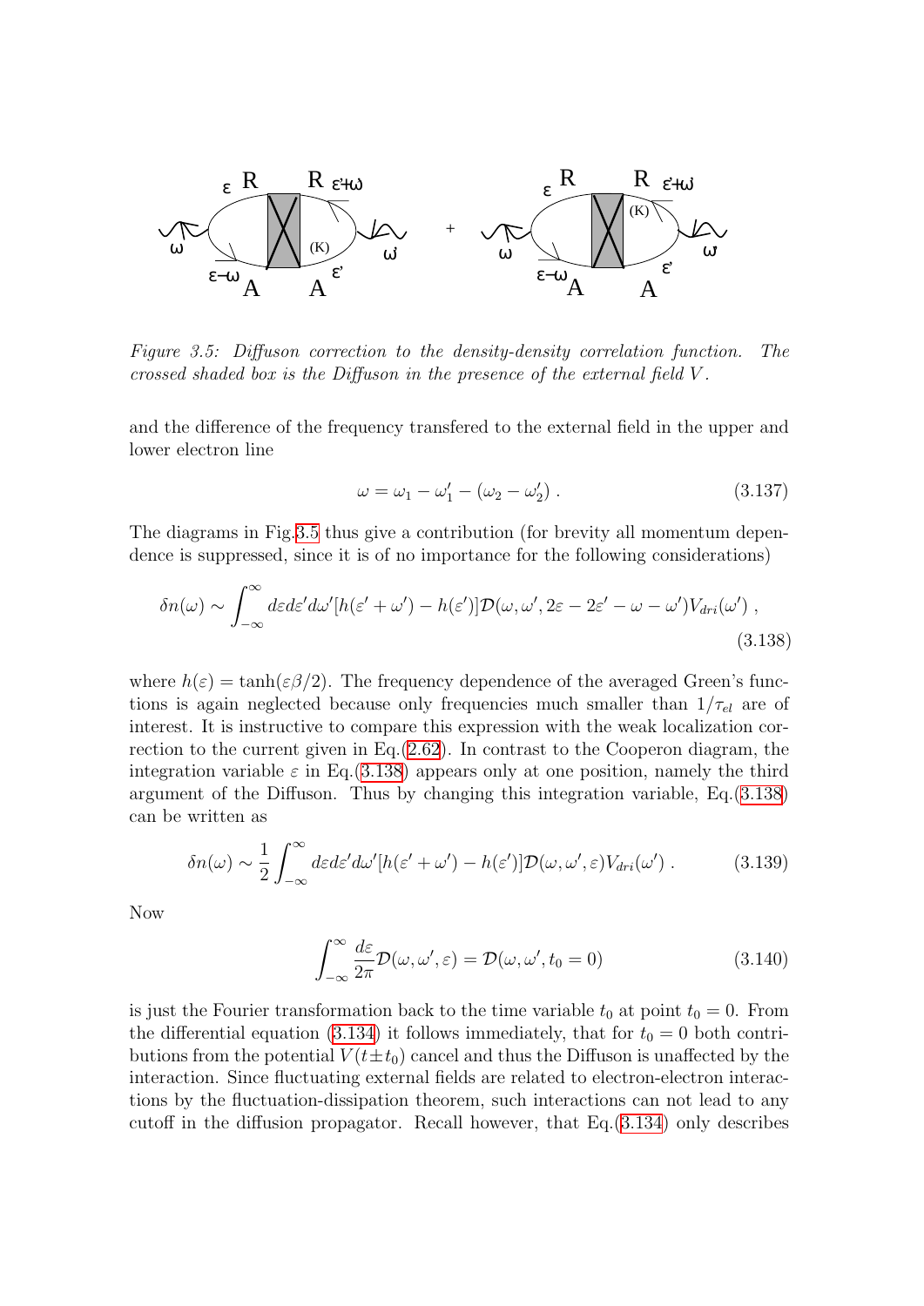*Figure 3.5: Diffuson correction to the density-density correlation function. The crossed shaded box is the Diffuson in the presence of the external field $V$.*

and the difference of the frequency transfered to the external field in the upper and lower electron line

$$\omega = \omega_1 - \omega_1' - (\omega_2 - \omega_2') \, . \tag{3.137}$$

The diagrams in Fig.3.5 thus give a contribution (for brevity all momentum dependence is suppressed, since it is of no importance for the following considerations)

$$\delta n(\omega) \sim \int_{-\infty}^{\infty} d\varepsilon d\varepsilon' d\omega' [h(\varepsilon' + \omega') - h(\varepsilon')] \mathcal{D}(\omega, \omega', 2\varepsilon - 2\varepsilon' - \omega - \omega') V_{dri}(\omega') \, , \tag{3.138}$$

where $h(\varepsilon) = \tanh(\varepsilon\beta/2)$. The frequency dependence of the averaged Green's functions is again neglected because only frequencies much smaller than $1/\tau_{el}$ are of interest. It is instructive to compare this expression with the weak localization correction to the current given in Eq.(2.62). In contrast to the Cooperon diagram, the integration variable $\varepsilon$ in Eq.(3.138) appears only at one position, namely the third argument of the Diffuson. Thus by changing this integration variable, Eq.(3.138) can be written as

$$\delta n(\omega) \sim \frac{1}{2} \int_{-\infty}^{\infty} d\varepsilon d\varepsilon' d\omega' [h(\varepsilon' + \omega') - h(\varepsilon')] \mathcal{D}(\omega, \omega', \varepsilon) V_{dri}(\omega') \, . \tag{3.139}$$

Now

$$\int_{-\infty}^{\infty} \frac{d\varepsilon}{2\pi} \mathcal{D}(\omega, \omega', \varepsilon) = \mathcal{D}(\omega, \omega', t_0 = 0) \tag{3.140}$$

is just the Fourier transformation back to the time variable $t_0$ at point $t_0 = 0$. From the differential equation (3.134) it follows immediately, that for $t_0 = 0$ both contributions from the potential $V(t \pm t_0)$ cancel and thus the Diffuson is unaffected by the interaction. Since fluctuating external fields are related to electron-electron interactions by the fluctuation-dissipation theorem, such interactions can not lead to any cutoff in the diffusion propagator. Recall however, that Eq.(3.134) only describes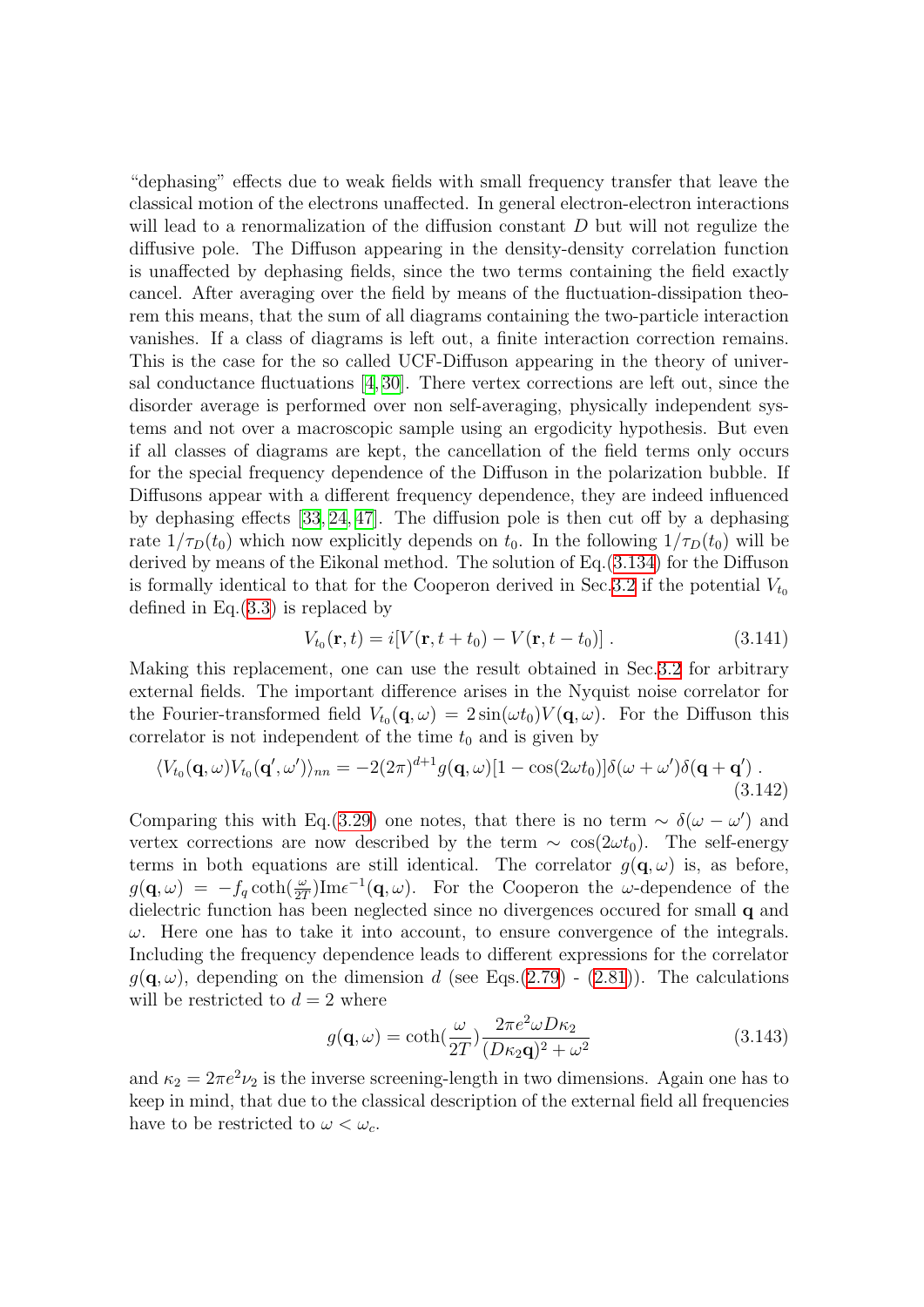"dephasing" effects due to weak fields with small frequency transfer that leave the classical motion of the electrons unaffected. In general electron-electron interactions will lead to a renormalization of the diffusion constant $D$ but will not regulize the diffusive pole. The Diffuson appearing in the density-density correlation function is unaffected by dephasing fields, since the two terms containing the field exactly cancel. After averaging over the field by means of the fluctuation-dissipation theorem this means, that the sum of all diagrams containing the two-particle interaction vanishes. If a class of diagrams is left out, a finite interaction correction remains. This is the case for the so called UCF-Diffuson appearing in the theory of universal conductance fluctuations [4, 30]. There vertex corrections are left out, since the disorder average is performed over non self-averaging, physically independent systems and not over a macroscopic sample using an ergodicity hypothesis. But even if all classes of diagrams are kept, the cancellation of the field terms only occurs for the special frequency dependence of the Diffuson in the polarization bubble. If Diffusons appear with a different frequency dependence, they are indeed influenced by dephasing effects [33, 24, 47]. The diffusion pole is then cut off by a dephasing rate $1/\tau_D(t_0)$ which now explicitly depends on $t_0$. In the following $1/\tau_D(t_0)$ will be derived by means of the Eikonal method. The solution of Eq.(3.134) for the Diffuson is formally identical to that for the Cooperon derived in Sec.3.2 if the potential $V_{t_0}$ defined in Eq.(3.3) is replaced by

$$V_{t_0}(\mathbf{r}, t) = i[V(\mathbf{r}, t + t_0) - V(\mathbf{r}, t - t_0)] \ . \tag{3.141}$$

Making this replacement, one can use the result obtained in Sec.3.2 for arbitrary external fields. The important difference arises in the Nyquist noise correlator for the Fourier-transformed field $V_{t_0}(\mathbf{q}, \omega) = 2\sin(\omega t_0)V(\mathbf{q}, \omega)$. For the Diffuson this correlator is not independent of the time $t_0$ and is given by

$$\langle V_{t_0}(\mathbf{q}, \omega)V_{t_0}(\mathbf{q}', \omega')\rangle_{nn} = -2(2\pi)^{d+1} g(\mathbf{q}, \omega)[1 - \cos(2\omega t_0)]\delta(\omega + \omega')\delta(\mathbf{q} + \mathbf{q}') \ . \tag{3.142}$$

Comparing this with Eq.(3.29) one notes, that there is no term $\sim \delta(\omega - \omega')$ and vertex corrections are now described by the term $\sim \cos(2\omega t_0)$. The self-energy terms in both equations are still identical. The correlator $g(\mathbf{q}, \omega)$ is, as before, $g(\mathbf{q}, \omega) = -f_q \coth(\frac{\omega}{2T})\mathrm{Im}\epsilon^{-1}(\mathbf{q}, \omega)$. For the Cooperon the $\omega$-dependence of the dielectric function has been neglected since no divergences occured for small $\mathbf{q}$ and $\omega$. Here one has to take it into account, to ensure convergence of the integrals. Including the frequency dependence leads to different expressions for the correlator $g(\mathbf{q}, \omega)$, depending on the dimension $d$ (see Eqs.(2.79) - (2.81)). The calculations will be restricted to $d = 2$ where

$$g(\mathbf{q}, \omega) = \coth(\frac{\omega}{2T})\frac{2\pi e^2 \omega D\kappa_2}{(D\kappa_2 \mathbf{q})^2 + \omega^2} \tag{3.143}$$

and $\kappa_2 = 2\pi e^2 \nu_2$ is the inverse screening-length in two dimensions. Again one has to keep in mind, that due to the classical description of the external field all frequencies have to be restricted to $\omega < \omega_c$.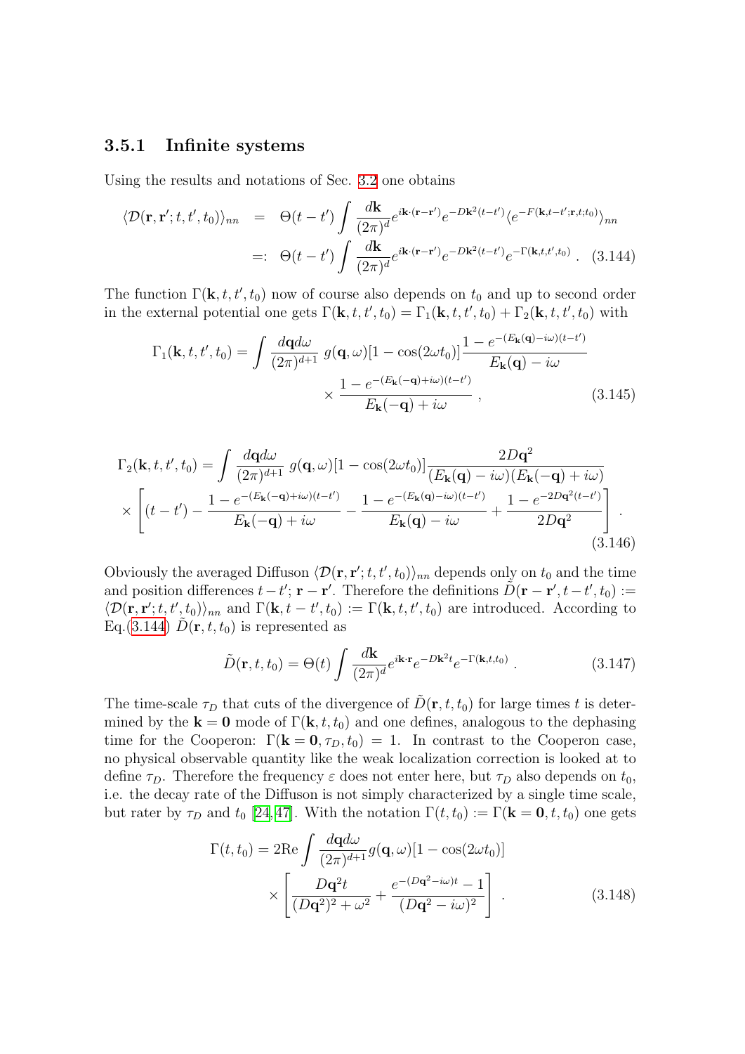### 3.5.1 Infinite systems

Using the results and notations of Sec. 3.2 one obtains

$$
\begin{aligned}
\langle \mathcal{D}(\mathbf{r},\mathbf{r}';t,t',t_0)\rangle_{nn} &= \Theta(t-t')\int \frac{d\mathbf{k}}{(2\pi)^d} e^{i\mathbf{k}\cdot(\mathbf{r}-\mathbf{r}')} e^{-D\mathbf{k}^2(t-t')} \langle e^{-F(\mathbf{k},t-t';\mathbf{r},t;t_0)}\rangle_{nn} \\
&=: \Theta(t-t')\int \frac{d\mathbf{k}}{(2\pi)^d} e^{i\mathbf{k}\cdot(\mathbf{r}-\mathbf{r}')} e^{-D\mathbf{k}^2(t-t')} e^{-\Gamma(\mathbf{k},t,t',t_0)} \ . \qquad (3.144)
\end{aligned}
$$

The function $\Gamma(\mathbf{k},t,t',t_0)$ now of course also depends on $t_0$ and up to second order in the external potential one gets $\Gamma(\mathbf{k},t,t',t_0) = \Gamma_1(\mathbf{k},t,t',t_0) + \Gamma_2(\mathbf{k},t,t',t_0)$ with

$$
\begin{aligned}
\Gamma_1(\mathbf{k},t,t',t_0) = \int \frac{d\mathbf{q}d\omega}{(2\pi)^{d+1}}\, g(\mathbf{q},\omega)[1-\cos(2\omega t_0)] \frac{1-e^{-(E_\mathbf{k}(\mathbf{q})-i\omega)(t-t')}}{E_\mathbf{k}(\mathbf{q})-i\omega} \\
\times \frac{1-e^{-(E_\mathbf{k}(-\mathbf{q})+i\omega)(t-t')}}{E_\mathbf{k}(-\mathbf{q})+i\omega} \ , \qquad (3.145)
\end{aligned}
$$

$$
\begin{aligned}
\Gamma_2(\mathbf{k},t,t',t_0) = \int \frac{d\mathbf{q}d\omega}{(2\pi)^{d+1}}\, g(\mathbf{q},\omega)[1-\cos(2\omega t_0)] \frac{2D\mathbf{q}^2}{(E_\mathbf{k}(\mathbf{q})-i\omega)(E_\mathbf{k}(-\mathbf{q})+i\omega)} \\
\times \left[ (t-t') - \frac{1-e^{-(E_\mathbf{k}(-\mathbf{q})+i\omega)(t-t')}}{E_\mathbf{k}(-\mathbf{q})+i\omega} - \frac{1-e^{-(E_\mathbf{k}(\mathbf{q})-i\omega)(t-t')}}{E_\mathbf{k}(\mathbf{q})-i\omega} + \frac{1-e^{-2D\mathbf{q}^2(t-t')}}{2D\mathbf{q}^2} \right] . \\
(3.146)
\end{aligned}
$$

Obviously the averaged Diffuson $\langle \mathcal{D}(\mathbf{r},\mathbf{r}';t,t',t_0)\rangle_{nn}$ depends only on $t_0$ and the time and position differences $t-t'$; $\mathbf{r}-\mathbf{r}'$. Therefore the definitions $\tilde{D}(\mathbf{r}-\mathbf{r}', t-t', t_0) := \langle \mathcal{D}(\mathbf{r},\mathbf{r}';t,t',t_0)\rangle_{nn}$ and $\Gamma(\mathbf{k},t-t',t_0) := \Gamma(\mathbf{k},t,t',t_0)$ are introduced. According to Eq.(3.144) $\tilde{D}(\mathbf{r},t,t_0)$ is represented as

$$
\tilde{D}(\mathbf{r},t,t_0) = \Theta(t)\int \frac{d\mathbf{k}}{(2\pi)^d} e^{i\mathbf{k}\cdot\mathbf{r}} e^{-D\mathbf{k}^2 t} e^{-\Gamma(\mathbf{k},t,t_0)} \ . \qquad (3.147)
$$

The time-scale $\tau_D$ that cuts of the divergence of $\tilde{D}(\mathbf{r},t,t_0)$ for large times $t$ is determined by the $\mathbf{k}=\mathbf{0}$ mode of $\Gamma(\mathbf{k},t,t_0)$ and one defines, analogous to the dephasing time for the Cooperon: $\Gamma(\mathbf{k}=\mathbf{0},\tau_D,t_0) = 1$. In contrast to the Cooperon case, no physical observable quantity like the weak localization correction is looked at to define $\tau_D$. Therefore the frequency $\varepsilon$ does not enter here, but $\tau_D$ also depends on $t_0$, i.e. the decay rate of the Diffuson is not simply characterized by a single time scale, but rater by $\tau_D$ and $t_0$ [24,47]. With the notation $\Gamma(t,t_0) := \Gamma(\mathbf{k}=\mathbf{0},t,t_0)$ one gets

$$
\begin{aligned}
\Gamma(t,t_0) = 2\mathrm{Re}\int \frac{d\mathbf{q}d\omega}{(2\pi)^{d+1}} g(\mathbf{q},\omega)[1-\cos(2\omega t_0)] \\
\times \left[ \frac{D\mathbf{q}^2 t}{(D\mathbf{q}^2)^2+\omega^2} + \frac{e^{-(D\mathbf{q}^2-i\omega)t}-1}{(D\mathbf{q}^2-i\omega)^2} \right] . \qquad (3.148)
\end{aligned}
$$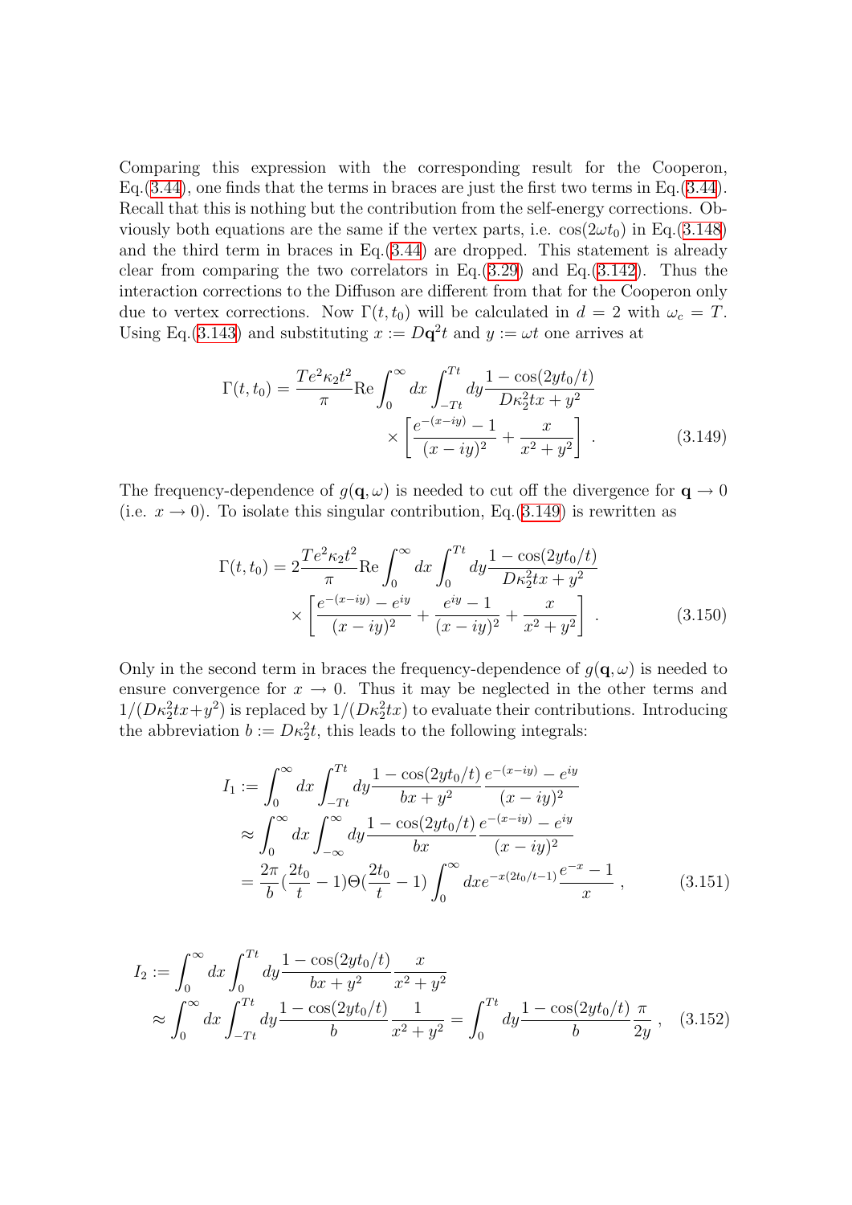Comparing this expression with the corresponding result for the Cooperon, Eq.(3.44), one finds that the terms in braces are just the first two terms in Eq.(3.44). Recall that this is nothing but the contribution from the self-energy corrections. Obviously both equations are the same if the vertex parts, i.e. $\cos(2\omega t_0)$ in Eq.(3.148) and the third term in braces in Eq.(3.44) are dropped. This statement is already clear from comparing the two correlators in Eq.(3.29) and Eq.(3.142). Thus the interaction corrections to the Diffuson are different from that for the Cooperon only due to vertex corrections. Now $\Gamma(t, t_0)$ will be calculated in $d = 2$ with $\omega_c = T$. Using Eq.(3.143) and substituting $x := D\mathbf{q}^2 t$ and $y := \omega t$ one arrives at

$$
\Gamma(t, t_0) = \frac{Te^2\kappa_2 t^2}{\pi} \mathrm{Re} \int_0^\infty dx \int_{-Tt}^{Tt} dy \frac{1 - \cos(2yt_0/t)}{D\kappa_2^2 tx + y^2} \times \left[ \frac{e^{-(x-iy)} - 1}{(x - iy)^2} + \frac{x}{x^2 + y^2} \right] . \tag{3.149}
$$

The frequency-dependence of $g(\mathbf{q}, \omega)$ is needed to cut off the divergence for $\mathbf{q} \to 0$ (i.e. $x \to 0$). To isolate this singular contribution, Eq.(3.149) is rewritten as

$$
\Gamma(t, t_0) = 2\frac{Te^2\kappa_2 t^2}{\pi} \mathrm{Re} \int_0^\infty dx \int_0^{Tt} dy \frac{1 - \cos(2yt_0/t)}{D\kappa_2^2 tx + y^2} \times \left[ \frac{e^{-(x-iy)} - e^{iy}}{(x - iy)^2} + \frac{e^{iy} - 1}{(x - iy)^2} + \frac{x}{x^2 + y^2} \right] . \tag{3.150}
$$

Only in the second term in braces the frequency-dependence of $g(\mathbf{q}, \omega)$ is needed to ensure convergence for $x \to 0$. Thus it may be neglected in the other terms and $1/(D\kappa_2^2 tx + y^2)$ is replaced by $1/(D\kappa_2^2 tx)$ to evaluate their contributions. Introducing the abbreviation $b := D\kappa_2^2 t$, this leads to the following integrals:

$$
\begin{aligned}
I_1 &:= \int_0^\infty dx \int_{-Tt}^{Tt} dy \frac{1 - \cos(2yt_0/t)}{bx + y^2} \frac{e^{-(x-iy)} - e^{iy}}{(x - iy)^2} \\
&\approx \int_0^\infty dx \int_{-\infty}^{\infty} dy \frac{1 - \cos(2yt_0/t)}{bx} \frac{e^{-(x-iy)} - e^{iy}}{(x - iy)^2} \\
&= \frac{2\pi}{b} (\frac{2t_0}{t} - 1) \Theta(\frac{2t_0}{t} - 1) \int_0^\infty dx e^{-x(2t_0/t - 1)} \frac{e^{-x} - 1}{x} ,
\end{aligned} \tag{3.151}
$$

$$
\begin{aligned}
I_2 &:= \int_0^\infty dx \int_0^{Tt} dy \frac{1 - \cos(2yt_0/t)}{bx + y^2} \frac{x}{x^2 + y^2} \\
&\approx \int_0^\infty dx \int_{-Tt}^{Tt} dy \frac{1 - \cos(2yt_0/t)}{b} \frac{1}{x^2 + y^2} = \int_0^{Tt} dy \frac{1 - \cos(2yt_0/t)}{b} \frac{\pi}{2y} ,
\end{aligned} \tag{3.152}
$$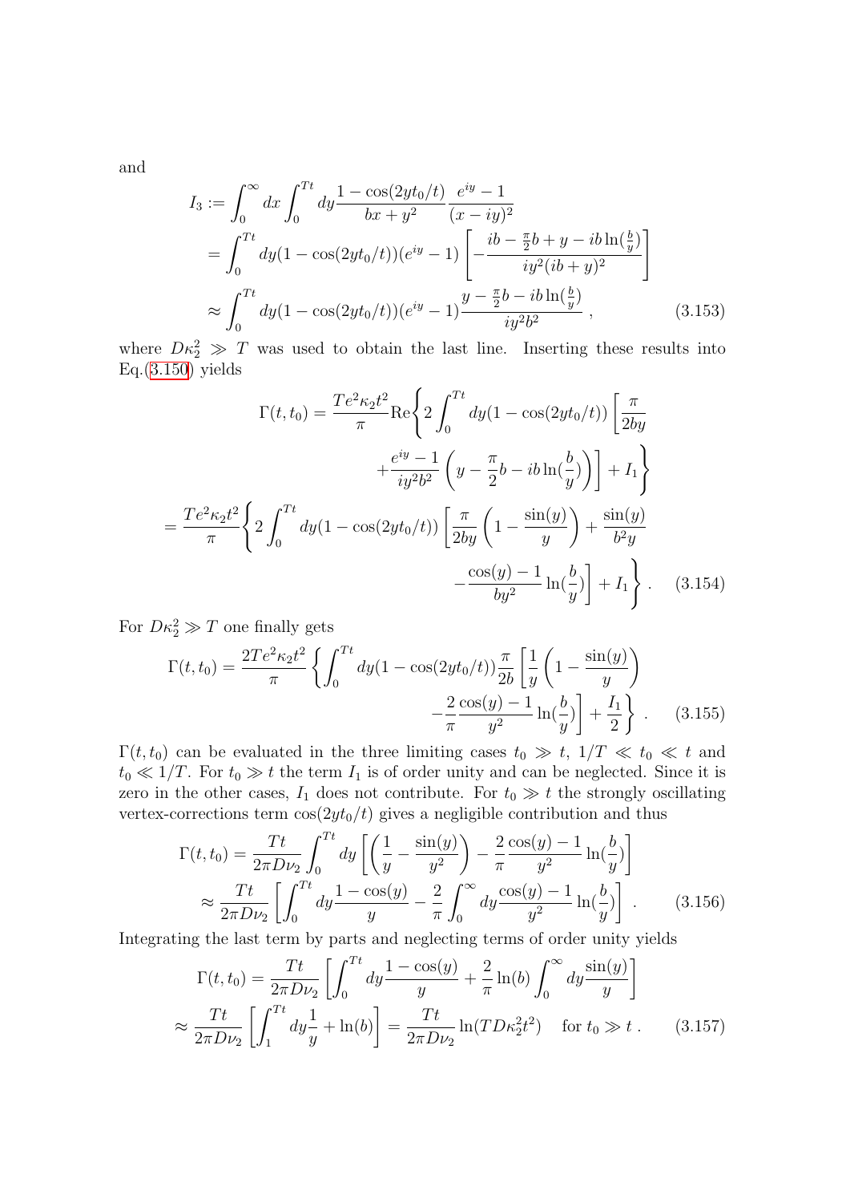and

$$
\begin{aligned}
I_3 &:= \int_0^\infty dx \int_0^{Tt} dy \frac{1-\cos(2yt_0/t)}{bx+y^2}\frac{e^{iy}-1}{(x-iy)^2} \\
&= \int_0^{Tt} dy (1-\cos(2yt_0/t))(e^{iy}-1)\left[-\frac{ib-\frac{\pi}{2}b+y-ib\ln(\frac{b}{y})}{iy^2(ib+y)^2}\right] \\
&\approx \int_0^{Tt} dy (1-\cos(2yt_0/t))(e^{iy}-1)\frac{y-\frac{\pi}{2}b-ib\ln(\frac{b}{y})}{iy^2b^2}\;, \qquad (3.153)
\end{aligned}
$$

where $D\kappa_2^2 \gg T$ was used to obtain the last line. Inserting these results into Eq.(3.150) yields

$$
\begin{aligned}
\Gamma(t,t_0) &= \frac{Te^2\kappa_2 t^2}{\pi}\mathrm{Re}\Bigg\{2\int_0^{Tt} dy(1-\cos(2yt_0/t))\Bigg[\frac{\pi}{2by} \\
&\qquad +\frac{e^{iy}-1}{iy^2b^2}\left(y-\frac{\pi}{2}b-ib\ln(\frac{b}{y})\right)\Bigg]+I_1\Bigg\} \\
&= \frac{Te^2\kappa_2 t^2}{\pi}\Bigg\{2\int_0^{Tt} dy(1-\cos(2yt_0/t))\left[\frac{\pi}{2by}\left(1-\frac{\sin(y)}{y}\right)+\frac{\sin(y)}{b^2 y}\right. \\
&\qquad \left. -\frac{\cos(y)-1}{by^2}\ln(\frac{b}{y})\right]+I_1\Bigg\}\;. \qquad (3.154)
\end{aligned}
$$

For $D\kappa_2^2 \gg T$ one finally gets

$$
\begin{aligned}
\Gamma(t,t_0) = \frac{2Te^2\kappa_2 t^2}{\pi}\Bigg\{&\int_0^{Tt} dy(1-\cos(2yt_0/t))\frac{\pi}{2b}\left[\frac{1}{y}\left(1-\frac{\sin(y)}{y}\right)\right. \\
&\left. -\frac{2}{\pi}\frac{\cos(y)-1}{y^2}\ln(\frac{b}{y})\right]+\frac{I_1}{2}\Bigg\}\;. \qquad (3.155)
\end{aligned}
$$

$\Gamma(t,t_0)$ can be evaluated in the three limiting cases $t_0 \gg t$, $1/T \ll t_0 \ll t$ and $t_0 \ll 1/T$. For $t_0 \gg t$ the term $I_1$ is of order unity and can be neglected. Since it is zero in the other cases, $I_1$ does not contribute. For $t_0 \gg t$ the strongly oscillating vertex-corrections term $\cos(2yt_0/t)$ gives a negligible contribution and thus

$$
\begin{aligned}
\Gamma(t,t_0) &= \frac{Tt}{2\pi D\nu_2}\int_0^{Tt} dy\left[\left(\frac{1}{y}-\frac{\sin(y)}{y^2}\right)-\frac{2}{\pi}\frac{\cos(y)-1}{y^2}\ln(\frac{b}{y})\right] \\
&\approx \frac{Tt}{2\pi D\nu_2}\left[\int_0^{Tt} dy\frac{1-\cos(y)}{y}-\frac{2}{\pi}\int_0^\infty dy\frac{\cos(y)-1}{y^2}\ln(\frac{b}{y})\right]\;. \qquad (3.156)
\end{aligned}
$$

Integrating the last term by parts and neglecting terms of order unity yields

$$
\begin{aligned}
\Gamma(t,t_0) &= \frac{Tt}{2\pi D\nu_2}\left[\int_0^{Tt} dy\frac{1-\cos(y)}{y}+\frac{2}{\pi}\ln(b)\int_0^\infty dy\frac{\sin(y)}{y}\right] \\
&\approx \frac{Tt}{2\pi D\nu_2}\left[\int_1^{Tt} dy\frac{1}{y}+\ln(b)\right] = \frac{Tt}{2\pi D\nu_2}\ln(TD\kappa_2^2t^2) \quad \text{for } t_0 \gg t\;. \qquad (3.157)
\end{aligned}
$$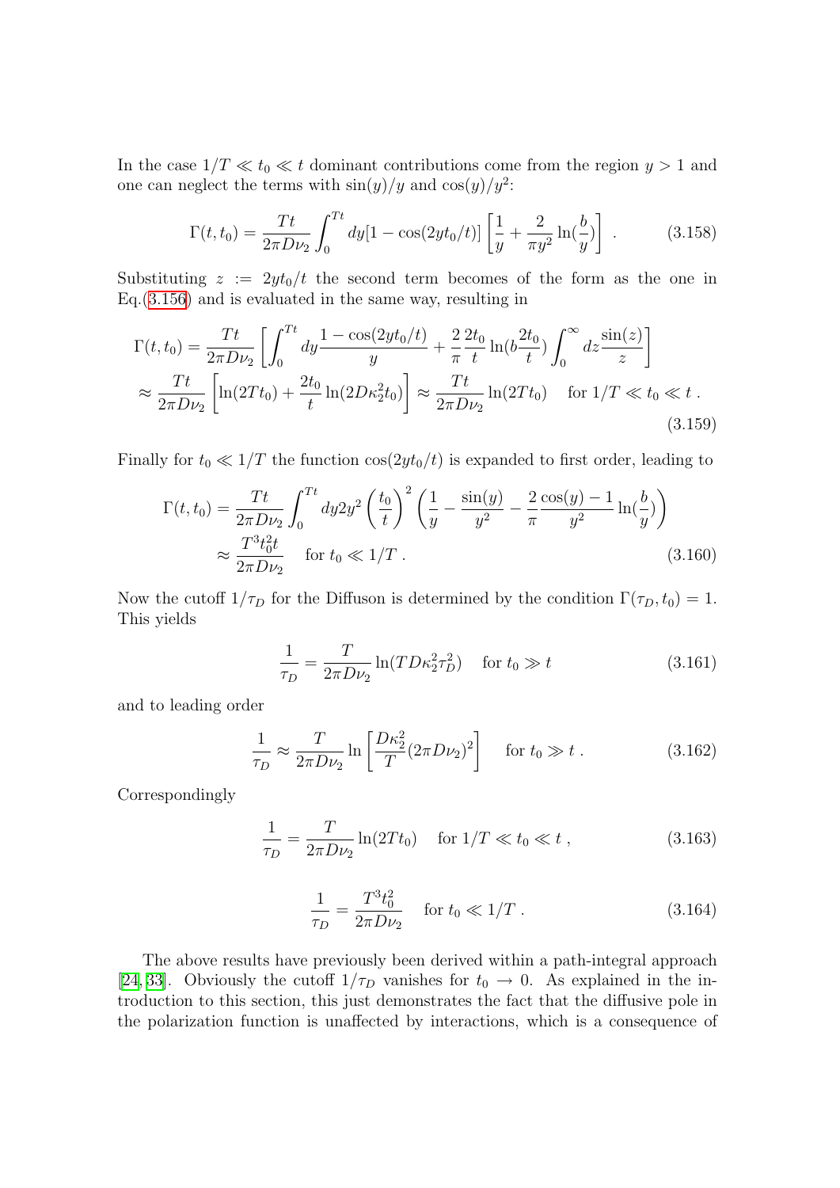In the case $1/T \ll t_0 \ll t$ dominant contributions come from the region $y > 1$ and one can neglect the terms with $\sin(y)/y$ and $\cos(y)/y^2$:

$$\Gamma(t, t_0) = \frac{Tt}{2\pi D\nu_2} \int_0^{Tt} dy [1 - \cos(2yt_0/t)] \left[ \frac{1}{y} + \frac{2}{\pi y^2} \ln(\frac{b}{y}) \right] . \tag{3.158}$$

Substituting $z := 2yt_0/t$ the second term becomes of the form as the one in Eq.(3.156) and is evaluated in the same way, resulting in

$$\begin{aligned}
\Gamma(t, t_0) &= \frac{Tt}{2\pi D\nu_2} \left[ \int_0^{Tt} dy \frac{1 - \cos(2yt_0/t)}{y} + \frac{2}{\pi} \frac{2t_0}{t} \ln(b \frac{2t_0}{t}) \int_0^{\infty} dz \frac{\sin(z)}{z} \right] \\
&\approx \frac{Tt}{2\pi D\nu_2} \left[ \ln(2Tt_0) + \frac{2t_0}{t} \ln(2D\kappa_2^2 t_0) \right] \approx \frac{Tt}{2\pi D\nu_2} \ln(2Tt_0) \quad \text{for } 1/T \ll t_0 \ll t .
\end{aligned} \tag{3.159}$$

Finally for $t_0 \ll 1/T$ the function $\cos(2yt_0/t)$ is expanded to first order, leading to

$$\begin{aligned}
\Gamma(t, t_0) &= \frac{Tt}{2\pi D\nu_2} \int_0^{Tt} dy 2y^2 \left(\frac{t_0}{t}\right)^2 \left( \frac{1}{y} - \frac{\sin(y)}{y^2} - \frac{2}{\pi} \frac{\cos(y) - 1}{y^2} \ln(\frac{b}{y}) \right) \\
&\approx \frac{T^3 t_0^2 t}{2\pi D\nu_2} \quad \text{for } t_0 \ll 1/T .
\end{aligned} \tag{3.160}$$

Now the cutoff $1/\tau_D$ for the Diffuson is determined by the condition $\Gamma(\tau_D, t_0) = 1$. This yields

$$\frac{1}{\tau_D} = \frac{T}{2\pi D\nu_2} \ln(TD\kappa_2^2 \tau_D^2) \quad \text{for } t_0 \gg t \tag{3.161}$$

and to leading order

$$\frac{1}{\tau_D} \approx \frac{T}{2\pi D\nu_2} \ln\left[ \frac{D\kappa_2^2}{T} (2\pi D\nu_2)^2 \right] \quad \text{for } t_0 \gg t . \tag{3.162}$$

Correspondingly

$$\frac{1}{\tau_D} = \frac{T}{2\pi D\nu_2} \ln(2Tt_0) \quad \text{for } 1/T \ll t_0 \ll t , \tag{3.163}$$

$$\frac{1}{\tau_D} = \frac{T^3 t_0^2}{2\pi D\nu_2} \quad \text{for } t_0 \ll 1/T . \tag{3.164}$$

The above results have previously been derived within a path-integral approach [24, 33]. Obviously the cutoff $1/\tau_D$ vanishes for $t_0 \to 0$. As explained in the introduction to this section, this just demonstrates the fact that the diffusive pole in the polarization function is unaffected by interactions, which is a consequence of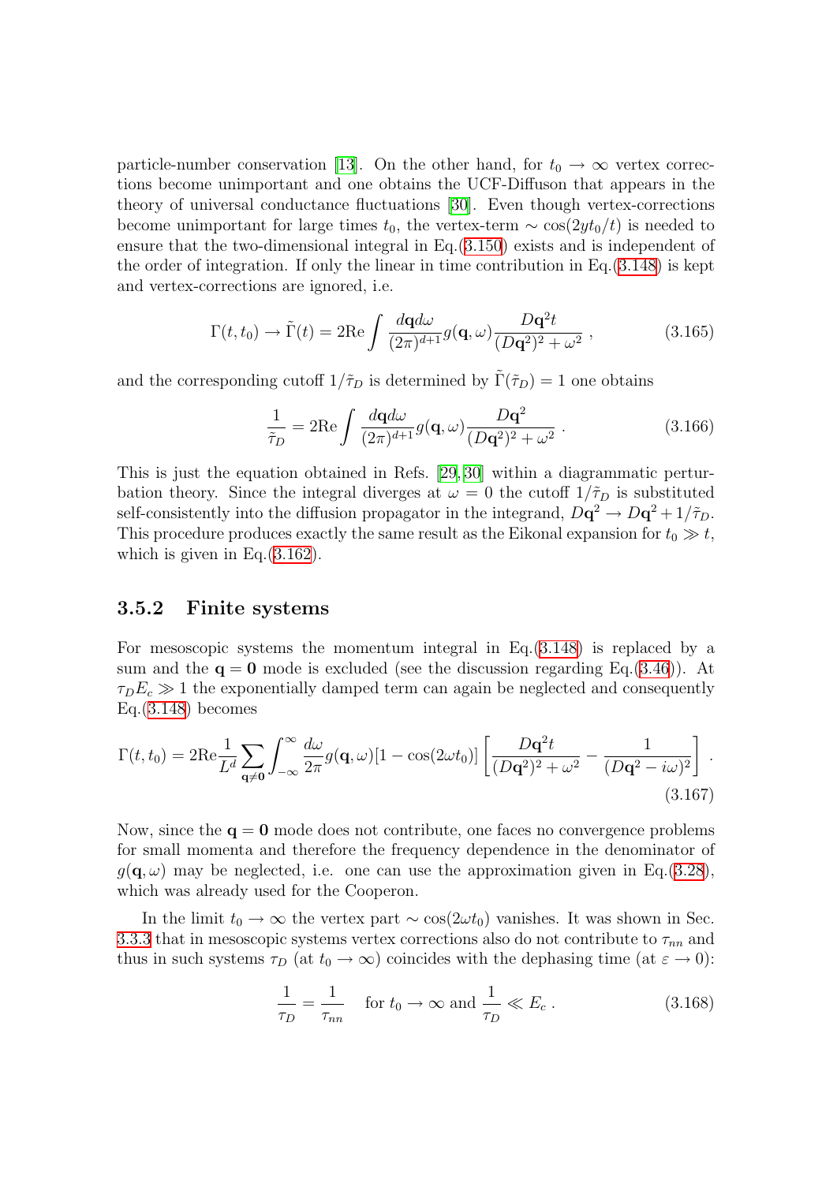particle-number conservation [13]. On the other hand, for $t_0 \to \infty$ vertex corrections become unimportant and one obtains the UCF-Diffuson that appears in the theory of universal conductance fluctuations [30]. Even though vertex-corrections become unimportant for large times $t_0$, the vertex-term $\sim \cos(2yt_0/t)$ is needed to ensure that the two-dimensional integral in Eq.(3.150) exists and is independent of the order of integration. If only the linear in time contribution in Eq.(3.148) is kept and vertex-corrections are ignored, i.e.

$$\Gamma(t,t_0) \to \tilde{\Gamma}(t) = 2\mathrm{Re}\int \frac{d\mathbf{q}d\omega}{(2\pi)^{d+1}} g(\mathbf{q},\omega)\frac{D\mathbf{q}^2 t}{(D\mathbf{q}^2)^2+\omega^2}\;, \tag{3.165}$$

and the corresponding cutoff $1/\tilde{\tau}_D$ is determined by $\tilde{\Gamma}(\tilde{\tau}_D)=1$ one obtains

$$\frac{1}{\tilde{\tau}_D} = 2\mathrm{Re}\int \frac{d\mathbf{q}d\omega}{(2\pi)^{d+1}} g(\mathbf{q},\omega)\frac{D\mathbf{q}^2}{(D\mathbf{q}^2)^2+\omega^2}\;. \tag{3.166}$$

This is just the equation obtained in Refs. [29, 30] within a diagrammatic perturbation theory. Since the integral diverges at $\omega = 0$ the cutoff $1/\tilde{\tau}_D$ is substituted self-consistently into the diffusion propagator in the integrand, $D\mathbf{q}^2 \to D\mathbf{q}^2 + 1/\tilde{\tau}_D$. This procedure produces exactly the same result as the Eikonal expansion for $t_0 \gg t$, which is given in Eq.(3.162).

### 3.5.2 Finite systems

For mesoscopic systems the momentum integral in Eq.(3.148) is replaced by a sum and the $\mathbf{q} = \mathbf{0}$ mode is excluded (see the discussion regarding Eq.(3.46)). At $\tau_D E_c \gg 1$ the exponentially damped term can again be neglected and consequently Eq.(3.148) becomes

$$\Gamma(t,t_0) = 2\mathrm{Re}\frac{1}{L^d}\sum_{\mathbf{q}\neq\mathbf{0}}\int_{-\infty}^{\infty}\frac{d\omega}{2\pi} g(\mathbf{q},\omega)[1-\cos(2\omega t_0)]\left[\frac{D\mathbf{q}^2 t}{(D\mathbf{q}^2)^2+\omega^2} - \frac{1}{(D\mathbf{q}^2 - i\omega)^2}\right]\;. \tag{3.167}$$

Now, since the $\mathbf{q} = \mathbf{0}$ mode does not contribute, one faces no convergence problems for small momenta and therefore the frequency dependence in the denominator of $g(\mathbf{q},\omega)$ may be neglected, i.e. one can use the approximation given in Eq.(3.28), which was already used for the Cooperon.

In the limit $t_0 \to \infty$ the vertex part $\sim \cos(2\omega t_0)$ vanishes. It was shown in Sec. 3.3.3 that in mesoscopic systems vertex corrections also do not contribute to $\tau_{nn}$ and thus in such systems $\tau_D$ (at $t_0 \to \infty$) coincides with the dephasing time (at $\varepsilon \to 0$):

$$\frac{1}{\tau_D} = \frac{1}{\tau_{nn}} \quad \text{for } t_0 \to \infty \text{ and } \frac{1}{\tau_D} \ll E_c\;. \tag{3.168}$$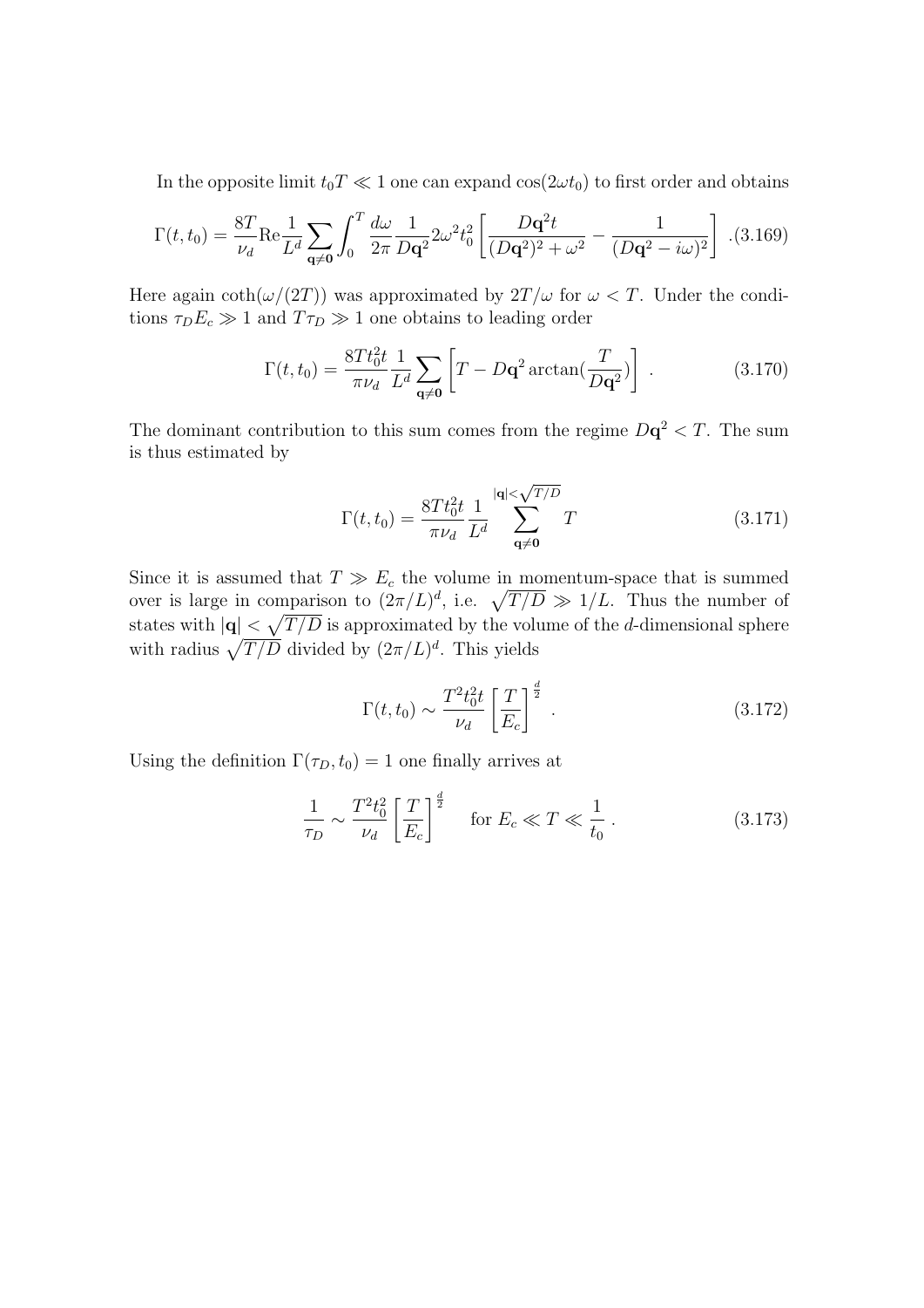In the opposite limit $t_0 T \ll 1$ one can expand $\cos(2\omega t_0)$ to first order and obtains

$$\Gamma(t,t_0) = \frac{8T}{\nu_d} \mathrm{Re} \frac{1}{L^d} \sum_{\mathbf{q}\neq\mathbf{0}} \int_0^T \frac{d\omega}{2\pi} \frac{1}{D\mathbf{q}^2} 2\omega^2 t_0^2 \left[ \frac{D\mathbf{q}^2 t}{(D\mathbf{q}^2)^2 + \omega^2} - \frac{1}{(D\mathbf{q}^2 - i\omega)^2} \right] . \quad (3.169)$$

Here again $\coth(\omega/(2T))$ was approximated by $2T/\omega$ for $\omega < T$. Under the conditions $\tau_D E_c \gg 1$ and $T\tau_D \gg 1$ one obtains to leading order

$$\Gamma(t,t_0) = \frac{8T t_0^2 t}{\pi \nu_d} \frac{1}{L^d} \sum_{\mathbf{q}\neq\mathbf{0}} \left[ T - D\mathbf{q}^2 \arctan(\frac{T}{D\mathbf{q}^2}) \right] . \quad (3.170)$$

The dominant contribution to this sum comes from the regime $D\mathbf{q}^2 < T$. The sum is thus estimated by

$$\Gamma(t,t_0) = \frac{8T t_0^2 t}{\pi \nu_d} \frac{1}{L^d} \sum_{\mathbf{q}\neq\mathbf{0}}^{|\mathbf{q}|<\sqrt{T/D}} T \quad (3.171)$$

Since it is assumed that $T \gg E_c$ the volume in momentum-space that is summed over is large in comparison to $(2\pi/L)^d$, i.e. $\sqrt{T/D} \gg 1/L$. Thus the number of states with $|\mathbf{q}| < \sqrt{T/D}$ is approximated by the volume of the $d$-dimensional sphere with radius $\sqrt{T/D}$ divided by $(2\pi/L)^d$. This yields

$$\Gamma(t,t_0) \sim \frac{T^2 t_0^2 t}{\nu_d} \left[ \frac{T}{E_c} \right]^{\frac{d}{2}} . \quad (3.172)$$

Using the definition $\Gamma(\tau_D, t_0) = 1$ one finally arrives at

$$\frac{1}{\tau_D} \sim \frac{T^2 t_0^2}{\nu_d} \left[ \frac{T}{E_c} \right]^{\frac{d}{2}} \quad \text{for } E_c \ll T \ll \frac{1}{t_0} . \quad (3.173)$$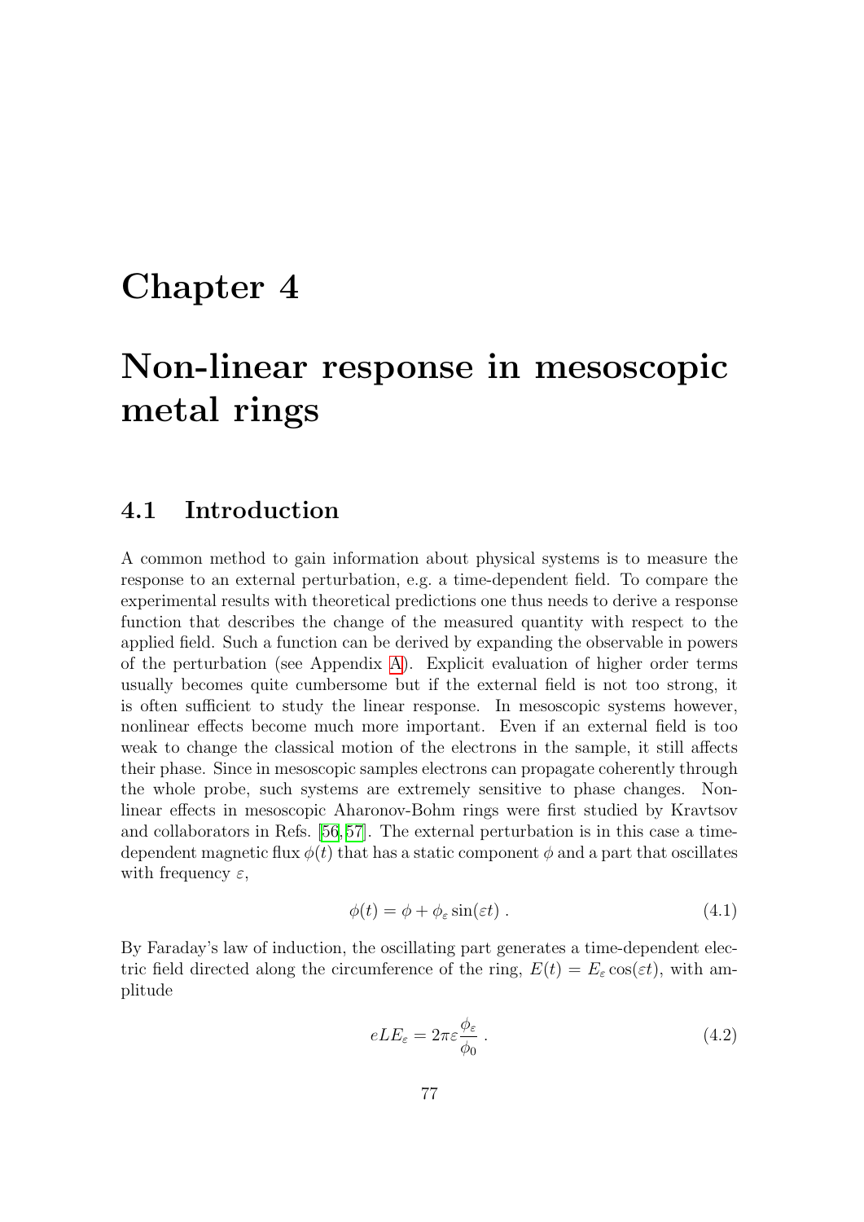# Chapter 4

# Non-linear response in mesoscopic metal rings

## 4.1 Introduction

A common method to gain information about physical systems is to measure the response to an external perturbation, e.g. a time-dependent field. To compare the experimental results with theoretical predictions one thus needs to derive a response function that describes the change of the measured quantity with respect to the applied field. Such a function can be derived by expanding the observable in powers of the perturbation (see Appendix A). Explicit evaluation of higher order terms usually becomes quite cumbersome but if the external field is not too strong, it is often sufficient to study the linear response. In mesoscopic systems however, nonlinear effects become much more important. Even if an external field is too weak to change the classical motion of the electrons in the sample, it still affects their phase. Since in mesoscopic samples electrons can propagate coherently through the whole probe, such systems are extremely sensitive to phase changes. Nonlinear effects in mesoscopic Aharonov-Bohm rings were first studied by Kravtsov and collaborators in Refs. [56,57]. The external perturbation is in this case a time-dependent magnetic flux $\phi(t)$ that has a static component $\phi$ and a part that oscillates with frequency $\varepsilon$,

$$\phi(t) = \phi + \phi_\varepsilon \sin(\varepsilon t) \ . \tag{4.1}$$

By Faraday's law of induction, the oscillating part generates a time-dependent electric field directed along the circumference of the ring, $E(t) = E_\varepsilon \cos(\varepsilon t)$, with amplitude

$$eLE_\varepsilon = 2\pi\varepsilon \frac{\phi_\varepsilon}{\phi_0} \ . \tag{4.2}$$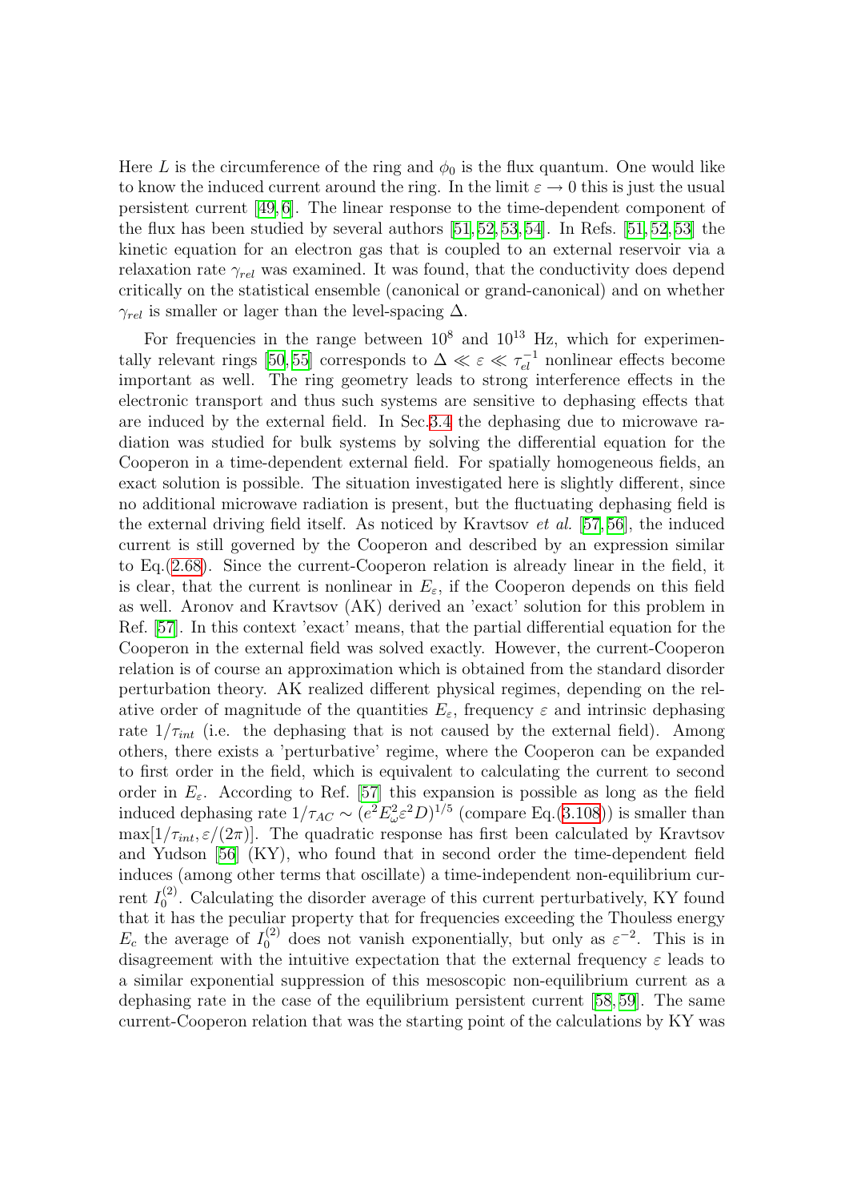Here $L$ is the circumference of the ring and $\phi_0$ is the flux quantum. One would like to know the induced current around the ring. In the limit $\varepsilon \to 0$ this is just the usual persistent current [49, 6]. The linear response to the time-dependent component of the flux has been studied by several authors [51, 52, 53, 54]. In Refs. [51, 52, 53] the kinetic equation for an electron gas that is coupled to an external reservoir via a relaxation rate $\gamma_{rel}$ was examined. It was found, that the conductivity does depend critically on the statistical ensemble (canonical or grand-canonical) and on whether $\gamma_{rel}$ is smaller or lager than the level-spacing $\Delta$.

For frequencies in the range between $10^8$ and $10^{13}$ Hz, which for experimentally relevant rings [50, 55] corresponds to $\Delta \ll \varepsilon \ll \tau_{el}^{-1}$ nonlinear effects become important as well. The ring geometry leads to strong interference effects in the electronic transport and thus such systems are sensitive to dephasing effects that are induced by the external field. In Sec.3.4 the dephasing due to microwave radiation was studied for bulk systems by solving the differential equation for the Cooperon in a time-dependent external field. For spatially homogeneous fields, an exact solution is possible. The situation investigated here is slightly different, since no additional microwave radiation is present, but the fluctuating dephasing field is the external driving field itself. As noticed by Kravtsov *et al.* [57, 56], the induced current is still governed by the Cooperon and described by an expression similar to Eq.(2.68). Since the current-Cooperon relation is already linear in the field, it is clear, that the current is nonlinear in $E_\varepsilon$, if the Cooperon depends on this field as well. Aronov and Kravtsov (AK) derived an 'exact' solution for this problem in Ref. [57]. In this context 'exact' means, that the partial differential equation for the Cooperon in the external field was solved exactly. However, the current-Cooperon relation is of course an approximation which is obtained from the standard disorder perturbation theory. AK realized different physical regimes, depending on the relative order of magnitude of the quantities $E_\varepsilon$, frequency $\varepsilon$ and intrinsic dephasing rate $1/\tau_{int}$ (i.e. the dephasing that is not caused by the external field). Among others, there exists a 'perturbative' regime, where the Cooperon can be expanded to first order in the field, which is equivalent to calculating the current to second order in $E_\varepsilon$. According to Ref. [57] this expansion is possible as long as the field induced dephasing rate $1/\tau_{AC} \sim (e^2 E_\omega^2 \varepsilon^2 D)^{1/5}$ (compare Eq.(3.108)) is smaller than $\max[1/\tau_{int}, \varepsilon/(2\pi)]$. The quadratic response has first been calculated by Kravtsov and Yudson [56] (KY), who found that in second order the time-dependent field induces (among other terms that oscillate) a time-independent non-equilibrium current $I_0^{(2)}$. Calculating the disorder average of this current perturbatively, KY found that it has the peculiar property that for frequencies exceeding the Thouless energy $E_c$ the average of $I_0^{(2)}$ does not vanish exponentially, but only as $\varepsilon^{-2}$. This is in disagreement with the intuitive expectation that the external frequency $\varepsilon$ leads to a similar exponential suppression of this mesoscopic non-equilibrium current as a dephasing rate in the case of the equilibrium persistent current [58, 59]. The same current-Cooperon relation that was the starting point of the calculations by KY was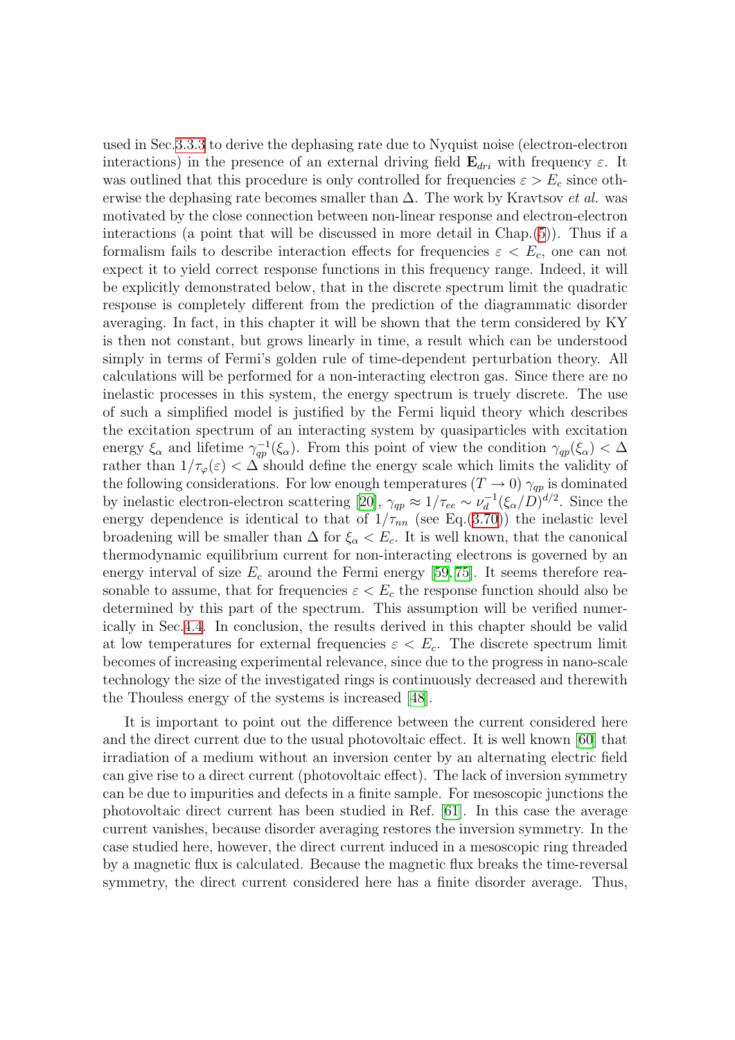used in Sec.3.3.3 to derive the dephasing rate due to Nyquist noise (electron-electron interactions) in the presence of an external driving field $\mathbf{E}_{dri}$ with frequency $\varepsilon$. It was outlined that this procedure is only controlled for frequencies $\varepsilon > E_c$ since otherwise the dephasing rate becomes smaller than $\Delta$. The work by Kravtsov *et al.* was motivated by the close connection between non-linear response and electron-electron interactions (a point that will be discussed in more detail in Chap.(5)). Thus if a formalism fails to describe interaction effects for frequencies $\varepsilon < E_c$, one can not expect it to yield correct response functions in this frequency range. Indeed, it will be explicitly demonstrated below, that in the discrete spectrum limit the quadratic response is completely different from the prediction of the diagrammatic disorder averaging. In fact, in this chapter it will be shown that the term considered by KY is then not constant, but grows linearly in time, a result which can be understood simply in terms of Fermi's golden rule of time-dependent perturbation theory. All calculations will be performed for a non-interacting electron gas. Since there are no inelastic processes in this system, the energy spectrum is truely discrete. The use of such a simplified model is justified by the Fermi liquid theory which describes the excitation spectrum of an interacting system by quasiparticles with excitation energy $\xi_\alpha$ and lifetime $\gamma_{qp}^{-1}(\xi_\alpha)$. From this point of view the condition $\gamma_{qp}(\xi_\alpha) < \Delta$ rather than $1/\tau_\varphi(\varepsilon) < \Delta$ should define the energy scale which limits the validity of the following considerations. For low enough temperatures ($T \to 0$) $\gamma_{qp}$ is dominated by inelastic electron-electron scattering [20], $\gamma_{qp} \approx 1/\tau_{ee} \sim \nu_d^{-1}(\xi_\alpha/D)^{d/2}$. Since the energy dependence is identical to that of $1/\tau_{nn}$ (see Eq.(3.70)) the inelastic level broadening will be smaller than $\Delta$ for $\xi_\alpha < E_c$. It is well known, that the canonical thermodynamic equilibrium current for non-interacting electrons is governed by an energy interval of size $E_c$ around the Fermi energy [59,75]. It seems therefore reasonable to assume, that for frequencies $\varepsilon < E_c$ the response function should also be determined by this part of the spectrum. This assumption will be verified numerically in Sec.4.4. In conclusion, the results derived in this chapter should be valid at low temperatures for external frequencies $\varepsilon < E_c$. The discrete spectrum limit becomes of increasing experimental relevance, since due to the progress in nano-scale technology the size of the investigated rings is continuously decreased and therewith the Thouless energy of the systems is increased [48].

It is important to point out the difference between the current considered here and the direct current due to the usual photovoltaic effect. It is well known [60] that irradiation of a medium without an inversion center by an alternating electric field can give rise to a direct current (photovoltaic effect). The lack of inversion symmetry can be due to impurities and defects in a finite sample. For mesoscopic junctions the photovoltaic direct current has been studied in Ref. [61]. In this case the average current vanishes, because disorder averaging restores the inversion symmetry. In the case studied here, however, the direct current induced in a mesoscopic ring threaded by a magnetic flux is calculated. Because the magnetic flux breaks the time-reversal symmetry, the direct current considered here has a finite disorder average. Thus,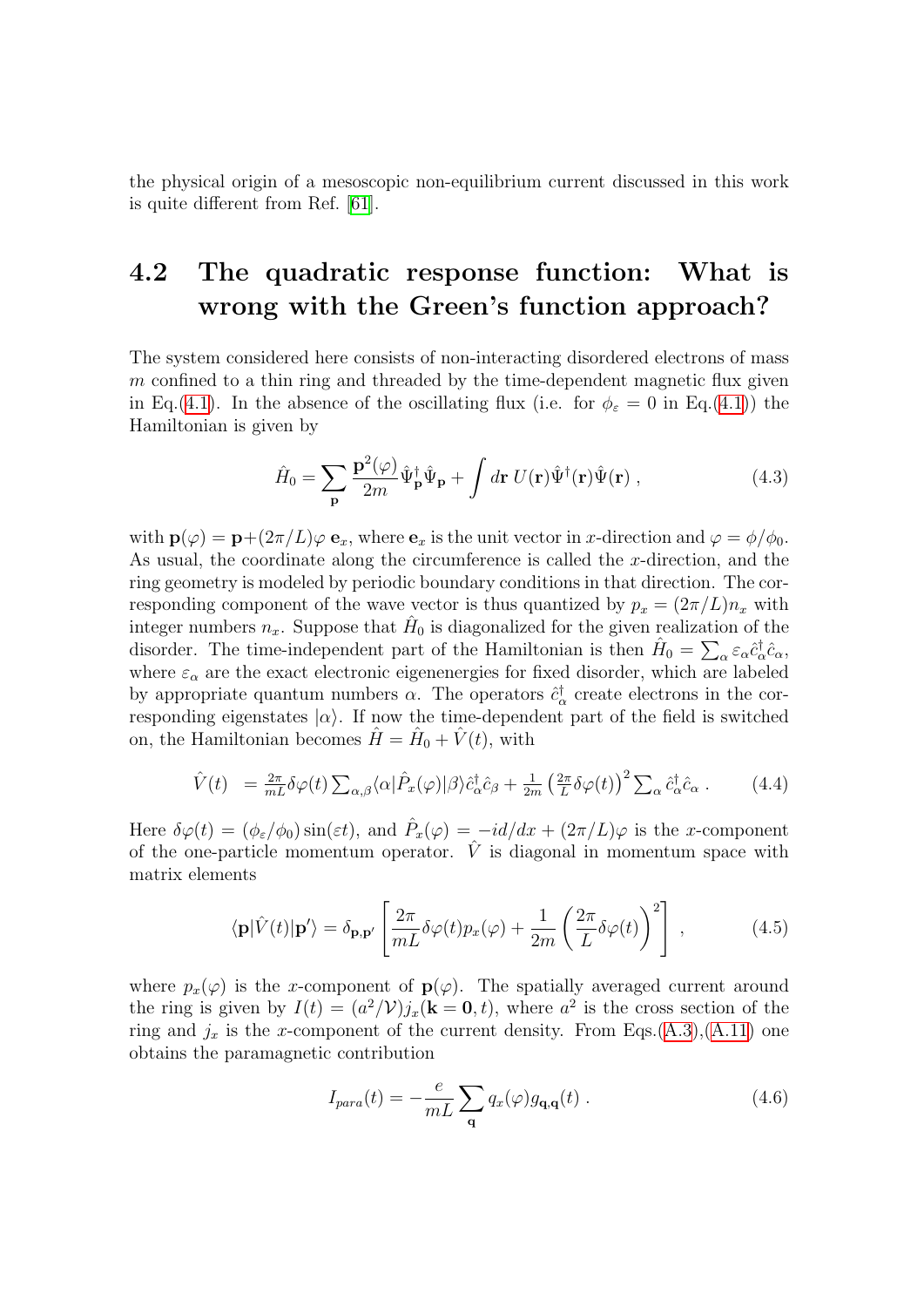the physical origin of a mesoscopic non-equilibrium current discussed in this work is quite different from Ref. [61].

## 4.2 The quadratic response function: What is wrong with the Green's function approach?

The system considered here consists of non-interacting disordered electrons of mass $m$ confined to a thin ring and threaded by the time-dependent magnetic flux given in Eq.(4.1). In the absence of the oscillating flux (i.e. for $\phi_\varepsilon = 0$ in Eq.(4.1)) the Hamiltonian is given by

$$\hat{H}_0 = \sum_{\mathbf{p}} \frac{\mathbf{p}^2(\varphi)}{2m} \hat{\Psi}^\dagger_{\mathbf{p}} \hat{\Psi}_{\mathbf{p}} + \int d\mathbf{r}\, U(\mathbf{r}) \hat{\Psi}^\dagger(\mathbf{r}) \hat{\Psi}(\mathbf{r}) \;, \tag{4.3}$$

with $\mathbf{p}(\varphi) = \mathbf{p} + (2\pi/L)\varphi\, \mathbf{e}_x$, where $\mathbf{e}_x$ is the unit vector in $x$-direction and $\varphi = \phi/\phi_0$. As usual, the coordinate along the circumference is called the $x$-direction, and the ring geometry is modeled by periodic boundary conditions in that direction. The corresponding component of the wave vector is thus quantized by $p_x = (2\pi/L) n_x$ with integer numbers $n_x$. Suppose that $\hat{H}_0$ is diagonalized for the given realization of the disorder. The time-independent part of the Hamiltonian is then $\hat{H}_0 = \sum_\alpha \varepsilon_\alpha \hat{c}^\dagger_\alpha \hat{c}_\alpha$, where $\varepsilon_\alpha$ are the exact electronic eigenenergies for fixed disorder, which are labeled by appropriate quantum numbers $\alpha$. The operators $\hat{c}^\dagger_\alpha$ create electrons in the corresponding eigenstates $|\alpha\rangle$. If now the time-dependent part of the field is switched on, the Hamiltonian becomes $\hat{H} = \hat{H}_0 + \hat{V}(t)$, with

$$\hat{V}(t) \;= \tfrac{2\pi}{mL}\delta\varphi(t) \textstyle\sum_{\alpha,\beta} \langle\alpha|\hat{P}_x(\varphi)|\beta\rangle \hat{c}^\dagger_\alpha \hat{c}_\beta + \tfrac{1}{2m}\left(\tfrac{2\pi}{L}\delta\varphi(t)\right)^2 \textstyle\sum_\alpha \hat{c}^\dagger_\alpha \hat{c}_\alpha \;. \tag{4.4}$$

Here $\delta\varphi(t) = (\phi_\varepsilon/\phi_0)\sin(\varepsilon t)$, and $\hat{P}_x(\varphi) = -id/dx + (2\pi/L)\varphi$ is the $x$-component of the one-particle momentum operator. $\hat{V}$ is diagonal in momentum space with matrix elements

$$\langle\mathbf{p}|\hat{V}(t)|\mathbf{p}'\rangle = \delta_{\mathbf{p},\mathbf{p}'} \left[ \frac{2\pi}{mL}\delta\varphi(t) p_x(\varphi) + \frac{1}{2m}\left(\frac{2\pi}{L}\delta\varphi(t)\right)^2 \right] \;, \tag{4.5}$$

where $p_x(\varphi)$ is the $x$-component of $\mathbf{p}(\varphi)$. The spatially averaged current around the ring is given by $I(t) = (a^2/\mathcal{V}) j_x(\mathbf{k} = \mathbf{0}, t)$, where $a^2$ is the cross section of the ring and $j_x$ is the $x$-component of the current density. From Eqs.(A.3),(A.11) one obtains the paramagnetic contribution

$$I_{para}(t) = -\frac{e}{mL} \sum_{\mathbf{q}} q_x(\varphi) g_{\mathbf{q},\mathbf{q}}(t) \;. \tag{4.6}$$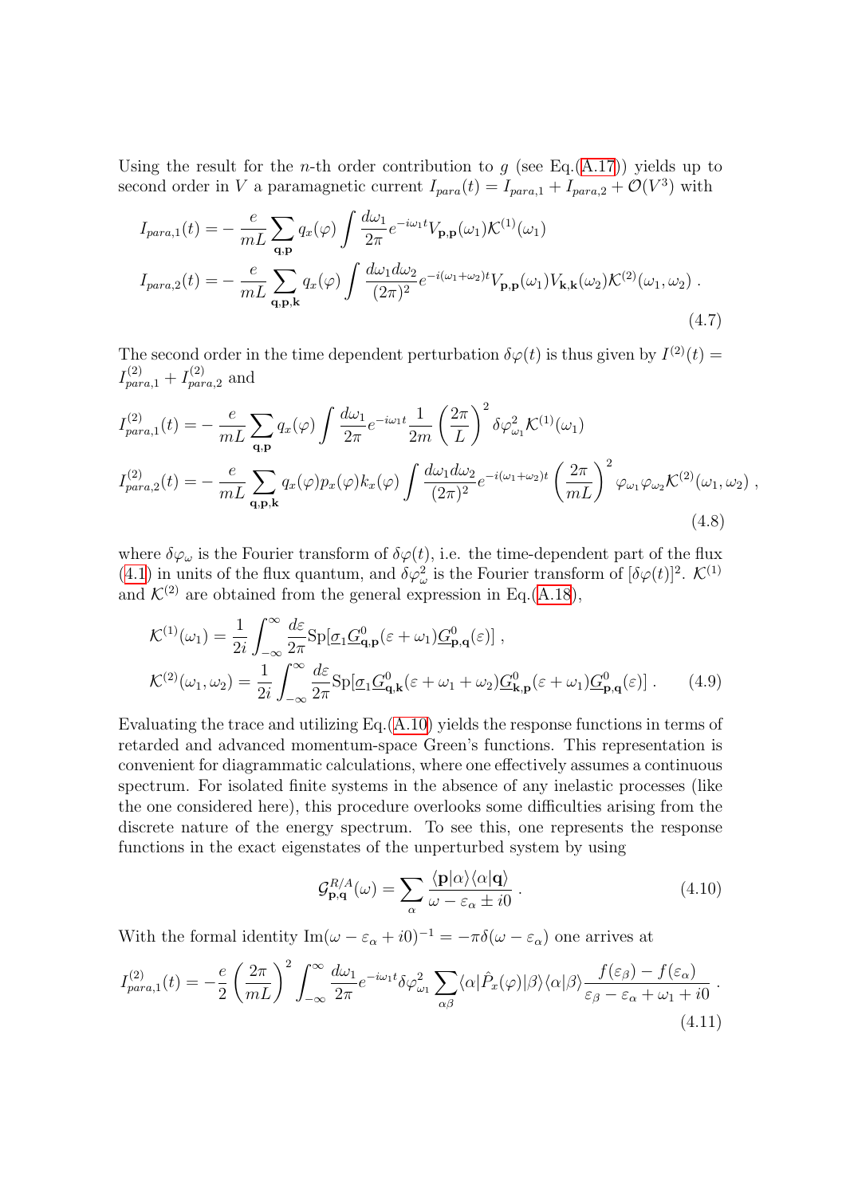Using the result for the $n$-th order contribution to $g$ (see Eq.(A.17)) yields up to second order in $V$ a paramagnetic current $I_{para}(t) = I_{para,1} + I_{para,2} + \mathcal{O}(V^3)$ with

$$
\begin{aligned}
I_{para,1}(t) &= -\frac{e}{mL}\sum_{\mathbf{q},\mathbf{p}} q_x(\varphi)\int \frac{d\omega_1}{2\pi} e^{-i\omega_1 t} V_{\mathbf{p},\mathbf{p}}(\omega_1)\mathcal{K}^{(1)}(\omega_1) \\
I_{para,2}(t) &= -\frac{e}{mL}\sum_{\mathbf{q},\mathbf{p},\mathbf{k}} q_x(\varphi)\int \frac{d\omega_1 d\omega_2}{(2\pi)^2} e^{-i(\omega_1+\omega_2)t} V_{\mathbf{p},\mathbf{p}}(\omega_1)V_{\mathbf{k},\mathbf{k}}(\omega_2)\mathcal{K}^{(2)}(\omega_1,\omega_2)\ .
\end{aligned}
\tag{4.7}
$$

The second order in the time dependent perturbation $\delta\varphi(t)$ is thus given by $I^{(2)}(t) = I^{(2)}_{para,1} + I^{(2)}_{para,2}$ and

$$
\begin{aligned}
I^{(2)}_{para,1}(t) &= -\frac{e}{mL}\sum_{\mathbf{q},\mathbf{p}} q_x(\varphi)\int \frac{d\omega_1}{2\pi} e^{-i\omega_1 t}\frac{1}{2m}\left(\frac{2\pi}{L}\right)^2 \delta\varphi^2_{\omega_1}\mathcal{K}^{(1)}(\omega_1) \\
I^{(2)}_{para,2}(t) &= -\frac{e}{mL}\sum_{\mathbf{q},\mathbf{p},\mathbf{k}} q_x(\varphi)p_x(\varphi)k_x(\varphi)\int \frac{d\omega_1 d\omega_2}{(2\pi)^2} e^{-i(\omega_1+\omega_2)t}\left(\frac{2\pi}{mL}\right)^2 \varphi_{\omega_1}\varphi_{\omega_2}\mathcal{K}^{(2)}(\omega_1,\omega_2)\ ,
\end{aligned}
\tag{4.8}
$$

where $\delta\varphi_\omega$ is the Fourier transform of $\delta\varphi(t)$, i.e. the time-dependent part of the flux (4.1) in units of the flux quantum, and $\delta\varphi^2_\omega$ is the Fourier transform of $[\delta\varphi(t)]^2$. $\mathcal{K}^{(1)}$ and $\mathcal{K}^{(2)}$ are obtained from the general expression in Eq.(A.18),

$$
\begin{aligned}
\mathcal{K}^{(1)}(\omega_1) &= \frac{1}{2i}\int_{-\infty}^{\infty}\frac{d\varepsilon}{2\pi}\mathrm{Sp}[\underline{\sigma}_1 \underline{G}^0_{\mathbf{q},\mathbf{p}}(\varepsilon+\omega_1)\underline{G}^0_{\mathbf{p},\mathbf{q}}(\varepsilon)]\ , \\
\mathcal{K}^{(2)}(\omega_1,\omega_2) &= \frac{1}{2i}\int_{-\infty}^{\infty}\frac{d\varepsilon}{2\pi}\mathrm{Sp}[\underline{\sigma}_1 \underline{G}^0_{\mathbf{q},\mathbf{k}}(\varepsilon+\omega_1+\omega_2)\underline{G}^0_{\mathbf{k},\mathbf{p}}(\varepsilon+\omega_1)\underline{G}^0_{\mathbf{p},\mathbf{q}}(\varepsilon)]\ .
\end{aligned}
\tag{4.9}
$$

Evaluating the trace and utilizing Eq.(A.10) yields the response functions in terms of retarded and advanced momentum-space Green's functions. This representation is convenient for diagrammatic calculations, where one effectively assumes a continuous spectrum. For isolated finite systems in the absence of any inelastic processes (like the one considered here), this procedure overlooks some difficulties arising from the discrete nature of the energy spectrum. To see this, one represents the response functions in the exact eigenstates of the unperturbed system by using

$$
\mathcal{G}^{R/A}_{\mathbf{p},\mathbf{q}}(\omega) = \sum_\alpha \frac{\langle \mathbf{p}|\alpha\rangle\langle\alpha|\mathbf{q}\rangle}{\omega - \varepsilon_\alpha \pm i0}\ .
\tag{4.10}
$$

With the formal identity $\mathrm{Im}(\omega-\varepsilon_\alpha+i0)^{-1} = -\pi\delta(\omega-\varepsilon_\alpha)$ one arrives at

$$
I^{(2)}_{para,1}(t) = -\frac{e}{2}\left(\frac{2\pi}{mL}\right)^2\int_{-\infty}^{\infty}\frac{d\omega_1}{2\pi}e^{-i\omega_1 t}\delta\varphi^2_{\omega_1}\sum_{\alpha\beta}\langle\alpha|\hat{P}_x(\varphi)|\beta\rangle\langle\alpha|\beta\rangle\frac{f(\varepsilon_\beta)-f(\varepsilon_\alpha)}{\varepsilon_\beta-\varepsilon_\alpha+\omega_1+i0}\ .
\tag{4.11}
$$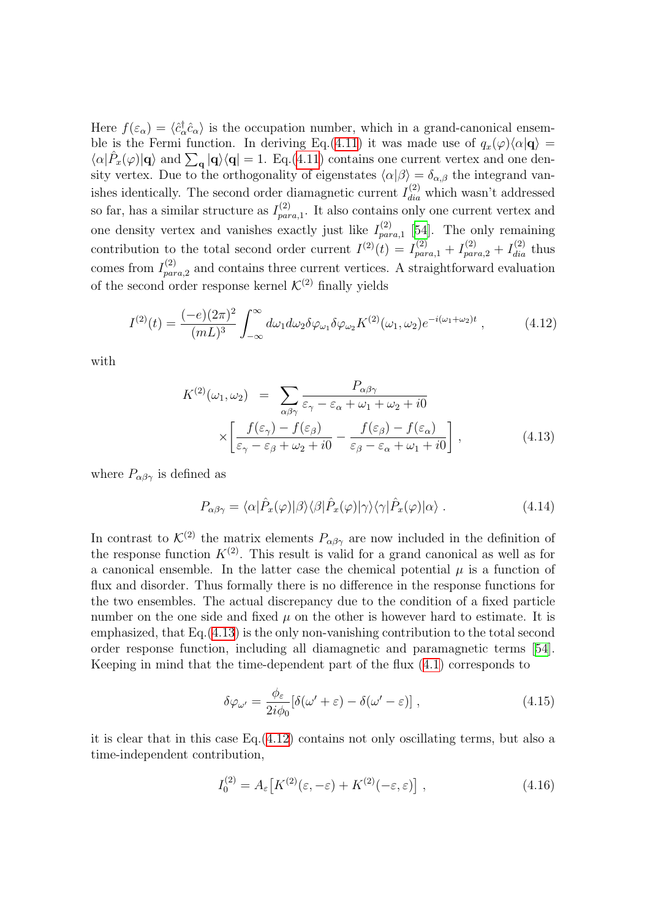Here $f(\varepsilon_\alpha) = \langle \hat{c}_\alpha^\dagger \hat{c}_\alpha \rangle$ is the occupation number, which in a grand-canonical ensemble is the Fermi function. In deriving Eq.(4.11) it was made use of $q_x(\varphi)\langle\alpha|\mathbf{q}\rangle = \langle\alpha|\hat{P}_x(\varphi)|\mathbf{q}\rangle$ and $\sum_\mathbf{q} |\mathbf{q}\rangle\langle\mathbf{q}| = 1$. Eq.(4.11) contains one current vertex and one density vertex. Due to the orthogonality of eigenstates $\langle\alpha|\beta\rangle = \delta_{\alpha,\beta}$ the integrand vanishes identically. The second order diamagnetic current $I_{dia}^{(2)}$ which wasn't addressed so far, has a similar structure as $I_{para,1}^{(2)}$. It also contains only one current vertex and one density vertex and vanishes exactly just like $I_{para,1}^{(2)}$ [54]. The only remaining contribution to the total second order current $I^{(2)}(t) = I_{para,1}^{(2)} + I_{para,2}^{(2)} + I_{dia}^{(2)}$ thus comes from $I_{para,2}^{(2)}$ and contains three current vertices. A straightforward evaluation of the second order response kernel $\mathcal{K}^{(2)}$ finally yields

$$I^{(2)}(t) = \frac{(-e)(2\pi)^2}{(mL)^3} \int_{-\infty}^{\infty} d\omega_1 d\omega_2 \delta\varphi_{\omega_1} \delta\varphi_{\omega_2} K^{(2)}(\omega_1, \omega_2) e^{-i(\omega_1+\omega_2)t} , \tag{4.12}$$

with

$$\begin{aligned} K^{(2)}(\omega_1, \omega_2) &= \sum_{\alpha\beta\gamma} \frac{P_{\alpha\beta\gamma}}{\varepsilon_\gamma - \varepsilon_\alpha + \omega_1 + \omega_2 + i0} \\ &\quad \times \left[ \frac{f(\varepsilon_\gamma) - f(\varepsilon_\beta)}{\varepsilon_\gamma - \varepsilon_\beta + \omega_2 + i0} - \frac{f(\varepsilon_\beta) - f(\varepsilon_\alpha)}{\varepsilon_\beta - \varepsilon_\alpha + \omega_1 + i0} \right] , \end{aligned} \tag{4.13}$$

where $P_{\alpha\beta\gamma}$ is defined as

$$P_{\alpha\beta\gamma} = \langle\alpha|\hat{P}_x(\varphi)|\beta\rangle\langle\beta|\hat{P}_x(\varphi)|\gamma\rangle\langle\gamma|\hat{P}_x(\varphi)|\alpha\rangle . \tag{4.14}$$

In contrast to $\mathcal{K}^{(2)}$ the matrix elements $P_{\alpha\beta\gamma}$ are now included in the definition of the response function $K^{(2)}$. This result is valid for a grand canonical as well as for a canonical ensemble. In the latter case the chemical potential $\mu$ is a function of flux and disorder. Thus formally there is no difference in the response functions for the two ensembles. The actual discrepancy due to the condition of a fixed particle number on the one side and fixed $\mu$ on the other is however hard to estimate. It is emphasized, that Eq.(4.13) is the only non-vanishing contribution to the total second order response function, including all diamagnetic and paramagnetic terms [54]. Keeping in mind that the time-dependent part of the flux (4.1) corresponds to

$$\delta\varphi_{\omega'} = \frac{\phi_\varepsilon}{2i\phi_0}\left[\delta(\omega' + \varepsilon) - \delta(\omega' - \varepsilon)\right] , \tag{4.15}$$

it is clear that in this case Eq.(4.12) contains not only oscillating terms, but also a time-independent contribution,

$$I_0^{(2)} = A_\varepsilon \left[K^{(2)}(\varepsilon, -\varepsilon) + K^{(2)}(-\varepsilon, \varepsilon)\right] , \tag{4.16}$$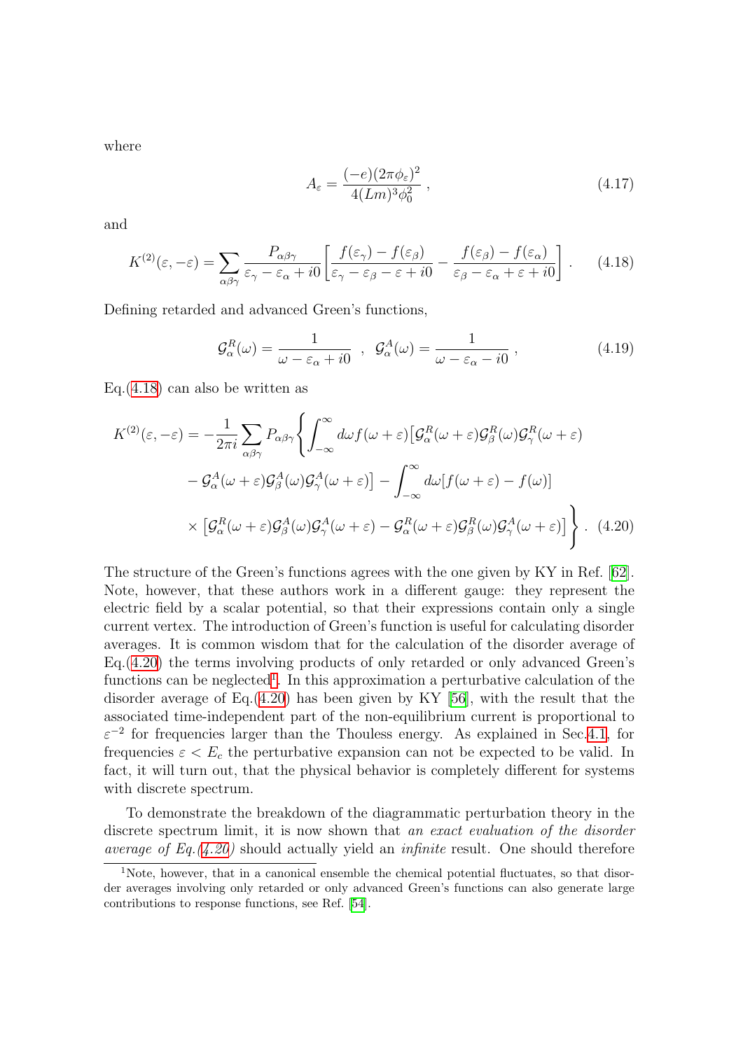where

$$A_\varepsilon = \frac{(-e)(2\pi\phi_\varepsilon)^2}{4(Lm)^3\phi_0^2} \, , \tag{4.17}$$

and

$$K^{(2)}(\varepsilon,-\varepsilon) = \sum_{\alpha\beta\gamma} \frac{P_{\alpha\beta\gamma}}{\varepsilon_\gamma - \varepsilon_\alpha + i0} \left[ \frac{f(\varepsilon_\gamma) - f(\varepsilon_\beta)}{\varepsilon_\gamma - \varepsilon_\beta - \varepsilon + i0} - \frac{f(\varepsilon_\beta) - f(\varepsilon_\alpha)}{\varepsilon_\beta - \varepsilon_\alpha + \varepsilon + i0} \right] . \tag{4.18}$$

Defining retarded and advanced Green's functions,

$$\mathcal{G}^R_\alpha(\omega) = \frac{1}{\omega - \varepsilon_\alpha + i0} \;\;,\;\; \mathcal{G}^A_\alpha(\omega) = \frac{1}{\omega - \varepsilon_\alpha - i0} \, , \tag{4.19}$$

Eq.(4.18) can also be written as

$$\begin{aligned} K^{(2)}(\varepsilon,-\varepsilon) = -\frac{1}{2\pi i} \sum_{\alpha\beta\gamma} P_{\alpha\beta\gamma} \Bigg\{ & \int_{-\infty}^{\infty} d\omega f(\omega+\varepsilon) \big[ \mathcal{G}^R_\alpha(\omega+\varepsilon) \mathcal{G}^R_\beta(\omega) \mathcal{G}^R_\gamma(\omega+\varepsilon) \\ & - \mathcal{G}^A_\alpha(\omega+\varepsilon) \mathcal{G}^A_\beta(\omega) \mathcal{G}^A_\gamma(\omega+\varepsilon) \big] - \int_{-\infty}^{\infty} d\omega [f(\omega+\varepsilon) - f(\omega)] \\ & \times \big[ \mathcal{G}^R_\alpha(\omega+\varepsilon) \mathcal{G}^A_\beta(\omega) \mathcal{G}^A_\gamma(\omega+\varepsilon) - \mathcal{G}^R_\alpha(\omega+\varepsilon) \mathcal{G}^R_\beta(\omega) \mathcal{G}^A_\gamma(\omega+\varepsilon) \big] \Bigg\} . \end{aligned} \tag{4.20}$$

The structure of the Green's functions agrees with the one given by KY in Ref. [62]. Note, however, that these authors work in a different gauge: they represent the electric field by a scalar potential, so that their expressions contain only a single current vertex. The introduction of Green's function is useful for calculating disorder averages. It is common wisdom that for the calculation of the disorder average of Eq.(4.20) the terms involving products of only retarded or only advanced Green's functions can be neglected[1]. In this approximation a perturbative calculation of the disorder average of Eq.(4.20) has been given by KY [56], with the result that the associated time-independent part of the non-equilibrium current is proportional to $\varepsilon^{-2}$ for frequencies larger than the Thouless energy. As explained in Sec.4.1, for frequencies $\varepsilon < E_c$ the perturbative expansion can not be expected to be valid. In fact, it will turn out, that the physical behavior is completely different for systems with discrete spectrum.

To demonstrate the breakdown of the diagrammatic perturbation theory in the discrete spectrum limit, it is now shown that *an exact evaluation of the disorder average of Eq.(4.20)* should actually yield an *infinite* result. One should therefore

[1]Note, however, that in a canonical ensemble the chemical potential fluctuates, so that disorder averages involving only retarded or only advanced Green's functions can also generate large contributions to response functions, see Ref. [54].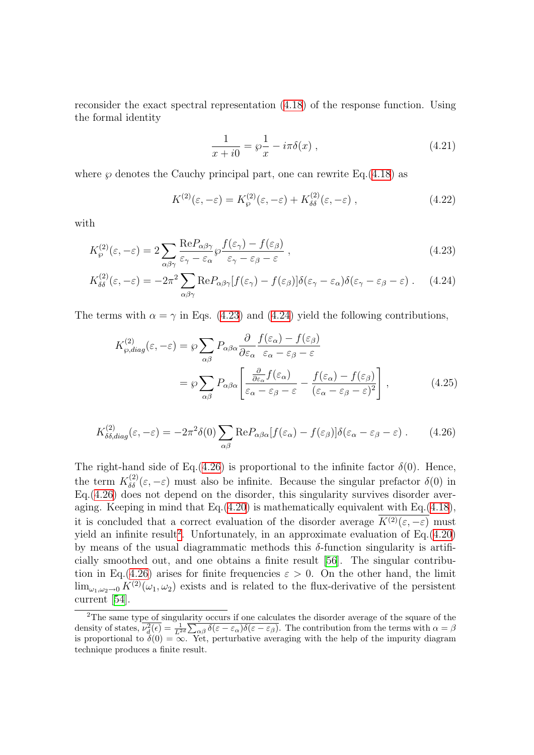reconsider the exact spectral representation (4.18) of the response function. Using the formal identity

$$\frac{1}{x+i0} = \wp\frac{1}{x} - i\pi\delta(x) \; , \tag{4.21}$$

where $\wp$ denotes the Cauchy principal part, one can rewrite Eq.(4.18) as

$$K^{(2)}(\varepsilon,-\varepsilon) = K^{(2)}_{\wp}(\varepsilon,-\varepsilon) + K^{(2)}_{\delta\delta}(\varepsilon,-\varepsilon) \; , \tag{4.22}$$

with

$$K^{(2)}_{\wp}(\varepsilon,-\varepsilon) = 2\sum_{\alpha\beta\gamma}\frac{\mathrm{Re}P_{\alpha\beta\gamma}}{\varepsilon_\gamma-\varepsilon_\alpha}\wp\frac{f(\varepsilon_\gamma)-f(\varepsilon_\beta)}{\varepsilon_\gamma-\varepsilon_\beta-\varepsilon} \; , \tag{4.23}$$

$$K^{(2)}_{\delta\delta}(\varepsilon,-\varepsilon) = -2\pi^2\sum_{\alpha\beta\gamma}\mathrm{Re}P_{\alpha\beta\gamma}[f(\varepsilon_\gamma)-f(\varepsilon_\beta)]\delta(\varepsilon_\gamma-\varepsilon_\alpha)\delta(\varepsilon_\gamma-\varepsilon_\beta-\varepsilon) \; . \tag{4.24}$$

The terms with $\alpha=\gamma$ in Eqs. (4.23) and (4.24) yield the following contributions,

$$\begin{aligned} K^{(2)}_{\wp,diag}(\varepsilon,-\varepsilon) &= \wp\sum_{\alpha\beta}P_{\alpha\beta\alpha}\frac{\partial}{\partial\varepsilon_\alpha}\frac{f(\varepsilon_\alpha)-f(\varepsilon_\beta)}{\varepsilon_\alpha-\varepsilon_\beta-\varepsilon} \\ &= \wp\sum_{\alpha\beta}P_{\alpha\beta\alpha}\left[\frac{\frac{\partial}{\partial\varepsilon_\alpha}f(\varepsilon_\alpha)}{\varepsilon_\alpha-\varepsilon_\beta-\varepsilon} - \frac{f(\varepsilon_\alpha)-f(\varepsilon_\beta)}{(\varepsilon_\alpha-\varepsilon_\beta-\varepsilon)^2}\right] \; , \end{aligned} \tag{4.25}$$

$$K^{(2)}_{\delta\delta,diag}(\varepsilon,-\varepsilon) = -2\pi^2\delta(0)\sum_{\alpha\beta}\mathrm{Re}P_{\alpha\beta\alpha}[f(\varepsilon_\alpha)-f(\varepsilon_\beta)]\delta(\varepsilon_\alpha-\varepsilon_\beta-\varepsilon) \; . \tag{4.26}$$

The right-hand side of Eq.(4.26) is proportional to the infinite factor $\delta(0)$. Hence, the term $K^{(2)}_{\delta\delta}(\varepsilon,-\varepsilon)$ must also be infinite. Because the singular prefactor $\delta(0)$ in Eq.(4.26) does not depend on the disorder, this singularity survives disorder averaging. Keeping in mind that Eq.(4.20) is mathematically equivalent with Eq.(4.18), it is concluded that a correct evaluation of the disorder average $\overline{K^{(2)}(\varepsilon,-\varepsilon)}$ must yield an infinite result[2]. Unfortunately, in an approximate evaluation of Eq.(4.20) by means of the usual diagrammatic methods this $\delta$-function singularity is artificially smoothed out, and one obtains a finite result [56]. The singular contribution in Eq.(4.26) arises for finite frequencies $\varepsilon>0$. On the other hand, the limit $\lim_{\omega_1,\omega_2\to 0}K^{(2)}(\omega_1,\omega_2)$ exists and is related to the flux-derivative of the persistent current [54].

[2]The same type of singularity occurs if one calculates the disorder average of the square of the density of states, $\overline{\nu_d^2(\epsilon)} = \frac{1}{L^{2d}}\overline{\sum_{\alpha\beta}\delta(\varepsilon-\varepsilon_\alpha)\delta(\varepsilon-\varepsilon_\beta)}$. The contribution from the terms with $\alpha=\beta$ is proportional to $\delta(0)=\infty$. Yet, perturbative averaging with the help of the impurity diagram technique produces a finite result.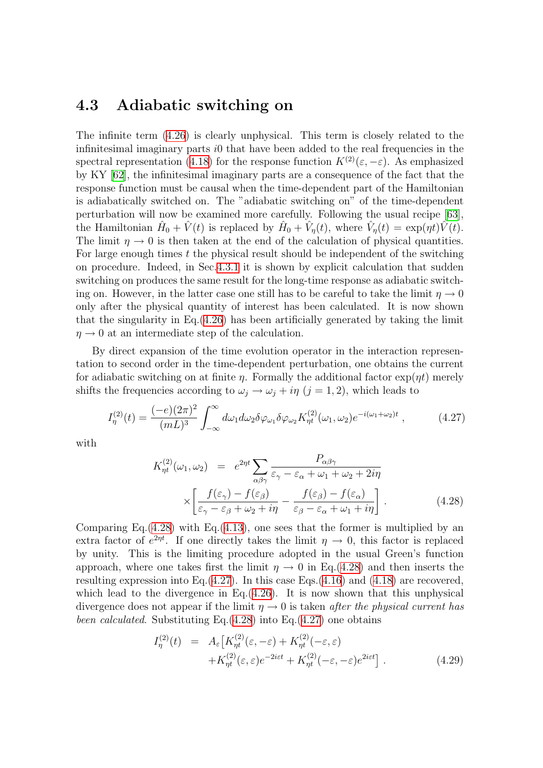### 4.3 Adiabatic switching on

The infinite term (4.26) is clearly unphysical. This term is closely related to the infinitesimal imaginary parts $i0$ that have been added to the real frequencies in the spectral representation (4.18) for the response function $K^{(2)}(\varepsilon, -\varepsilon)$. As emphasized by KY [62], the infinitesimal imaginary parts are a consequence of the fact that the response function must be causal when the time-dependent part of the Hamiltonian is adiabatically switched on. The "adiabatic switching on" of the time-dependent perturbation will now be examined more carefully. Following the usual recipe [63], the Hamiltonian $\hat{H}_0 + \hat{V}(t)$ is replaced by $\hat{H}_0 + \hat{V}_\eta(t)$, where $\hat{V}_\eta(t) = \exp(\eta t)\hat{V}(t)$. The limit $\eta \to 0$ is then taken at the end of the calculation of physical quantities. For large enough times $t$ the physical result should be independent of the switching on procedure. Indeed, in Sec.4.3.1 it is shown by explicit calculation that sudden switching on produces the same result for the long-time response as adiabatic switching on. However, in the latter case one still has to be careful to take the limit $\eta \to 0$ only after the physical quantity of interest has been calculated. It is now shown that the singularity in Eq.(4.26) has been artificially generated by taking the limit $\eta \to 0$ at an intermediate step of the calculation.

By direct expansion of the time evolution operator in the interaction representation to second order in the time-dependent perturbation, one obtains the current for adiabatic switching on at finite $\eta$. Formally the additional factor $\exp(\eta t)$ merely shifts the frequencies according to $\omega_j \to \omega_j + i\eta$ ($j = 1, 2$), which leads to

$$I_\eta^{(2)}(t) = \frac{(-e)(2\pi)^2}{(mL)^3} \int_{-\infty}^{\infty} d\omega_1 d\omega_2 \delta\varphi_{\omega_1} \delta\varphi_{\omega_2} K_{\eta t}^{(2)}(\omega_1, \omega_2) e^{-i(\omega_1+\omega_2)t} , \tag{4.27}$$

with

$$\begin{aligned} K_{\eta t}^{(2)}(\omega_1, \omega_2) &= e^{2\eta t} \sum_{\alpha\beta\gamma} \frac{P_{\alpha\beta\gamma}}{\varepsilon_\gamma - \varepsilon_\alpha + \omega_1 + \omega_2 + 2i\eta} \\ &\times \left[ \frac{f(\varepsilon_\gamma) - f(\varepsilon_\beta)}{\varepsilon_\gamma - \varepsilon_\beta + \omega_2 + i\eta} - \frac{f(\varepsilon_\beta) - f(\varepsilon_\alpha)}{\varepsilon_\beta - \varepsilon_\alpha + \omega_1 + i\eta} \right] . \end{aligned} \tag{4.28}$$

Comparing Eq.(4.28) with Eq.(4.13), one sees that the former is multiplied by an extra factor of $e^{2\eta t}$. If one directly takes the limit $\eta \to 0$, this factor is replaced by unity. This is the limiting procedure adopted in the usual Green's function approach, where one takes first the limit $\eta \to 0$ in Eq.(4.28) and then inserts the resulting expression into Eq.(4.27). In this case Eqs.(4.16) and (4.18) are recovered, which lead to the divergence in Eq.(4.26). It is now shown that this unphysical divergence does not appear if the limit $\eta \to 0$ is taken *after the physical current has been calculated*. Substituting Eq.(4.28) into Eq.(4.27) one obtains

$$\begin{aligned} I_\eta^{(2)}(t) &= A_\varepsilon \big[ K_{\eta t}^{(2)}(\varepsilon, -\varepsilon) + K_{\eta t}^{(2)}(-\varepsilon, \varepsilon) \\ &\quad + K_{\eta t}^{(2)}(\varepsilon, \varepsilon) e^{-2i\varepsilon t} + K_{\eta t}^{(2)}(-\varepsilon, -\varepsilon) e^{2i\varepsilon t} \big] . \end{aligned} \tag{4.29}$$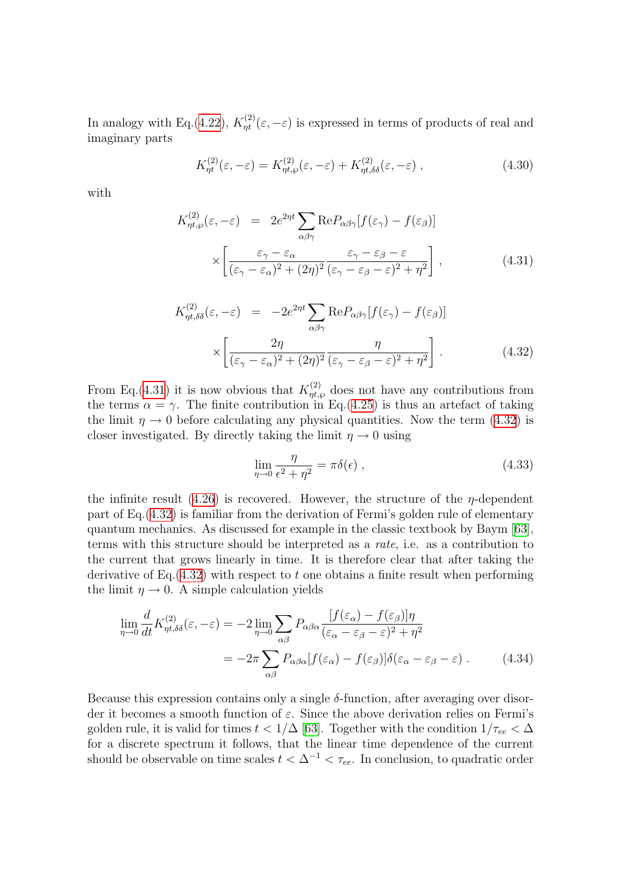In analogy with Eq.(4.22), $K^{(2)}_{\eta t}(\varepsilon, -\varepsilon)$ is expressed in terms of products of real and imaginary parts

$$K^{(2)}_{\eta t}(\varepsilon, -\varepsilon) = K^{(2)}_{\eta t,\wp}(\varepsilon, -\varepsilon) + K^{(2)}_{\eta t,\delta\delta}(\varepsilon, -\varepsilon) \; , \tag{4.30}$$

with

$$\begin{aligned} K^{(2)}_{\eta t,\wp}(\varepsilon, -\varepsilon) &= 2e^{2\eta t} \sum_{\alpha\beta\gamma} \mathrm{Re} P_{\alpha\beta\gamma}[f(\varepsilon_\gamma) - f(\varepsilon_\beta)] \\ &\times \left[ \frac{\varepsilon_\gamma - \varepsilon_\alpha}{(\varepsilon_\gamma - \varepsilon_\alpha)^2 + (2\eta)^2} \frac{\varepsilon_\gamma - \varepsilon_\beta - \varepsilon}{(\varepsilon_\gamma - \varepsilon_\beta - \varepsilon)^2 + \eta^2} \right] , \end{aligned} \tag{4.31}$$

$$\begin{aligned} K^{(2)}_{\eta t,\delta\delta}(\varepsilon, -\varepsilon) &= -2e^{2\eta t} \sum_{\alpha\beta\gamma} \mathrm{Re} P_{\alpha\beta\gamma}[f(\varepsilon_\gamma) - f(\varepsilon_\beta)] \\ &\times \left[ \frac{2\eta}{(\varepsilon_\gamma - \varepsilon_\alpha)^2 + (2\eta)^2} \frac{\eta}{(\varepsilon_\gamma - \varepsilon_\beta - \varepsilon)^2 + \eta^2} \right] . \end{aligned} \tag{4.32}$$

From Eq.(4.31) it is now obvious that $K^{(2)}_{\eta t,\wp}$ does not have any contributions from the terms $\alpha = \gamma$. The finite contribution in Eq.(4.25) is thus an artefact of taking the limit $\eta \to 0$ before calculating any physical quantities. Now the term (4.32) is closer investigated. By directly taking the limit $\eta \to 0$ using

$$\lim_{\eta \to 0} \frac{\eta}{\epsilon^2 + \eta^2} = \pi \delta(\epsilon) \; , \tag{4.33}$$

the infinite result (4.26) is recovered. However, the structure of the $\eta$-dependent part of Eq.(4.32) is familiar from the derivation of Fermi's golden rule of elementary quantum mechanics. As discussed for example in the classic textbook by Baym [63], terms with this structure should be interpreted as a *rate*, i.e. as a contribution to the current that grows linearly in time. It is therefore clear that after taking the derivative of Eq.(4.32) with respect to $t$ one obtains a finite result when performing the limit $\eta \to 0$. A simple calculation yields

$$\begin{aligned} \lim_{\eta \to 0} \frac{d}{dt} K^{(2)}_{\eta t,\delta\delta}(\varepsilon, -\varepsilon) &= -2 \lim_{\eta \to 0} \sum_{\alpha\beta} P_{\alpha\beta\alpha} \frac{[f(\varepsilon_\alpha) - f(\varepsilon_\beta)]\eta}{(\varepsilon_\alpha - \varepsilon_\beta - \varepsilon)^2 + \eta^2} \\ &= -2\pi \sum_{\alpha\beta} P_{\alpha\beta\alpha}[f(\varepsilon_\alpha) - f(\varepsilon_\beta)] \delta(\varepsilon_\alpha - \varepsilon_\beta - \varepsilon) \; . \end{aligned} \tag{4.34}$$

Because this expression contains only a single $\delta$-function, after averaging over disorder it becomes a smooth function of $\varepsilon$. Since the above derivation relies on Fermi's golden rule, it is valid for times $t < 1/\Delta$ [63]. Together with the condition $1/\tau_{ee} < \Delta$ for a discrete spectrum it follows, that the linear time dependence of the current should be observable on time scales $t < \Delta^{-1} < \tau_{ee}$. In conclusion, to quadratic order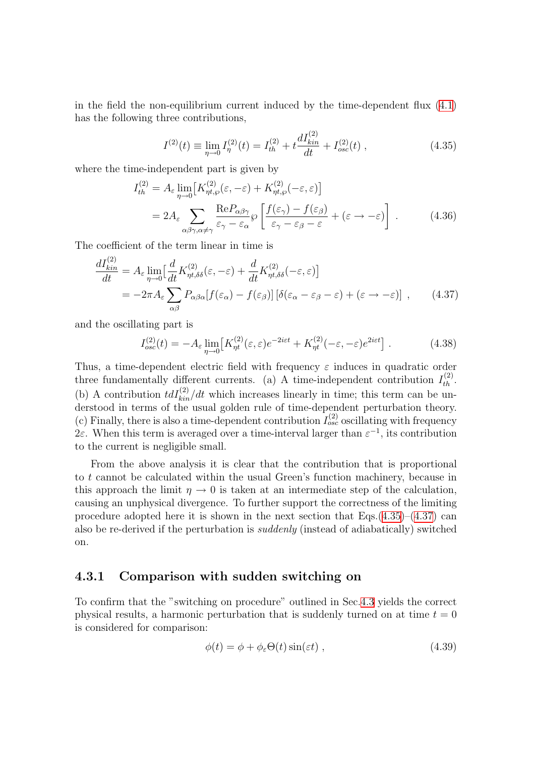in the field the non-equilibrium current induced by the time-dependent flux (4.1) has the following three contributions,

$$I^{(2)}(t) \equiv \lim_{\eta\to 0} I^{(2)}_{\eta}(t) = I^{(2)}_{th} + t\frac{dI^{(2)}_{kin}}{dt} + I^{(2)}_{osc}(t) \;, \tag{4.35}$$

where the time-independent part is given by

$$\begin{aligned} I^{(2)}_{th} &= A_{\varepsilon} \lim_{\eta\to 0}\big[K^{(2)}_{\eta t,\wp}(\varepsilon,-\varepsilon) + K^{(2)}_{\eta t,\wp}(-\varepsilon,\varepsilon)\big] \\ &= 2A_{\varepsilon} \sum_{\alpha\beta\gamma,\alpha\neq\gamma} \frac{\mathrm{Re}P_{\alpha\beta\gamma}}{\varepsilon_{\gamma}-\varepsilon_{\alpha}} \wp\left[\frac{f(\varepsilon_{\gamma})-f(\varepsilon_{\beta})}{\varepsilon_{\gamma}-\varepsilon_{\beta}-\varepsilon} + (\varepsilon\to-\varepsilon)\right] \;. \end{aligned} \tag{4.36}$$

The coefficient of the term linear in time is

$$\begin{aligned} \frac{dI^{(2)}_{kin}}{dt} &= A_{\varepsilon} \lim_{\eta\to 0}\big[\frac{d}{dt}K^{(2)}_{\eta t,\delta\delta}(\varepsilon,-\varepsilon) + \frac{d}{dt}K^{(2)}_{\eta t,\delta\delta}(-\varepsilon,\varepsilon)\big] \\ &= -2\pi A_{\varepsilon} \sum_{\alpha\beta} P_{\alpha\beta\alpha}[f(\varepsilon_{\alpha})-f(\varepsilon_{\beta})]\left[\delta(\varepsilon_{\alpha}-\varepsilon_{\beta}-\varepsilon) + (\varepsilon\to-\varepsilon)\right] \;, \end{aligned} \tag{4.37}$$

and the oscillating part is

$$I^{(2)}_{osc}(t) = -A_{\varepsilon} \lim_{\eta\to 0}\big[K^{(2)}_{\eta t}(\varepsilon,\varepsilon)e^{-2i\varepsilon t} + K^{(2)}_{\eta t}(-\varepsilon,-\varepsilon)e^{2i\varepsilon t}\big] \;. \tag{4.38}$$

Thus, a time-dependent electric field with frequency $\varepsilon$ induces in quadratic order three fundamentally different currents. (a) A time-independent contribution $I^{(2)}_{th}$. (b) A contribution $t dI^{(2)}_{kin}/dt$ which increases linearly in time; this term can be understood in terms of the usual golden rule of time-dependent perturbation theory. (c) Finally, there is also a time-dependent contribution $I^{(2)}_{osc}$ oscillating with frequency $2\varepsilon$. When this term is averaged over a time-interval larger than $\varepsilon^{-1}$, its contribution to the current is negligible small.

From the above analysis it is clear that the contribution that is proportional to $t$ cannot be calculated within the usual Green's function machinery, because in this approach the limit $\eta \to 0$ is taken at an intermediate step of the calculation, causing an unphysical divergence. To further support the correctness of the limiting procedure adopted here it is shown in the next section that Eqs.(4.35)–(4.37) can also be re-derived if the perturbation is *suddenly* (instead of adiabatically) switched on.

### 4.3.1 Comparison with sudden switching on

To confirm that the "switching on procedure" outlined in Sec.4.3 yields the correct physical results, a harmonic perturbation that is suddenly turned on at time $t = 0$ is considered for comparison:

$$\phi(t) = \phi + \phi_{\varepsilon}\Theta(t)\sin(\varepsilon t) \;, \tag{4.39}$$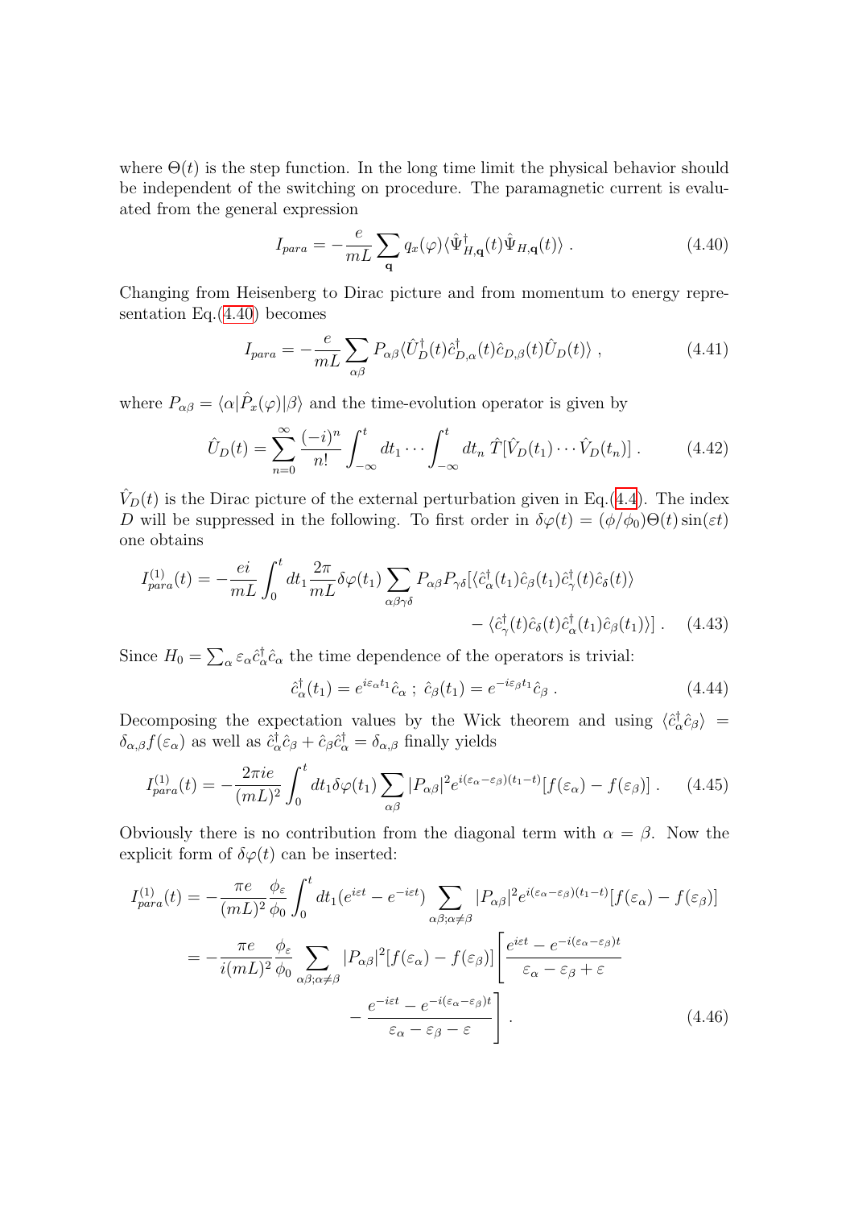where $\Theta(t)$ is the step function. In the long time limit the physical behavior should be independent of the switching on procedure. The paramagnetic current is evaluated from the general expression

$$I_{para} = -\frac{e}{mL}\sum_{\mathbf{q}} q_x(\varphi)\langle\hat{\Psi}^{\dagger}_{H,\mathbf{q}}(t)\hat{\Psi}_{H,\mathbf{q}}(t)\rangle \; . \tag{4.40}$$

Changing from Heisenberg to Dirac picture and from momentum to energy representation Eq.(4.40) becomes

$$I_{para} = -\frac{e}{mL}\sum_{\alpha\beta} P_{\alpha\beta}\langle\hat{U}^{\dagger}_{D}(t)\hat{c}^{\dagger}_{D,\alpha}(t)\hat{c}_{D,\beta}(t)\hat{U}_{D}(t)\rangle \; , \tag{4.41}$$

where $P_{\alpha\beta} = \langle\alpha|\hat{P}_x(\varphi)|\beta\rangle$ and the time-evolution operator is given by

$$\hat{U}_D(t) = \sum_{n=0}^{\infty}\frac{(-i)^n}{n!}\int_{-\infty}^{t}dt_1\cdots\int_{-\infty}^{t}dt_n\;\hat{T}[\hat{V}_D(t_1)\cdots\hat{V}_D(t_n)] \; . \tag{4.42}$$

$\hat{V}_D(t)$ is the Dirac picture of the external perturbation given in Eq.(4.4). The index $D$ will be suppressed in the following. To first order in $\delta\varphi(t) = (\phi/\phi_0)\Theta(t)\sin(\varepsilon t)$ one obtains

$$\begin{aligned} I^{(1)}_{para}(t) = -\frac{ei}{mL}\int_0^t dt_1\frac{2\pi}{mL}\delta\varphi(t_1)\sum_{\alpha\beta\gamma\delta}P_{\alpha\beta}P_{\gamma\delta}[\langle\hat{c}^{\dagger}_{\alpha}(t_1)\hat{c}_{\beta}(t_1)\hat{c}^{\dagger}_{\gamma}(t)\hat{c}_{\delta}(t)\rangle \\ -\langle\hat{c}^{\dagger}_{\gamma}(t)\hat{c}_{\delta}(t)\hat{c}^{\dagger}_{\alpha}(t_1)\hat{c}_{\beta}(t_1)\rangle] \; . \end{aligned} \tag{4.43}$$

Since $H_0 = \sum_\alpha \varepsilon_\alpha \hat{c}^{\dagger}_{\alpha}\hat{c}_{\alpha}$ the time dependence of the operators is trivial:

$$\hat{c}^{\dagger}_{\alpha}(t_1) = e^{i\varepsilon_\alpha t_1}\hat{c}_\alpha \; ; \; \hat{c}_\beta(t_1) = e^{-i\varepsilon_\beta t_1}\hat{c}_\beta \; . \tag{4.44}$$

Decomposing the expectation values by the Wick theorem and using $\langle\hat{c}^{\dagger}_{\alpha}\hat{c}_{\beta}\rangle = \delta_{\alpha,\beta}f(\varepsilon_\alpha)$ as well as $\hat{c}^{\dagger}_{\alpha}\hat{c}_{\beta} + \hat{c}_{\beta}\hat{c}^{\dagger}_{\alpha} = \delta_{\alpha,\beta}$ finally yields

$$I^{(1)}_{para}(t) = -\frac{2\pi ie}{(mL)^2}\int_0^t dt_1\delta\varphi(t_1)\sum_{\alpha\beta}|P_{\alpha\beta}|^2 e^{i(\varepsilon_\alpha-\varepsilon_\beta)(t_1-t)}[f(\varepsilon_\alpha)-f(\varepsilon_\beta)] \; . \tag{4.45}$$

Obviously there is no contribution from the diagonal term with $\alpha = \beta$. Now the explicit form of $\delta\varphi(t)$ can be inserted:

$$\begin{aligned} I^{(1)}_{para}(t) &= -\frac{\pi e}{(mL)^2}\frac{\phi_\varepsilon}{\phi_0}\int_0^t dt_1(e^{i\varepsilon t}-e^{-i\varepsilon t})\sum_{\alpha\beta;\alpha\neq\beta}|P_{\alpha\beta}|^2 e^{i(\varepsilon_\alpha-\varepsilon_\beta)(t_1-t)}[f(\varepsilon_\alpha)-f(\varepsilon_\beta)] \\ &= -\frac{\pi e}{i(mL)^2}\frac{\phi_\varepsilon}{\phi_0}\sum_{\alpha\beta;\alpha\neq\beta}|P_{\alpha\beta}|^2[f(\varepsilon_\alpha)-f(\varepsilon_\beta)]\left[\frac{e^{i\varepsilon t}-e^{-i(\varepsilon_\alpha-\varepsilon_\beta)t}}{\varepsilon_\alpha-\varepsilon_\beta+\varepsilon}\right. \\ &\qquad\left. -\frac{e^{-i\varepsilon t}-e^{-i(\varepsilon_\alpha-\varepsilon_\beta)t}}{\varepsilon_\alpha-\varepsilon_\beta-\varepsilon}\right] . \end{aligned} \tag{4.46}$$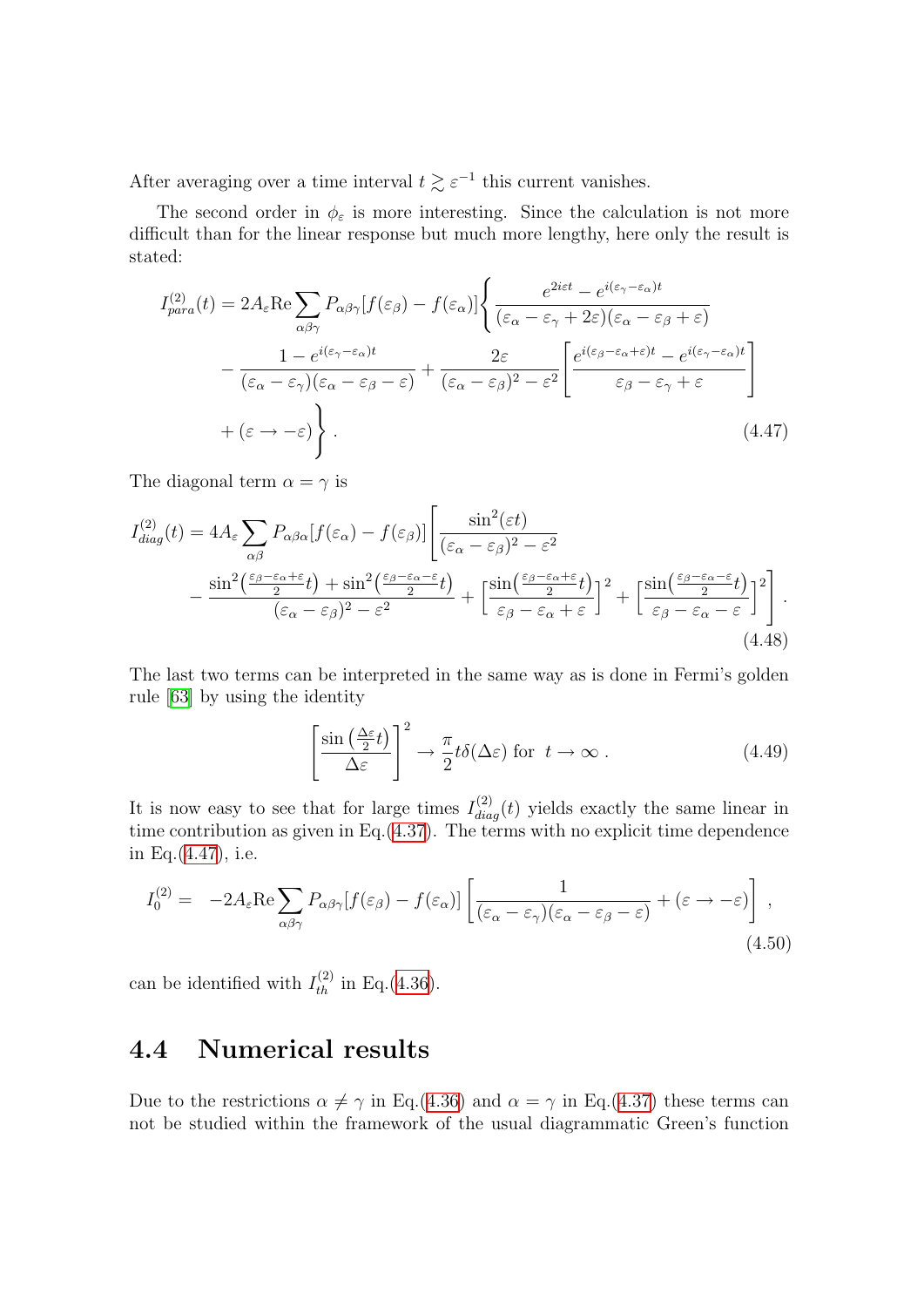After averaging over a time interval $t \gtrsim \varepsilon^{-1}$ this current vanishes.

The second order in $\phi_\varepsilon$ is more interesting. Since the calculation is not more difficult than for the linear response but much more lengthy, here only the result is stated:

$$
\begin{aligned}
I^{(2)}_{para}(t) = 2A_\varepsilon \mathrm{Re} \sum_{\alpha\beta\gamma} P_{\alpha\beta\gamma}[f(\varepsilon_\beta) - f(\varepsilon_\alpha)] \Bigg\{ & \frac{e^{2i\varepsilon t} - e^{i(\varepsilon_\gamma - \varepsilon_\alpha)t}}{(\varepsilon_\alpha - \varepsilon_\gamma + 2\varepsilon)(\varepsilon_\alpha - \varepsilon_\beta + \varepsilon)} \\
& - \frac{1 - e^{i(\varepsilon_\gamma - \varepsilon_\alpha)t}}{(\varepsilon_\alpha - \varepsilon_\gamma)(\varepsilon_\alpha - \varepsilon_\beta - \varepsilon)} + \frac{2\varepsilon}{(\varepsilon_\alpha - \varepsilon_\beta)^2 - \varepsilon^2} \left[ \frac{e^{i(\varepsilon_\beta - \varepsilon_\alpha + \varepsilon)t} - e^{i(\varepsilon_\gamma - \varepsilon_\alpha)t}}{\varepsilon_\beta - \varepsilon_\gamma + \varepsilon} \right] \\
& + (\varepsilon \to -\varepsilon) \Bigg\} . \qquad (4.47)
\end{aligned}
$$

The diagonal term $\alpha = \gamma$ is

$$
\begin{aligned}
I^{(2)}_{diag}(t) = 4A_\varepsilon \sum_{\alpha\beta} P_{\alpha\beta\alpha}[f(\varepsilon_\alpha) - f(\varepsilon_\beta)] \Bigg[ & \frac{\sin^2(\varepsilon t)}{(\varepsilon_\alpha - \varepsilon_\beta)^2 - \varepsilon^2} \\
& - \frac{\sin^2\left(\frac{\varepsilon_\beta - \varepsilon_\alpha + \varepsilon}{2} t\right) + \sin^2\left(\frac{\varepsilon_\beta - \varepsilon_\alpha - \varepsilon}{2} t\right)}{(\varepsilon_\alpha - \varepsilon_\beta)^2 - \varepsilon^2} + \left[ \frac{\sin\left(\frac{\varepsilon_\beta - \varepsilon_\alpha + \varepsilon}{2} t\right)}{\varepsilon_\beta - \varepsilon_\alpha + \varepsilon} \right]^2 + \left[ \frac{\sin\left(\frac{\varepsilon_\beta - \varepsilon_\alpha - \varepsilon}{2} t\right)}{\varepsilon_\beta - \varepsilon_\alpha - \varepsilon} \right]^2 \Bigg] .
\end{aligned} \qquad (4.48)
$$

The last two terms can be interpreted in the same way as is done in Fermi's golden rule [63] by using the identity

$$
\left[ \frac{\sin\left(\frac{\Delta\varepsilon}{2} t\right)}{\Delta\varepsilon} \right]^2 \to \frac{\pi}{2} t \delta(\Delta\varepsilon) \text{ for } \ t \to \infty . \qquad (4.49)
$$

It is now easy to see that for large times $I^{(2)}_{diag}(t)$ yields exactly the same linear in time contribution as given in Eq.(4.37). The terms with no explicit time dependence in Eq.(4.47), i.e.

$$
I^{(2)}_0 = -2A_\varepsilon \mathrm{Re} \sum_{\alpha\beta\gamma} P_{\alpha\beta\gamma}[f(\varepsilon_\beta) - f(\varepsilon_\alpha)] \left[ \frac{1}{(\varepsilon_\alpha - \varepsilon_\gamma)(\varepsilon_\alpha - \varepsilon_\beta - \varepsilon)} + (\varepsilon \to -\varepsilon) \right] , \qquad (4.50)
$$

can be identified with $I^{(2)}_{th}$ in Eq.(4.36).

## 4.4 Numerical results

Due to the restrictions $\alpha \neq \gamma$ in Eq.(4.36) and $\alpha = \gamma$ in Eq.(4.37) these terms can not be studied within the framework of the usual diagrammatic Green's function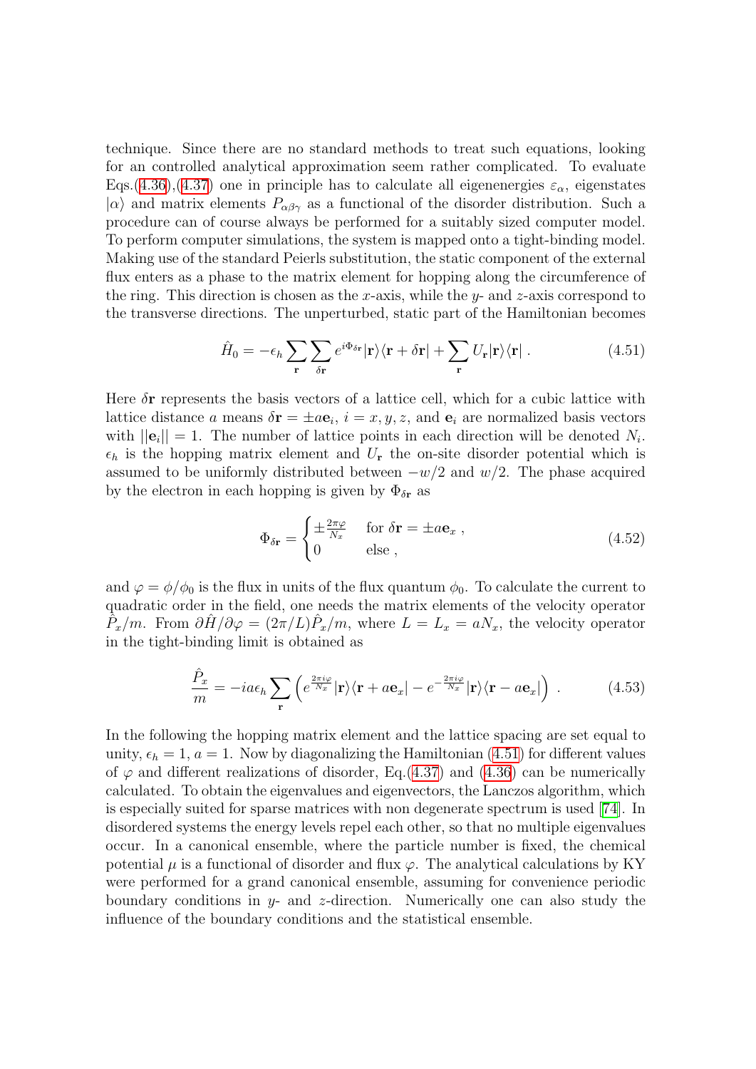technique. Since there are no standard methods to treat such equations, looking for an controlled analytical approximation seem rather complicated. To evaluate Eqs.(4.36),(4.37) one in principle has to calculate all eigenenergies $\varepsilon_\alpha$, eigenstates $|\alpha\rangle$ and matrix elements $P_{\alpha\beta\gamma}$ as a functional of the disorder distribution. Such a procedure can of course always be performed for a suitably sized computer model. To perform computer simulations, the system is mapped onto a tight-binding model. Making use of the standard Peierls substitution, the static component of the external flux enters as a phase to the matrix element for hopping along the circumference of the ring. This direction is chosen as the $x$-axis, while the $y$- and $z$-axis correspond to the transverse directions. The unperturbed, static part of the Hamiltonian becomes

$$\hat{H}_0 = -\epsilon_h \sum_{\mathbf{r}} \sum_{\delta\mathbf{r}} e^{i\Phi_{\delta\mathbf{r}}} |\mathbf{r}\rangle\langle\mathbf{r}+\delta\mathbf{r}| + \sum_{\mathbf{r}} U_{\mathbf{r}} |\mathbf{r}\rangle\langle\mathbf{r}| \; . \tag{4.51}$$

Here $\delta\mathbf{r}$ represents the basis vectors of a lattice cell, which for a cubic lattice with lattice distance $a$ means $\delta\mathbf{r} = \pm a\mathbf{e}_i$, $i = x, y, z$, and $\mathbf{e}_i$ are normalized basis vectors with $||\mathbf{e}_i|| = 1$. The number of lattice points in each direction will be denoted $N_i$. $\epsilon_h$ is the hopping matrix element and $U_{\mathbf{r}}$ the on-site disorder potential which is assumed to be uniformly distributed between $-w/2$ and $w/2$. The phase acquired by the electron in each hopping is given by $\Phi_{\delta\mathbf{r}}$ as

$$\Phi_{\delta\mathbf{r}} = \begin{cases} \pm\frac{2\pi\varphi}{N_x} & \text{for } \delta\mathbf{r} = \pm a\mathbf{e}_x \; , \\ 0 & \text{else} \; , \end{cases} \tag{4.52}$$

and $\varphi = \phi/\phi_0$ is the flux in units of the flux quantum $\phi_0$. To calculate the current to quadratic order in the field, one needs the matrix elements of the velocity operator $\hat{P}_x/m$. From $\partial\hat{H}/\partial\varphi = (2\pi/L)\hat{P}_x/m$, where $L = L_x = aN_x$, the velocity operator in the tight-binding limit is obtained as

$$\frac{\hat{P}_x}{m} = -ia\epsilon_h \sum_{\mathbf{r}} \left( e^{\frac{2\pi i\varphi}{N_x}} |\mathbf{r}\rangle\langle\mathbf{r}+a\mathbf{e}_x| - e^{-\frac{2\pi i\varphi}{N_x}} |\mathbf{r}\rangle\langle\mathbf{r}-a\mathbf{e}_x| \right) \; . \tag{4.53}$$

In the following the hopping matrix element and the lattice spacing are set equal to unity, $\epsilon_h = 1$, $a = 1$. Now by diagonalizing the Hamiltonian (4.51) for different values of $\varphi$ and different realizations of disorder, Eq.(4.37) and (4.36) can be numerically calculated. To obtain the eigenvalues and eigenvectors, the Lanczos algorithm, which is especially suited for sparse matrices with non degenerate spectrum is used [74]. In disordered systems the energy levels repel each other, so that no multiple eigenvalues occur. In a canonical ensemble, where the particle number is fixed, the chemical potential $\mu$ is a functional of disorder and flux $\varphi$. The analytical calculations by KY were performed for a grand canonical ensemble, assuming for convenience periodic boundary conditions in $y$- and $z$-direction. Numerically one can also study the influence of the boundary conditions and the statistical ensemble.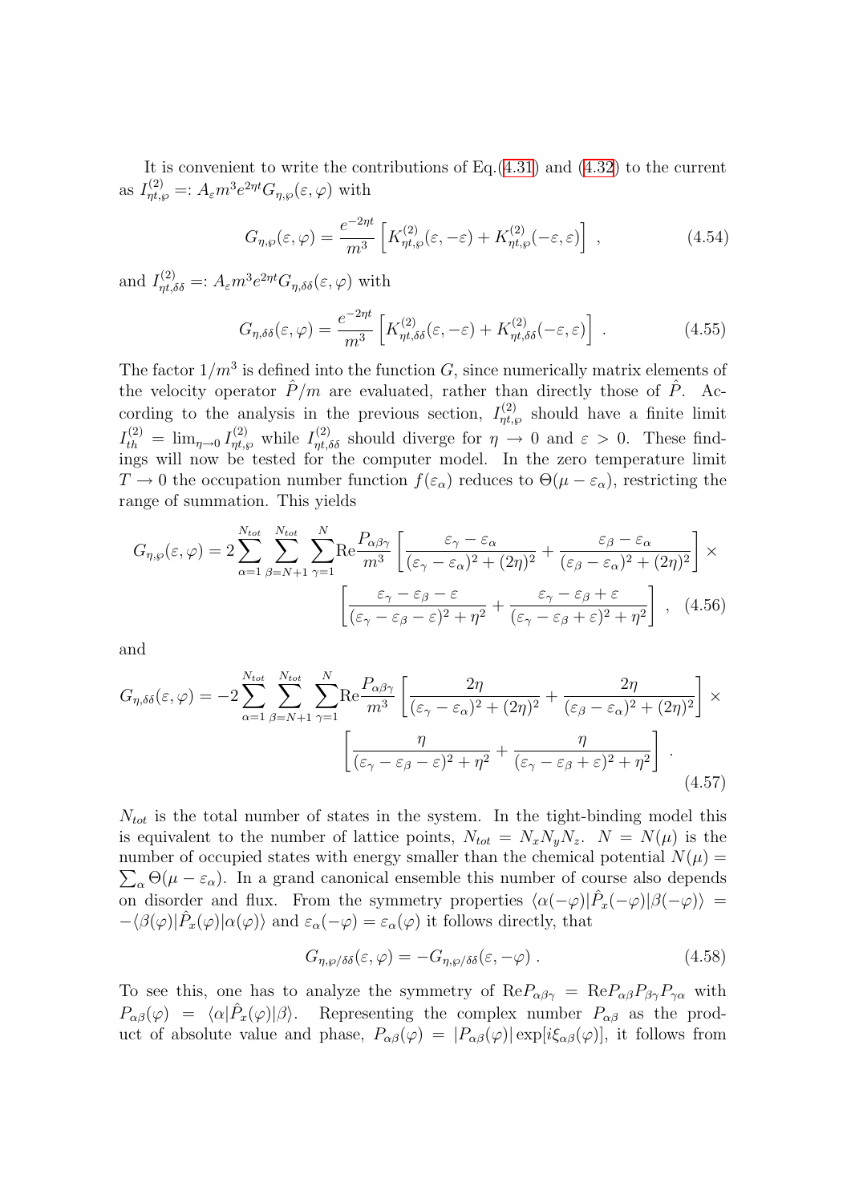It is convenient to write the contributions of Eq.(4.31) and (4.32) to the current as $I^{(2)}_{\eta t,\wp} =: A_\varepsilon m^3 e^{2\eta t} G_{\eta,\wp}(\varepsilon,\varphi)$ with

$$G_{\eta,\wp}(\varepsilon,\varphi) = \frac{e^{-2\eta t}}{m^3}\left[K^{(2)}_{\eta t,\wp}(\varepsilon,-\varepsilon) + K^{(2)}_{\eta t,\wp}(-\varepsilon,\varepsilon)\right] , \tag{4.54}$$

and $I^{(2)}_{\eta t,\delta\delta} =: A_\varepsilon m^3 e^{2\eta t} G_{\eta,\delta\delta}(\varepsilon,\varphi)$ with

$$G_{\eta,\delta\delta}(\varepsilon,\varphi) = \frac{e^{-2\eta t}}{m^3}\left[K^{(2)}_{\eta t,\delta\delta}(\varepsilon,-\varepsilon) + K^{(2)}_{\eta t,\delta\delta}(-\varepsilon,\varepsilon)\right] . \tag{4.55}$$

The factor $1/m^3$ is defined into the function $G$, since numerically matrix elements of the velocity operator $\hat{P}/m$ are evaluated, rather than directly those of $\hat{P}$. According to the analysis in the previous section, $I^{(2)}_{\eta t,\wp}$ should have a finite limit $I^{(2)}_{th} = \lim_{\eta\to 0} I^{(2)}_{\eta t,\wp}$ while $I^{(2)}_{\eta t,\delta\delta}$ should diverge for $\eta \to 0$ and $\varepsilon > 0$. These findings will now be tested for the computer model. In the zero temperature limit $T \to 0$ the occupation number function $f(\varepsilon_\alpha)$ reduces to $\Theta(\mu - \varepsilon_\alpha)$, restricting the range of summation. This yields

$$\begin{aligned} G_{\eta,\wp}(\varepsilon,\varphi) = 2\sum_{\alpha=1}^{N_{tot}}\sum_{\beta=N+1}^{N_{tot}}\sum_{\gamma=1}^{N}\mathrm{Re}\frac{P_{\alpha\beta\gamma}}{m^3}\left[\frac{\varepsilon_\gamma-\varepsilon_\alpha}{(\varepsilon_\gamma-\varepsilon_\alpha)^2+(2\eta)^2} + \frac{\varepsilon_\beta-\varepsilon_\alpha}{(\varepsilon_\beta-\varepsilon_\alpha)^2+(2\eta)^2}\right]\times \\ \left[\frac{\varepsilon_\gamma-\varepsilon_\beta-\varepsilon}{(\varepsilon_\gamma-\varepsilon_\beta-\varepsilon)^2+\eta^2} + \frac{\varepsilon_\gamma-\varepsilon_\beta+\varepsilon}{(\varepsilon_\gamma-\varepsilon_\beta+\varepsilon)^2+\eta^2}\right] , \end{aligned} \tag{4.56}$$

and

$$\begin{aligned} G_{\eta,\delta\delta}(\varepsilon,\varphi) = -2\sum_{\alpha=1}^{N_{tot}}\sum_{\beta=N+1}^{N_{tot}}\sum_{\gamma=1}^{N}\mathrm{Re}\frac{P_{\alpha\beta\gamma}}{m^3}\left[\frac{2\eta}{(\varepsilon_\gamma-\varepsilon_\alpha)^2+(2\eta)^2} + \frac{2\eta}{(\varepsilon_\beta-\varepsilon_\alpha)^2+(2\eta)^2}\right]\times \\ \left[\frac{\eta}{(\varepsilon_\gamma-\varepsilon_\beta-\varepsilon)^2+\eta^2} + \frac{\eta}{(\varepsilon_\gamma-\varepsilon_\beta+\varepsilon)^2+\eta^2}\right] . \end{aligned} \tag{4.57}$$

$N_{tot}$ is the total number of states in the system. In the tight-binding model this is equivalent to the number of lattice points, $N_{tot} = N_x N_y N_z$. $N = N(\mu)$ is the number of occupied states with energy smaller than the chemical potential $N(\mu) = \sum_\alpha \Theta(\mu - \varepsilon_\alpha)$. In a grand canonical ensemble this number of course also depends on disorder and flux. From the symmetry properties $\langle\alpha(-\varphi)|\hat{P}_x(-\varphi)|\beta(-\varphi)\rangle = -\langle\beta(\varphi)|\hat{P}_x(\varphi)|\alpha(\varphi)\rangle$ and $\varepsilon_\alpha(-\varphi) = \varepsilon_\alpha(\varphi)$ it follows directly, that

$$G_{\eta,\wp/\delta\delta}(\varepsilon,\varphi) = -G_{\eta,\wp/\delta\delta}(\varepsilon,-\varphi) . \tag{4.58}$$

To see this, one has to analyze the symmetry of $\mathrm{Re}P_{\alpha\beta\gamma} = \mathrm{Re}P_{\alpha\beta}P_{\beta\gamma}P_{\gamma\alpha}$ with $P_{\alpha\beta}(\varphi) = \langle\alpha|\hat{P}_x(\varphi)|\beta\rangle$. Representing the complex number $P_{\alpha\beta}$ as the product of absolute value and phase, $P_{\alpha\beta}(\varphi) = |P_{\alpha\beta}(\varphi)|\exp[i\xi_{\alpha\beta}(\varphi)]$, it follows from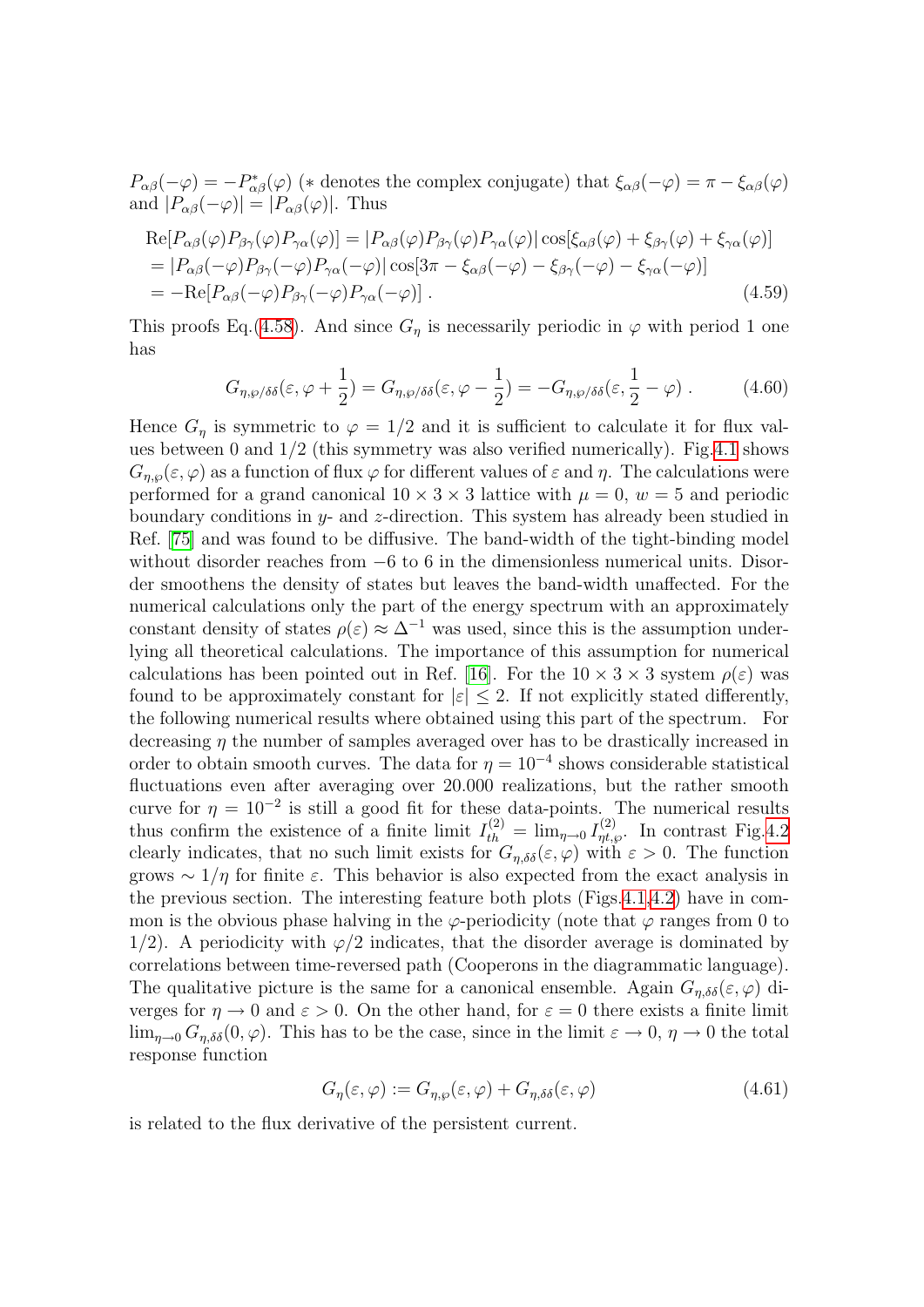$P_{\alpha\beta}(-\varphi) = -P^*_{\alpha\beta}(\varphi)$ ($*$ denotes the complex conjugate) that $\xi_{\alpha\beta}(-\varphi) = \pi - \xi_{\alpha\beta}(\varphi)$ and $|P_{\alpha\beta}(-\varphi)| = |P_{\alpha\beta}(\varphi)|$. Thus

$$
\begin{aligned}
&\mathrm{Re}[P_{\alpha\beta}(\varphi)P_{\beta\gamma}(\varphi)P_{\gamma\alpha}(\varphi)] = |P_{\alpha\beta}(\varphi)P_{\beta\gamma}(\varphi)P_{\gamma\alpha}(\varphi)|\cos[\xi_{\alpha\beta}(\varphi)+\xi_{\beta\gamma}(\varphi)+\xi_{\gamma\alpha}(\varphi)] \\
&= |P_{\alpha\beta}(-\varphi)P_{\beta\gamma}(-\varphi)P_{\gamma\alpha}(-\varphi)|\cos[3\pi - \xi_{\alpha\beta}(-\varphi)-\xi_{\beta\gamma}(-\varphi)-\xi_{\gamma\alpha}(-\varphi)] \\
&= -\mathrm{Re}[P_{\alpha\beta}(-\varphi)P_{\beta\gamma}(-\varphi)P_{\gamma\alpha}(-\varphi)] \; . \qquad (4.59)
\end{aligned}
$$

This proofs Eq.(4.58). And since $G_\eta$ is necessarily periodic in $\varphi$ with period 1 one has

$$
G_{\eta,\wp/\delta\delta}(\varepsilon,\varphi+\frac{1}{2}) = G_{\eta,\wp/\delta\delta}(\varepsilon,\varphi-\frac{1}{2}) = -G_{\eta,\wp/\delta\delta}(\varepsilon,\frac{1}{2}-\varphi) \; . \qquad (4.60)
$$

Hence $G_\eta$ is symmetric to $\varphi = 1/2$ and it is sufficient to calculate it for flux values between 0 and 1/2 (this symmetry was also verified numerically). Fig.4.1 shows $G_{\eta,\wp}(\varepsilon,\varphi)$ as a function of flux $\varphi$ for different values of $\varepsilon$ and $\eta$. The calculations were performed for a grand canonical $10\times 3\times 3$ lattice with $\mu = 0$, $w = 5$ and periodic boundary conditions in $y$- and $z$-direction. This system has already been studied in Ref. [75] and was found to be diffusive. The band-width of the tight-binding model without disorder reaches from $-6$ to 6 in the dimensionless numerical units. Disorder smoothens the density of states but leaves the band-width unaffected. For the numerical calculations only the part of the energy spectrum with an approximately constant density of states $\rho(\varepsilon) \approx \Delta^{-1}$ was used, since this is the assumption underlying all theoretical calculations. The importance of this assumption for numerical calculations has been pointed out in Ref. [16]. For the $10\times 3\times 3$ system $\rho(\varepsilon)$ was found to be approximately constant for $|\varepsilon| \leq 2$. If not explicitly stated differently, the following numerical results where obtained using this part of the spectrum. For decreasing $\eta$ the number of samples averaged over has to be drastically increased in order to obtain smooth curves. The data for $\eta = 10^{-4}$ shows considerable statistical fluctuations even after averaging over 20.000 realizations, but the rather smooth curve for $\eta = 10^{-2}$ is still a good fit for these data-points. The numerical results thus confirm the existence of a finite limit $I^{(2)}_{th} = \lim_{\eta\to 0} I^{(2)}_{\eta t,\varphi}$. In contrast Fig.4.2 clearly indicates, that no such limit exists for $G_{\eta,\delta\delta}(\varepsilon,\varphi)$ with $\varepsilon > 0$. The function grows $\sim 1/\eta$ for finite $\varepsilon$. This behavior is also expected from the exact analysis in the previous section. The interesting feature both plots (Figs.4.1,4.2) have in common is the obvious phase halving in the $\varphi$-periodicity (note that $\varphi$ ranges from 0 to 1/2). A periodicity with $\varphi/2$ indicates, that the disorder average is dominated by correlations between time-reversed path (Cooperons in the diagrammatic language). The qualitative picture is the same for a canonical ensemble. Again $G_{\eta,\delta\delta}(\varepsilon,\varphi)$ diverges for $\eta \to 0$ and $\varepsilon > 0$. On the other hand, for $\varepsilon = 0$ there exists a finite limit $\lim_{\eta\to 0} G_{\eta,\delta\delta}(0,\varphi)$. This has to be the case, since in the limit $\varepsilon \to 0$, $\eta \to 0$ the total response function

$$
G_\eta(\varepsilon,\varphi) := G_{\eta,\wp}(\varepsilon,\varphi) + G_{\eta,\delta\delta}(\varepsilon,\varphi) \qquad (4.61)
$$

is related to the flux derivative of the persistent current.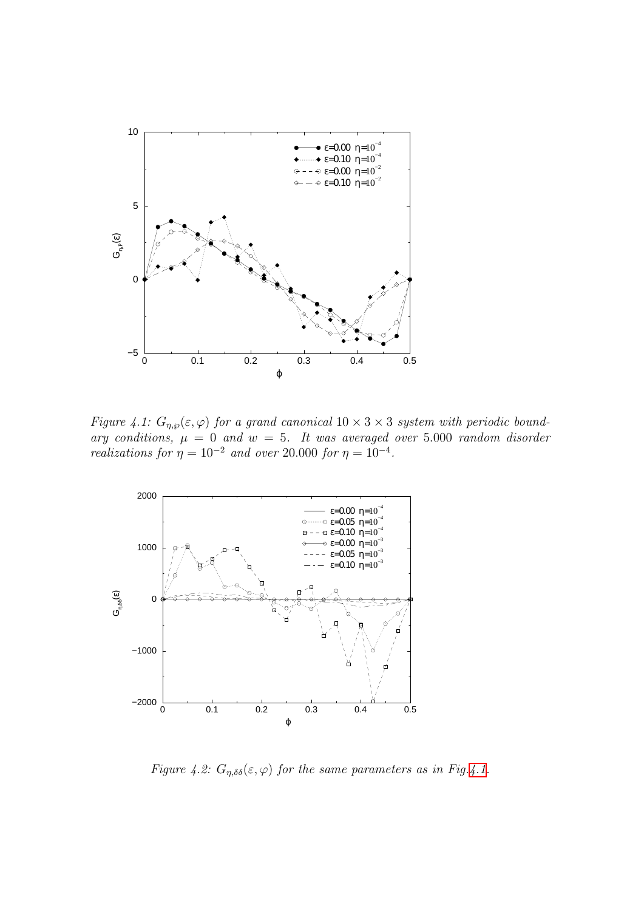*Figure 4.1: $G_{\eta,\wp}(\varepsilon, \varphi)$ for a grand canonical $10 \times 3 \times 3$ system with periodic boundary conditions, $\mu = 0$ and $w = 5$. It was averaged over 5.000 random disorder realizations for $\eta = 10^{-2}$ and over 20.000 for $\eta = 10^{-4}$.*

*Figure 4.2: $G_{\eta,\delta\delta}(\varepsilon, \varphi)$ for the same parameters as in Fig.4.1.*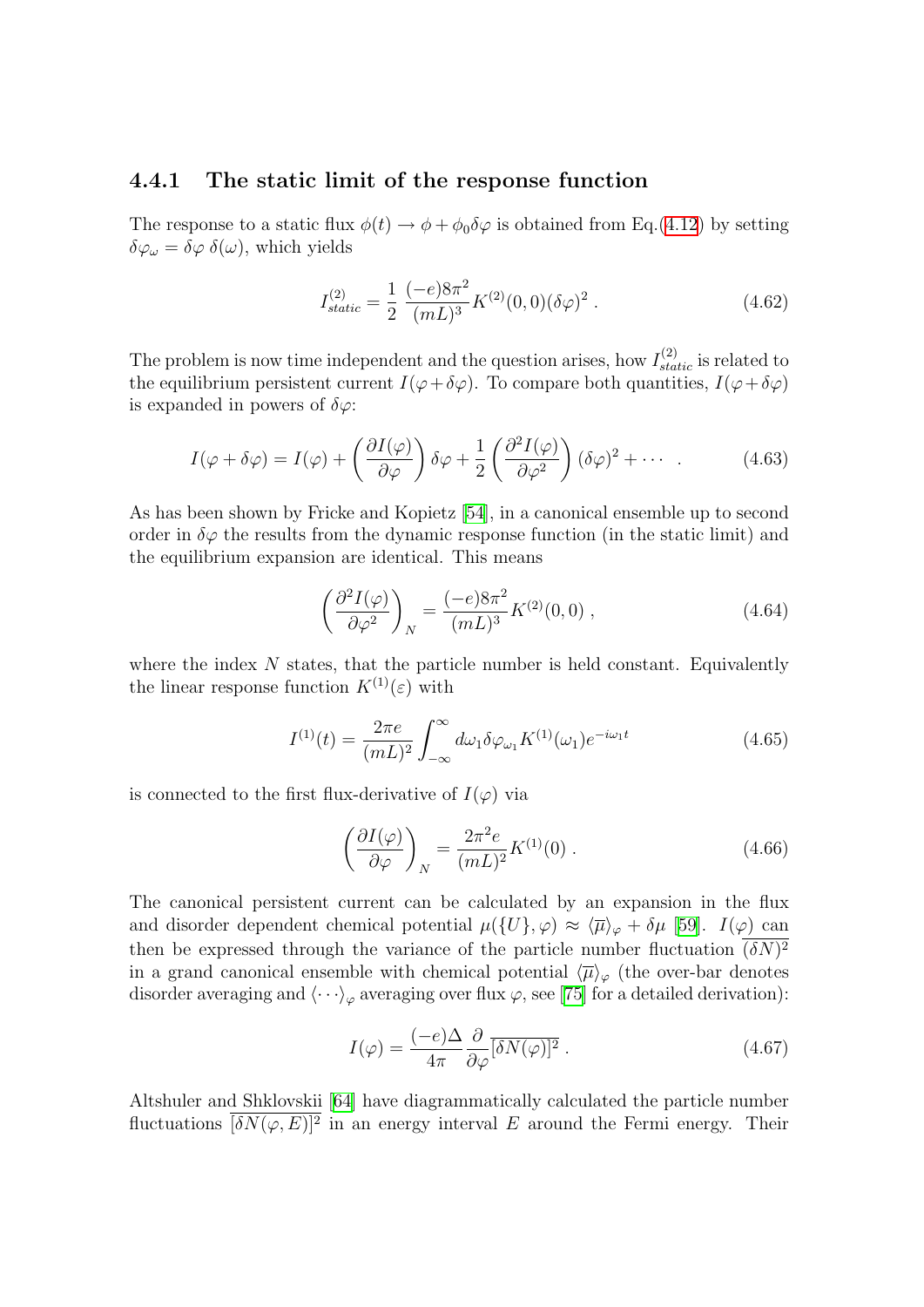### 4.4.1 The static limit of the response function

The response to a static flux $\phi(t) \to \phi + \phi_0 \delta\varphi$ is obtained from Eq.(4.12) by setting $\delta\varphi_\omega = \delta\varphi\, \delta(\omega)$, which yields

$$I^{(2)}_{static} = \frac{1}{2}\, \frac{(-e)8\pi^2}{(mL)^3} K^{(2)}(0,0)(\delta\varphi)^2 \; . \tag{4.62}$$

The problem is now time independent and the question arises, how $I^{(2)}_{static}$ is related to the equilibrium persistent current $I(\varphi + \delta\varphi)$. To compare both quantities, $I(\varphi+\delta\varphi)$ is expanded in powers of $\delta\varphi$:

$$I(\varphi + \delta\varphi) = I(\varphi) + \left(\frac{\partial I(\varphi)}{\partial \varphi}\right)\delta\varphi + \frac{1}{2}\left(\frac{\partial^2 I(\varphi)}{\partial \varphi^2}\right)(\delta\varphi)^2 + \cdots \quad . \tag{4.63}$$

As has been shown by Fricke and Kopietz [54], in a canonical ensemble up to second order in $\delta\varphi$ the results from the dynamic response function (in the static limit) and the equilibrium expansion are identical. This means

$$\left(\frac{\partial^2 I(\varphi)}{\partial \varphi^2}\right)_N = \frac{(-e)8\pi^2}{(mL)^3} K^{(2)}(0,0) \; , \tag{4.64}$$

where the index $N$ states, that the particle number is held constant. Equivalently the linear response function $K^{(1)}(\varepsilon)$ with

$$I^{(1)}(t) = \frac{2\pi e}{(mL)^2} \int_{-\infty}^{\infty} d\omega_1 \delta\varphi_{\omega_1} K^{(1)}(\omega_1) e^{-i\omega_1 t} \tag{4.65}$$

is connected to the first flux-derivative of $I(\varphi)$ via

$$\left(\frac{\partial I(\varphi)}{\partial \varphi}\right)_N = \frac{2\pi^2 e}{(mL)^2} K^{(1)}(0) \; . \tag{4.66}$$

The canonical persistent current can be calculated by an expansion in the flux and disorder dependent chemical potential $\mu(\{U\},\varphi) \approx \langle\overline{\mu}\rangle_\varphi + \delta\mu$ [59]. $I(\varphi)$ can then be expressed through the variance of the particle number fluctuation $\overline{(\delta N)^2}$ in a grand canonical ensemble with chemical potential $\langle\overline{\mu}\rangle_\varphi$ (the over-bar denotes disorder averaging and $\langle\cdots\rangle_\varphi$ averaging over flux $\varphi$, see [75] for a detailed derivation):

$$I(\varphi) = \frac{(-e)\Delta}{4\pi} \frac{\partial}{\partial \varphi} \overline{[\delta N(\varphi)]^2} \; . \tag{4.67}$$

Altshuler and Shklovskii [64] have diagrammatically calculated the particle number fluctuations $\overline{[\delta N(\varphi, E)]^2}$ in an energy interval $E$ around the Fermi energy. Their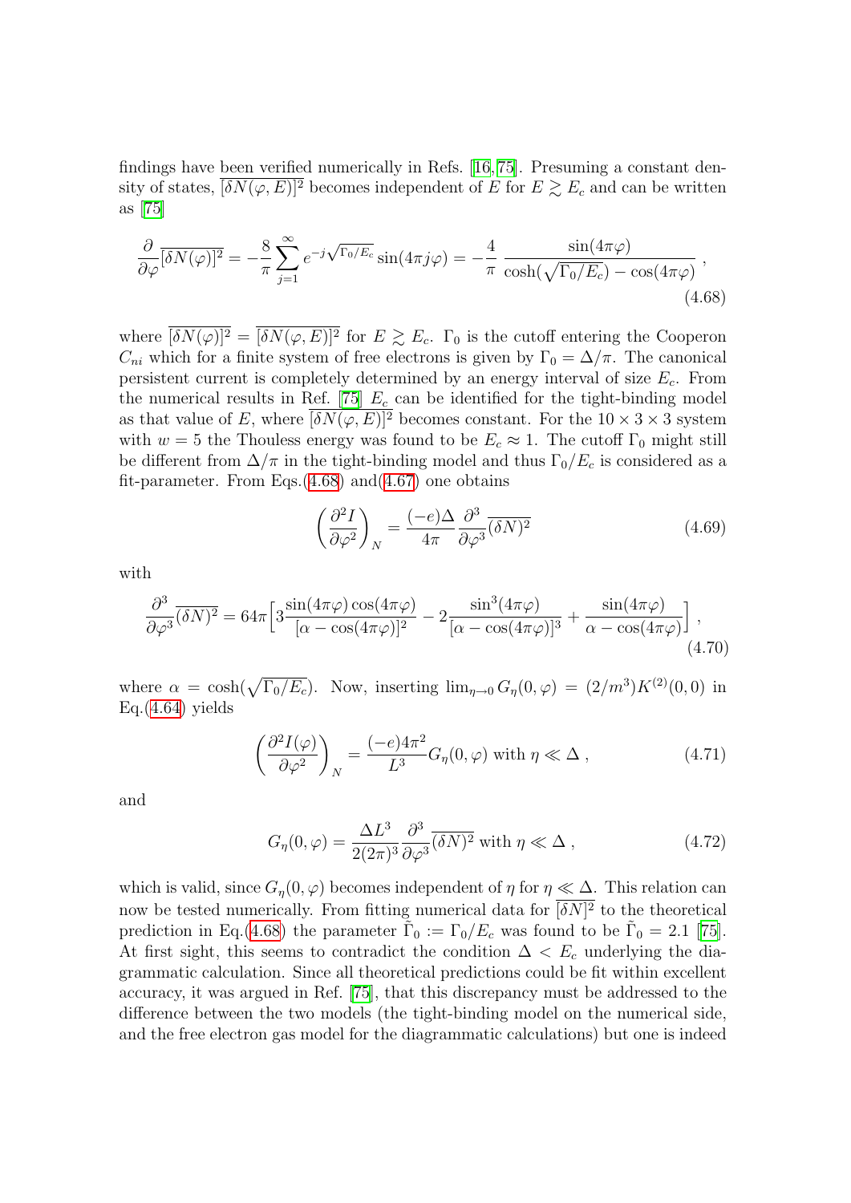findings have been verified numerically in Refs. [16,75]. Presuming a constant density of states, $\overline{[\delta N(\varphi, E)]^2}$ becomes independent of $E$ for $E \gtrsim E_c$ and can be written as [75]

$$\frac{\partial}{\partial \varphi}\overline{[\delta N(\varphi)]^2} = -\frac{8}{\pi}\sum_{j=1}^{\infty} e^{-j\sqrt{\Gamma_0/E_c}} \sin(4\pi j \varphi) = -\frac{4}{\pi}\,\frac{\sin(4\pi\varphi)}{\cosh(\sqrt{\Gamma_0/E_c}) - \cos(4\pi\varphi)}\ , \tag{4.68}$$

where $\overline{[\delta N(\varphi)]^2} = \overline{[\delta N(\varphi, E)]^2}$ for $E \gtrsim E_c$. $\Gamma_0$ is the cutoff entering the Cooperon $C_{ni}$ which for a finite system of free electrons is given by $\Gamma_0 = \Delta/\pi$. The canonical persistent current is completely determined by an energy interval of size $E_c$. From the numerical results in Ref. [75] $E_c$ can be identified for the tight-binding model as that value of $E$, where $\overline{[\delta N(\varphi, E)]^2}$ becomes constant. For the $10 \times 3 \times 3$ system with $w = 5$ the Thouless energy was found to be $E_c \approx 1$. The cutoff $\Gamma_0$ might still be different from $\Delta/\pi$ in the tight-binding model and thus $\Gamma_0/E_c$ is considered as a fit-parameter. From Eqs.(4.68) and(4.67) one obtains

$$\left(\frac{\partial^2 I}{\partial \varphi^2}\right)_N = \frac{(-e)\Delta}{4\pi}\,\frac{\partial^3}{\partial \varphi^3}\overline{(\delta N)^2} \tag{4.69}$$

with

$$\frac{\partial^3}{\partial \varphi^3}\overline{(\delta N)^2} = 64\pi\Big[3\frac{\sin(4\pi\varphi)\cos(4\pi\varphi)}{[\alpha - \cos(4\pi\varphi)]^2} - 2\frac{\sin^3(4\pi\varphi)}{[\alpha - \cos(4\pi\varphi)]^3} + \frac{\sin(4\pi\varphi)}{\alpha - \cos(4\pi\varphi)}\Big]\ , \tag{4.70}$$

where $\alpha = \cosh(\sqrt{\Gamma_0/E_c})$. Now, inserting $\lim_{\eta \to 0} G_\eta(0, \varphi) = (2/m^3) K^{(2)}(0, 0)$ in Eq.(4.64) yields

$$\left(\frac{\partial^2 I(\varphi)}{\partial \varphi^2}\right)_N = \frac{(-e)4\pi^2}{L^3} G_\eta(0, \varphi) \text{ with } \eta \ll \Delta\ , \tag{4.71}$$

and

$$G_\eta(0, \varphi) = \frac{\Delta L^3}{2(2\pi)^3}\frac{\partial^3}{\partial \varphi^3}\overline{(\delta N)^2} \text{ with } \eta \ll \Delta\ , \tag{4.72}$$

which is valid, since $G_\eta(0, \varphi)$ becomes independent of $\eta$ for $\eta \ll \Delta$. This relation can now be tested numerically. From fitting numerical data for $\overline{[\delta N]^2}$ to the theoretical prediction in Eq.(4.68) the parameter $\tilde{\Gamma}_0 := \Gamma_0/E_c$ was found to be $\tilde{\Gamma}_0 = 2.1$ [75]. At first sight, this seems to contradict the condition $\Delta < E_c$ underlying the diagrammatic calculation. Since all theoretical predictions could be fit within excellent accuracy, it was argued in Ref. [75], that this discrepancy must be addressed to the difference between the two models (the tight-binding model on the numerical side, and the free electron gas model for the diagrammatic calculations) but one is indeed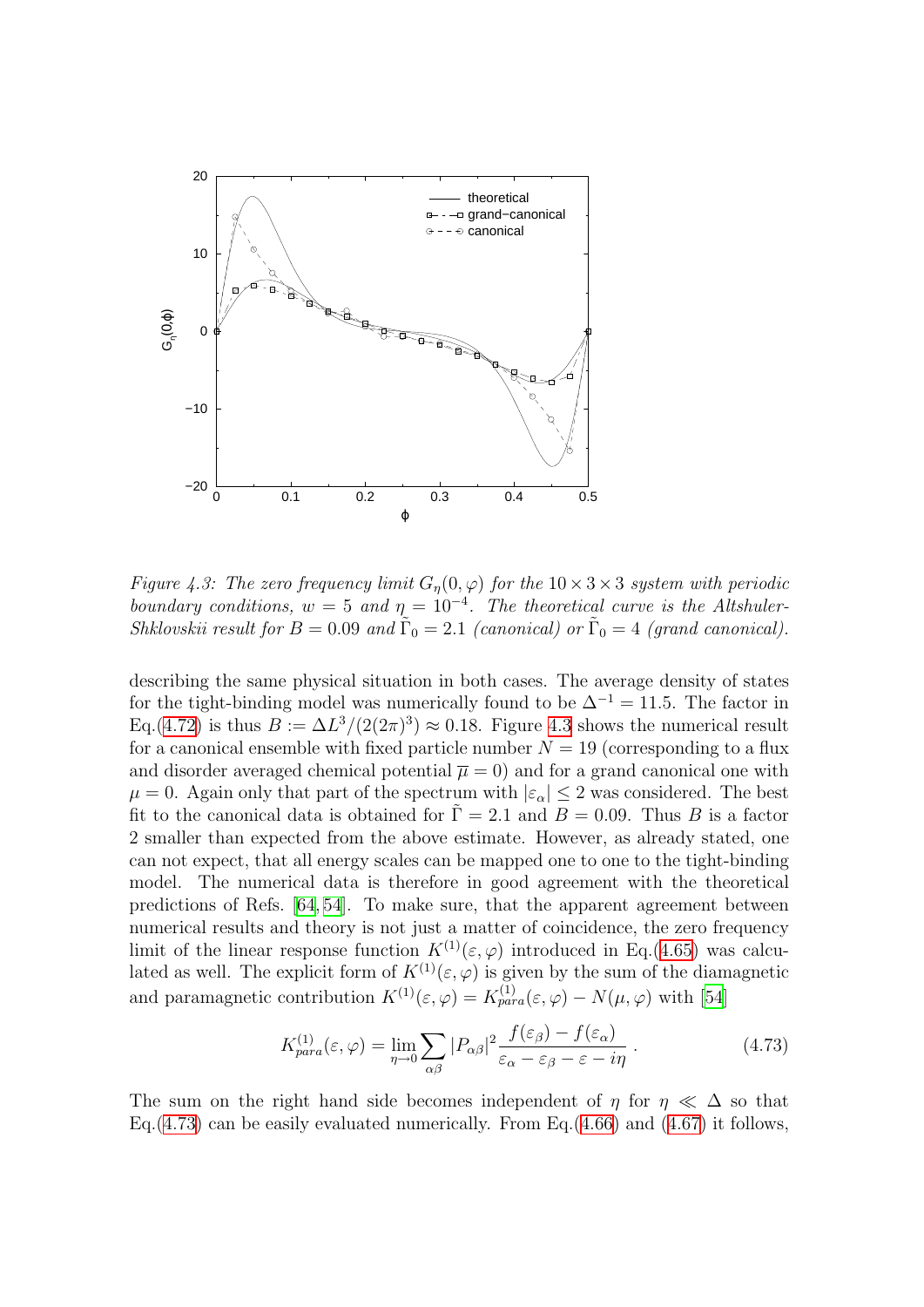Figure 4.3: *The zero frequency limit $G_\eta(0,\varphi)$ for the $10\times 3\times 3$ system with periodic boundary conditions, $w=5$ and $\eta=10^{-4}$. The theoretical curve is the Altshuler-Shklovskii result for $B=0.09$ and $\tilde{\Gamma}_0=2.1$ (canonical) or $\tilde{\Gamma}_0=4$ (grand canonical).*

describing the same physical situation in both cases. The average density of states for the tight-binding model was numerically found to be $\Delta^{-1}=11.5$. The factor in Eq.(4.72) is thus $B:=\Delta L^3/(2(2\pi)^3)\approx 0.18$. Figure 4.3 shows the numerical result for a canonical ensemble with fixed particle number $N=19$ (corresponding to a flux and disorder averaged chemical potential $\overline{\mu}=0$) and for a grand canonical one with $\mu=0$. Again only that part of the spectrum with $|\varepsilon_\alpha|\leq 2$ was considered. The best fit to the canonical data is obtained for $\tilde{\Gamma}=2.1$ and $B=0.09$. Thus $B$ is a factor 2 smaller than expected from the above estimate. However, as already stated, one can not expect, that all energy scales can be mapped one to one to the tight-binding model. The numerical data is therefore in good agreement with the theoretical predictions of Refs. [64, 54]. To make sure, that the apparent agreement between numerical results and theory is not just a matter of coincidence, the zero frequency limit of the linear response function $K^{(1)}(\varepsilon,\varphi)$ introduced in Eq.(4.65) was calculated as well. The explicit form of $K^{(1)}(\varepsilon,\varphi)$ is given by the sum of the diamagnetic and paramagnetic contribution $K^{(1)}(\varepsilon,\varphi)=K^{(1)}_{para}(\varepsilon,\varphi)-N(\mu,\varphi)$ with [54]

$$K^{(1)}_{para}(\varepsilon,\varphi)=\lim_{\eta\to 0}\sum_{\alpha\beta}|P_{\alpha\beta}|^2\frac{f(\varepsilon_\beta)-f(\varepsilon_\alpha)}{\varepsilon_\alpha-\varepsilon_\beta-\varepsilon-i\eta}\,. \tag{4.73}$$

The sum on the right hand side becomes independent of $\eta$ for $\eta\ll\Delta$ so that Eq.(4.73) can be easily evaluated numerically. From Eq.(4.66) and (4.67) it follows,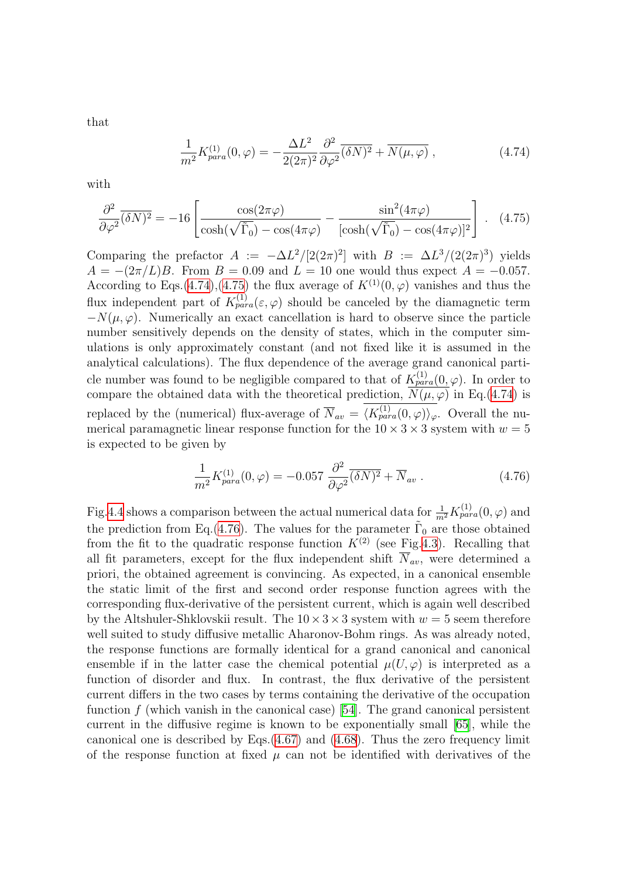that

$$\frac{1}{m^2} K^{(1)}_{para}(0,\varphi) = -\frac{\Delta L^2}{2(2\pi)^2} \frac{\partial^2}{\partial \varphi^2} \overline{(\delta N)^2} + \overline{N(\mu,\varphi)} \,, \tag{4.74}$$

with

$$\frac{\partial^2}{\partial \varphi^2} \overline{(\delta N)^2} = -16 \left[ \frac{\cos(2\pi\varphi)}{\cosh(\sqrt{\tilde{\Gamma}_0}) - \cos(4\pi\varphi)} - \frac{\sin^2(4\pi\varphi)}{[\cosh(\sqrt{\tilde{\Gamma}_0}) - \cos(4\pi\varphi)]^2} \right] \,. \tag{4.75}$$

Comparing the prefactor $A := -\Delta L^2/[2(2\pi)^2]$ with $B := \Delta L^3/(2(2\pi)^3)$ yields $A = -(2\pi/L)B$. From $B = 0.09$ and $L = 10$ one would thus expect $A = -0.057$. According to Eqs.(4.74),(4.75) the flux average of $K^{(1)}(0,\varphi)$ vanishes and thus the flux independent part of $K^{(1)}_{para}(\varepsilon,\varphi)$ should be canceled by the diamagnetic term $-N(\mu,\varphi)$. Numerically an exact cancellation is hard to observe since the particle number sensitively depends on the density of states, which in the computer simulations is only approximately constant (and not fixed like it is assumed in the analytical calculations). The flux dependence of the average grand canonical particle number was found to be negligible compared to that of $K^{(1)}_{para}(0,\varphi)$. In order to compare the obtained data with the theoretical prediction, $\overline{N(\mu,\varphi)}$ in Eq.(4.74) is replaced by the (numerical) flux-average of $\overline{N}_{av} = \overline{\langle K^{(1)}_{para}(0,\varphi)\rangle}_{\varphi}$. Overall the numerical paramagnetic linear response function for the $10 \times 3 \times 3$ system with $w = 5$ is expected to be given by

$$\frac{1}{m^2} K^{(1)}_{para}(0,\varphi) = -0.057 \, \frac{\partial^2}{\partial \varphi^2} \overline{(\delta N)^2} + \overline{N}_{av} \,. \tag{4.76}$$

Fig.4.4 shows a comparison between the actual numerical data for $\frac{1}{m^2} K^{(1)}_{para}(0,\varphi)$ and the prediction from Eq.(4.76). The values for the parameter $\tilde{\Gamma}_0$ are those obtained from the fit to the quadratic response function $K^{(2)}$ (see Fig.4.3). Recalling that all fit parameters, except for the flux independent shift $\overline{N}_{av}$, were determined a priori, the obtained agreement is convincing. As expected, in a canonical ensemble the static limit of the first and second order response function agrees with the corresponding flux-derivative of the persistent current, which is again well described by the Altshuler-Shklovskii result. The $10 \times 3 \times 3$ system with $w = 5$ seem therefore well suited to study diffusive metallic Aharonov-Bohm rings. As was already noted, the response functions are formally identical for a grand canonical and canonical ensemble if in the latter case the chemical potential $\mu(U,\varphi)$ is interpreted as a function of disorder and flux. In contrast, the flux derivative of the persistent current differs in the two cases by terms containing the derivative of the occupation function $f$ (which vanish in the canonical case) [54]. The grand canonical persistent current in the diffusive regime is known to be exponentially small [65], while the canonical one is described by Eqs.(4.67) and (4.68). Thus the zero frequency limit of the response function at fixed $\mu$ can not be identified with derivatives of the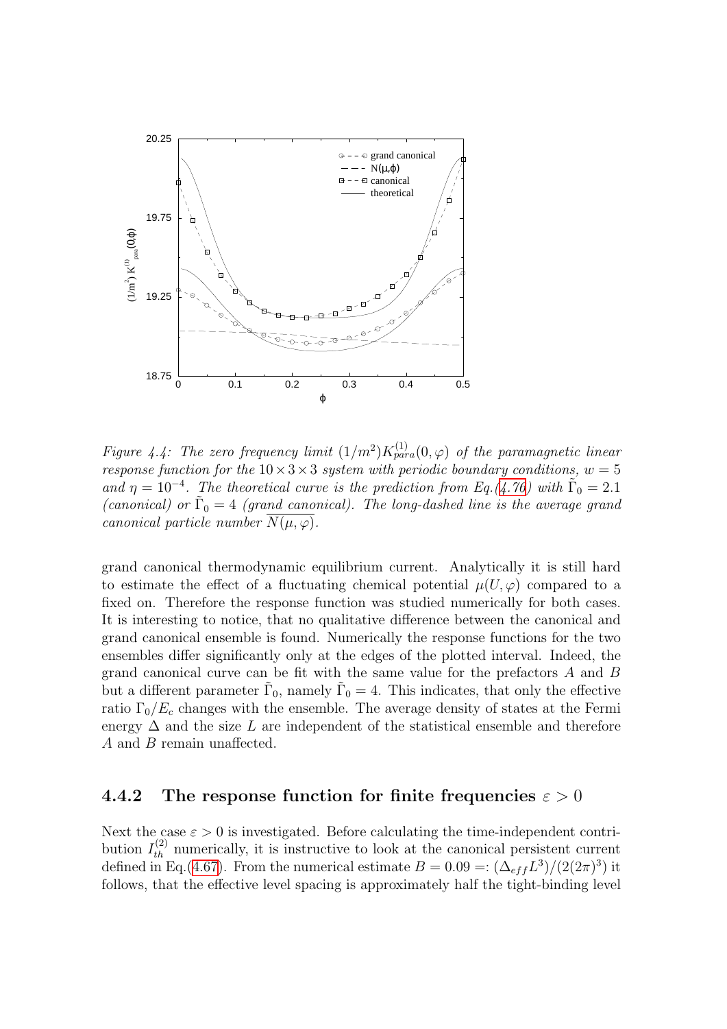*Figure 4.4: The zero frequency limit $(1/m^2)K^{(1)}_{para}(0,\varphi)$ of the paramagnetic linear response function for the $10\times3\times3$ system with periodic boundary conditions, $w = 5$ and $\eta = 10^{-4}$. The theoretical curve is the prediction from Eq.(4.76) with $\tilde{\Gamma}_0 = 2.1$ (canonical) or $\tilde{\Gamma}_0 = 4$ (grand canonical). The long-dashed line is the average grand canonical particle number $\overline{N(\mu,\varphi)}$.*

grand canonical thermodynamic equilibrium current. Analytically it is still hard to estimate the effect of a fluctuating chemical potential $\mu(U,\varphi)$ compared to a fixed on. Therefore the response function was studied numerically for both cases. It is interesting to notice, that no qualitative difference between the canonical and grand canonical ensemble is found. Numerically the response functions for the two ensembles differ significantly only at the edges of the plotted interval. Indeed, the grand canonical curve can be fit with the same value for the prefactors $A$ and $B$ but a different parameter $\tilde{\Gamma}_0$, namely $\tilde{\Gamma}_0 = 4$. This indicates, that only the effective ratio $\Gamma_0/E_c$ changes with the ensemble. The average density of states at the Fermi energy $\Delta$ and the size $L$ are independent of the statistical ensemble and therefore $A$ and $B$ remain unaffected.

### 4.4.2 The response function for finite frequencies $\varepsilon > 0$

Next the case $\varepsilon > 0$ is investigated. Before calculating the time-independent contribution $I^{(2)}_{th}$ numerically, it is instructive to look at the canonical persistent current defined in Eq.(4.67). From the numerical estimate $B = 0.09 =: (\Delta_{eff}L^3)/(2(2\pi)^3)$ it follows, that the effective level spacing is approximately half the tight-binding level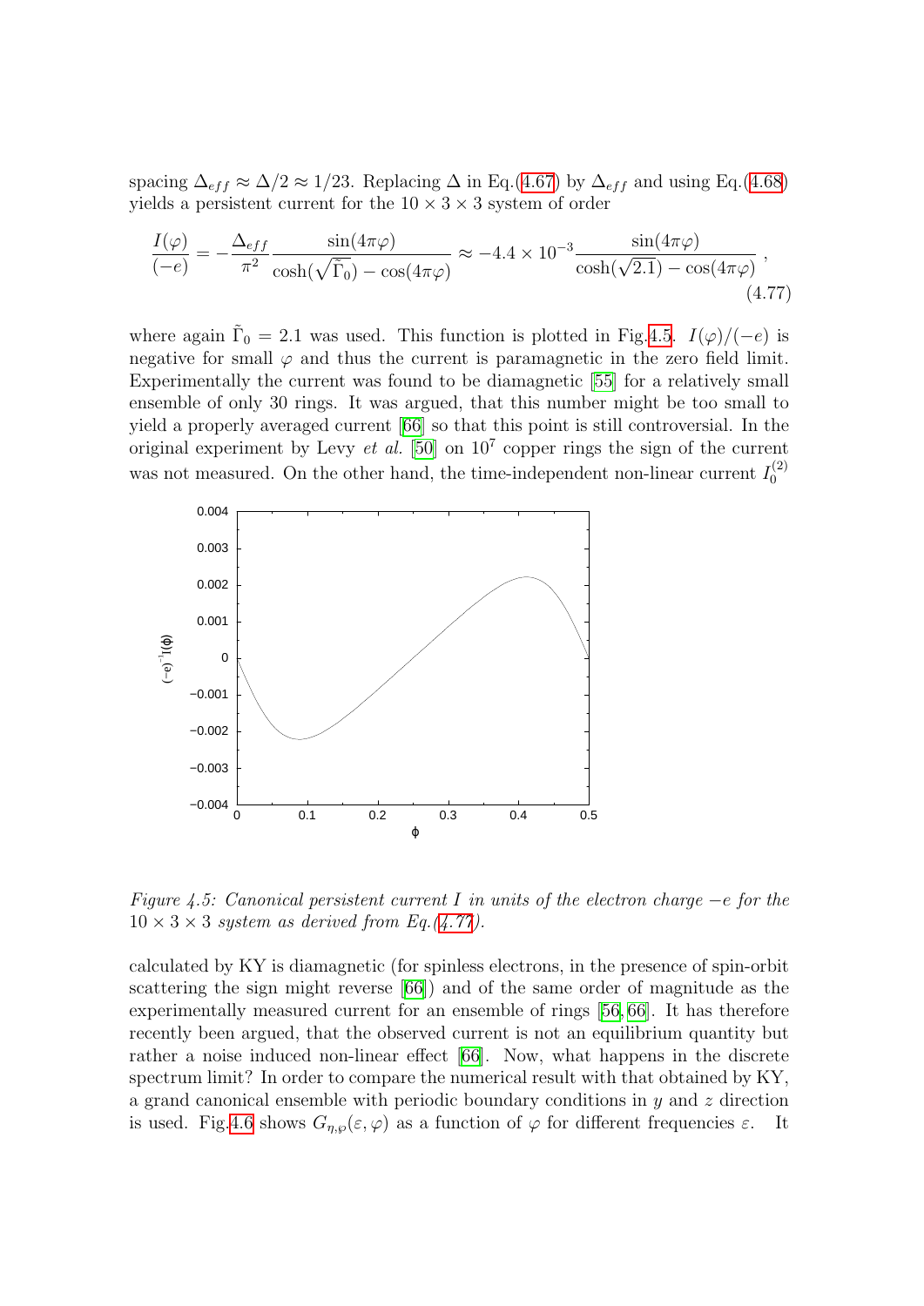spacing $\Delta_{eff} \approx \Delta/2 \approx 1/23$. Replacing $\Delta$ in Eq.(4.67) by $\Delta_{eff}$ and using Eq.(4.68) yields a persistent current for the $10 \times 3 \times 3$ system of order

$$\frac{I(\varphi)}{(-e)} = -\frac{\Delta_{eff}}{\pi^2} \frac{\sin(4\pi\varphi)}{\cosh(\sqrt{\tilde{\Gamma}_0}) - \cos(4\pi\varphi)} \approx -4.4 \times 10^{-3} \frac{\sin(4\pi\varphi)}{\cosh(\sqrt{2.1}) - \cos(4\pi\varphi)} , \tag{4.77}$$

where again $\tilde{\Gamma}_0 = 2.1$ was used. This function is plotted in Fig.4.5. $I(\varphi)/(-e)$ is negative for small $\varphi$ and thus the current is paramagnetic in the zero field limit. Experimentally the current was found to be diamagnetic [55] for a relatively small ensemble of only 30 rings. It was argued, that this number might be too small to yield a properly averaged current [66] so that this point is still controversial. In the original experiment by Levy *et al.* [50] on $10^7$ copper rings the sign of the current was not measured. On the other hand, the time-independent non-linear current $I_0^{(2)}$

*Figure 4.5: Canonical persistent current $I$ in units of the electron charge $-e$ for the $10 \times 3 \times 3$ system as derived from Eq.(4.77).*

calculated by KY is diamagnetic (for spinless electrons, in the presence of spin-orbit scattering the sign might reverse [66]) and of the same order of magnitude as the experimentally measured current for an ensemble of rings [56, 66]. It has therefore recently been argued, that the observed current is not an equilibrium quantity but rather a noise induced non-linear effect [66]. Now, what happens in the discrete spectrum limit? In order to compare the numerical result with that obtained by KY, a grand canonical ensemble with periodic boundary conditions in $y$ and $z$ direction is used. Fig.4.6 shows $G_{\eta,\varphi}(\varepsilon, \varphi)$ as a function of $\varphi$ for different frequencies $\varepsilon$. It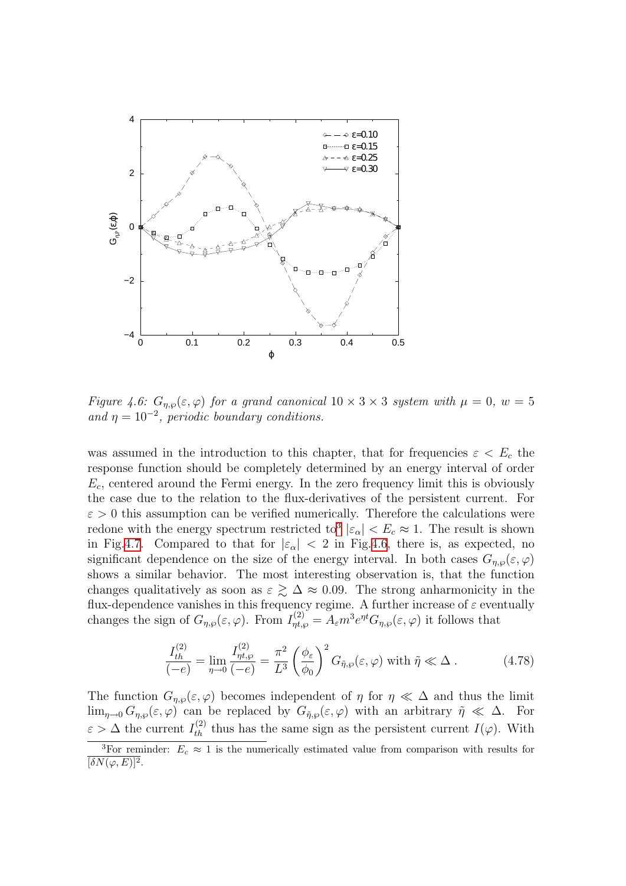*Figure 4.6: $G_{\eta,\wp}(\varepsilon,\varphi)$ for a grand canonical $10 \times 3 \times 3$ system with $\mu = 0$, $w = 5$ and $\eta = 10^{-2}$, periodic boundary conditions.*

was assumed in the introduction to this chapter, that for frequencies $\varepsilon < E_c$ the response function should be completely determined by an energy interval of order $E_c$, centered around the Fermi energy. In the zero frequency limit this is obviously the case due to the relation to the flux-derivatives of the persistent current. For $\varepsilon > 0$ this assumption can be verified numerically. Therefore the calculations were redone with the energy spectrum restricted to[3] $|\varepsilon_\alpha| < E_c \approx 1$. The result is shown in Fig.4.7. Compared to that for $|\varepsilon_\alpha| < 2$ in Fig.4.6, there is, as expected, no significant dependence on the size of the energy interval. In both cases $G_{\eta,\wp}(\varepsilon,\varphi)$ shows a similar behavior. The most interesting observation is, that the function changes qualitatively as soon as $\varepsilon \gtrsim \Delta \approx 0.09$. The strong anharmonicity in the flux-dependence vanishes in this frequency regime. A further increase of $\varepsilon$ eventually changes the sign of $G_{\eta,\wp}(\varepsilon,\varphi)$. From $I^{(2)}_{\eta t,\wp} = A_\varepsilon m^3 e^{\eta t} G_{\eta,\wp}(\varepsilon,\varphi)$ it follows that

$$\frac{I^{(2)}_{th}}{(-e)} = \lim_{\eta \to 0} \frac{I^{(2)}_{\eta t,\wp}}{(-e)} = \frac{\pi^2}{L^3} \left(\frac{\phi_\varepsilon}{\phi_0}\right)^2 G_{\tilde{\eta},\wp}(\varepsilon,\varphi) \text{ with } \tilde{\eta} \ll \Delta \,. \tag{4.78}$$

The function $G_{\eta,\wp}(\varepsilon,\varphi)$ becomes independent of $\eta$ for $\eta \ll \Delta$ and thus the limit $\lim_{\eta\to 0} G_{\eta,\wp}(\varepsilon,\varphi)$ can be replaced by $G_{\tilde{\eta},\wp}(\varepsilon,\varphi)$ with an arbitrary $\tilde{\eta} \ll \Delta$. For $\varepsilon > \Delta$ the current $I^{(2)}_{th}$ thus has the same sign as the persistent current $I(\varphi)$. With

[3] For reminder: $E_c \approx 1$ is the numerically estimated value from comparison with results for $\overline{[\delta N(\varphi, E)]^2}$.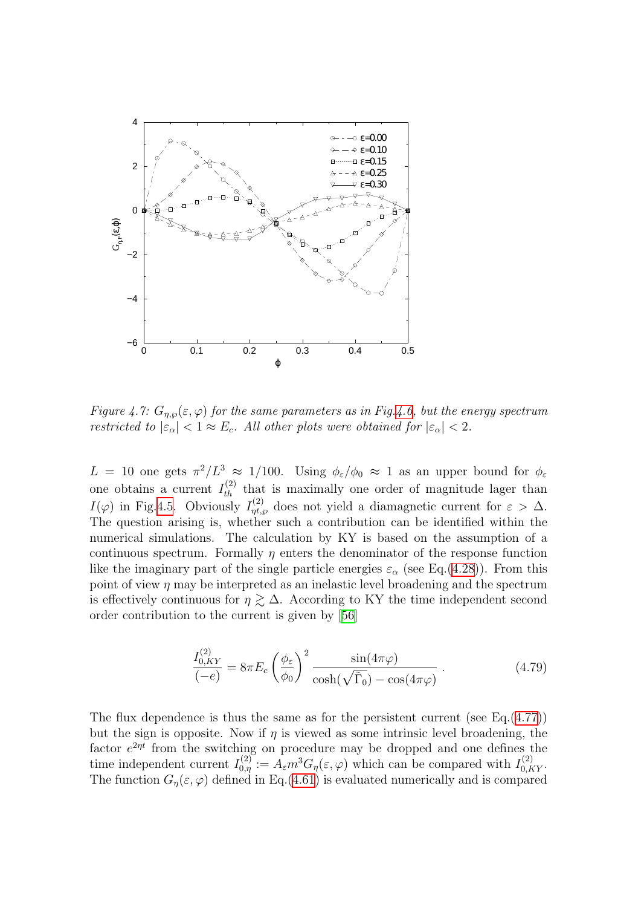Figure 4.7: $G_{\eta,\wp}(\varepsilon,\varphi)$ for the same parameters as in Fig.4.6, but the energy spectrum restricted to $|\varepsilon_\alpha| < 1 \approx E_c$. All other plots were obtained for $|\varepsilon_\alpha| < 2$.

$L = 10$ one gets $\pi^2/L^3 \approx 1/100$. Using $\phi_\varepsilon/\phi_0 \approx 1$ as an upper bound for $\phi_\varepsilon$ one obtains a current $I^{(2)}_{th}$ that is maximally one order of magnitude lager than $I(\varphi)$ in Fig.4.5. Obviously $I^{(2)}_{\eta t,\wp}$ does not yield a diamagnetic current for $\varepsilon > \Delta$. The question arising is, whether such a contribution can be identified within the numerical simulations. The calculation by KY is based on the assumption of a continuous spectrum. Formally $\eta$ enters the denominator of the response function like the imaginary part of the single particle energies $\varepsilon_\alpha$ (see Eq.(4.28)). From this point of view $\eta$ may be interpreted as an inelastic level broadening and the spectrum is effectively continuous for $\eta \gtrsim \Delta$. According to KY the time independent second order contribution to the current is given by [56]

$$\frac{I^{(2)}_{0,KY}}{(-e)} = 8\pi E_c \left(\frac{\phi_\varepsilon}{\phi_0}\right)^2 \frac{\sin(4\pi\varphi)}{\cosh(\sqrt{\tilde{\Gamma}_0}) - \cos(4\pi\varphi)} \,. \tag{4.79}$$

The flux dependence is thus the same as for the persistent current (see Eq.(4.77)) but the sign is opposite. Now if $\eta$ is viewed as some intrinsic level broadening, the factor $e^{2\eta t}$ from the switching on procedure may be dropped and one defines the time independent current $I^{(2)}_{0,\eta} := A_\varepsilon m^3 G_\eta(\varepsilon,\varphi)$ which can be compared with $I^{(2)}_{0,KY}$. The function $G_\eta(\varepsilon,\varphi)$ defined in Eq.(4.61) is evaluated numerically and is compared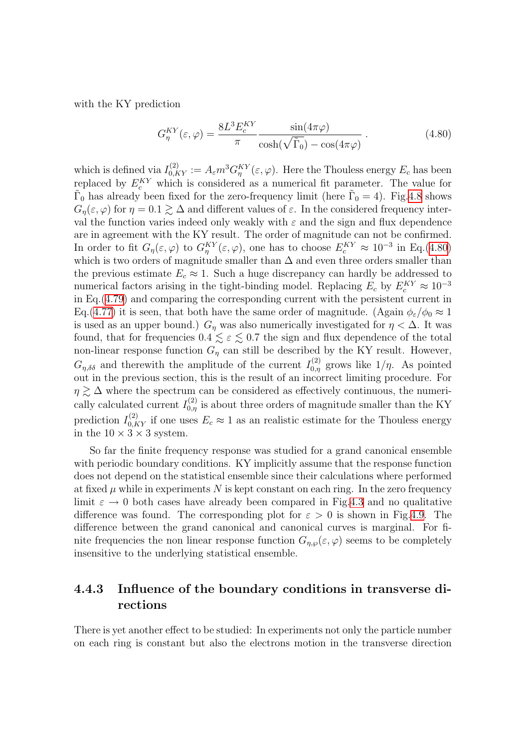with the KY prediction

$$G_\eta^{KY}(\varepsilon,\varphi) = \frac{8L^3 E_c^{KY}}{\pi} \frac{\sin(4\pi\varphi)}{\cosh(\sqrt{\tilde{\Gamma}_0}) - \cos(4\pi\varphi)} . \tag{4.80}$$

which is defined via $I_{0,KY}^{(2)} := A_\varepsilon m^3 G_\eta^{KY}(\varepsilon,\varphi)$. Here the Thouless energy $E_c$ has been replaced by $E_c^{KY}$ which is considered as a numerical fit parameter. The value for $\tilde{\Gamma}_0$ has already been fixed for the zero-frequency limit (here $\tilde{\Gamma}_0 = 4$). Fig.4.8 shows $G_\eta(\varepsilon,\varphi)$ for $\eta = 0.1 \gtrsim \Delta$ and different values of $\varepsilon$. In the considered frequency interval the function varies indeed only weakly with $\varepsilon$ and the sign and flux dependence are in agreement with the KY result. The order of magnitude can not be confirmed. In order to fit $G_\eta(\varepsilon,\varphi)$ to $G_\eta^{KY}(\varepsilon,\varphi)$, one has to choose $E_c^{KY} \approx 10^{-3}$ in Eq.(4.80) which is two orders of magnitude smaller than $\Delta$ and even three orders smaller than the previous estimate $E_c \approx 1$. Such a huge discrepancy can hardly be addressed to numerical factors arising in the tight-binding model. Replacing $E_c$ by $E_c^{KY} \approx 10^{-3}$ in Eq.(4.79) and comparing the corresponding current with the persistent current in Eq.(4.77) it is seen, that both have the same order of magnitude. (Again $\phi_\varepsilon/\phi_0 \approx 1$ is used as an upper bound.) $G_\eta$ was also numerically investigated for $\eta < \Delta$. It was found, that for frequencies $0.4 \lesssim \varepsilon \lesssim 0.7$ the sign and flux dependence of the total non-linear response function $G_\eta$ can still be described by the KY result. However, $G_{\eta,\delta\delta}$ and therewith the amplitude of the current $I_{0,\eta}^{(2)}$ grows like $1/\eta$. As pointed out in the previous section, this is the result of an incorrect limiting procedure. For $\eta \gtrsim \Delta$ where the spectrum can be considered as effectively continuous, the numerically calculated current $I_{0,\eta}^{(2)}$ is about three orders of magnitude smaller than the KY prediction $I_{0,KY}^{(2)}$ if one uses $E_c \approx 1$ as an realistic estimate for the Thouless energy in the $10 \times 3 \times 3$ system.

So far the finite frequency response was studied for a grand canonical ensemble with periodic boundary conditions. KY implicitly assume that the response function does not depend on the statistical ensemble since their calculations where performed at fixed $\mu$ while in experiments $N$ is kept constant on each ring. In the zero frequency limit $\varepsilon \to 0$ both cases have already been compared in Fig.4.3 and no qualitative difference was found. The corresponding plot for $\varepsilon > 0$ is shown in Fig.4.9. The difference between the grand canonical and canonical curves is marginal. For finite frequencies the non linear response function $G_{\eta,\wp}(\varepsilon,\varphi)$ seems to be completely insensitive to the underlying statistical ensemble.

### 4.4.3 Influence of the boundary conditions in transverse directions

There is yet another effect to be studied: In experiments not only the particle number on each ring is constant but also the electrons motion in the transverse direction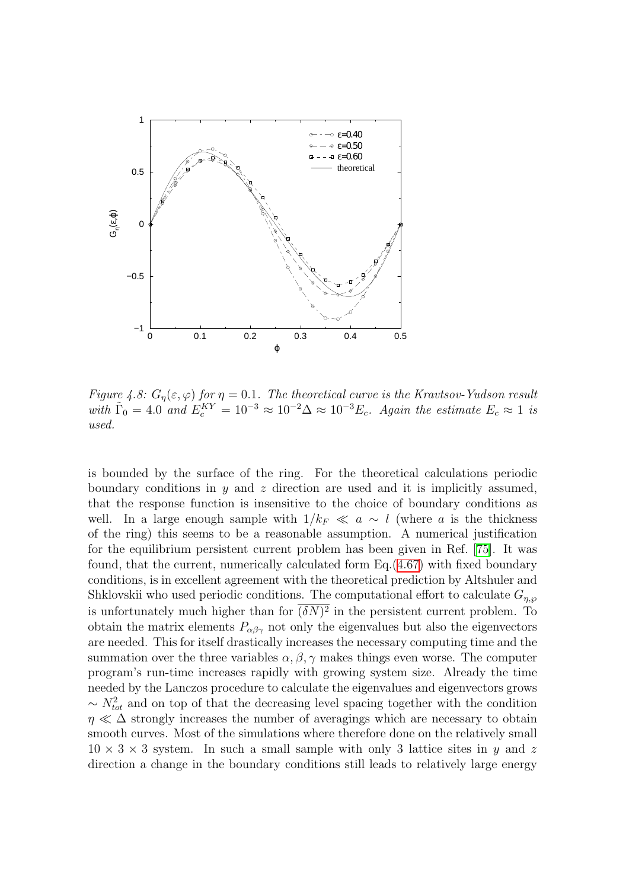*Figure 4.8: $G_\eta(\varepsilon, \varphi)$ for $\eta = 0.1$. The theoretical curve is the Kravtsov-Yudson result with $\tilde{\Gamma}_0 = 4.0$ and $E_c^{KY} = 10^{-3} \approx 10^{-2}\Delta \approx 10^{-3}E_c$. Again the estimate $E_c \approx 1$ is used.*

is bounded by the surface of the ring. For the theoretical calculations periodic boundary conditions in $y$ and $z$ direction are used and it is implicitly assumed, that the response function is insensitive to the choice of boundary conditions as well. In a large enough sample with $1/k_F \ll a \sim l$ (where $a$ is the thickness of the ring) this seems to be a reasonable assumption. A numerical justification for the equilibrium persistent current problem has been given in Ref. [75]. It was found, that the current, numerically calculated form Eq.(4.67) with fixed boundary conditions, is in excellent agreement with the theoretical prediction by Altshuler and Shklovskii who used periodic conditions. The computational effort to calculate $G_{\eta,\varphi}$ is unfortunately much higher than for $\overline{(\delta N)^2}$ in the persistent current problem. To obtain the matrix elements $P_{\alpha\beta\gamma}$ not only the eigenvalues but also the eigenvectors are needed. This for itself drastically increases the necessary computing time and the summation over the three variables $\alpha, \beta, \gamma$ makes things even worse. The computer program's run-time increases rapidly with growing system size. Already the time needed by the Lanczos procedure to calculate the eigenvalues and eigenvectors grows $\sim N_{tot}^2$ and on top of that the decreasing level spacing together with the condition $\eta \ll \Delta$ strongly increases the number of averagings which are necessary to obtain smooth curves. Most of the simulations where therefore done on the relatively small $10 \times 3 \times 3$ system. In such a small sample with only 3 lattice sites in $y$ and $z$ direction a change in the boundary conditions still leads to relatively large energy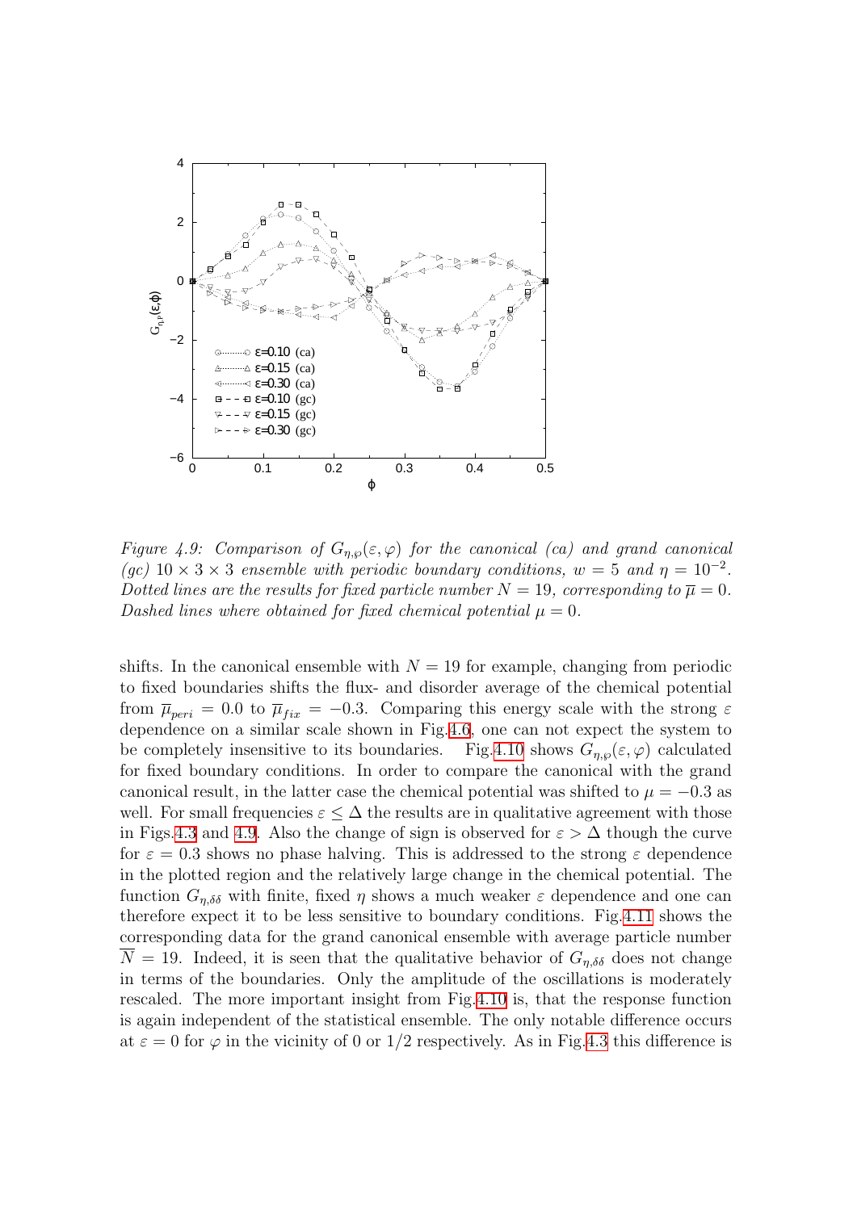*Figure 4.9: Comparison of $G_{\eta,\wp}(\varepsilon,\varphi)$ for the canonical (ca) and grand canonical (gc) $10 \times 3 \times 3$ ensemble with periodic boundary conditions, $w = 5$ and $\eta = 10^{-2}$. Dotted lines are the results for fixed particle number $N = 19$, corresponding to $\overline{\mu} = 0$. Dashed lines where obtained for fixed chemical potential $\mu = 0$.*

shifts. In the canonical ensemble with $N = 19$ for example, changing from periodic to fixed boundaries shifts the flux- and disorder average of the chemical potential from $\overline{\mu}_{peri} = 0.0$ to $\overline{\mu}_{fix} = -0.3$. Comparing this energy scale with the strong $\varepsilon$ dependence on a similar scale shown in Fig.4.6, one can not expect the system to be completely insensitive to its boundaries. Fig.4.10 shows $G_{\eta,\wp}(\varepsilon,\varphi)$ calculated for fixed boundary conditions. In order to compare the canonical with the grand canonical result, in the latter case the chemical potential was shifted to $\mu = -0.3$ as well. For small frequencies $\varepsilon \leq \Delta$ the results are in qualitative agreement with those in Figs.4.3 and 4.9. Also the change of sign is observed for $\varepsilon > \Delta$ though the curve for $\varepsilon = 0.3$ shows no phase halving. This is addressed to the strong $\varepsilon$ dependence in the plotted region and the relatively large change in the chemical potential. The function $G_{\eta,\delta\delta}$ with finite, fixed $\eta$ shows a much weaker $\varepsilon$ dependence and one can therefore expect it to be less sensitive to boundary conditions. Fig.4.11 shows the corresponding data for the grand canonical ensemble with average particle number $\overline{N} = 19$. Indeed, it is seen that the qualitative behavior of $G_{\eta,\delta\delta}$ does not change in terms of the boundaries. Only the amplitude of the oscillations is moderately rescaled. The more important insight from Fig.4.10 is, that the response function is again independent of the statistical ensemble. The only notable difference occurs at $\varepsilon = 0$ for $\varphi$ in the vicinity of 0 or 1/2 respectively. As in Fig.4.3 this difference is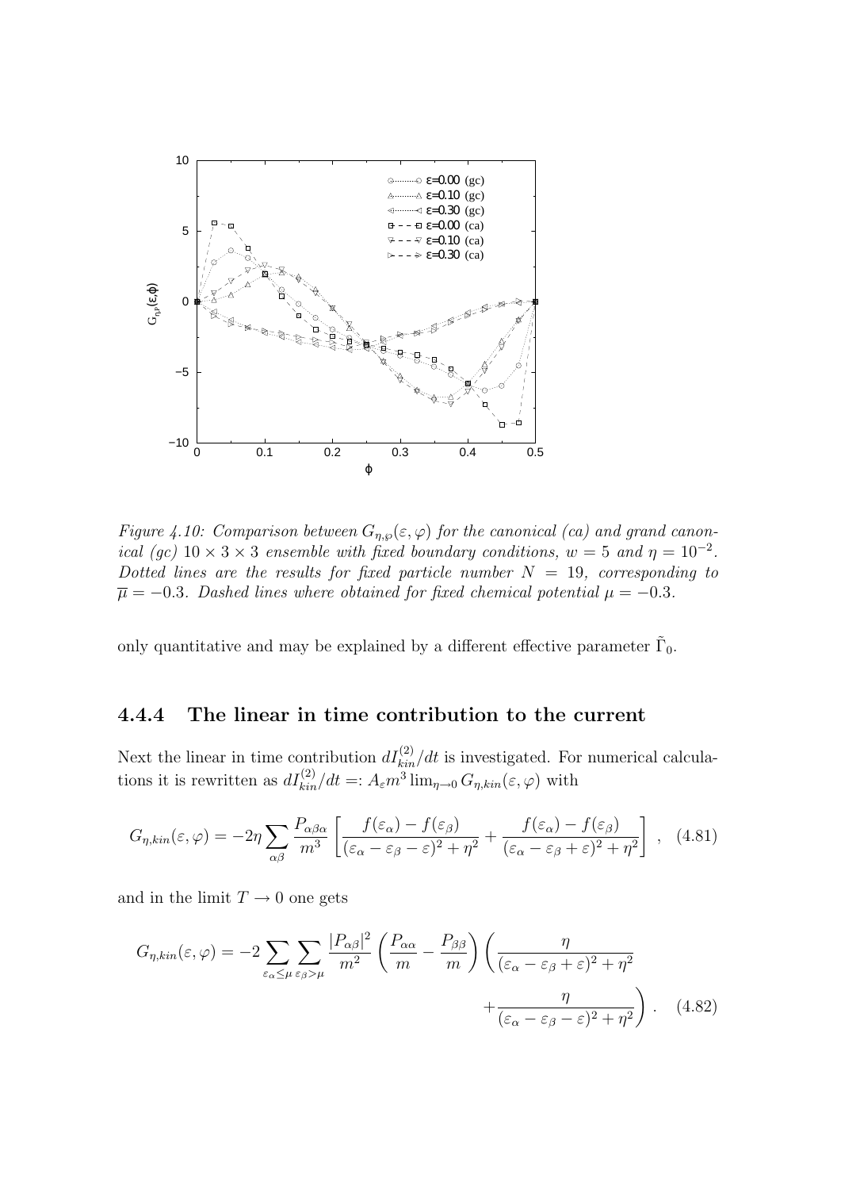Figure 4.10: Comparison between $G_{\eta,\varphi}(\varepsilon,\varphi)$ for the canonical (ca) and grand canonical (gc) $10 \times 3 \times 3$ ensemble with fixed boundary conditions, $w = 5$ and $\eta = 10^{-2}$. Dotted lines are the results for fixed particle number $N = 19$, corresponding to $\overline{\mu} = -0.3$. Dashed lines where obtained for fixed chemical potential $\mu = -0.3$.

only quantitative and may be explained by a different effective parameter $\tilde{\Gamma}_0$.

### 4.4.4 The linear in time contribution to the current

Next the linear in time contribution $dI_{kin}^{(2)}/dt$ is investigated. For numerical calculations it is rewritten as $dI_{kin}^{(2)}/dt =: A_\varepsilon m^3 \lim_{\eta\to 0} G_{\eta,kin}(\varepsilon,\varphi)$ with

$$G_{\eta,kin}(\varepsilon,\varphi) = -2\eta \sum_{\alpha\beta} \frac{P_{\alpha\beta\alpha}}{m^3} \left[ \frac{f(\varepsilon_\alpha) - f(\varepsilon_\beta)}{(\varepsilon_\alpha - \varepsilon_\beta - \varepsilon)^2 + \eta^2} + \frac{f(\varepsilon_\alpha) - f(\varepsilon_\beta)}{(\varepsilon_\alpha - \varepsilon_\beta + \varepsilon)^2 + \eta^2} \right] , \quad (4.81)$$

and in the limit $T \to 0$ one gets

$$G_{\eta,kin}(\varepsilon,\varphi) = -2 \sum_{\varepsilon_\alpha \leq \mu} \sum_{\varepsilon_\beta > \mu} \frac{|P_{\alpha\beta}|^2}{m^2} \left( \frac{P_{\alpha\alpha}}{m} - \frac{P_{\beta\beta}}{m} \right) \left( \frac{\eta}{(\varepsilon_\alpha - \varepsilon_\beta + \varepsilon)^2 + \eta^2} + \frac{\eta}{(\varepsilon_\alpha - \varepsilon_\beta - \varepsilon)^2 + \eta^2} \right) . \quad (4.82)$$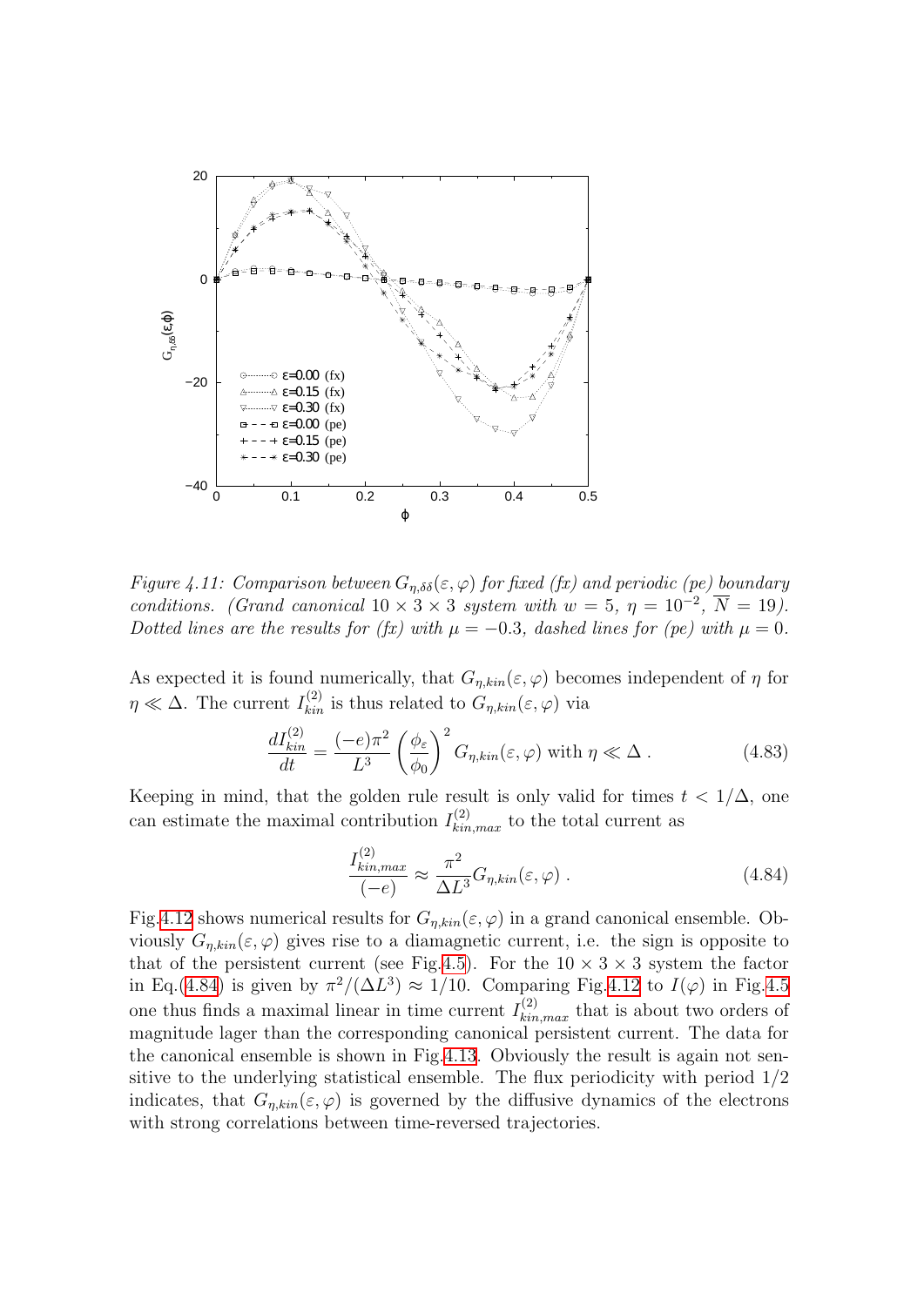Figure 4.11: *Comparison between $G_{\eta,\delta\delta}(\varepsilon,\varphi)$ for fixed (fx) and periodic (pe) boundary conditions. (Grand canonical $10 \times 3 \times 3$ system with $w = 5$, $\eta = 10^{-2}$, $\overline{N} = 19$). Dotted lines are the results for (fx) with $\mu = -0.3$, dashed lines for (pe) with $\mu = 0$.*

As expected it is found numerically, that $G_{\eta,kin}(\varepsilon,\varphi)$ becomes independent of $\eta$ for $\eta \ll \Delta$. The current $I^{(2)}_{kin}$ is thus related to $G_{\eta,kin}(\varepsilon,\varphi)$ via

$$\frac{dI^{(2)}_{kin}}{dt} = \frac{(-e)\pi^2}{L^3}\left(\frac{\phi_\varepsilon}{\phi_0}\right)^2 G_{\eta,kin}(\varepsilon,\varphi) \text{ with } \eta \ll \Delta \,. \tag{4.83}$$

Keeping in mind, that the golden rule result is only valid for times $t < 1/\Delta$, one can estimate the maximal contribution $I^{(2)}_{kin,max}$ to the total current as

$$\frac{I^{(2)}_{kin,max}}{(-e)} \approx \frac{\pi^2}{\Delta L^3} G_{\eta,kin}(\varepsilon,\varphi) \,. \tag{4.84}$$

Fig.4.12 shows numerical results for $G_{\eta,kin}(\varepsilon,\varphi)$ in a grand canonical ensemble. Obviously $G_{\eta,kin}(\varepsilon,\varphi)$ gives rise to a diamagnetic current, i.e. the sign is opposite to that of the persistent current (see Fig.4.5). For the $10 \times 3 \times 3$ system the factor in Eq.(4.84) is given by $\pi^2/(\Delta L^3) \approx 1/10$. Comparing Fig.4.12 to $I(\varphi)$ in Fig.4.5 one thus finds a maximal linear in time current $I^{(2)}_{kin,max}$ that is about two orders of magnitude lager than the corresponding canonical persistent current. The data for the canonical ensemble is shown in Fig.4.13. Obviously the result is again not sensitive to the underlying statistical ensemble. The flux periodicity with period 1/2 indicates, that $G_{\eta,kin}(\varepsilon,\varphi)$ is governed by the diffusive dynamics of the electrons with strong correlations between time-reversed trajectories.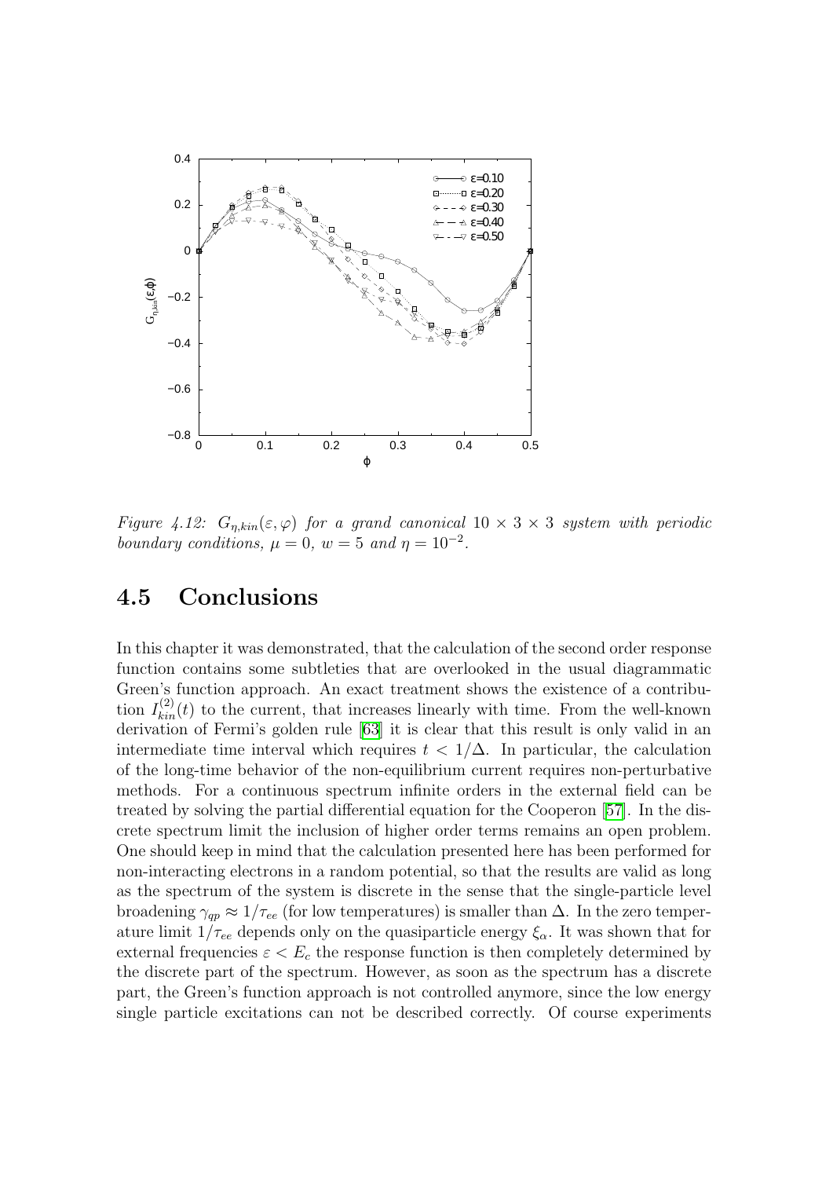Figure 4.12: $G_{\eta,kin}(\varepsilon,\varphi)$ for a grand canonical $10 \times 3 \times 3$ system with periodic boundary conditions, $\mu = 0$, $w = 5$ and $\eta = 10^{-2}$.

## 4.5 Conclusions

In this chapter it was demonstrated, that the calculation of the second order response function contains some subtleties that are overlooked in the usual diagrammatic Green's function approach. An exact treatment shows the existence of a contribution $I_{kin}^{(2)}(t)$ to the current, that increases linearly with time. From the well-known derivation of Fermi's golden rule [63] it is clear that this result is only valid in an intermediate time interval which requires $t < 1/\Delta$. In particular, the calculation of the long-time behavior of the non-equilibrium current requires non-perturbative methods. For a continuous spectrum infinite orders in the external field can be treated by solving the partial differential equation for the Cooperon [57]. In the discrete spectrum limit the inclusion of higher order terms remains an open problem. One should keep in mind that the calculation presented here has been performed for non-interacting electrons in a random potential, so that the results are valid as long as the spectrum of the system is discrete in the sense that the single-particle level broadening $\gamma_{qp} \approx 1/\tau_{ee}$ (for low temperatures) is smaller than $\Delta$. In the zero temperature limit $1/\tau_{ee}$ depends only on the quasiparticle energy $\xi_\alpha$. It was shown that for external frequencies $\varepsilon < E_c$ the response function is then completely determined by the discrete part of the spectrum. However, as soon as the spectrum has a discrete part, the Green's function approach is not controlled anymore, since the low energy single particle excitations can not be described correctly. Of course experiments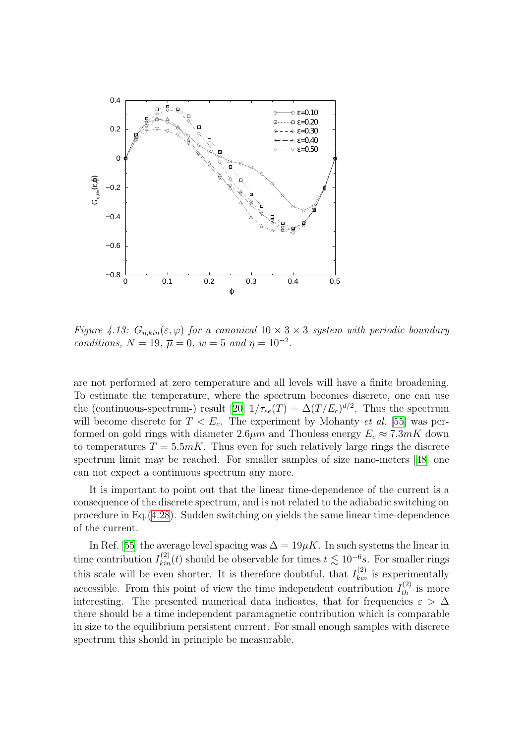*Figure 4.13: $G_{\eta,kin}(\varepsilon,\varphi)$ for a canonical $10\times3\times3$ system with periodic boundary conditions, $N=19$, $\overline{\mu}=0$, $w=5$ and $\eta=10^{-2}$.*

are not performed at zero temperature and all levels will have a finite broadening. To estimate the temperature, where the spectrum becomes discrete, one can use the (continuous-spectrum-) result [20] $1/\tau_{ee}(T)=\Delta(T/E_c)^{d/2}$. Thus the spectrum will become discrete for $T<E_c$. The experiment by Mohanty *et al.* [55] was performed on gold rings with diameter $2.6\mu m$ and Thouless energy $E_c\approx 7.3mK$ down to temperatures $T=5.5mK$. Thus even for such relatively large rings the discrete spectrum limit may be reached. For smaller samples of size nano-meters [48] one can not expect a continuous spectrum any more.

It is important to point out that the linear time-dependence of the current is a consequence of the discrete spectrum, and is not related to the adiabatic switching on procedure in Eq. (4.28). Sudden switching on yields the same linear time-dependence of the current.

In Ref. [55] the average level spacing was $\Delta=19\mu K$. In such systems the linear in time contribution $I^{(2)}_{kin}(t)$ should be observable for times $t\lesssim 10^{-6}s$. For smaller rings this scale will be even shorter. It is therefore doubtful, that $I^{(2)}_{kin}$ is experimentally accessible. From this point of view the time independent contribution $I^{(2)}_{th}$ is more interesting. The presented numerical data indicates, that for frequencies $\varepsilon>\Delta$ there should be a time independent paramagnetic contribution which is comparable in size to the equilibrium persistent current. For small enough samples with discrete spectrum this should in principle be measurable.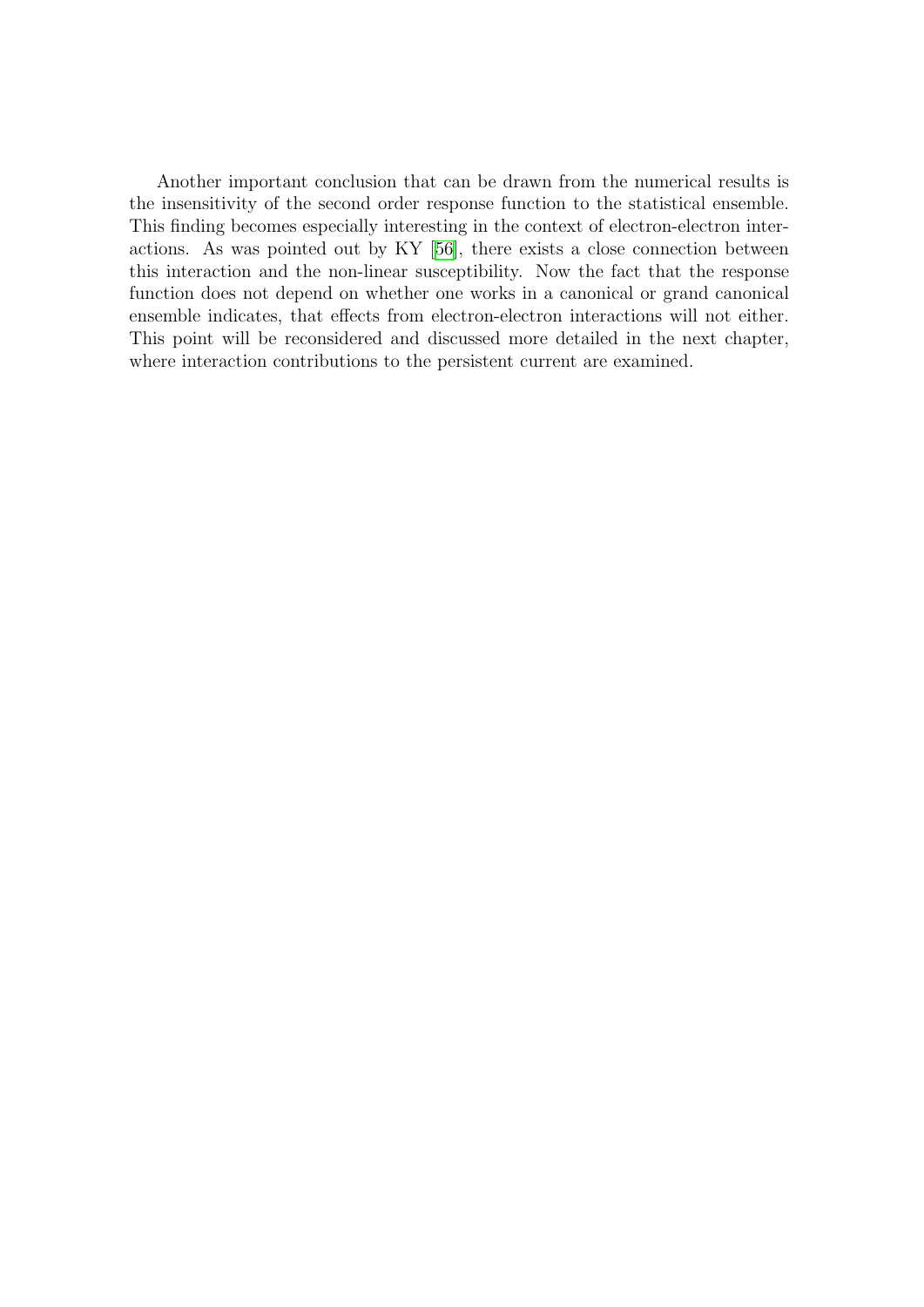Another important conclusion that can be drawn from the numerical results is the insensitivity of the second order response function to the statistical ensemble. This finding becomes especially interesting in the context of electron-electron interactions. As was pointed out by KY [56], there exists a close connection between this interaction and the non-linear susceptibility. Now the fact that the response function does not depend on whether one works in a canonical or grand canonical ensemble indicates, that effects from electron-electron interactions will not either. This point will be reconsidered and discussed more detailed in the next chapter, where interaction contributions to the persistent current are examined.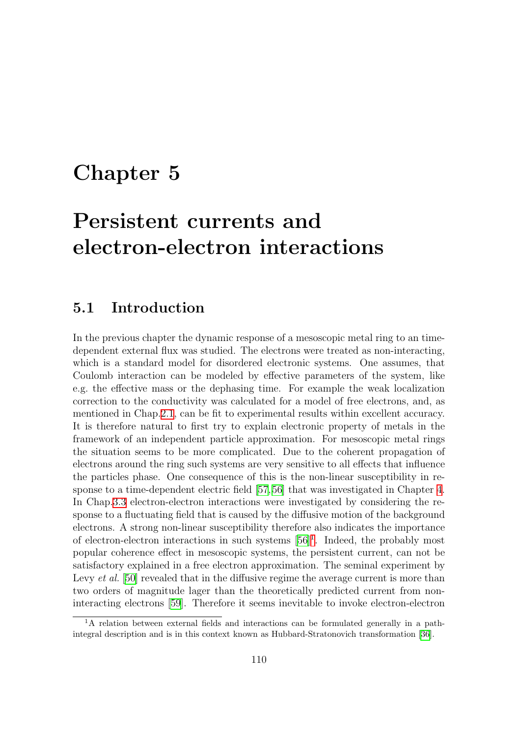# Chapter 5

# Persistent currents and electron-electron interactions

## 5.1 Introduction

In the previous chapter the dynamic response of a mesoscopic metal ring to an time-dependent external flux was studied. The electrons were treated as non-interacting, which is a standard model for disordered electronic systems. One assumes, that Coulomb interaction can be modeled by effective parameters of the system, like e.g. the effective mass or the dephasing time. For example the weak localization correction to the conductivity was calculated for a model of free electrons, and, as mentioned in Chap.2.1, can be fit to experimental results within excellent accuracy. It is therefore natural to first try to explain electronic property of metals in the framework of an independent particle approximation. For mesoscopic metal rings the situation seems to be more complicated. Due to the coherent propagation of electrons around the ring such systems are very sensitive to all effects that influence the particles phase. One consequence of this is the non-linear susceptibility in response to a time-dependent electric field [57,56] that was investigated in Chapter 4. In Chap.3.3 electron-electron interactions were investigated by considering the response to a fluctuating field that is caused by the diffusive motion of the background electrons. A strong non-linear susceptibility therefore also indicates the importance of electron-electron interactions in such systems [56][1]. Indeed, the probably most popular coherence effect in mesoscopic systems, the persistent current, can not be satisfactory explained in a free electron approximation. The seminal experiment by Levy *et al.* [50] revealed that in the diffusive regime the average current is more than two orders of magnitude lager than the theoretically predicted current from non-interacting electrons [59]. Therefore it seems inevitable to invoke electron-electron

---

[1] A relation between external fields and interactions can be formulated generally in a path-integral description and is in this context known as Hubbard-Stratonovich transformation [36].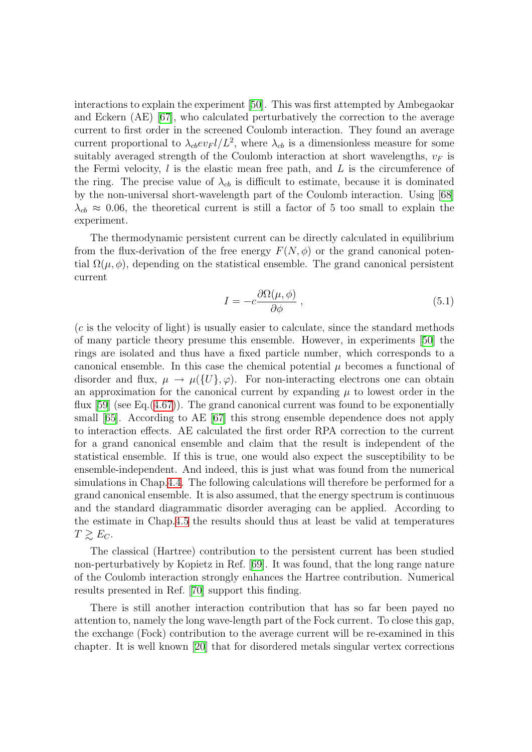interactions to explain the experiment [50]. This was first attempted by Ambegaokar and Eckern (AE) [67], who calculated perturbatively the correction to the average current to first order in the screened Coulomb interaction. They found an average current proportional to $\lambda_{cb} e v_F l / L^2$, where $\lambda_{cb}$ is a dimensionless measure for some suitably averaged strength of the Coulomb interaction at short wavelengths, $v_F$ is the Fermi velocity, $l$ is the elastic mean free path, and $L$ is the circumference of the ring. The precise value of $\lambda_{cb}$ is difficult to estimate, because it is dominated by the non-universal short-wavelength part of the Coulomb interaction. Using [68] $\lambda_{cb} \approx 0.06$, the theoretical current is still a factor of 5 too small to explain the experiment.

The thermodynamic persistent current can be directly calculated in equilibrium from the flux-derivation of the free energy $F(N, \phi)$ or the grand canonical potential $\Omega(\mu, \phi)$, depending on the statistical ensemble. The grand canonical persistent current

$$I = -c \frac{\partial \Omega(\mu, \phi)}{\partial \phi} , \tag{5.1}$$

($c$ is the velocity of light) is usually easier to calculate, since the standard methods of many particle theory presume this ensemble. However, in experiments [50] the rings are isolated and thus have a fixed particle number, which corresponds to a canonical ensemble. In this case the chemical potential $\mu$ becomes a functional of disorder and flux, $\mu \to \mu(\{U\}, \varphi)$. For non-interacting electrons one can obtain an approximation for the canonical current by expanding $\mu$ to lowest order in the flux [59] (see Eq.(4.67)). The grand canonical current was found to be exponentially small [65]. According to AE [67] this strong ensemble dependence does not apply to interaction effects. AE calculated the first order RPA correction to the current for a grand canonical ensemble and claim that the result is independent of the statistical ensemble. If this is true, one would also expect the susceptibility to be ensemble-independent. And indeed, this is just what was found from the numerical simulations in Chap.4.4. The following calculations will therefore be performed for a grand canonical ensemble. It is also assumed, that the energy spectrum is continuous and the standard diagrammatic disorder averaging can be applied. According to the estimate in Chap.4.5 the results should thus at least be valid at temperatures $T \gtrsim E_C$.

The classical (Hartree) contribution to the persistent current has been studied non-perturbatively by Kopietz in Ref. [69]. It was found, that the long range nature of the Coulomb interaction strongly enhances the Hartree contribution. Numerical results presented in Ref. [70] support this finding.

There is still another interaction contribution that has so far been payed no attention to, namely the long wave-length part of the Fock current. To close this gap, the exchange (Fock) contribution to the average current will be re-examined in this chapter. It is well known [20] that for disordered metals singular vertex corrections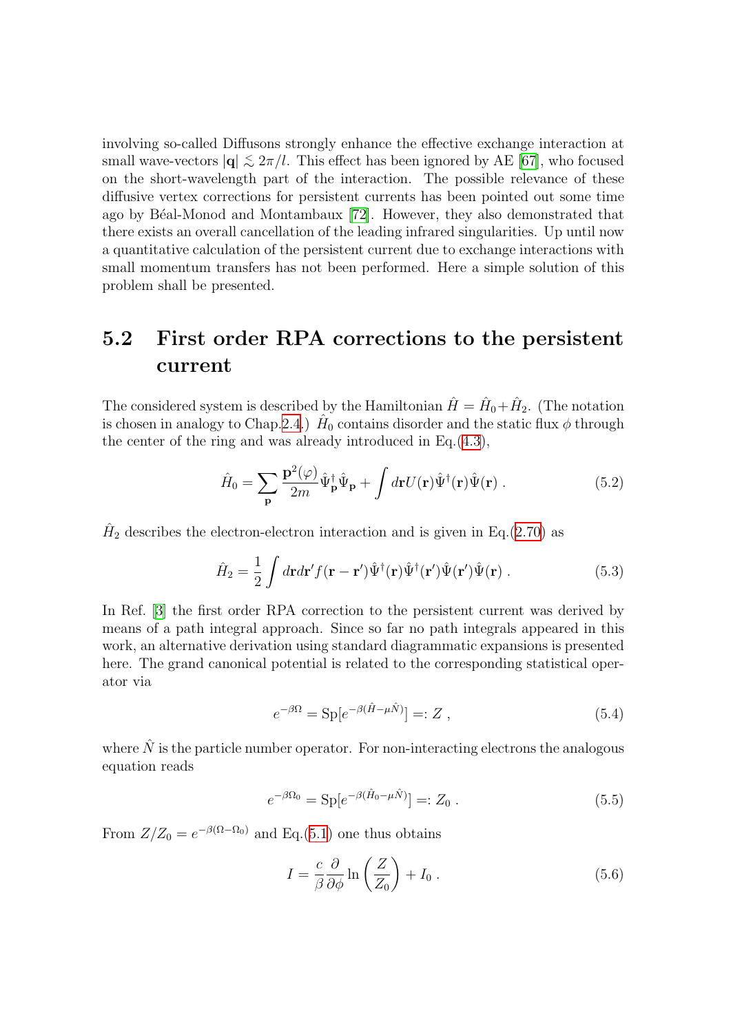involving so-called Diffusons strongly enhance the effective exchange interaction at small wave-vectors $|\mathbf{q}| \lesssim 2\pi/l$. This effect has been ignored by AE [67], who focused on the short-wavelength part of the interaction. The possible relevance of these diffusive vertex corrections for persistent currents has been pointed out some time ago by Béal-Monod and Montambaux [72]. However, they also demonstrated that there exists an overall cancellation of the leading infrared singularities. Up until now a quantitative calculation of the persistent current due to exchange interactions with small momentum transfers has not been performed. Here a simple solution of this problem shall be presented.

## 5.2 First order RPA corrections to the persistent current

The considered system is described by the Hamiltonian $\hat{H} = \hat{H}_0 + \hat{H}_2$. (The notation is chosen in analogy to Chap.2.4.) $\hat{H}_0$ contains disorder and the static flux $\phi$ through the center of the ring and was already introduced in Eq.(4.3),

$$\hat{H}_0 = \sum_{\mathbf{p}} \frac{\mathbf{p}^2(\varphi)}{2m} \hat{\Psi}^\dagger_{\mathbf{p}} \hat{\Psi}_{\mathbf{p}} + \int d\mathbf{r} U(\mathbf{r}) \hat{\Psi}^\dagger(\mathbf{r}) \hat{\Psi}(\mathbf{r}) \; . \tag{5.2}$$

$\hat{H}_2$ describes the electron-electron interaction and is given in Eq.(2.70) as

$$\hat{H}_2 = \frac{1}{2} \int d\mathbf{r} d\mathbf{r}' f(\mathbf{r} - \mathbf{r}') \hat{\Psi}^\dagger(\mathbf{r}) \hat{\Psi}^\dagger(\mathbf{r}') \hat{\Psi}(\mathbf{r}') \hat{\Psi}(\mathbf{r}) \; . \tag{5.3}$$

In Ref. [3] the first order RPA correction to the persistent current was derived by means of a path integral approach. Since so far no path integrals appeared in this work, an alternative derivation using standard diagrammatic expansions is presented here. The grand canonical potential is related to the corresponding statistical operator via

$$e^{-\beta \Omega} = \mathrm{Sp}[e^{-\beta(\hat{H} - \mu \hat{N})}] =: Z \; , \tag{5.4}$$

where $\hat{N}$ is the particle number operator. For non-interacting electrons the analogous equation reads

$$e^{-\beta \Omega_0} = \mathrm{Sp}[e^{-\beta(\hat{H}_0 - \mu \hat{N})}] =: Z_0 \; . \tag{5.5}$$

From $Z/Z_0 = e^{-\beta(\Omega - \Omega_0)}$ and Eq.(5.1) one thus obtains

$$I = \frac{c}{\beta} \frac{\partial}{\partial \phi} \ln \left( \frac{Z}{Z_0} \right) + I_0 \; . \tag{5.6}$$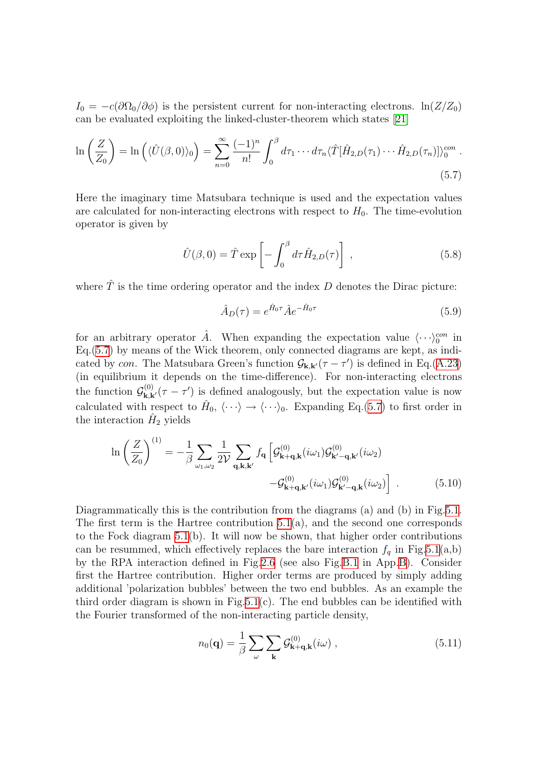$I_0 = -c(\partial\Omega_0/\partial\phi)$ is the persistent current for non-interacting electrons. $\ln(Z/Z_0)$ can be evaluated exploiting the linked-cluster-theorem which states [21]

$$\ln\left(\frac{Z}{Z_0}\right) = \ln\left(\langle\hat{U}(\beta,0)\rangle_0\right) = \sum_{n=0}^{\infty} \frac{(-1)^n}{n!} \int_0^\beta d\tau_1 \cdots d\tau_n \langle \hat{T}[\hat{H}_{2,D}(\tau_1)\cdots\hat{H}_{2,D}(\tau_n)]\rangle_0^{con} \, . \tag{5.7}$$

Here the imaginary time Matsubara technique is used and the expectation values are calculated for non-interacting electrons with respect to $H_0$. The time-evolution operator is given by

$$\hat{U}(\beta,0) = \hat{T}\exp\left[-\int_0^\beta d\tau \hat{H}_{2,D}(\tau)\right] \, , \tag{5.8}$$

where $\hat{T}$ is the time ordering operator and the index $D$ denotes the Dirac picture:

$$\hat{A}_D(\tau) = e^{\hat{H}_0\tau}\hat{A}e^{-\hat{H}_0\tau} \tag{5.9}$$

for an arbitrary operator $\hat{A}$. When expanding the expectation value $\langle\cdots\rangle_0^{con}$ in Eq.(5.7) by means of the Wick theorem, only connected diagrams are kept, as indicated by *con*. The Matsubara Green's function $\mathcal{G}_{\mathbf{k},\mathbf{k}'}(\tau-\tau')$ is defined in Eq.(A.23) (in equilibrium it depends on the time-difference). For non-interacting electrons the function $\mathcal{G}^{(0)}_{\mathbf{k},\mathbf{k}'}(\tau-\tau')$ is defined analogously, but the expectation value is now calculated with respect to $\hat{H}_0$, $\langle\cdots\rangle \to \langle\cdots\rangle_0$. Expanding Eq.(5.7) to first order in the interaction $\hat{H}_2$ yields

$$\ln\left(\frac{Z}{Z_0}\right)^{(1)} = -\frac{1}{\beta}\sum_{\omega_1,\omega_2}\frac{1}{2\mathcal{V}}\sum_{\mathbf{q},\mathbf{k},\mathbf{k}'} f_{\mathbf{q}}\Big[\mathcal{G}^{(0)}_{\mathbf{k}+\mathbf{q},\mathbf{k}}(i\omega_1)\mathcal{G}^{(0)}_{\mathbf{k}'-\mathbf{q},\mathbf{k}'}(i\omega_2) - \mathcal{G}^{(0)}_{\mathbf{k}+\mathbf{q},\mathbf{k}'}(i\omega_1)\mathcal{G}^{(0)}_{\mathbf{k}'-\mathbf{q},\mathbf{k}}(i\omega_2)\Big] \, . \tag{5.10}$$

Diagrammatically this is the contribution from the diagrams (a) and (b) in Fig.5.1. The first term is the Hartree contribution 5.1(a), and the second one corresponds to the Fock diagram 5.1(b). It will now be shown, that higher order contributions can be resummed, which effectively replaces the bare interaction $f_q$ in Fig.5.1(a,b) by the RPA interaction defined in Fig.2.6 (see also Fig.B.1 in App.B). Consider first the Hartree contribution. Higher order terms are produced by simply adding additional 'polarization bubbles' between the two end bubbles. As an example the third order diagram is shown in Fig.5.1(c). The end bubbles can be identified with the Fourier transformed of the non-interacting particle density,

$$n_0(\mathbf{q}) = \frac{1}{\beta}\sum_{\omega}\sum_{\mathbf{k}}\mathcal{G}^{(0)}_{\mathbf{k}+\mathbf{q},\mathbf{k}}(i\omega) \, , \tag{5.11}$$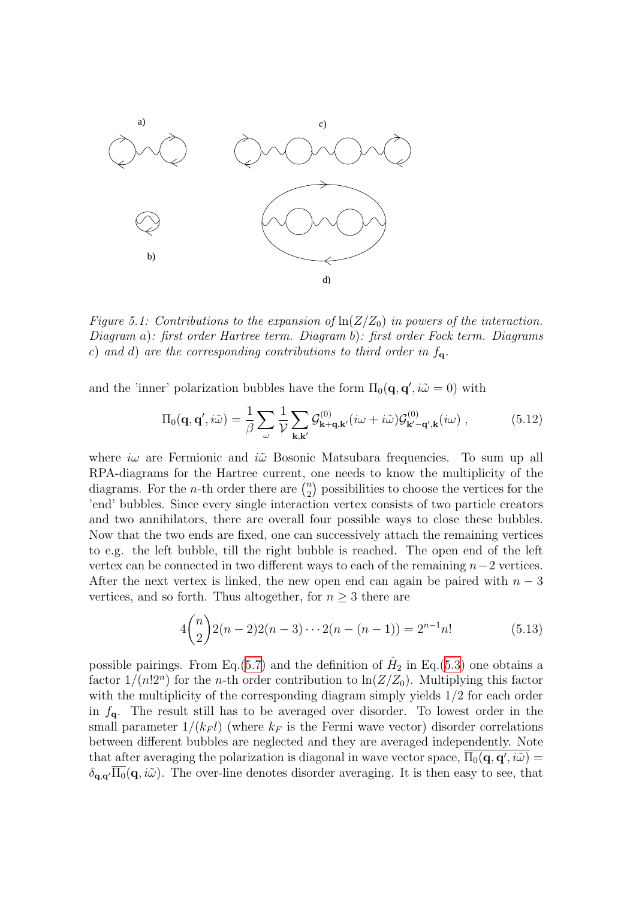*Figure 5.1: Contributions to the expansion of* $\ln(Z/Z_0)$ *in powers of the interaction. Diagram a): first order Hartree term. Diagram b): first order Fock term. Diagrams c) and d) are the corresponding contributions to third order in* $f_{\mathbf{q}}$.

and the 'inner' polarization bubbles have the form $\Pi_0(\mathbf{q}, \mathbf{q}', i\tilde{\omega} = 0)$ with

$$\Pi_0(\mathbf{q}, \mathbf{q}', i\tilde{\omega}) = \frac{1}{\beta} \sum_{\omega} \frac{1}{\mathcal{V}} \sum_{\mathbf{k},\mathbf{k}'} \mathcal{G}^{(0)}_{\mathbf{k}+\mathbf{q},\mathbf{k}'}(i\omega + i\tilde{\omega}) \mathcal{G}^{(0)}_{\mathbf{k}'-\mathbf{q}',\mathbf{k}}(i\omega) \; , \tag{5.12}$$

where $i\omega$ are Fermionic and $i\tilde{\omega}$ Bosonic Matsubara frequencies. To sum up all RPA-diagrams for the Hartree current, one needs to know the multiplicity of the diagrams. For the $n$-th order there are $\binom{n}{2}$ possibilities to choose the vertices for the 'end' bubbles. Since every single interaction vertex consists of two particle creators and two annihilators, there are overall four possible ways to close these bubbles. Now that the two ends are fixed, one can successively attach the remaining vertices to e.g. the left bubble, till the right bubble is reached. The open end of the left vertex can be connected in two different ways to each of the remaining $n-2$ vertices. After the next vertex is linked, the new open end can again be paired with $n-3$ vertices, and so forth. Thus altogether, for $n \geq 3$ there are

$$4\binom{n}{2} 2(n-2) 2(n-3) \cdots 2(n-(n-1)) = 2^{n-1} n! \tag{5.13}$$

possible pairings. From Eq.(5.7) and the definition of $\hat{H}_2$ in Eq.(5.3) one obtains a factor $1/(n! 2^n)$ for the $n$-th order contribution to $\ln(Z/Z_0)$. Multiplying this factor with the multiplicity of the corresponding diagram simply yields $1/2$ for each order in $f_{\mathbf{q}}$. The result still has to be averaged over disorder. To lowest order in the small parameter $1/(k_F l)$ (where $k_F$ is the Fermi wave vector) disorder correlations between different bubbles are neglected and they are averaged independently. Note that after averaging the polarization is diagonal in wave vector space, $\overline{\Pi_0(\mathbf{q}, \mathbf{q}', i\tilde{\omega})} = \delta_{\mathbf{q},\mathbf{q}'} \overline{\Pi_0}(\mathbf{q}, i\tilde{\omega})$. The over-line denotes disorder averaging. It is then easy to see, that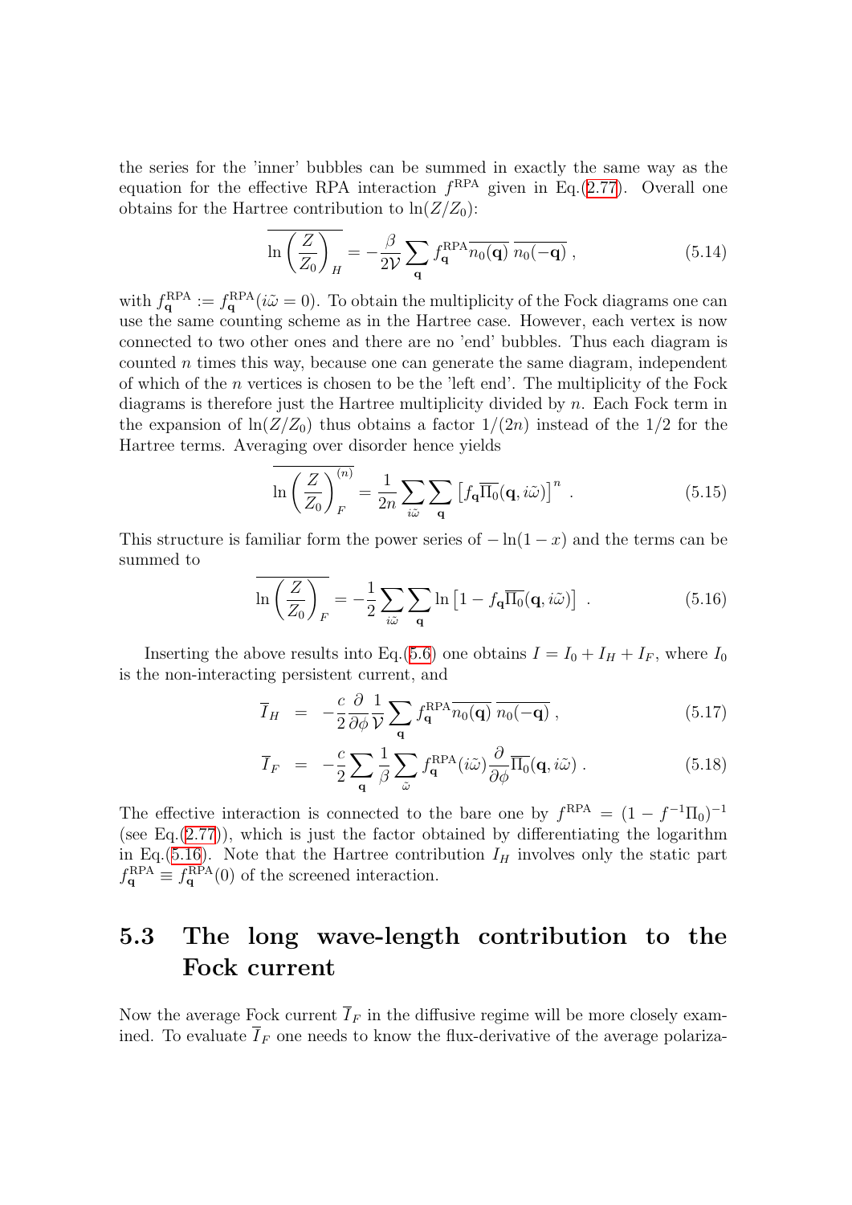the series for the 'inner' bubbles can be summed in exactly the same way as the equation for the effective RPA interaction $f^{\mathrm{RPA}}$ given in Eq.(2.77). Overall one obtains for the Hartree contribution to $\ln(Z/Z_0)$:

$$\overline{\ln\left(\frac{Z}{Z_0}\right)_H} = -\frac{\beta}{2\mathcal{V}} \sum_{\mathbf{q}} f_{\mathbf{q}}^{\mathrm{RPA}} \overline{n_0(\mathbf{q})}\;\overline{n_0(-\mathbf{q})}\;, \tag{5.14}$$

with $f_{\mathbf{q}}^{\mathrm{RPA}} := f_{\mathbf{q}}^{\mathrm{RPA}}(i\tilde{\omega} = 0)$. To obtain the multiplicity of the Fock diagrams one can use the same counting scheme as in the Hartree case. However, each vertex is now connected to two other ones and there are no 'end' bubbles. Thus each diagram is counted $n$ times this way, because one can generate the same diagram, independent of which of the $n$ vertices is chosen to be the 'left end'. The multiplicity of the Fock diagrams is therefore just the Hartree multiplicity divided by $n$. Each Fock term in the expansion of $\ln(Z/Z_0)$ thus obtains a factor $1/(2n)$ instead of the $1/2$ for the Hartree terms. Averaging over disorder hence yields

$$\overline{\ln\left(\frac{Z}{Z_0}\right)_F^{(n)}} = \frac{1}{2n} \sum_{i\tilde{\omega}} \sum_{\mathbf{q}} \left[f_{\mathbf{q}} \overline{\Pi_0}(\mathbf{q}, i\tilde{\omega})\right]^n\;. \tag{5.15}$$

This structure is familiar form the power series of $-\ln(1-x)$ and the terms can be summed to

$$\overline{\ln\left(\frac{Z}{Z_0}\right)_F} = -\frac{1}{2} \sum_{i\tilde{\omega}} \sum_{\mathbf{q}} \ln\left[1 - f_{\mathbf{q}} \overline{\Pi_0}(\mathbf{q}, i\tilde{\omega})\right]\;. \tag{5.16}$$

Inserting the above results into Eq.(5.6) one obtains $I = I_0 + I_H + I_F$, where $I_0$ is the non-interacting persistent current, and

$$\overline{I}_H = -\frac{c}{2} \frac{\partial}{\partial \phi} \frac{1}{\mathcal{V}} \sum_{\mathbf{q}} f_{\mathbf{q}}^{\mathrm{RPA}} \overline{n_0(\mathbf{q})}\;\overline{n_0(-\mathbf{q})}\;, \tag{5.17}$$

$$\overline{I}_F = -\frac{c}{2} \sum_{\mathbf{q}} \frac{1}{\beta} \sum_{\tilde{\omega}} f_{\mathbf{q}}^{\mathrm{RPA}}(i\tilde{\omega}) \frac{\partial}{\partial \phi} \overline{\Pi_0}(\mathbf{q}, i\tilde{\omega})\;. \tag{5.18}$$

The effective interaction is connected to the bare one by $f^{\mathrm{RPA}} = (1 - f^{-1}\Pi_0)^{-1}$ (see Eq.(2.77)), which is just the factor obtained by differentiating the logarithm in Eq.(5.16). Note that the Hartree contribution $I_H$ involves only the static part $f_{\mathbf{q}}^{\mathrm{RPA}} \equiv f_{\mathbf{q}}^{\mathrm{RPA}}(0)$ of the screened interaction.

## 5.3 The long wave-length contribution to the Fock current

Now the average Fock current $\overline{I}_F$ in the diffusive regime will be more closely examined. To evaluate $\overline{I}_F$ one needs to know the flux-derivative of the average polariza-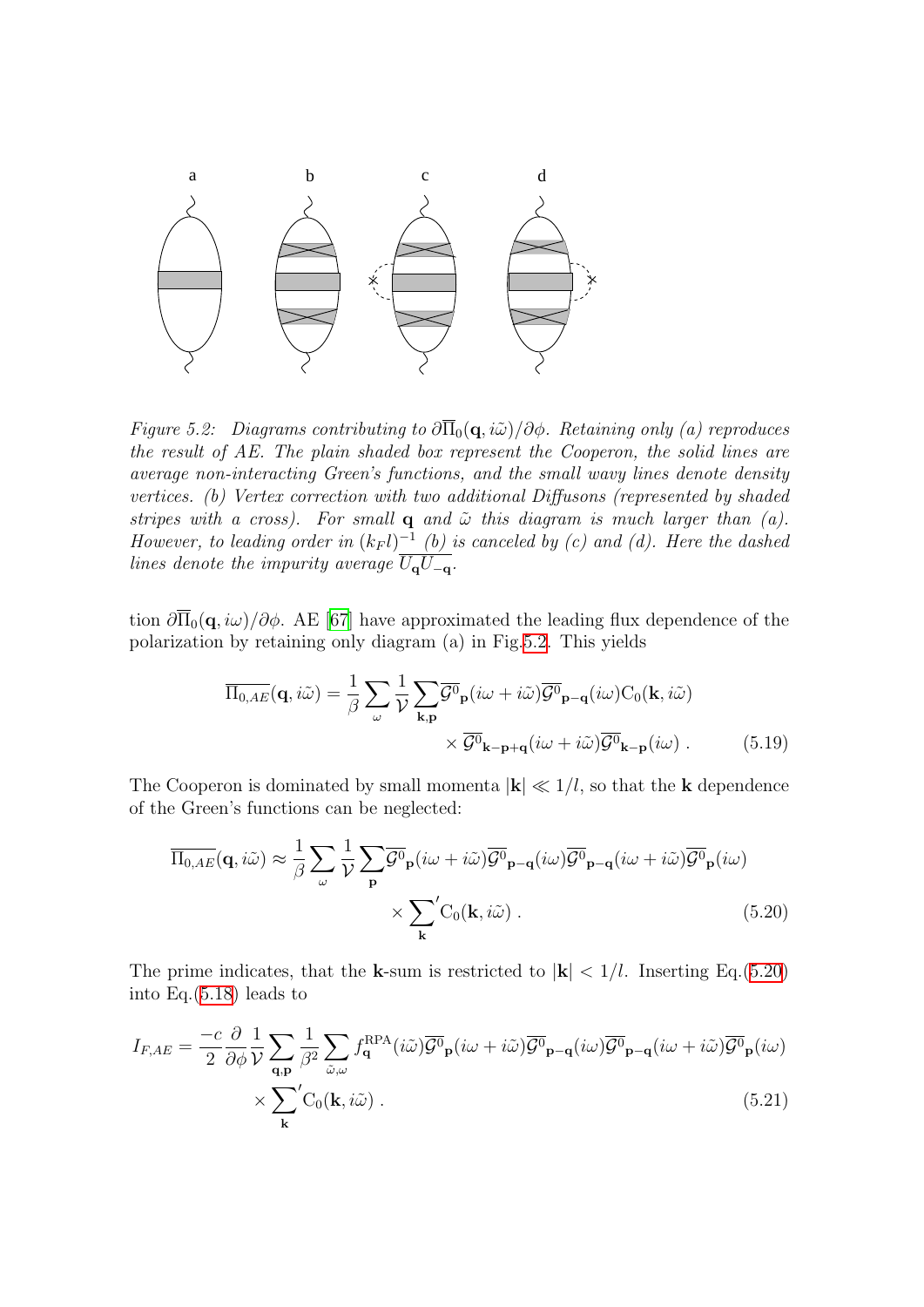*Figure 5.2: Diagrams contributing to $\partial\overline{\Pi}_0(\mathbf{q}, i\tilde{\omega})/\partial\phi$. Retaining only (a) reproduces the result of AE. The plain shaded box represent the Cooperon, the solid lines are average non-interacting Green's functions, and the small wavy lines denote density vertices. (b) Vertex correction with two additional Diffusons (represented by shaded stripes with a cross). For small $\mathbf{q}$ and $\tilde{\omega}$ this diagram is much larger than (a). However, to leading order in $(k_F l)^{-1}$ (b) is canceled by (c) and (d). Here the dashed lines denote the impurity average $\overline{U_{\mathbf{q}} U_{-\mathbf{q}}}$.*

tion $\partial\overline{\Pi}_0(\mathbf{q}, i\omega)/\partial\phi$. AE [67] have approximated the leading flux dependence of the polarization by retaining only diagram (a) in Fig.5.2. This yields

$$\overline{\Pi_{0,AE}}(\mathbf{q}, i\tilde{\omega}) = \frac{1}{\beta}\sum_{\omega}\frac{1}{\mathcal{V}}\sum_{\mathbf{k},\mathbf{p}}\overline{\mathcal{G}^0}_{\mathbf{p}}(i\omega + i\tilde{\omega})\overline{\mathcal{G}^0}_{\mathbf{p}-\mathbf{q}}(i\omega)\mathrm{C}_0(\mathbf{k}, i\tilde{\omega}) \times \overline{\mathcal{G}^0}_{\mathbf{k}-\mathbf{p}+\mathbf{q}}(i\omega + i\tilde{\omega})\overline{\mathcal{G}^0}_{\mathbf{k}-\mathbf{p}}(i\omega) \; . \tag{5.19}$$

The Cooperon is dominated by small momenta $|\mathbf{k}| \ll 1/l$, so that the $\mathbf{k}$ dependence of the Green's functions can be neglected:

$$\overline{\Pi_{0,AE}}(\mathbf{q}, i\tilde{\omega}) \approx \frac{1}{\beta}\sum_{\omega}\frac{1}{\mathcal{V}}\sum_{\mathbf{p}}\overline{\mathcal{G}^0}_{\mathbf{p}}(i\omega + i\tilde{\omega})\overline{\mathcal{G}^0}_{\mathbf{p}-\mathbf{q}}(i\omega)\overline{\mathcal{G}^0}_{\mathbf{p}-\mathbf{q}}(i\omega + i\tilde{\omega})\overline{\mathcal{G}^0}_{\mathbf{p}}(i\omega) \times {\sum_{\mathbf{k}}}' \mathrm{C}_0(\mathbf{k}, i\tilde{\omega}) \; . \tag{5.20}$$

The prime indicates, that the $\mathbf{k}$-sum is restricted to $|\mathbf{k}| < 1/l$. Inserting Eq.(5.20) into Eq.(5.18) leads to

$$I_{F,AE} = \frac{-c}{2}\frac{\partial}{\partial\phi}\frac{1}{\mathcal{V}}\sum_{\mathbf{q},\mathbf{p}}\frac{1}{\beta^2}\sum_{\tilde{\omega},\omega} f^{\mathrm{RPA}}_{\mathbf{q}}(i\tilde{\omega})\overline{\mathcal{G}^0}_{\mathbf{p}}(i\omega + i\tilde{\omega})\overline{\mathcal{G}^0}_{\mathbf{p}-\mathbf{q}}(i\omega)\overline{\mathcal{G}^0}_{\mathbf{p}-\mathbf{q}}(i\omega + i\tilde{\omega})\overline{\mathcal{G}^0}_{\mathbf{p}}(i\omega) \times {\sum_{\mathbf{k}}}' \mathrm{C}_0(\mathbf{k}, i\tilde{\omega}) \; . \tag{5.21}$$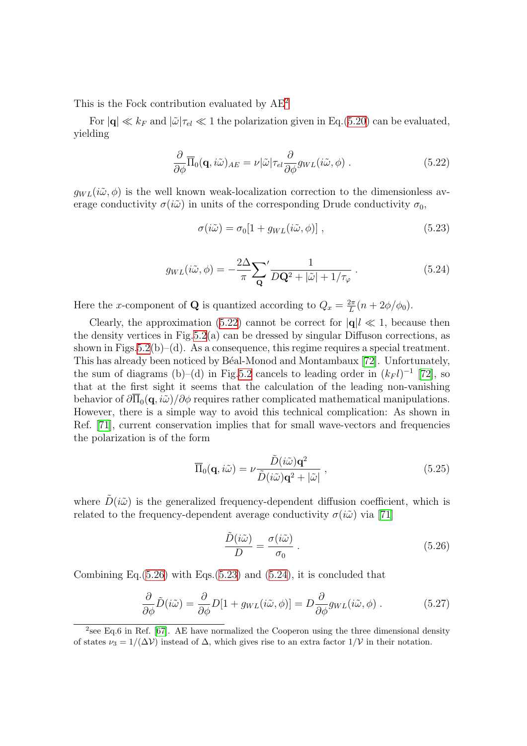This is the Fock contribution evaluated by AE[2]

For $|\mathbf{q}| \ll k_F$ and $|\tilde{\omega}|\tau_{el} \ll 1$ the polarization given in Eq.(5.20) can be evaluated, yielding

$$\frac{\partial}{\partial \phi}\overline{\Pi}_0(\mathbf{q}, i\tilde{\omega})_{AE} = \nu|\tilde{\omega}|\tau_{el}\frac{\partial}{\partial \phi} g_{WL}(i\tilde{\omega}, \phi) \; . \tag{5.22}$$

$g_{WL}(i\tilde{\omega}, \phi)$ is the well known weak-localization correction to the dimensionless average conductivity $\sigma(i\tilde{\omega})$ in units of the corresponding Drude conductivity $\sigma_0$,

$$\sigma(i\tilde{\omega}) = \sigma_0[1 + g_{WL}(i\tilde{\omega}, \phi)] \; , \tag{5.23}$$

$$g_{WL}(i\tilde{\omega}, \phi) = -\frac{2\Delta}{\pi}{\sum_{\mathbf{Q}}}' \frac{1}{D\mathbf{Q}^2 + |\tilde{\omega}| + 1/\tau_\varphi} \; . \tag{5.24}$$

Here the $x$-component of $\mathbf{Q}$ is quantized according to $Q_x = \frac{2\pi}{L}(n + 2\phi/\phi_0)$.

Clearly, the approximation (5.22) cannot be correct for $|\mathbf{q}|l \ll 1$, because then the density vertices in Fig.5.2(a) can be dressed by singular Diffuson corrections, as shown in Figs.5.2(b)–(d). As a consequence, this regime requires a special treatment. This has already been noticed by Béal-Monod and Montambaux [72]. Unfortunately, the sum of diagrams (b)–(d) in Fig.5.2 cancels to leading order in $(k_F l)^{-1}$ [72], so that at the first sight it seems that the calculation of the leading non-vanishing behavior of $\partial\overline{\Pi}_0(\mathbf{q}, i\tilde{\omega})/\partial\phi$ requires rather complicated mathematical manipulations. However, there is a simple way to avoid this technical complication: As shown in Ref. [71], current conservation implies that for small wave-vectors and frequencies the polarization is of the form

$$\overline{\Pi}_0(\mathbf{q}, i\tilde{\omega}) = \nu\frac{\tilde{D}(i\tilde{\omega})\mathbf{q}^2}{\tilde{D}(i\tilde{\omega})\mathbf{q}^2 + |\tilde{\omega}|} \; , \tag{5.25}$$

where $\tilde{D}(i\tilde{\omega})$ is the generalized frequency-dependent diffusion coefficient, which is related to the frequency-dependent average conductivity $\sigma(i\tilde{\omega})$ via [71]

$$\frac{\tilde{D}(i\tilde{\omega})}{D} = \frac{\sigma(i\tilde{\omega})}{\sigma_0} \; . \tag{5.26}$$

Combining Eq.(5.26) with Eqs.(5.23) and (5.24), it is concluded that

$$\frac{\partial}{\partial \phi}\tilde{D}(i\tilde{\omega}) = \frac{\partial}{\partial \phi}D[1 + g_{WL}(i\tilde{\omega}, \phi)] = D\frac{\partial}{\partial \phi}g_{WL}(i\tilde{\omega}, \phi) \; . \tag{5.27}$$

[2] see Eq.6 in Ref. [67]. AE have normalized the Cooperon using the three dimensional density of states $\nu_3 = 1/(\Delta\mathcal{V})$ instead of $\Delta$, which gives rise to an extra factor $1/\mathcal{V}$ in their notation.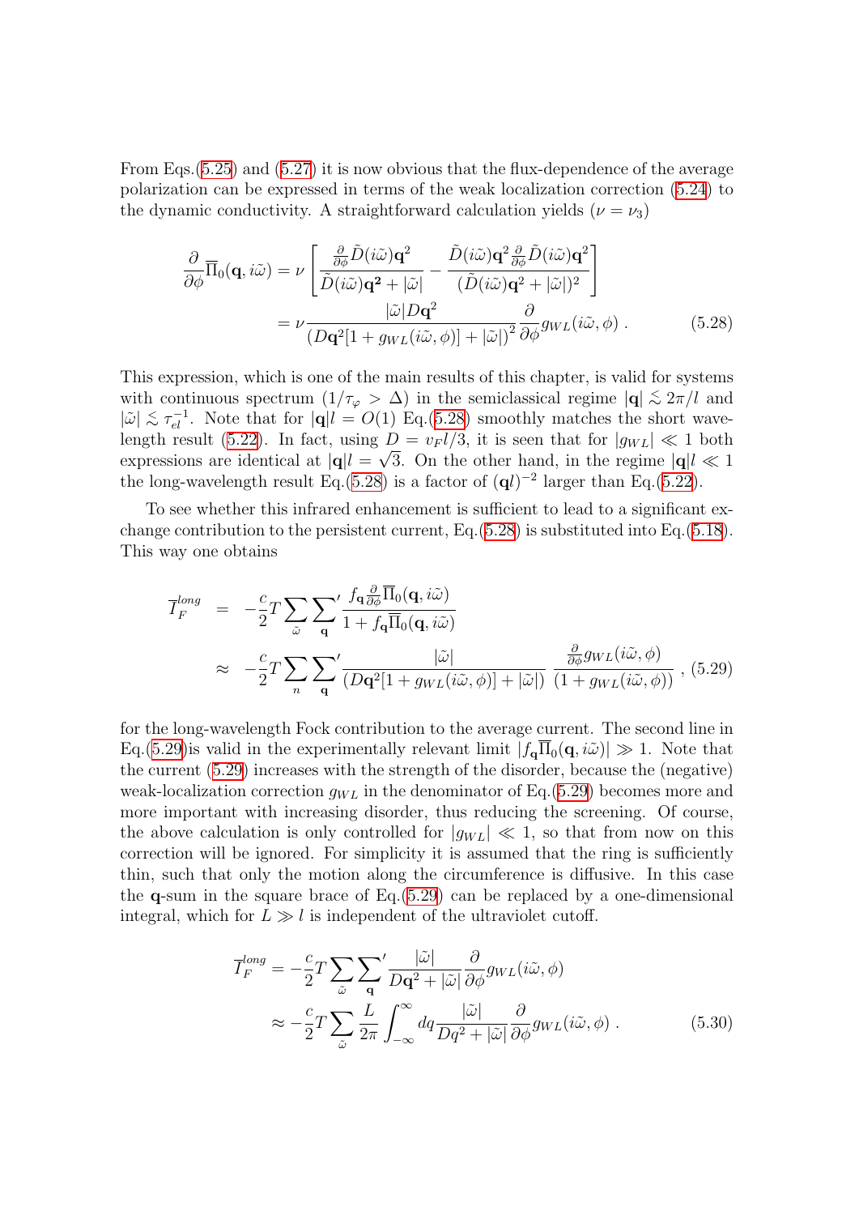From Eqs.(5.25) and (5.27) it is now obvious that the flux-dependence of the average polarization can be expressed in terms of the weak localization correction (5.24) to the dynamic conductivity. A straightforward calculation yields ($\nu = \nu_3$)

$$
\begin{aligned}
\frac{\partial}{\partial \phi}\overline{\Pi}_0(\mathbf{q}, i\tilde{\omega}) &= \nu \left[ \frac{\frac{\partial}{\partial \phi}\tilde{D}(i\tilde{\omega})\mathbf{q}^2}{\tilde{D}(i\tilde{\omega})\mathbf{q}^2 + |\tilde{\omega}|} - \frac{\tilde{D}(i\tilde{\omega})\mathbf{q}^2 \frac{\partial}{\partial \phi}\tilde{D}(i\tilde{\omega})\mathbf{q}^2}{(\tilde{D}(i\tilde{\omega})\mathbf{q}^2 + |\tilde{\omega}|)^2} \right] \\
&= \nu \frac{|\tilde{\omega}| D\mathbf{q}^2}{\left(D\mathbf{q}^2[1 + g_{WL}(i\tilde{\omega}, \phi)] + |\tilde{\omega}|\right)^2} \frac{\partial}{\partial \phi} g_{WL}(i\tilde{\omega}, \phi) \; . \qquad (5.28)
\end{aligned}
$$

This expression, which is one of the main results of this chapter, is valid for systems with continuous spectrum ($1/\tau_\varphi > \Delta$) in the semiclassical regime $|\mathbf{q}| \lesssim 2\pi/l$ and $|\tilde{\omega}| \lesssim \tau_{el}^{-1}$. Note that for $|\mathbf{q}|l = O(1)$ Eq.(5.28) smoothly matches the short wavelength result (5.22). In fact, using $D = v_F l/3$, it is seen that for $|g_{WL}| \ll 1$ both expressions are identical at $|\mathbf{q}|l = \sqrt{3}$. On the other hand, in the regime $|\mathbf{q}|l \ll 1$ the long-wavelength result Eq.(5.28) is a factor of $(\mathbf{q}l)^{-2}$ larger than Eq.(5.22).

To see whether this infrared enhancement is sufficient to lead to a significant exchange contribution to the persistent current, Eq.(5.28) is substituted into Eq.(5.18). This way one obtains

$$
\begin{aligned}
\overline{I}_F^{long} &= -\frac{c}{2} T \sum_{\tilde{\omega}} {\sum_{\mathbf{q}}}' \frac{f_{\mathbf{q}} \frac{\partial}{\partial \phi}\overline{\Pi}_0(\mathbf{q}, i\tilde{\omega})}{1 + f_{\mathbf{q}}\overline{\Pi}_0(\mathbf{q}, i\tilde{\omega})} \\
&\approx -\frac{c}{2} T \sum_{n} {\sum_{\mathbf{q}}}' \frac{|\tilde{\omega}|}{\left(D\mathbf{q}^2[1 + g_{WL}(i\tilde{\omega}, \phi)] + |\tilde{\omega}|\right)} \frac{\frac{\partial}{\partial \phi} g_{WL}(i\tilde{\omega}, \phi)}{(1 + g_{WL}(i\tilde{\omega}, \phi))} \; , \qquad (5.29)
\end{aligned}
$$

for the long-wavelength Fock contribution to the average current. The second line in Eq.(5.29)is valid in the experimentally relevant limit $|f_{\mathbf{q}}\overline{\Pi}_0(\mathbf{q}, i\tilde{\omega})| \gg 1$. Note that the current (5.29) increases with the strength of the disorder, because the (negative) weak-localization correction $g_{WL}$ in the denominator of Eq.(5.29) becomes more and more important with increasing disorder, thus reducing the screening. Of course, the above calculation is only controlled for $|g_{WL}| \ll 1$, so that from now on this correction will be ignored. For simplicity it is assumed that the ring is sufficiently thin, such that only the motion along the circumference is diffusive. In this case the $\mathbf{q}$-sum in the square brace of Eq.(5.29) can be replaced by a one-dimensional integral, which for $L \gg l$ is independent of the ultraviolet cutoff.

$$
\begin{aligned}
\overline{I}_F^{long} &= -\frac{c}{2} T \sum_{\tilde{\omega}} {\sum_{\mathbf{q}}}' \frac{|\tilde{\omega}|}{D\mathbf{q}^2 + |\tilde{\omega}|} \frac{\partial}{\partial \phi} g_{WL}(i\tilde{\omega}, \phi) \\
&\approx -\frac{c}{2} T \sum_{\tilde{\omega}} \frac{L}{2\pi} \int_{-\infty}^{\infty} dq \frac{|\tilde{\omega}|}{Dq^2 + |\tilde{\omega}|} \frac{\partial}{\partial \phi} g_{WL}(i\tilde{\omega}, \phi) \; . \qquad (5.30)
\end{aligned}
$$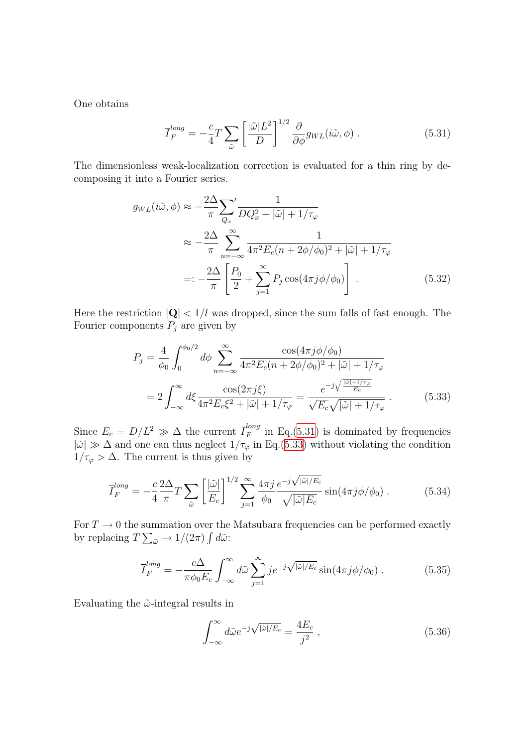One obtains

$$\overline{I}_F^{long} = -\frac{c}{4} T \sum_{\tilde{\omega}} \left[ \frac{|\tilde{\omega}| L^2}{D} \right]^{1/2} \frac{\partial}{\partial \phi} g_{WL}(i\tilde{\omega}, \phi) \; . \tag{5.31}$$

The dimensionless weak-localization correction is evaluated for a thin ring by decomposing it into a Fourier series.

$$\begin{aligned}
g_{WL}(i\tilde{\omega}, \phi) &\approx -\frac{2\Delta}{\pi} {\sum_{Q_x}}' \frac{1}{DQ_x^2 + |\tilde{\omega}| + 1/\tau_\varphi} \\
&\approx -\frac{2\Delta}{\pi} \sum_{n=-\infty}^{\infty} \frac{1}{4\pi^2 E_c (n + 2\phi/\phi_0)^2 + |\tilde{\omega}| + 1/\tau_\varphi} \\
&=: -\frac{2\Delta}{\pi} \left[ \frac{P_0}{2} + \sum_{j=1}^{\infty} P_j \cos(4\pi j \phi/\phi_0) \right] \; .
\end{aligned} \tag{5.32}$$

Here the restriction $|\mathbf{Q}| < 1/l$ was dropped, since the sum falls of fast enough. The Fourier components $P_j$ are given by

$$\begin{aligned}
P_j &= \frac{4}{\phi_0} \int_0^{\phi_0/2} d\phi \sum_{n=-\infty}^{\infty} \frac{\cos(4\pi j \phi/\phi_0)}{4\pi^2 E_c (n + 2\phi/\phi_0)^2 + |\tilde{\omega}| + 1/\tau_\varphi} \\
&= 2 \int_{-\infty}^{\infty} d\xi \frac{\cos(2\pi j \xi)}{4\pi^2 E_c \xi^2 + |\tilde{\omega}| + 1/\tau_\varphi} = \frac{e^{-j\sqrt{\frac{|\tilde{\omega}| + 1/\tau_\varphi}{E_c}}}}{\sqrt{E_c}\sqrt{|\tilde{\omega}| + 1/\tau_\varphi}} \; .
\end{aligned} \tag{5.33}$$

Since $E_c = D/L^2 \gg \Delta$ the current $\overline{I}_F^{long}$ in Eq.(5.31) is dominated by frequencies $|\tilde{\omega}| \gg \Delta$ and one can thus neglect $1/\tau_\varphi$ in Eq.(5.33) without violating the condition $1/\tau_\varphi > \Delta$. The current is thus given by

$$\overline{I}_F^{long} = -\frac{c}{4} \frac{2\Delta}{\pi} T \sum_{\tilde{\omega}} \left[ \frac{|\tilde{\omega}|}{E_c} \right]^{1/2} \sum_{j=1}^{\infty} \frac{4\pi j}{\phi_0} \frac{e^{-j\sqrt{|\tilde{\omega}|/E_c}}}{\sqrt{|\tilde{\omega}| E_c}} \sin(4\pi j \phi/\phi_0) \; . \tag{5.34}$$

For $T \to 0$ the summation over the Matsubara frequencies can be performed exactly by replacing $T \sum_{\tilde{\omega}} \to 1/(2\pi) \int d\tilde{\omega}$:

$$\overline{I}_F^{long} = -\frac{c\Delta}{\pi \phi_0 E_c} \int_{-\infty}^{\infty} d\tilde{\omega} \sum_{j=1}^{\infty} j e^{-j\sqrt{|\tilde{\omega}|/E_c}} \sin(4\pi j \phi/\phi_0) \; . \tag{5.35}$$

Evaluating the $\tilde{\omega}$-integral results in

$$\int_{-\infty}^{\infty} d\tilde{\omega} e^{-j\sqrt{|\tilde{\omega}|/E_c}} = \frac{4E_c}{j^2} \; , \tag{5.36}$$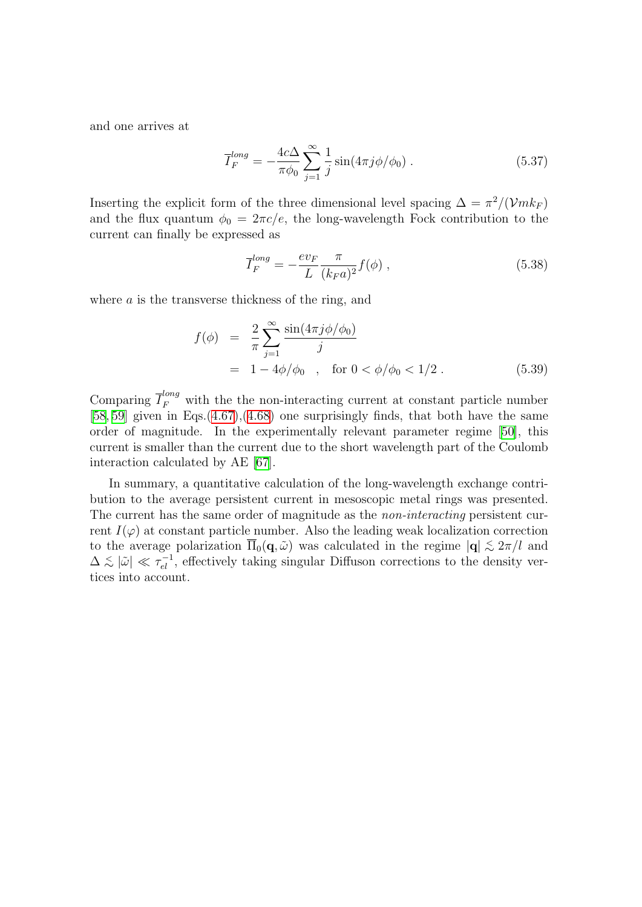and one arrives at

$$\overline{I}_F^{long} = -\frac{4c\Delta}{\pi\phi_0}\sum_{j=1}^{\infty}\frac{1}{j}\sin(4\pi j\phi/\phi_0)\ . \tag{5.37}$$

Inserting the explicit form of the three dimensional level spacing $\Delta = \pi^2/(\mathcal{V}mk_F)$ and the flux quantum $\phi_0 = 2\pi c/e$, the long-wavelength Fock contribution to the current can finally be expressed as

$$\overline{I}_F^{long} = -\frac{ev_F}{L}\frac{\pi}{(k_F a)^2}f(\phi)\ , \tag{5.38}$$

where $a$ is the transverse thickness of the ring, and

$$\begin{aligned} f(\phi) &= \frac{2}{\pi}\sum_{j=1}^{\infty}\frac{\sin(4\pi j\phi/\phi_0)}{j} \\ &= 1 - 4\phi/\phi_0 \quad , \quad \text{for } 0 < \phi/\phi_0 < 1/2\ . \end{aligned} \tag{5.39}$$

Comparing $\overline{I}_F^{long}$ with the the non-interacting current at constant particle number [58, 59] given in Eqs.(4.67),(4.68) one surprisingly finds, that both have the same order of magnitude. In the experimentally relevant parameter regime [50], this current is smaller than the current due to the short wavelength part of the Coulomb interaction calculated by AE [67].

In summary, a quantitative calculation of the long-wavelength exchange contribution to the average persistent current in mesoscopic metal rings was presented. The current has the same order of magnitude as the *non-interacting* persistent current $I(\varphi)$ at constant particle number. Also the leading weak localization correction to the average polarization $\overline{\Pi}_0(\mathbf{q}, \tilde{\omega})$ was calculated in the regime $|\mathbf{q}| \lesssim 2\pi/l$ and $\Delta \lesssim |\tilde{\omega}| \ll \tau_{el}^{-1}$, effectively taking singular Diffuson corrections to the density vertices into account.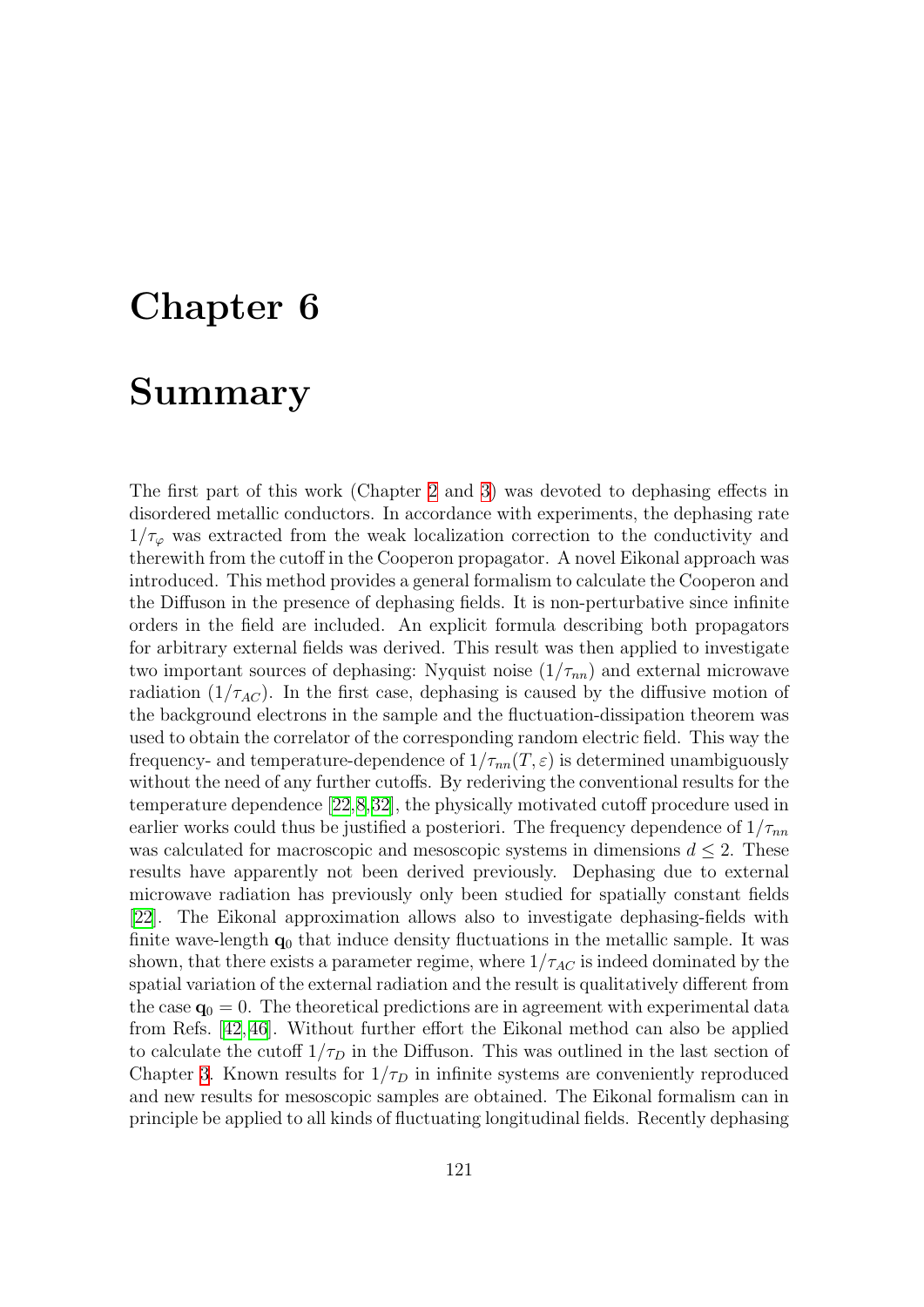# Chapter 6

# Summary

The first part of this work (Chapter 2 and 3) was devoted to dephasing effects in disordered metallic conductors. In accordance with experiments, the dephasing rate $1/\tau_\varphi$ was extracted from the weak localization correction to the conductivity and therewith from the cutoff in the Cooperon propagator. A novel Eikonal approach was introduced. This method provides a general formalism to calculate the Cooperon and the Diffuson in the presence of dephasing fields. It is non-perturbative since infinite orders in the field are included. An explicit formula describing both propagators for arbitrary external fields was derived. This result was then applied to investigate two important sources of dephasing: Nyquist noise ($1/\tau_{nn}$) and external microwave radiation ($1/\tau_{AC}$). In the first case, dephasing is caused by the diffusive motion of the background electrons in the sample and the fluctuation-dissipation theorem was used to obtain the correlator of the corresponding random electric field. This way the frequency- and temperature-dependence of $1/\tau_{nn}(T, \varepsilon)$ is determined unambiguously without the need of any further cutoffs. By rederiving the conventional results for the temperature dependence [22,8,32], the physically motivated cutoff procedure used in earlier works could thus be justified a posteriori. The frequency dependence of $1/\tau_{nn}$ was calculated for macroscopic and mesoscopic systems in dimensions $d \leq 2$. These results have apparently not been derived previously. Dephasing due to external microwave radiation has previously only been studied for spatially constant fields [22]. The Eikonal approximation allows also to investigate dephasing-fields with finite wave-length $\mathbf{q}_0$ that induce density fluctuations in the metallic sample. It was shown, that there exists a parameter regime, where $1/\tau_{AC}$ is indeed dominated by the spatial variation of the external radiation and the result is qualitatively different from the case $\mathbf{q}_0 = 0$. The theoretical predictions are in agreement with experimental data from Refs. [42,46]. Without further effort the Eikonal method can also be applied to calculate the cutoff $1/\tau_D$ in the Diffuson. This was outlined in the last section of Chapter 3. Known results for $1/\tau_D$ in infinite systems are conveniently reproduced and new results for mesoscopic samples are obtained. The Eikonal formalism can in principle be applied to all kinds of fluctuating longitudinal fields. Recently dephasing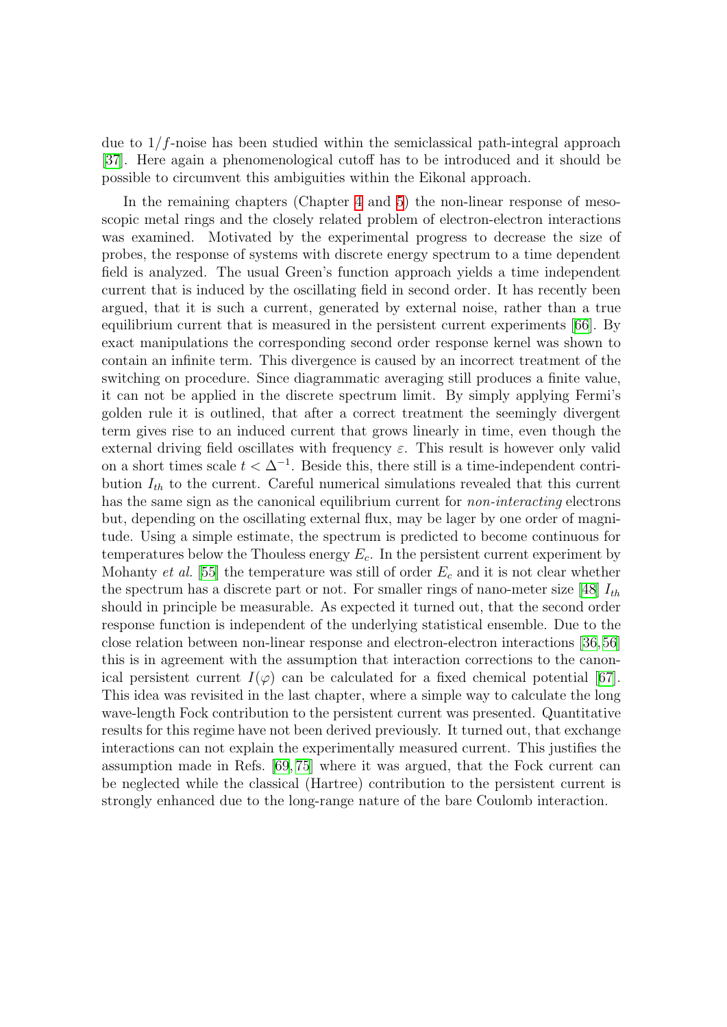due to $1/f$-noise has been studied within the semiclassical path-integral approach [37]. Here again a phenomenological cutoff has to be introduced and it should be possible to circumvent this ambiguities within the Eikonal approach.

In the remaining chapters (Chapter 4 and 5) the non-linear response of mesoscopic metal rings and the closely related problem of electron-electron interactions was examined. Motivated by the experimental progress to decrease the size of probes, the response of systems with discrete energy spectrum to a time dependent field is analyzed. The usual Green's function approach yields a time independent current that is induced by the oscillating field in second order. It has recently been argued, that it is such a current, generated by external noise, rather than a true equilibrium current that is measured in the persistent current experiments [66]. By exact manipulations the corresponding second order response kernel was shown to contain an infinite term. This divergence is caused by an incorrect treatment of the switching on procedure. Since diagrammatic averaging still produces a finite value, it can not be applied in the discrete spectrum limit. By simply applying Fermi's golden rule it is outlined, that after a correct treatment the seemingly divergent term gives rise to an induced current that grows linearly in time, even though the external driving field oscillates with frequency $\varepsilon$. This result is however only valid on a short times scale $t < \Delta^{-1}$. Beside this, there still is a time-independent contribution $I_{th}$ to the current. Careful numerical simulations revealed that this current has the same sign as the canonical equilibrium current for *non-interacting* electrons but, depending on the oscillating external flux, may be lager by one order of magnitude. Using a simple estimate, the spectrum is predicted to become continuous for temperatures below the Thouless energy $E_c$. In the persistent current experiment by Mohanty *et al.* [55] the temperature was still of order $E_c$ and it is not clear whether the spectrum has a discrete part or not. For smaller rings of nano-meter size [48] $I_{th}$ should in principle be measurable. As expected it turned out, that the second order response function is independent of the underlying statistical ensemble. Due to the close relation between non-linear response and electron-electron interactions [36,56] this is in agreement with the assumption that interaction corrections to the canonical persistent current $I(\varphi)$ can be calculated for a fixed chemical potential [67]. This idea was revisited in the last chapter, where a simple way to calculate the long wave-length Fock contribution to the persistent current was presented. Quantitative results for this regime have not been derived previously. It turned out, that exchange interactions can not explain the experimentally measured current. This justifies the assumption made in Refs. [69,75] where it was argued, that the Fock current can be neglected while the classical (Hartree) contribution to the persistent current is strongly enhanced due to the long-range nature of the bare Coulomb interaction.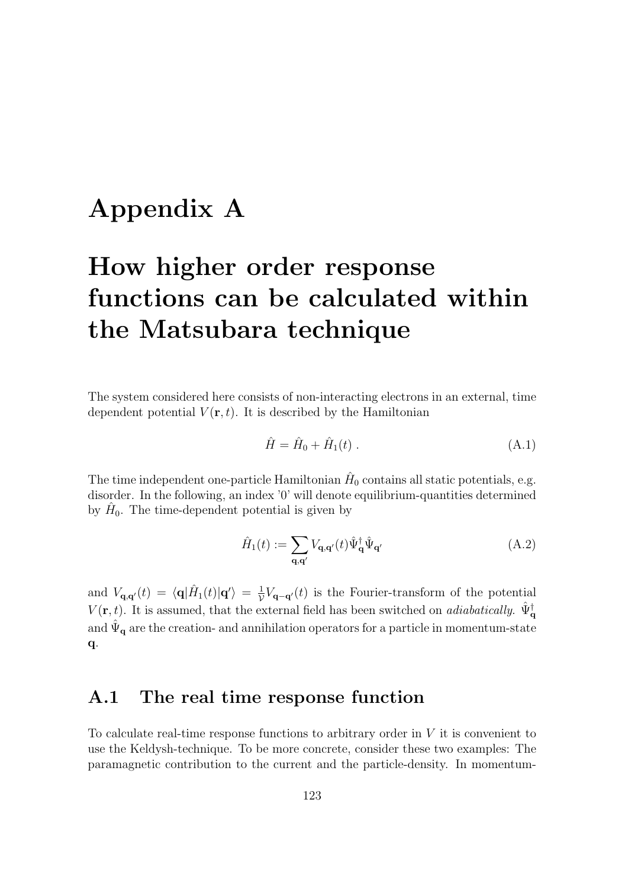# Appendix A

# How higher order response functions can be calculated within the Matsubara technique

The system considered here consists of non-interacting electrons in an external, time dependent potential $V(\mathbf{r}, t)$. It is described by the Hamiltonian

$$\hat{H} = \hat{H}_0 + \hat{H}_1(t) \; . \tag{A.1}$$

The time independent one-particle Hamiltonian $\hat{H}_0$ contains all static potentials, e.g. disorder. In the following, an index '0' will denote equilibrium-quantities determined by $\hat{H}_0$. The time-dependent potential is given by

$$\hat{H}_1(t) := \sum_{\mathbf{q},\mathbf{q}'} V_{\mathbf{q},\mathbf{q}'}(t) \hat{\Psi}^\dagger_{\mathbf{q}} \hat{\Psi}_{\mathbf{q}'} \tag{A.2}$$

and $V_{\mathbf{q},\mathbf{q}'}(t) = \langle \mathbf{q} | \hat{H}_1(t) | \mathbf{q}' \rangle = \frac{1}{\mathcal{V}} V_{\mathbf{q}-\mathbf{q}'}(t)$ is the Fourier-transform of the potential $V(\mathbf{r}, t)$. It is assumed, that the external field has been switched on *adiabatically*. $\hat{\Psi}^\dagger_{\mathbf{q}}$ and $\hat{\Psi}_{\mathbf{q}}$ are the creation- and annihilation operators for a particle in momentum-state $\mathbf{q}$.

## A.1 The real time response function

To calculate real-time response functions to arbitrary order in $V$ it is convenient to use the Keldysh-technique. To be more concrete, consider these two examples: The paramagnetic contribution to the current and the particle-density. In momentum-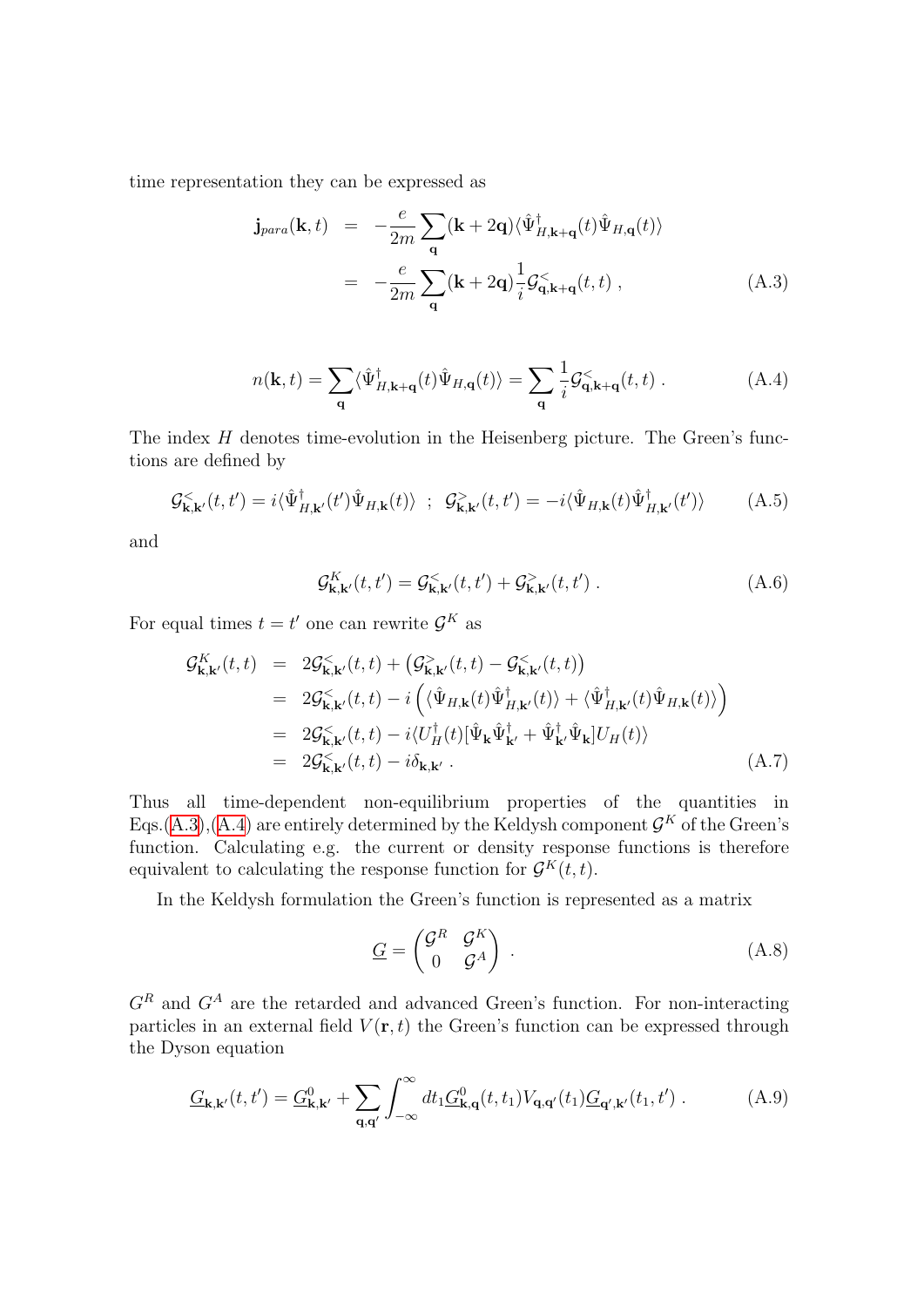time representation they can be expressed as

$$
\begin{aligned}
\mathbf{j}_{para}(\mathbf{k},t) &= -\frac{e}{2m}\sum_{\mathbf{q}}(\mathbf{k}+2\mathbf{q})\langle\hat{\Psi}^{\dagger}_{H,\mathbf{k}+\mathbf{q}}(t)\hat{\Psi}_{H,\mathbf{q}}(t)\rangle \\
&= -\frac{e}{2m}\sum_{\mathbf{q}}(\mathbf{k}+2\mathbf{q})\frac{1}{i}\mathcal{G}^{<}_{\mathbf{q},\mathbf{k}+\mathbf{q}}(t,t)\ ,
\end{aligned}
\tag{A.3}
$$

$$
n(\mathbf{k},t) = \sum_{\mathbf{q}}\langle\hat{\Psi}^{\dagger}_{H,\mathbf{k}+\mathbf{q}}(t)\hat{\Psi}_{H,\mathbf{q}}(t)\rangle = \sum_{\mathbf{q}}\frac{1}{i}\mathcal{G}^{<}_{\mathbf{q},\mathbf{k}+\mathbf{q}}(t,t)\ . \tag{A.4}
$$

The index $H$ denotes time-evolution in the Heisenberg picture. The Green's functions are defined by

$$
\mathcal{G}^{<}_{\mathbf{k},\mathbf{k}'}(t,t') = i\langle\hat{\Psi}^{\dagger}_{H,\mathbf{k}'}(t')\hat{\Psi}_{H,\mathbf{k}}(t)\rangle\ \ ;\ \ \mathcal{G}^{>}_{\mathbf{k},\mathbf{k}'}(t,t') = -i\langle\hat{\Psi}_{H,\mathbf{k}}(t)\hat{\Psi}^{\dagger}_{H,\mathbf{k}'}(t')\rangle \tag{A.5}
$$

and

$$
\mathcal{G}^{K}_{\mathbf{k},\mathbf{k}'}(t,t') = \mathcal{G}^{<}_{\mathbf{k},\mathbf{k}'}(t,t') + \mathcal{G}^{>}_{\mathbf{k},\mathbf{k}'}(t,t')\ . \tag{A.6}
$$

For equal times $t = t'$ one can rewrite $\mathcal{G}^K$ as

$$
\begin{aligned}
\mathcal{G}^{K}_{\mathbf{k},\mathbf{k}'}(t,t) &= 2\mathcal{G}^{<}_{\mathbf{k},\mathbf{k}'}(t,t) + \left(\mathcal{G}^{>}_{\mathbf{k},\mathbf{k}'}(t,t) - \mathcal{G}^{<}_{\mathbf{k},\mathbf{k}'}(t,t)\right) \\
&= 2\mathcal{G}^{<}_{\mathbf{k},\mathbf{k}'}(t,t) - i\left(\langle\hat{\Psi}_{H,\mathbf{k}}(t)\hat{\Psi}^{\dagger}_{H,\mathbf{k}'}(t)\rangle + \langle\hat{\Psi}^{\dagger}_{H,\mathbf{k}'}(t)\hat{\Psi}_{H,\mathbf{k}}(t)\rangle\right) \\
&= 2\mathcal{G}^{<}_{\mathbf{k},\mathbf{k}'}(t,t) - i\langle U^{\dagger}_{H}(t)[\hat{\Psi}_{\mathbf{k}}\hat{\Psi}^{\dagger}_{\mathbf{k}'} + \hat{\Psi}^{\dagger}_{\mathbf{k}'}\hat{\Psi}_{\mathbf{k}}]U_{H}(t)\rangle \\
&= 2\mathcal{G}^{<}_{\mathbf{k},\mathbf{k}'}(t,t) - i\delta_{\mathbf{k},\mathbf{k}'}\ .
\end{aligned}
\tag{A.7}
$$

Thus all time-dependent non-equilibrium properties of the quantities in Eqs.(A.3),(A.4) are entirely determined by the Keldysh component $\mathcal{G}^K$ of the Green's function. Calculating e.g. the current or density response functions is therefore equivalent to calculating the response function for $\mathcal{G}^K(t,t)$.

In the Keldysh formulation the Green's function is represented as a matrix

$$
\underline{G} = \begin{pmatrix} \mathcal{G}^R & \mathcal{G}^K \\ 0 & \mathcal{G}^A \end{pmatrix}\ . \tag{A.8}
$$

$G^R$ and $G^A$ are the retarded and advanced Green's function. For non-interacting particles in an external field $V(\mathbf{r},t)$ the Green's function can be expressed through the Dyson equation

$$
\underline{G}_{\mathbf{k},\mathbf{k}'}(t,t') = \underline{G}^{0}_{\mathbf{k},\mathbf{k}'} + \sum_{\mathbf{q},\mathbf{q}'}\int_{-\infty}^{\infty}dt_1\underline{G}^{0}_{\mathbf{k},\mathbf{q}}(t,t_1)V_{\mathbf{q},\mathbf{q}'}(t_1)\underline{G}_{\mathbf{q}',\mathbf{k}'}(t_1,t')\ . \tag{A.9}
$$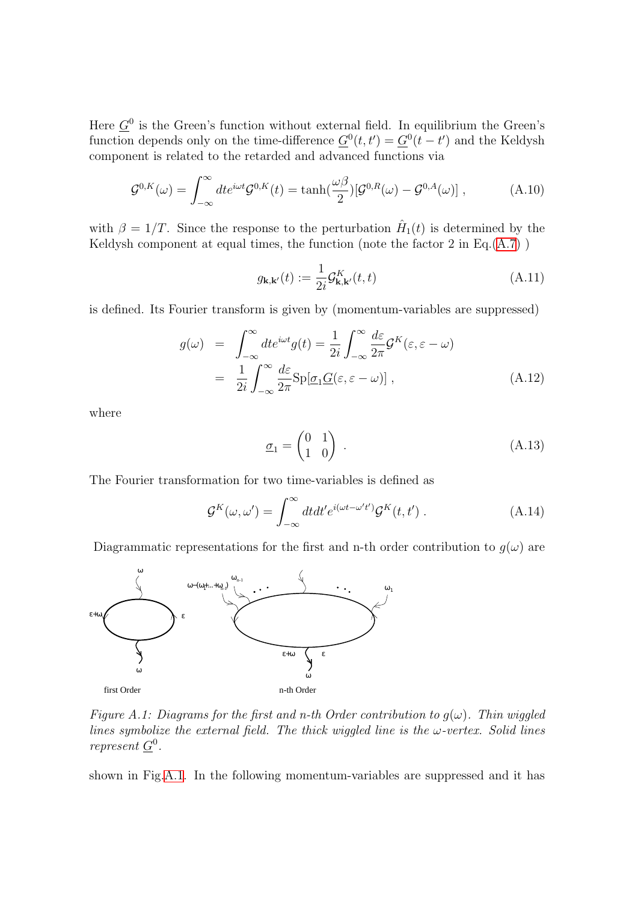Here $\underline{G}^0$ is the Green's function without external field. In equilibrium the Green's function depends only on the time-difference $\underline{G}^0(t,t') = \underline{G}^0(t-t')$ and the Keldysh component is related to the retarded and advanced functions via

$$\mathcal{G}^{0,K}(\omega) = \int_{-\infty}^{\infty} dt e^{i\omega t} \mathcal{G}^{0,K}(t) = \tanh(\frac{\omega\beta}{2})[\mathcal{G}^{0,R}(\omega) - \mathcal{G}^{0,A}(\omega)] \, , \tag{A.10}$$

with $\beta = 1/T$. Since the response to the perturbation $\hat{H}_1(t)$ is determined by the Keldysh component at equal times, the function (note the factor 2 in Eq.(A.7) )

$$g_{\mathbf{k},\mathbf{k}'}(t) := \frac{1}{2i} \mathcal{G}^K_{\mathbf{k},\mathbf{k}'}(t,t) \tag{A.11}$$

is defined. Its Fourier transform is given by (momentum-variables are suppressed)

$$\begin{aligned} g(\omega) &= \int_{-\infty}^{\infty} dt e^{i\omega t} g(t) = \frac{1}{2i} \int_{-\infty}^{\infty} \frac{d\varepsilon}{2\pi} \mathcal{G}^K(\varepsilon, \varepsilon - \omega) \\ &= \frac{1}{2i} \int_{-\infty}^{\infty} \frac{d\varepsilon}{2\pi} \mathrm{Sp}[\underline{\sigma}_1 \underline{G}(\varepsilon, \varepsilon - \omega)] \, , \end{aligned} \tag{A.12}$$

where

$$\underline{\sigma}_1 = \begin{pmatrix} 0 & 1 \\ 1 & 0 \end{pmatrix} \, . \tag{A.13}$$

The Fourier transformation for two time-variables is defined as

$$\mathcal{G}^K(\omega, \omega') = \int_{-\infty}^{\infty} dt dt' e^{i(\omega t - \omega' t')} \mathcal{G}^K(t,t') \, . \tag{A.14}$$

Diagrammatic representations for the first and n-th order contribution to $g(\omega)$ are

*Figure A.1: Diagrams for the first and n-th Order contribution to $g(\omega)$. Thin wiggled lines symbolize the external field. The thick wiggled line is the $\omega$-vertex. Solid lines represent $\underline{G}^0$.*

shown in Fig.A.1. In the following momentum-variables are suppressed and it has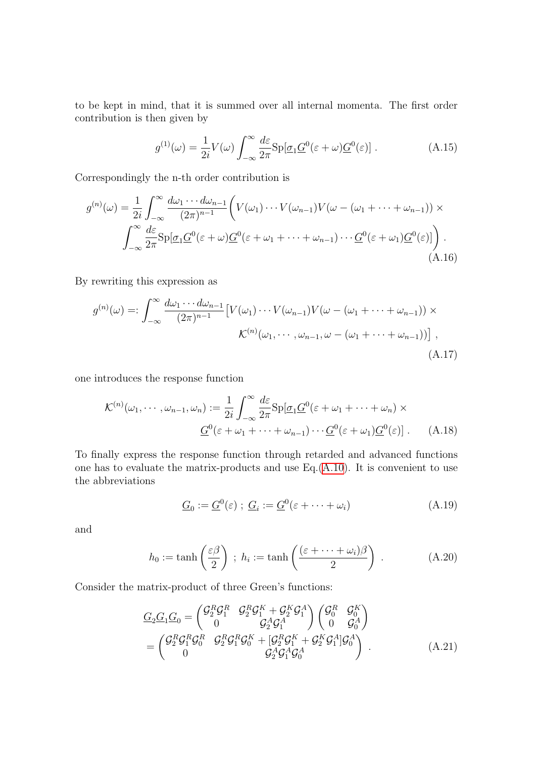to be kept in mind, that it is summed over all internal momenta. The first order contribution is then given by

$$g^{(1)}(\omega) = \frac{1}{2i} V(\omega) \int_{-\infty}^{\infty} \frac{d\varepsilon}{2\pi} \mathrm{Sp}[\underline{\sigma}_1 \underline{G}^0(\varepsilon + \omega) \underline{G}^0(\varepsilon)] \; . \tag{A.15}$$

Correspondingly the n-th order contribution is

$$\begin{aligned} g^{(n)}(\omega) = \frac{1}{2i} \int_{-\infty}^{\infty} \frac{d\omega_1 \cdots d\omega_{n-1}}{(2\pi)^{n-1}} \Bigg( V(\omega_1) \cdots V(\omega_{n-1}) V(\omega - (\omega_1 + \cdots + \omega_{n-1})) \times \\ \int_{-\infty}^{\infty} \frac{d\varepsilon}{2\pi} \mathrm{Sp}[\underline{\sigma}_1 \underline{G}^0(\varepsilon + \omega) \underline{G}^0(\varepsilon + \omega_1 + \cdots + \omega_{n-1}) \cdots \underline{G}^0(\varepsilon + \omega_1) \underline{G}^0(\varepsilon)] \Bigg) \; . \end{aligned} \tag{A.16}$$

By rewriting this expression as

$$\begin{aligned} g^{(n)}(\omega) =: \int_{-\infty}^{\infty} \frac{d\omega_1 \cdots d\omega_{n-1}}{(2\pi)^{n-1}} \big[ V(\omega_1) \cdots V(\omega_{n-1}) V(\omega - (\omega_1 + \cdots + \omega_{n-1})) \times \\ \mathcal{K}^{(n)}(\omega_1, \cdots, \omega_{n-1}, \omega - (\omega_1 + \cdots + \omega_{n-1})) \big] \; , \end{aligned} \tag{A.17}$$

one introduces the response function

$$\begin{aligned} \mathcal{K}^{(n)}(\omega_1, \cdots, \omega_{n-1}, \omega_n) := \frac{1}{2i} \int_{-\infty}^{\infty} \frac{d\varepsilon}{2\pi} \mathrm{Sp}[\underline{\sigma}_1 \underline{G}^0(\varepsilon + \omega_1 + \cdots + \omega_n) \times \\ \underline{G}^0(\varepsilon + \omega_1 + \cdots + \omega_{n-1}) \cdots \underline{G}^0(\varepsilon + \omega_1) \underline{G}^0(\varepsilon)] \; . \end{aligned} \tag{A.18}$$

To finally express the response function through retarded and advanced functions one has to evaluate the matrix-products and use Eq.(A.10). It is convenient to use the abbreviations

$$\underline{G}_0 := \underline{G}^0(\varepsilon) \; ; \; \underline{G}_i := \underline{G}^0(\varepsilon + \cdots + \omega_i) \tag{A.19}$$

and

$$h_0 := \tanh\left(\frac{\varepsilon\beta}{2}\right) \; ; \; h_i := \tanh\left(\frac{(\varepsilon + \cdots + \omega_i)\beta}{2}\right) \; . \tag{A.20}$$

Consider the matrix-product of three Green's functions:

$$\begin{aligned} \underline{G}_2 \underline{G}_1 \underline{G}_0 &= \begin{pmatrix} \mathcal{G}_2^R \mathcal{G}_1^R & \mathcal{G}_2^R \mathcal{G}_1^K + \mathcal{G}_2^K \mathcal{G}_1^A \\ 0 & \mathcal{G}_2^A \mathcal{G}_1^A \end{pmatrix} \begin{pmatrix} \mathcal{G}_0^R & \mathcal{G}_0^K \\ 0 & \mathcal{G}_0^A \end{pmatrix} \\ &= \begin{pmatrix} \mathcal{G}_2^R \mathcal{G}_1^R \mathcal{G}_0^R & \mathcal{G}_2^R \mathcal{G}_1^R \mathcal{G}_0^K + [\mathcal{G}_2^R \mathcal{G}_1^K + \mathcal{G}_2^K \mathcal{G}_1^A] \mathcal{G}_0^A \\ 0 & \mathcal{G}_2^A \mathcal{G}_1^A \mathcal{G}_0^A \end{pmatrix} \; . \end{aligned} \tag{A.21}$$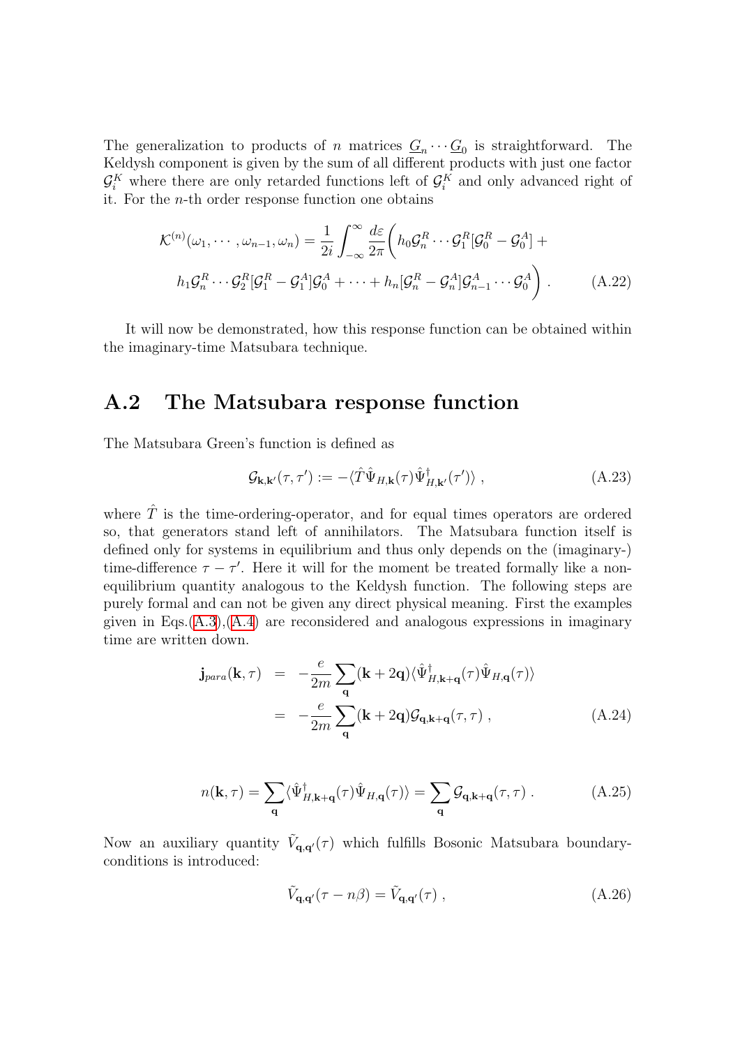The generalization to products of $n$ matrices $\underline{G}_n \cdots \underline{G}_0$ is straightforward. The Keldysh component is given by the sum of all different products with just one factor $\mathcal{G}_i^K$ where there are only retarded functions left of $\mathcal{G}_i^K$ and only advanced right of it. For the $n$-th order response function one obtains

$$
\mathcal{K}^{(n)}(\omega_1, \cdots, \omega_{n-1}, \omega_n) = \frac{1}{2i} \int_{-\infty}^{\infty} \frac{d\varepsilon}{2\pi} \bigg( h_0 \mathcal{G}_n^R \cdots \mathcal{G}_1^R [\mathcal{G}_0^R - \mathcal{G}_0^A] + 
h_1 \mathcal{G}_n^R \cdots \mathcal{G}_2^R [\mathcal{G}_1^R - \mathcal{G}_1^A] \mathcal{G}_0^A + \cdots + h_n [\mathcal{G}_n^R - \mathcal{G}_n^A] \mathcal{G}_{n-1}^A \cdots \mathcal{G}_0^A \bigg) . \tag{A.22}
$$

It will now be demonstrated, how this response function can be obtained within the imaginary-time Matsubara technique.

## A.2 The Matsubara response function

The Matsubara Green's function is defined as

$$
\mathcal{G}_{\mathbf{k},\mathbf{k}'}(\tau, \tau') := -\langle \hat{T} \hat{\Psi}_{H,\mathbf{k}}(\tau) \hat{\Psi}^\dagger_{H,\mathbf{k}'}(\tau') \rangle , \tag{A.23}
$$

where $\hat{T}$ is the time-ordering-operator, and for equal times operators are ordered so, that generators stand left of annihilators. The Matsubara function itself is defined only for systems in equilibrium and thus only depends on the (imaginary-) time-difference $\tau - \tau'$. Here it will for the moment be treated formally like a non-equilibrium quantity analogous to the Keldysh function. The following steps are purely formal and can not be given any direct physical meaning. First the examples given in Eqs.(A.3),(A.4) are reconsidered and analogous expressions in imaginary time are written down.

$$
\begin{aligned}
\mathbf{j}_{para}(\mathbf{k}, \tau) &= -\frac{e}{2m} \sum_{\mathbf{q}} (\mathbf{k} + 2\mathbf{q}) \langle \hat{\Psi}^\dagger_{H,\mathbf{k}+\mathbf{q}}(\tau) \hat{\Psi}_{H,\mathbf{q}}(\tau) \rangle \\
&= -\frac{e}{2m} \sum_{\mathbf{q}} (\mathbf{k} + 2\mathbf{q}) \mathcal{G}_{\mathbf{q},\mathbf{k}+\mathbf{q}}(\tau, \tau) ,
\end{aligned} \tag{A.24}
$$

$$
n(\mathbf{k}, \tau) = \sum_{\mathbf{q}} \langle \hat{\Psi}^\dagger_{H,\mathbf{k}+\mathbf{q}}(\tau) \hat{\Psi}_{H,\mathbf{q}}(\tau) \rangle = \sum_{\mathbf{q}} \mathcal{G}_{\mathbf{q},\mathbf{k}+\mathbf{q}}(\tau, \tau) . \tag{A.25}
$$

Now an auxiliary quantity $\tilde{V}_{\mathbf{q},\mathbf{q}'}(\tau)$ which fulfills Bosonic Matsubara boundary-conditions is introduced:

$$
\tilde{V}_{\mathbf{q},\mathbf{q}'}(\tau - n\beta) = \tilde{V}_{\mathbf{q},\mathbf{q}'}(\tau) , \tag{A.26}
$$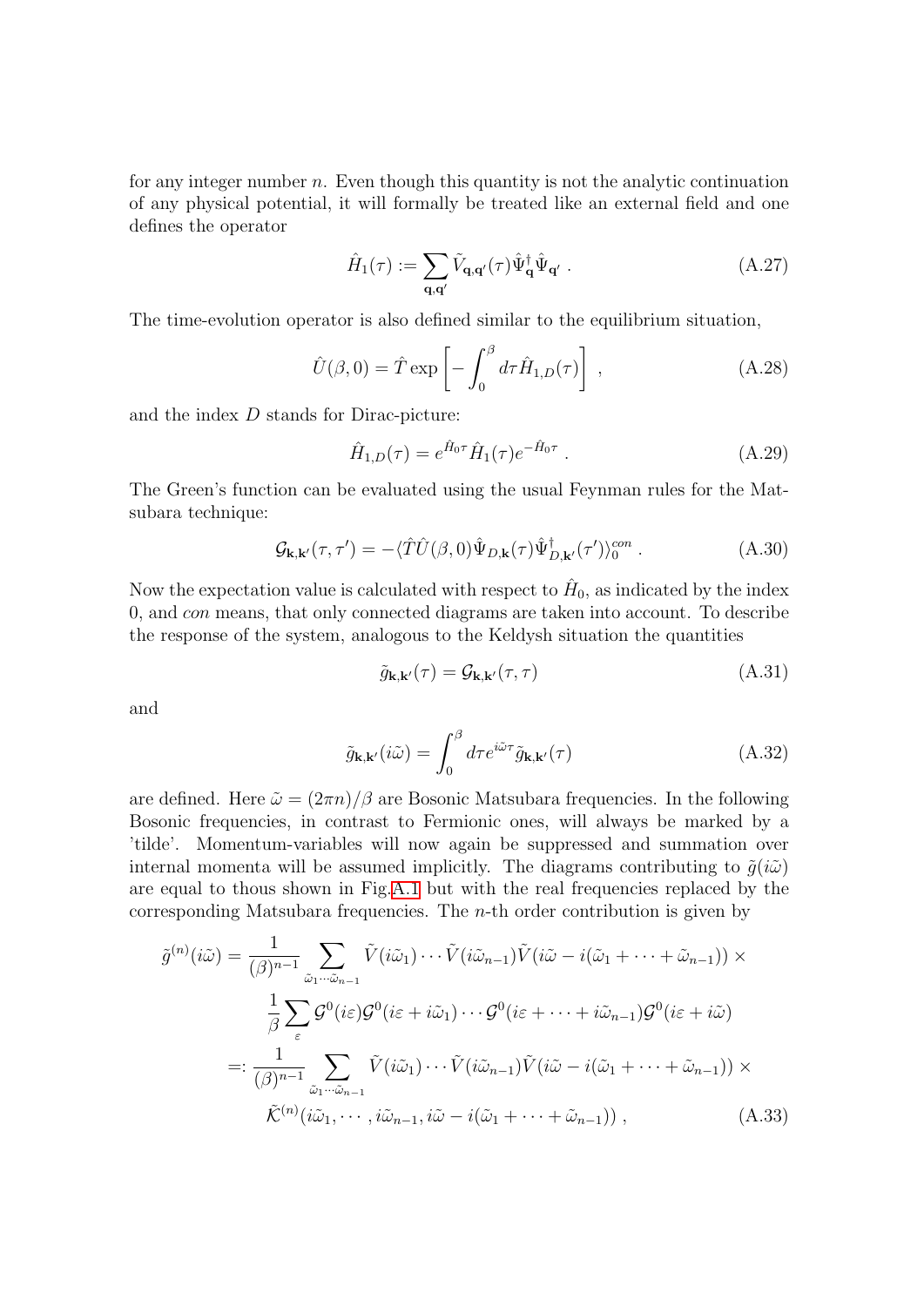for any integer number $n$. Even though this quantity is not the analytic continuation of any physical potential, it will formally be treated like an external field and one defines the operator

$$\hat{H}_1(\tau) := \sum_{\mathbf{q},\mathbf{q}'} \tilde{V}_{\mathbf{q},\mathbf{q}'}(\tau) \hat{\Psi}^\dagger_{\mathbf{q}} \hat{\Psi}_{\mathbf{q}'} \; . \tag{A.27}$$

The time-evolution operator is also defined similar to the equilibrium situation,

$$\hat{U}(\beta, 0) = \hat{T} \exp\left[ -\int_0^\beta d\tau \hat{H}_{1,D}(\tau) \right] \; , \tag{A.28}$$

and the index $D$ stands for Dirac-picture:

$$\hat{H}_{1,D}(\tau) = e^{\hat{H}_0 \tau} \hat{H}_1(\tau) e^{-\hat{H}_0 \tau} \; . \tag{A.29}$$

The Green's function can be evaluated using the usual Feynman rules for the Matsubara technique:

$$\mathcal{G}_{\mathbf{k},\mathbf{k}'}(\tau, \tau') = -\langle \hat{T} \hat{U}(\beta, 0) \hat{\Psi}_{D,\mathbf{k}}(\tau) \hat{\Psi}^\dagger_{D,\mathbf{k}'}(\tau') \rangle_0^{con} \; . \tag{A.30}$$

Now the expectation value is calculated with respect to $\hat{H}_0$, as indicated by the index 0, and *con* means, that only connected diagrams are taken into account. To describe the response of the system, analogous to the Keldysh situation the quantities

$$\tilde{g}_{\mathbf{k},\mathbf{k}'}(\tau) = \mathcal{G}_{\mathbf{k},\mathbf{k}'}(\tau, \tau) \tag{A.31}$$

and

$$\tilde{g}_{\mathbf{k},\mathbf{k}'}(i\tilde{\omega}) = \int_0^\beta d\tau e^{i\tilde{\omega}\tau} \tilde{g}_{\mathbf{k},\mathbf{k}'}(\tau) \tag{A.32}$$

are defined. Here $\tilde{\omega} = (2\pi n)/\beta$ are Bosonic Matsubara frequencies. In the following Bosonic frequencies, in contrast to Fermionic ones, will always be marked by a 'tilde'. Momentum-variables will now again be suppressed and summation over internal momenta will be assumed implicitly. The diagrams contributing to $\tilde{g}(i\tilde{\omega})$ are equal to thous shown in Fig.A.1 but with the real frequencies replaced by the corresponding Matsubara frequencies. The $n$-th order contribution is given by

$$\begin{aligned}
\tilde{g}^{(n)}(i\tilde{\omega}) &= \frac{1}{(\beta)^{n-1}} \sum_{\tilde{\omega}_1 \cdots \tilde{\omega}_{n-1}} \tilde{V}(i\tilde{\omega}_1) \cdots \tilde{V}(i\tilde{\omega}_{n-1}) \tilde{V}(i\tilde{\omega} - i(\tilde{\omega}_1 + \cdots + \tilde{\omega}_{n-1})) \times \\
&\qquad \frac{1}{\beta} \sum_{\varepsilon} \mathcal{G}^0(i\varepsilon) \mathcal{G}^0(i\varepsilon + i\tilde{\omega}_1) \cdots \mathcal{G}^0(i\varepsilon + \cdots + i\tilde{\omega}_{n-1}) \mathcal{G}^0(i\varepsilon + i\tilde{\omega}) \\
&=: \frac{1}{(\beta)^{n-1}} \sum_{\tilde{\omega}_1 \cdots \tilde{\omega}_{n-1}} \tilde{V}(i\tilde{\omega}_1) \cdots \tilde{V}(i\tilde{\omega}_{n-1}) \tilde{V}(i\tilde{\omega} - i(\tilde{\omega}_1 + \cdots + \tilde{\omega}_{n-1})) \times \\
&\qquad \tilde{\mathcal{K}}^{(n)}(i\tilde{\omega}_1, \cdots, i\tilde{\omega}_{n-1}, i\tilde{\omega} - i(\tilde{\omega}_1 + \cdots + \tilde{\omega}_{n-1})) \; ,
\end{aligned} \tag{A.33}$$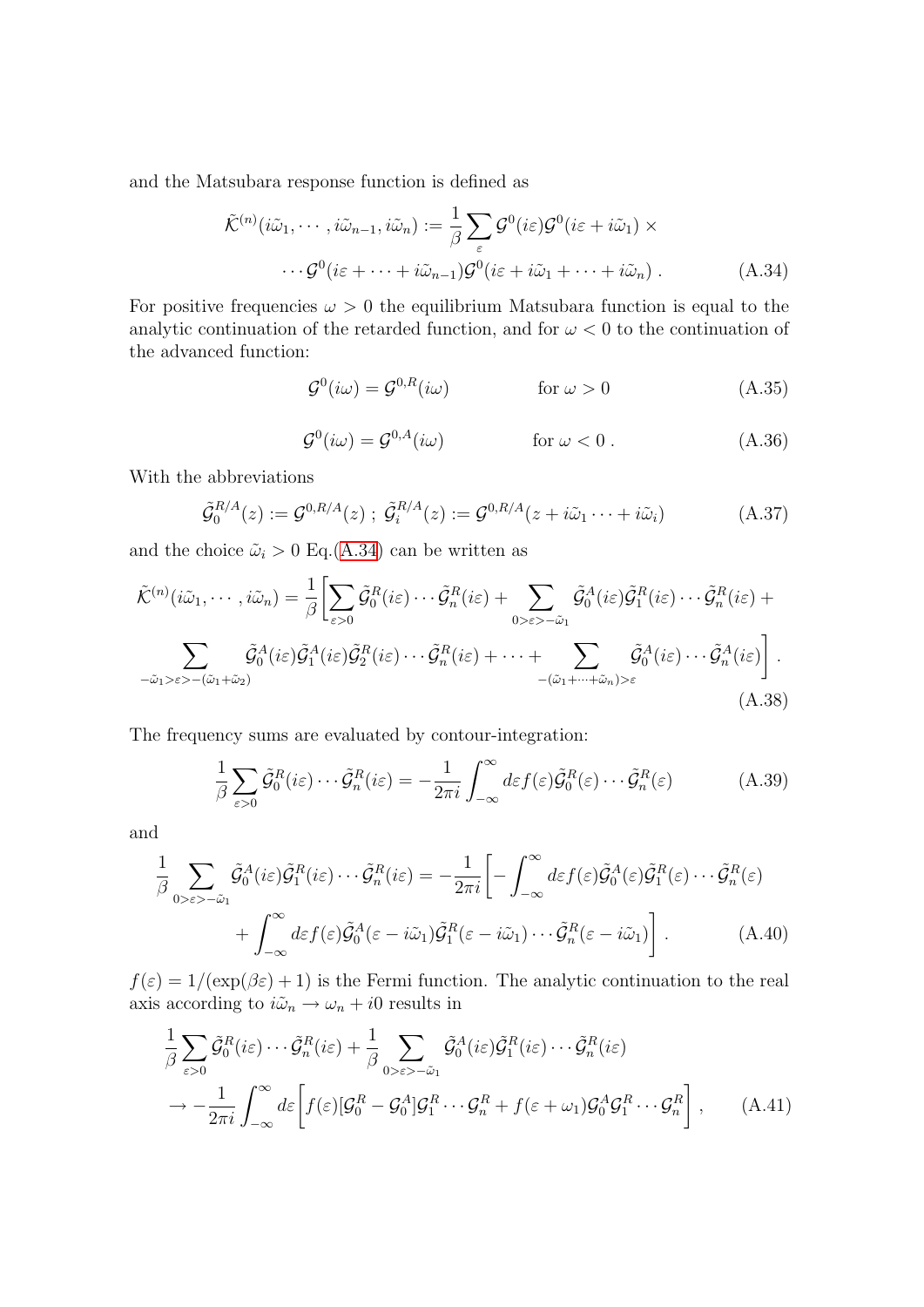and the Matsubara response function is defined as

$$\tilde{\mathcal{K}}^{(n)}(i\tilde{\omega}_1, \cdots, i\tilde{\omega}_{n-1}, i\tilde{\omega}_n) := \frac{1}{\beta} \sum_{\varepsilon} \mathcal{G}^0(i\varepsilon)\mathcal{G}^0(i\varepsilon + i\tilde{\omega}_1) \times \\ \cdots \mathcal{G}^0(i\varepsilon + \cdots + i\tilde{\omega}_{n-1})\mathcal{G}^0(i\varepsilon + i\tilde{\omega}_1 + \cdots + i\tilde{\omega}_n) \ . \tag{A.34}$$

For positive frequencies $\omega > 0$ the equilibrium Matsubara function is equal to the analytic continuation of the retarded function, and for $\omega < 0$ to the continuation of the advanced function:

$$\mathcal{G}^0(i\omega) = \mathcal{G}^{0,R}(i\omega) \qquad \text{for } \omega > 0 \tag{A.35}$$

$$\mathcal{G}^0(i\omega) = \mathcal{G}^{0,A}(i\omega) \qquad \text{for } \omega < 0 \ . \tag{A.36}$$

With the abbreviations

$$\tilde{\mathcal{G}}_0^{R/A}(z) := \mathcal{G}^{0,R/A}(z) \ ; \ \tilde{\mathcal{G}}_i^{R/A}(z) := \mathcal{G}^{0,R/A}(z + i\tilde{\omega}_1 \cdots + i\tilde{\omega}_i) \tag{A.37}$$

and the choice $\tilde{\omega}_i > 0$ Eq.(A.34) can be written as

$$\tilde{\mathcal{K}}^{(n)}(i\tilde{\omega}_1, \cdots, i\tilde{\omega}_n) = \frac{1}{\beta}\Bigg[\sum_{\varepsilon>0} \tilde{\mathcal{G}}_0^R(i\varepsilon)\cdots\tilde{\mathcal{G}}_n^R(i\varepsilon) + \sum_{0>\varepsilon>-\tilde{\omega}_1} \tilde{\mathcal{G}}_0^A(i\varepsilon)\tilde{\mathcal{G}}_1^R(i\varepsilon)\cdots\tilde{\mathcal{G}}_n^R(i\varepsilon) + \\ \sum_{-\tilde{\omega}_1>\varepsilon>-(\tilde{\omega}_1+\tilde{\omega}_2)} \tilde{\mathcal{G}}_0^A(i\varepsilon)\tilde{\mathcal{G}}_1^A(i\varepsilon)\tilde{\mathcal{G}}_2^R(i\varepsilon)\cdots\tilde{\mathcal{G}}_n^R(i\varepsilon) + \cdots + \sum_{-(\tilde{\omega}_1+\cdots+\tilde{\omega}_n)>\varepsilon} \tilde{\mathcal{G}}_0^A(i\varepsilon)\cdots\tilde{\mathcal{G}}_n^A(i\varepsilon)\Bigg] \ . \tag{A.38}$$

The frequency sums are evaluated by contour-integration:

$$\frac{1}{\beta}\sum_{\varepsilon>0} \tilde{\mathcal{G}}_0^R(i\varepsilon)\cdots\tilde{\mathcal{G}}_n^R(i\varepsilon) = -\frac{1}{2\pi i}\int_{-\infty}^{\infty} d\varepsilon f(\varepsilon)\tilde{\mathcal{G}}_0^R(\varepsilon)\cdots\tilde{\mathcal{G}}_n^R(\varepsilon) \tag{A.39}$$

and

$$\frac{1}{\beta}\sum_{0>\varepsilon>-\tilde{\omega}_1} \tilde{\mathcal{G}}_0^A(i\varepsilon)\tilde{\mathcal{G}}_1^R(i\varepsilon)\cdots\tilde{\mathcal{G}}_n^R(i\varepsilon) = -\frac{1}{2\pi i}\Bigg[-\int_{-\infty}^{\infty} d\varepsilon f(\varepsilon)\tilde{\mathcal{G}}_0^A(\varepsilon)\tilde{\mathcal{G}}_1^R(\varepsilon)\cdots\tilde{\mathcal{G}}_n^R(\varepsilon) \\ + \int_{-\infty}^{\infty} d\varepsilon f(\varepsilon)\tilde{\mathcal{G}}_0^A(\varepsilon - i\tilde{\omega}_1)\tilde{\mathcal{G}}_1^R(\varepsilon - i\tilde{\omega}_1)\cdots\tilde{\mathcal{G}}_n^R(\varepsilon - i\tilde{\omega}_1)\Bigg] \ . \tag{A.40}$$

$f(\varepsilon) = 1/(\exp(\beta\varepsilon) + 1)$ is the Fermi function. The analytic continuation to the real axis according to $i\tilde{\omega}_n \to \omega_n + i0$ results in

$$\frac{1}{\beta}\sum_{\varepsilon>0} \tilde{\mathcal{G}}_0^R(i\varepsilon)\cdots\tilde{\mathcal{G}}_n^R(i\varepsilon) + \frac{1}{\beta}\sum_{0>\varepsilon>-\tilde{\omega}_1} \tilde{\mathcal{G}}_0^A(i\varepsilon)\tilde{\mathcal{G}}_1^R(i\varepsilon)\cdots\tilde{\mathcal{G}}_n^R(i\varepsilon) \\ \to -\frac{1}{2\pi i}\int_{-\infty}^{\infty} d\varepsilon\Bigg[f(\varepsilon)[\mathcal{G}_0^R - \mathcal{G}_0^A]\mathcal{G}_1^R\cdots\mathcal{G}_n^R + f(\varepsilon + \omega_1)\mathcal{G}_0^A\mathcal{G}_1^R\cdots\mathcal{G}_n^R\Bigg] \ , \tag{A.41}$$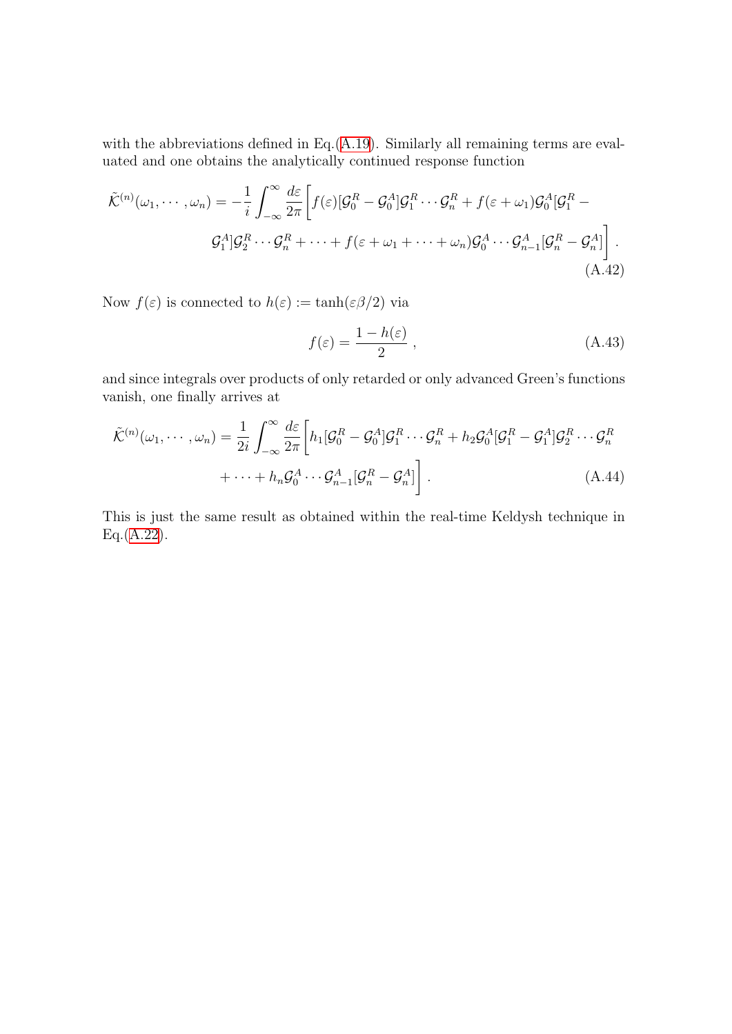with the abbreviations defined in Eq.(A.19). Similarly all remaining terms are evaluated and one obtains the analytically continued response function

$$\tilde{\mathcal{K}}^{(n)}(\omega_1, \cdots, \omega_n) = -\frac{1}{i} \int_{-\infty}^{\infty} \frac{d\varepsilon}{2\pi} \bigg[ f(\varepsilon)[\mathcal{G}_0^R - \mathcal{G}_0^A]\mathcal{G}_1^R \cdots \mathcal{G}_n^R + f(\varepsilon + \omega_1)\mathcal{G}_0^A[\mathcal{G}_1^R - \mathcal{G}_1^A]\mathcal{G}_2^R \cdots \mathcal{G}_n^R + \cdots + f(\varepsilon + \omega_1 + \cdots + \omega_n)\mathcal{G}_0^A \cdots \mathcal{G}_{n-1}^A[\mathcal{G}_n^R - \mathcal{G}_n^A] \bigg] . \tag{A.42}$$

Now $f(\varepsilon)$ is connected to $h(\varepsilon) := \tanh(\varepsilon\beta/2)$ via

$$f(\varepsilon) = \frac{1 - h(\varepsilon)}{2} , \tag{A.43}$$

and since integrals over products of only retarded or only advanced Green's functions vanish, one finally arrives at

$$\tilde{\mathcal{K}}^{(n)}(\omega_1, \cdots, \omega_n) = \frac{1}{2i} \int_{-\infty}^{\infty} \frac{d\varepsilon}{2\pi} \bigg[ h_1[\mathcal{G}_0^R - \mathcal{G}_0^A]\mathcal{G}_1^R \cdots \mathcal{G}_n^R + h_2\mathcal{G}_0^A[\mathcal{G}_1^R - \mathcal{G}_1^A]\mathcal{G}_2^R \cdots \mathcal{G}_n^R + \cdots + h_n\mathcal{G}_0^A \cdots \mathcal{G}_{n-1}^A[\mathcal{G}_n^R - \mathcal{G}_n^A] \bigg] . \tag{A.44}$$

This is just the same result as obtained within the real-time Keldysh technique in Eq.(A.22).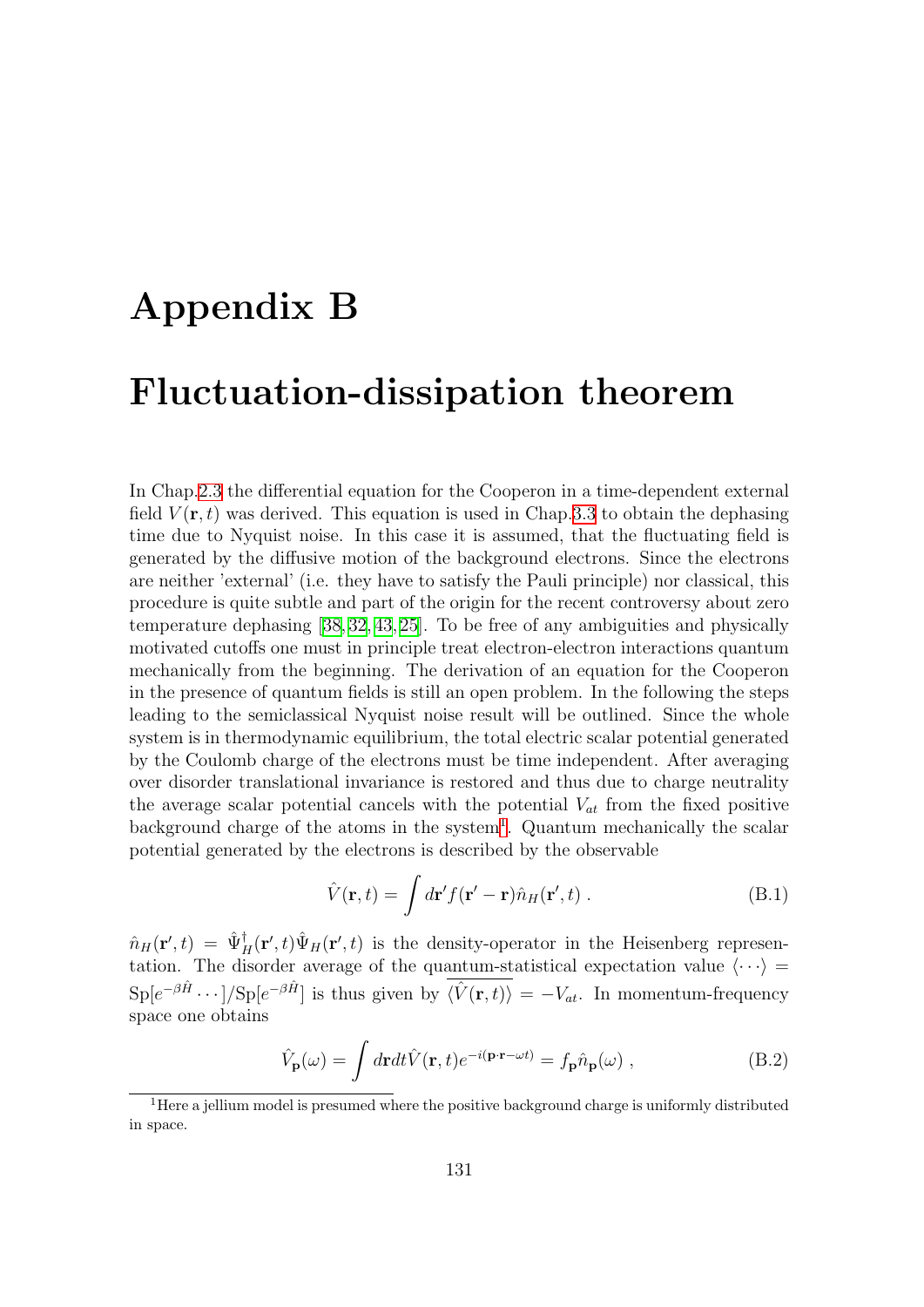# Appendix B

# Fluctuation-dissipation theorem

In Chap.2.3 the differential equation for the Cooperon in a time-dependent external field $V(\mathbf{r}, t)$ was derived. This equation is used in Chap.3.3 to obtain the dephasing time due to Nyquist noise. In this case it is assumed, that the fluctuating field is generated by the diffusive motion of the background electrons. Since the electrons are neither 'external' (i.e. they have to satisfy the Pauli principle) nor classical, this procedure is quite subtle and part of the origin for the recent controversy about zero temperature dephasing [38, 32, 43, 25]. To be free of any ambiguities and physically motivated cutoffs one must in principle treat electron-electron interactions quantum mechanically from the beginning. The derivation of an equation for the Cooperon in the presence of quantum fields is still an open problem. In the following the steps leading to the semiclassical Nyquist noise result will be outlined. Since the whole system is in thermodynamic equilibrium, the total electric scalar potential generated by the Coulomb charge of the electrons must be time independent. After averaging over disorder translational invariance is restored and thus due to charge neutrality the average scalar potential cancels with the potential $V_{at}$ from the fixed positive background charge of the atoms in the system[1]. Quantum mechanically the scalar potential generated by the electrons is described by the observable

$$\hat{V}(\mathbf{r}, t) = \int d\mathbf{r}' f(\mathbf{r}' - \mathbf{r}) \hat{n}_H(\mathbf{r}', t) \; . \tag{B.1}$$

$\hat{n}_H(\mathbf{r}', t) = \hat{\Psi}_H^\dagger(\mathbf{r}', t)\hat{\Psi}_H(\mathbf{r}', t)$ is the density-operator in the Heisenberg representation. The disorder average of the quantum-statistical expectation value $\langle \cdots \rangle = \mathrm{Sp}[e^{-\beta \hat{H}} \cdots]/\mathrm{Sp}[e^{-\beta \hat{H}}]$ is thus given by $\overline{\langle \hat{V}(\mathbf{r}, t) \rangle} = -V_{at}$. In momentum-frequency space one obtains

$$\hat{V}_{\mathbf{p}}(\omega) = \int d\mathbf{r} dt \hat{V}(\mathbf{r}, t) e^{-i(\mathbf{p}\cdot\mathbf{r} - \omega t)} = f_{\mathbf{p}} \hat{n}_{\mathbf{p}}(\omega) \; , \tag{B.2}$$

[1] Here a jellium model is presumed where the positive background charge is uniformly distributed in space.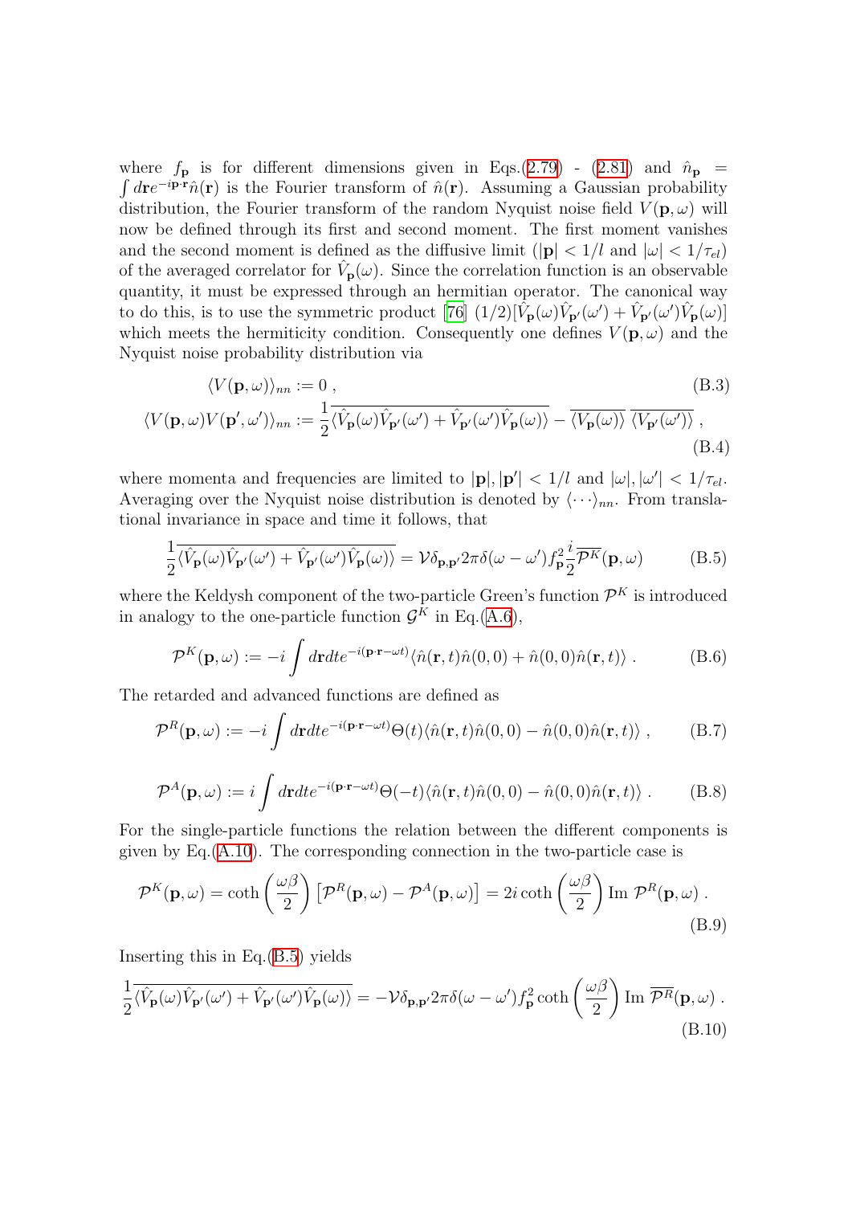where $f_{\mathbf{p}}$ is for different dimensions given in Eqs.(2.79) - (2.81) and $\hat{n}_{\mathbf{p}} = \int d\mathbf{r} e^{-i\mathbf{p}\cdot\mathbf{r}} \hat{n}(\mathbf{r})$ is the Fourier transform of $\hat{n}(\mathbf{r})$. Assuming a Gaussian probability distribution, the Fourier transform of the random Nyquist noise field $V(\mathbf{p}, \omega)$ will now be defined through its first and second moment. The first moment vanishes and the second moment is defined as the diffusive limit ($|\mathbf{p}| < 1/l$ and $|\omega| < 1/\tau_{el}$) of the averaged correlator for $\hat{V}_{\mathbf{p}}(\omega)$. Since the correlation function is an observable quantity, it must be expressed through an hermitian operator. The canonical way to do this, is to use the symmetric product [76] $(1/2)[\hat{V}_{\mathbf{p}}(\omega)\hat{V}_{\mathbf{p}'}(\omega') + \hat{V}_{\mathbf{p}'}(\omega')\hat{V}_{\mathbf{p}}(\omega)]$ which meets the hermiticity condition. Consequently one defines $V(\mathbf{p}, \omega)$ and the Nyquist noise probability distribution via

$$\langle V(\mathbf{p}, \omega) \rangle_{nn} := 0 \, , \tag{B.3}$$

$$\langle V(\mathbf{p}, \omega) V(\mathbf{p}', \omega') \rangle_{nn} := \frac{1}{2} \overline{\langle \hat{V}_{\mathbf{p}}(\omega)\hat{V}_{\mathbf{p}'}(\omega') + \hat{V}_{\mathbf{p}'}(\omega')\hat{V}_{\mathbf{p}}(\omega) \rangle} - \overline{\langle V_{\mathbf{p}}(\omega) \rangle} \; \overline{\langle V_{\mathbf{p}'}(\omega') \rangle} \, , \tag{B.4}$$

where momenta and frequencies are limited to $|\mathbf{p}|, |\mathbf{p}'| < 1/l$ and $|\omega|, |\omega'| < 1/\tau_{el}$. Averaging over the Nyquist noise distribution is denoted by $\langle \cdots \rangle_{nn}$. From translational invariance in space and time it follows, that

$$\frac{1}{2} \overline{\langle \hat{V}_{\mathbf{p}}(\omega)\hat{V}_{\mathbf{p}'}(\omega') + \hat{V}_{\mathbf{p}'}(\omega')\hat{V}_{\mathbf{p}}(\omega) \rangle} = \mathcal{V} \delta_{\mathbf{p},\mathbf{p}'} 2\pi \delta(\omega - \omega') f_{\mathbf{p}}^2 \frac{i}{2} \overline{\mathcal{P}^K}(\mathbf{p}, \omega) \tag{B.5}$$

where the Keldysh component of the two-particle Green's function $\mathcal{P}^K$ is introduced in analogy to the one-particle function $\mathcal{G}^K$ in Eq.(A.6),

$$\mathcal{P}^K(\mathbf{p}, \omega) := -i \int d\mathbf{r} dt e^{-i(\mathbf{p}\cdot\mathbf{r} - \omega t)} \langle \hat{n}(\mathbf{r}, t)\hat{n}(0, 0) + \hat{n}(0, 0)\hat{n}(\mathbf{r}, t) \rangle \, . \tag{B.6}$$

The retarded and advanced functions are defined as

$$\mathcal{P}^R(\mathbf{p}, \omega) := -i \int d\mathbf{r} dt e^{-i(\mathbf{p}\cdot\mathbf{r} - \omega t)} \Theta(t) \langle \hat{n}(\mathbf{r}, t)\hat{n}(0, 0) - \hat{n}(0, 0)\hat{n}(\mathbf{r}, t) \rangle \, , \tag{B.7}$$

$$\mathcal{P}^A(\mathbf{p}, \omega) := i \int d\mathbf{r} dt e^{-i(\mathbf{p}\cdot\mathbf{r} - \omega t)} \Theta(-t) \langle \hat{n}(\mathbf{r}, t)\hat{n}(0, 0) - \hat{n}(0, 0)\hat{n}(\mathbf{r}, t) \rangle \, . \tag{B.8}$$

For the single-particle functions the relation between the different components is given by Eq.(A.10). The corresponding connection in the two-particle case is

$$\mathcal{P}^K(\mathbf{p}, \omega) = \coth\left(\frac{\omega\beta}{2}\right) \left[\mathcal{P}^R(\mathbf{p}, \omega) - \mathcal{P}^A(\mathbf{p}, \omega)\right] = 2i \coth\left(\frac{\omega\beta}{2}\right) \text{Im } \mathcal{P}^R(\mathbf{p}, \omega) \, . \tag{B.9}$$

Inserting this in Eq.(B.5) yields

$$\frac{1}{2} \overline{\langle \hat{V}_{\mathbf{p}}(\omega)\hat{V}_{\mathbf{p}'}(\omega') + \hat{V}_{\mathbf{p}'}(\omega')\hat{V}_{\mathbf{p}}(\omega) \rangle} = -\mathcal{V} \delta_{\mathbf{p},\mathbf{p}'} 2\pi \delta(\omega - \omega') f_{\mathbf{p}}^2 \coth\left(\frac{\omega\beta}{2}\right) \text{Im } \overline{\mathcal{P}^R}(\mathbf{p}, \omega) \, . \tag{B.10}$$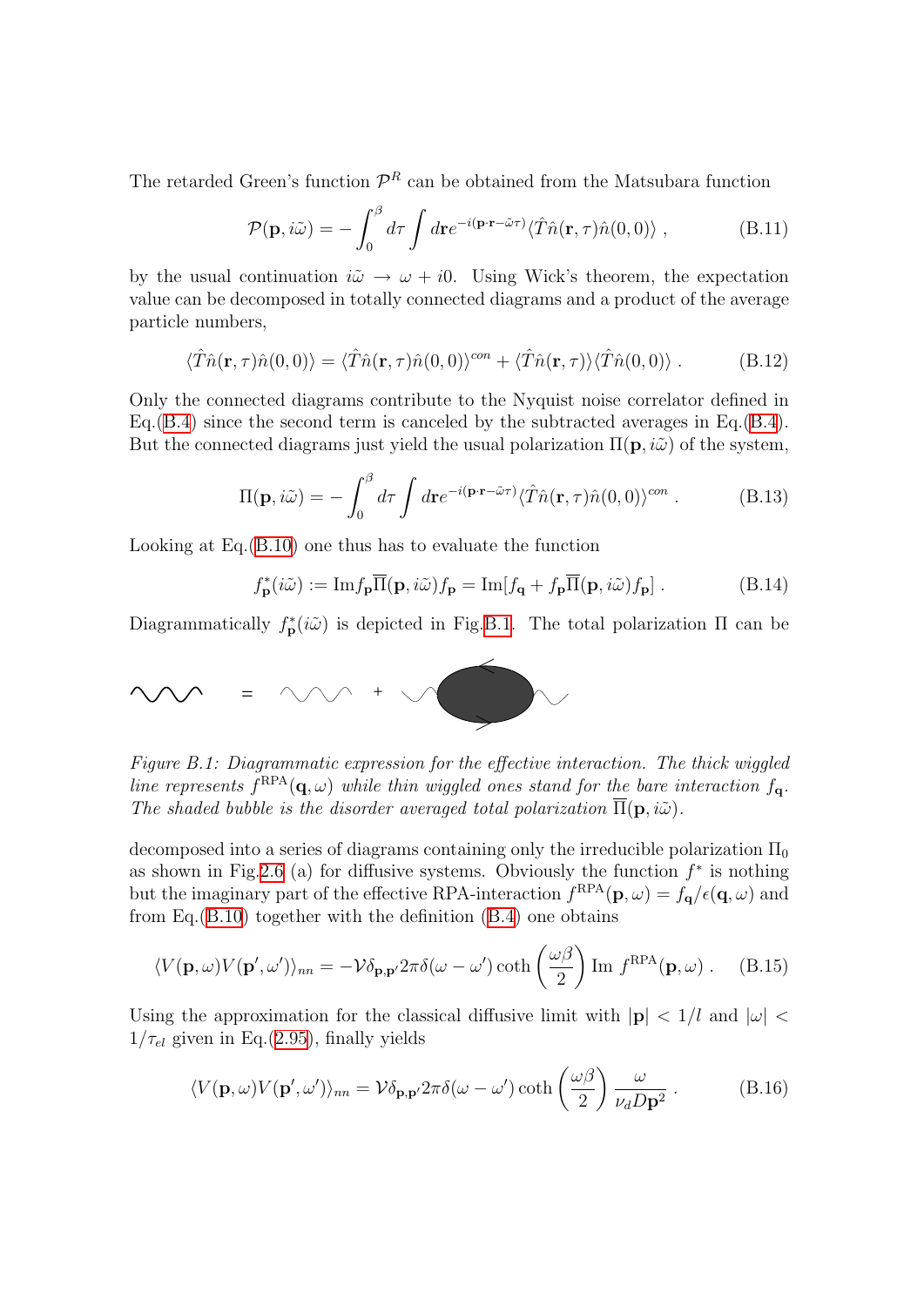The retarded Green's function $\mathcal{P}^R$ can be obtained from the Matsubara function

$$\mathcal{P}(\mathbf{p}, i\tilde{\omega}) = -\int_0^\beta d\tau \int d\mathbf{r} e^{-i(\mathbf{p}\cdot\mathbf{r}-\tilde{\omega}\tau)} \langle \hat{T}\hat{n}(\mathbf{r},\tau)\hat{n}(0,0)\rangle \,, \tag{B.11}$$

by the usual continuation $i\tilde{\omega} \to \omega + i0$. Using Wick's theorem, the expectation value can be decomposed in totally connected diagrams and a product of the average particle numbers,

$$\langle \hat{T}\hat{n}(\mathbf{r},\tau)\hat{n}(0,0)\rangle = \langle \hat{T}\hat{n}(\mathbf{r},\tau)\hat{n}(0,0)\rangle^{con} + \langle \hat{T}\hat{n}(\mathbf{r},\tau)\rangle\langle \hat{T}\hat{n}(0,0)\rangle \,. \tag{B.12}$$

Only the connected diagrams contribute to the Nyquist noise correlator defined in Eq.(B.4) since the second term is canceled by the subtracted averages in Eq.(B.4). But the connected diagrams just yield the usual polarization $\Pi(\mathbf{p}, i\tilde{\omega})$ of the system,

$$\Pi(\mathbf{p}, i\tilde{\omega}) = -\int_0^\beta d\tau \int d\mathbf{r} e^{-i(\mathbf{p}\cdot\mathbf{r}-\tilde{\omega}\tau)} \langle \hat{T}\hat{n}(\mathbf{r},\tau)\hat{n}(0,0)\rangle^{con} \,. \tag{B.13}$$

Looking at Eq.(B.10) one thus has to evaluate the function

$$f^*_\mathbf{p}(i\tilde{\omega}) := \mathrm{Im} f_\mathbf{p} \overline{\Pi}(\mathbf{p}, i\tilde{\omega}) f_\mathbf{p} = \mathrm{Im}[f_\mathbf{q} + f_\mathbf{p}\overline{\Pi}(\mathbf{p}, i\tilde{\omega}) f_\mathbf{p}] \,. \tag{B.14}$$

Diagrammatically $f^*_\mathbf{p}(i\tilde{\omega})$ is depicted in Fig.B.1. The total polarization $\Pi$ can be

*Figure B.1: Diagrammatic expression for the effective interaction. The thick wiggled line represents $f^{\mathrm{RPA}}(\mathbf{q}, \omega)$ while thin wiggled ones stand for the bare interaction $f_\mathbf{q}$. The shaded bubble is the disorder averaged total polarization $\overline{\Pi}(\mathbf{p}, i\tilde{\omega})$.*

decomposed into a series of diagrams containing only the irreducible polarization $\Pi_0$ as shown in Fig.2.6 (a) for diffusive systems. Obviously the function $f^*$ is nothing but the imaginary part of the effective RPA-interaction $f^{\mathrm{RPA}}(\mathbf{p}, \omega) = f_\mathbf{q}/\epsilon(\mathbf{q}, \omega)$ and from Eq.(B.10) together with the definition (B.4) one obtains

$$\langle V(\mathbf{p}, \omega) V(\mathbf{p}', \omega')\rangle_{nn} = -\mathcal{V}\delta_{\mathbf{p},\mathbf{p}'} 2\pi\delta(\omega - \omega') \coth\left(\frac{\omega\beta}{2}\right) \mathrm{Im}\ f^{\mathrm{RPA}}(\mathbf{p}, \omega) \,. \tag{B.15}$$

Using the approximation for the classical diffusive limit with $|\mathbf{p}| < 1/l$ and $|\omega| < 1/\tau_{el}$ given in Eq.(2.95), finally yields

$$\langle V(\mathbf{p}, \omega) V(\mathbf{p}', \omega')\rangle_{nn} = \mathcal{V}\delta_{\mathbf{p},\mathbf{p}'} 2\pi\delta(\omega - \omega') \coth\left(\frac{\omega\beta}{2}\right) \frac{\omega}{\nu_d D \mathbf{p}^2} \,. \tag{B.16}$$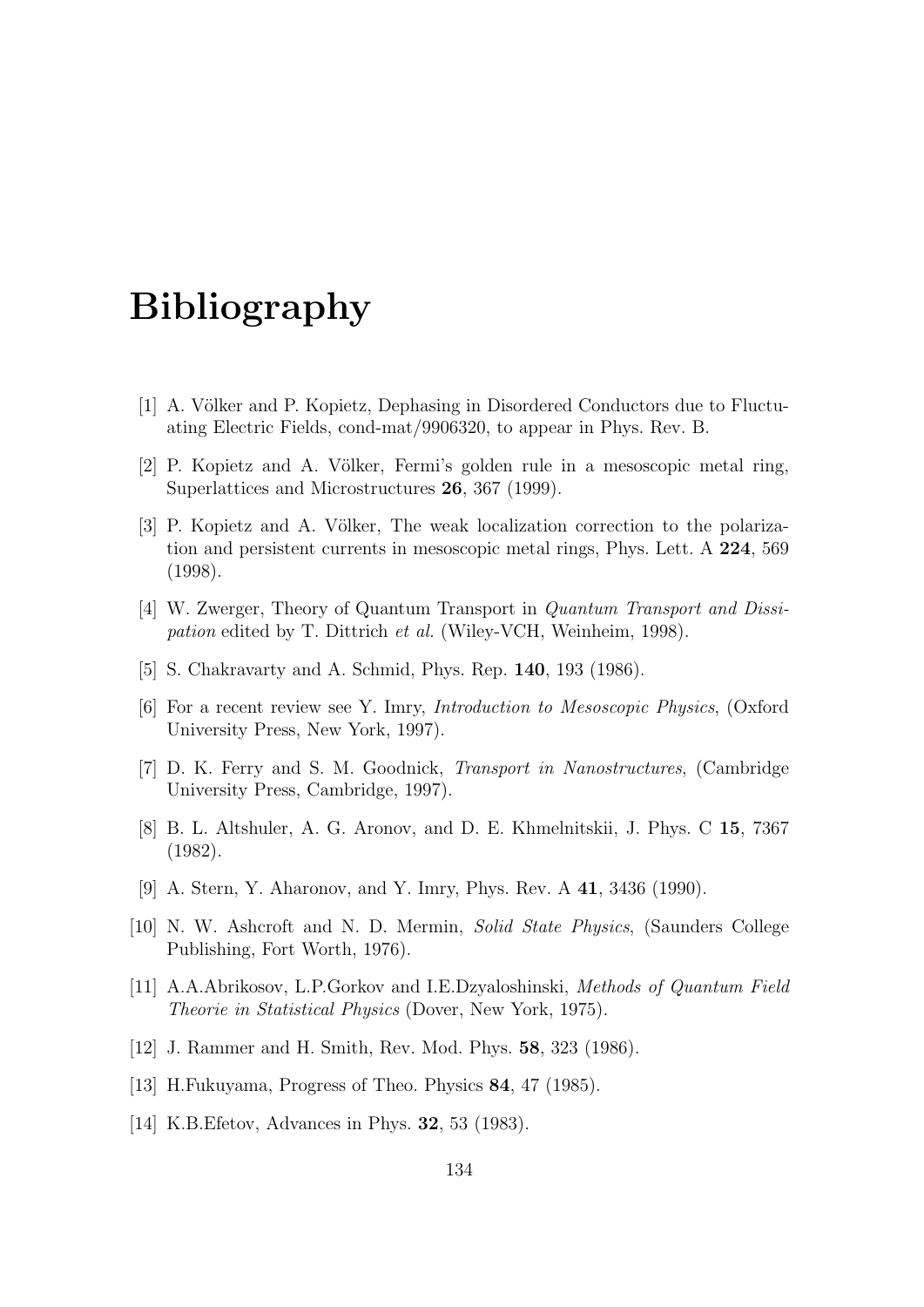# Bibliography

[1] A. Völker and P. Kopietz, Dephasing in Disordered Conductors due to Fluctuating Electric Fields, cond-mat/9906320, to appear in Phys. Rev. B.

[2] P. Kopietz and A. Völker, Fermi's golden rule in a mesoscopic metal ring, Superlattices and Microstructures **26**, 367 (1999).

[3] P. Kopietz and A. Völker, The weak localization correction to the polarization and persistent currents in mesoscopic metal rings, Phys. Lett. A **224**, 569 (1998).

[4] W. Zwerger, Theory of Quantum Transport in *Quantum Transport and Dissipation* edited by T. Dittrich *et al.* (Wiley-VCH, Weinheim, 1998).

[5] S. Chakravarty and A. Schmid, Phys. Rep. **140**, 193 (1986).

[6] For a recent review see Y. Imry, *Introduction to Mesoscopic Physics*, (Oxford University Press, New York, 1997).

[7] D. K. Ferry and S. M. Goodnick, *Transport in Nanostructures*, (Cambridge University Press, Cambridge, 1997).

[8] B. L. Altshuler, A. G. Aronov, and D. E. Khmelnitskii, J. Phys. C **15**, 7367 (1982).

[9] A. Stern, Y. Aharonov, and Y. Imry, Phys. Rev. A **41**, 3436 (1990).

[10] N. W. Ashcroft and N. D. Mermin, *Solid State Physics*, (Saunders College Publishing, Fort Worth, 1976).

[11] A.A.Abrikosov, L.P.Gorkov and I.E.Dzyaloshinski, *Methods of Quantum Field Theorie in Statistical Physics* (Dover, New York, 1975).

[12] J. Rammer and H. Smith, Rev. Mod. Phys. **58**, 323 (1986).

[13] H.Fukuyama, Progress of Theo. Physics **84**, 47 (1985).

[14] K.B.Efetov, Advances in Phys. **32**, 53 (1983).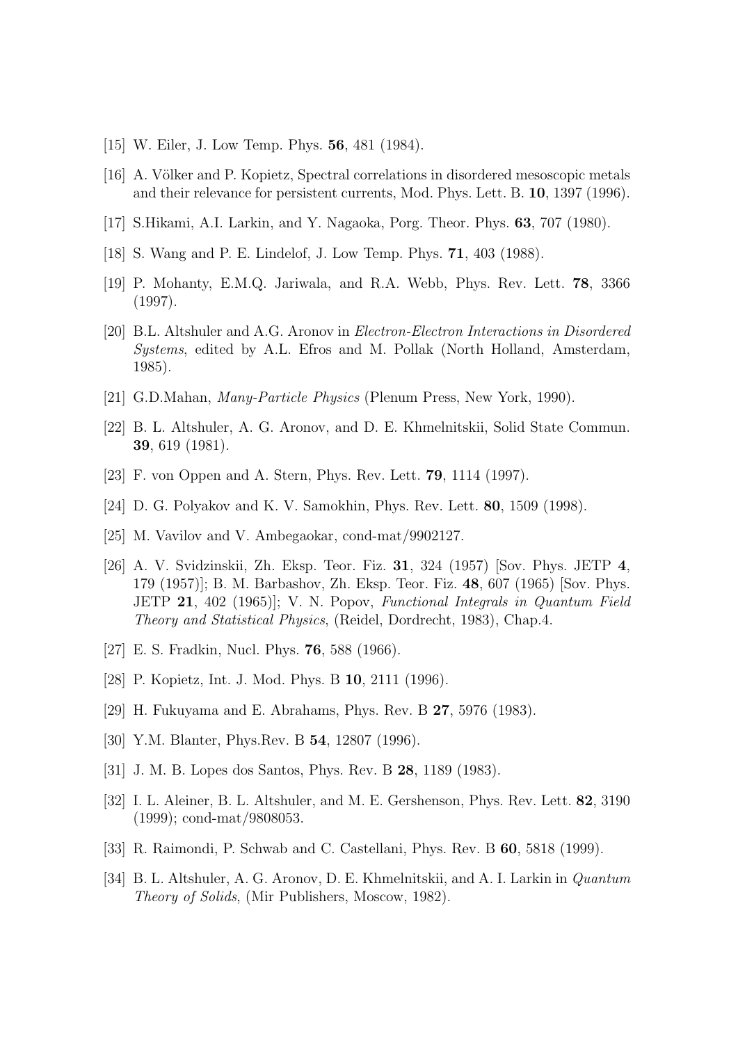[15] W. Eiler, J. Low Temp. Phys. **56**, 481 (1984).

[16] A. Völker and P. Kopietz, Spectral correlations in disordered mesoscopic metals and their relevance for persistent currents, Mod. Phys. Lett. B. **10**, 1397 (1996).

[17] S.Hikami, A.I. Larkin, and Y. Nagaoka, Porg. Theor. Phys. **63**, 707 (1980).

[18] S. Wang and P. E. Lindelof, J. Low Temp. Phys. **71**, 403 (1988).

[19] P. Mohanty, E.M.Q. Jariwala, and R.A. Webb, Phys. Rev. Lett. **78**, 3366 (1997).

[20] B.L. Altshuler and A.G. Aronov in *Electron-Electron Interactions in Disordered Systems*, edited by A.L. Efros and M. Pollak (North Holland, Amsterdam, 1985).

[21] G.D.Mahan, *Many-Particle Physics* (Plenum Press, New York, 1990).

[22] B. L. Altshuler, A. G. Aronov, and D. E. Khmelnitskii, Solid State Commun. **39**, 619 (1981).

[23] F. von Oppen and A. Stern, Phys. Rev. Lett. **79**, 1114 (1997).

[24] D. G. Polyakov and K. V. Samokhin, Phys. Rev. Lett. **80**, 1509 (1998).

[25] M. Vavilov and V. Ambegaokar, cond-mat/9902127.

[26] A. V. Svidzinskii, Zh. Eksp. Teor. Fiz. **31**, 324 (1957) [Sov. Phys. JETP **4**, 179 (1957)]; B. M. Barbashov, Zh. Eksp. Teor. Fiz. **48**, 607 (1965) [Sov. Phys. JETP **21**, 402 (1965)]; V. N. Popov, *Functional Integrals in Quantum Field Theory and Statistical Physics*, (Reidel, Dordrecht, 1983), Chap.4.

[27] E. S. Fradkin, Nucl. Phys. **76**, 588 (1966).

[28] P. Kopietz, Int. J. Mod. Phys. B **10**, 2111 (1996).

[29] H. Fukuyama and E. Abrahams, Phys. Rev. B **27**, 5976 (1983).

[30] Y.M. Blanter, Phys.Rev. B **54**, 12807 (1996).

[31] J. M. B. Lopes dos Santos, Phys. Rev. B **28**, 1189 (1983).

[32] I. L. Aleiner, B. L. Altshuler, and M. E. Gershenson, Phys. Rev. Lett. **82**, 3190 (1999); cond-mat/9808053.

[33] R. Raimondi, P. Schwab and C. Castellani, Phys. Rev. B **60**, 5818 (1999).

[34] B. L. Altshuler, A. G. Aronov, D. E. Khmelnitskii, and A. I. Larkin in *Quantum Theory of Solids*, (Mir Publishers, Moscow, 1982).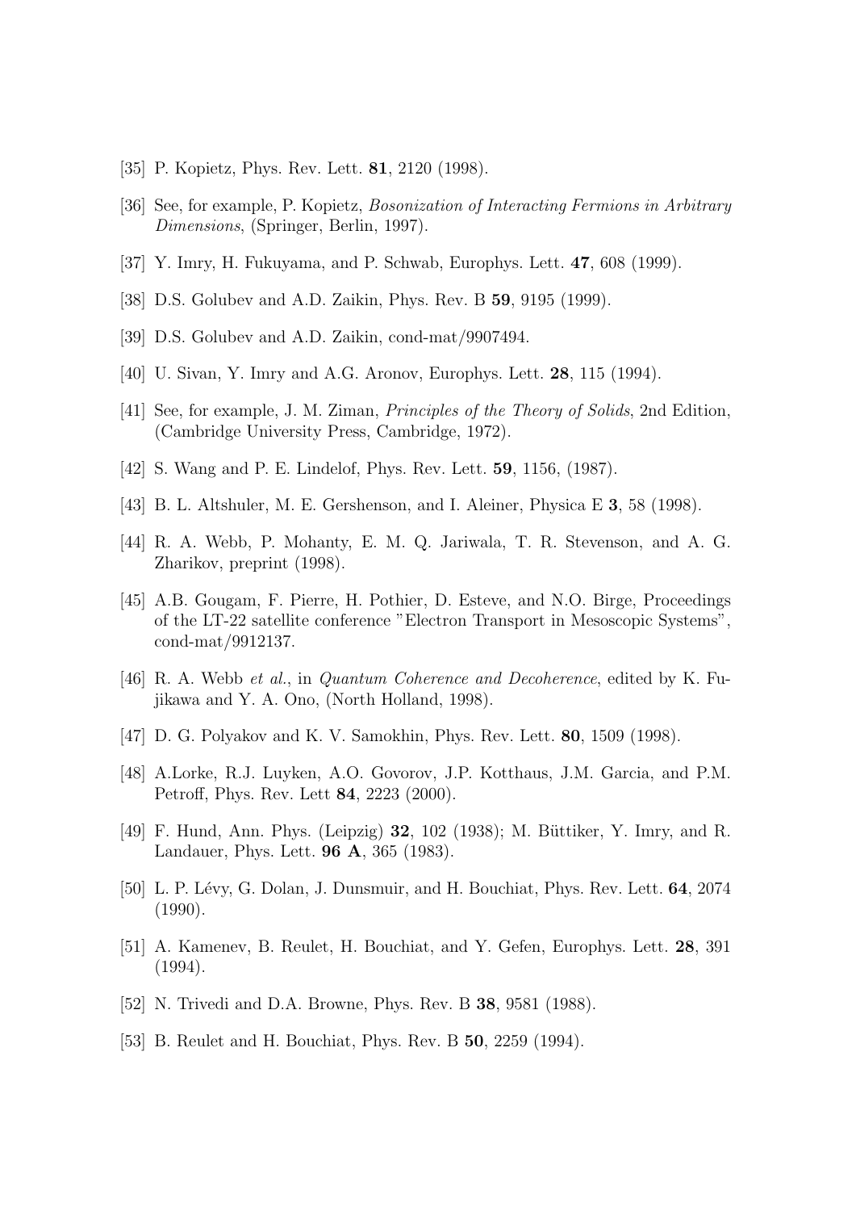[35] P. Kopietz, Phys. Rev. Lett. **81**, 2120 (1998).

[36] See, for example, P. Kopietz, *Bosonization of Interacting Fermions in Arbitrary Dimensions*, (Springer, Berlin, 1997).

[37] Y. Imry, H. Fukuyama, and P. Schwab, Europhys. Lett. **47**, 608 (1999).

[38] D.S. Golubev and A.D. Zaikin, Phys. Rev. B **59**, 9195 (1999).

[39] D.S. Golubev and A.D. Zaikin, cond-mat/9907494.

[40] U. Sivan, Y. Imry and A.G. Aronov, Europhys. Lett. **28**, 115 (1994).

[41] See, for example, J. M. Ziman, *Principles of the Theory of Solids*, 2nd Edition, (Cambridge University Press, Cambridge, 1972).

[42] S. Wang and P. E. Lindelof, Phys. Rev. Lett. **59**, 1156, (1987).

[43] B. L. Altshuler, M. E. Gershenson, and I. Aleiner, Physica E **3**, 58 (1998).

[44] R. A. Webb, P. Mohanty, E. M. Q. Jariwala, T. R. Stevenson, and A. G. Zharikov, preprint (1998).

[45] A.B. Gougam, F. Pierre, H. Pothier, D. Esteve, and N.O. Birge, Proceedings of the LT-22 satellite conference "Electron Transport in Mesoscopic Systems", cond-mat/9912137.

[46] R. A. Webb *et al.*, in *Quantum Coherence and Decoherence*, edited by K. Fujikawa and Y. A. Ono, (North Holland, 1998).

[47] D. G. Polyakov and K. V. Samokhin, Phys. Rev. Lett. **80**, 1509 (1998).

[48] A.Lorke, R.J. Luyken, A.O. Govorov, J.P. Kotthaus, J.M. Garcia, and P.M. Petroff, Phys. Rev. Lett **84**, 2223 (2000).

[49] F. Hund, Ann. Phys. (Leipzig) **32**, 102 (1938); M. Büttiker, Y. Imry, and R. Landauer, Phys. Lett. **96 A**, 365 (1983).

[50] L. P. Lévy, G. Dolan, J. Dunsmuir, and H. Bouchiat, Phys. Rev. Lett. **64**, 2074 (1990).

[51] A. Kamenev, B. Reulet, H. Bouchiat, and Y. Gefen, Europhys. Lett. **28**, 391 (1994).

[52] N. Trivedi and D.A. Browne, Phys. Rev. B **38**, 9581 (1988).

[53] B. Reulet and H. Bouchiat, Phys. Rev. B **50**, 2259 (1994).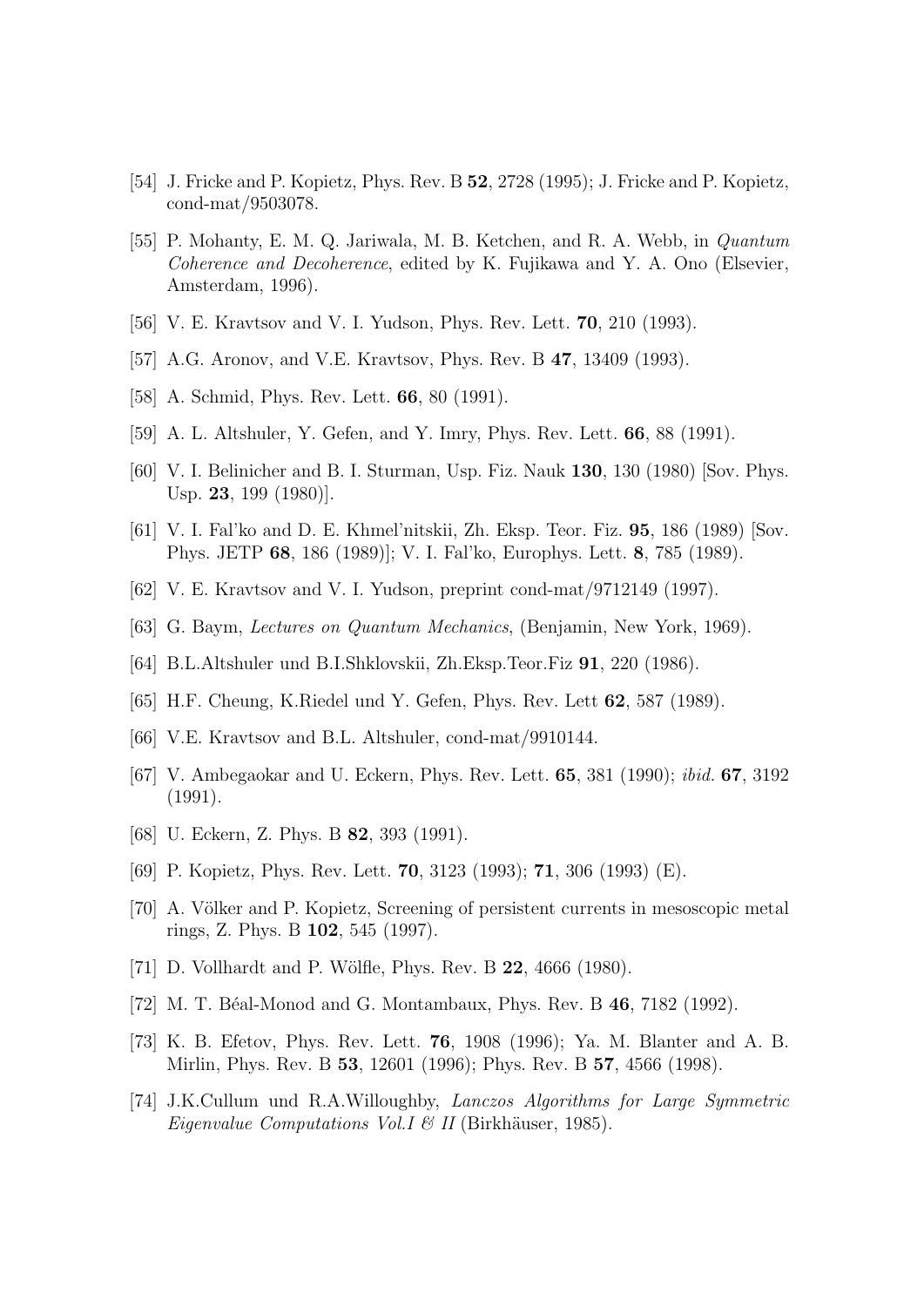[54] J. Fricke and P. Kopietz, Phys. Rev. B **52**, 2728 (1995); J. Fricke and P. Kopietz, cond-mat/9503078.

[55] P. Mohanty, E. M. Q. Jariwala, M. B. Ketchen, and R. A. Webb, in *Quantum Coherence and Decoherence*, edited by K. Fujikawa and Y. A. Ono (Elsevier, Amsterdam, 1996).

[56] V. E. Kravtsov and V. I. Yudson, Phys. Rev. Lett. **70**, 210 (1993).

[57] A.G. Aronov, and V.E. Kravtsov, Phys. Rev. B **47**, 13409 (1993).

[58] A. Schmid, Phys. Rev. Lett. **66**, 80 (1991).

[59] A. L. Altshuler, Y. Gefen, and Y. Imry, Phys. Rev. Lett. **66**, 88 (1991).

[60] V. I. Belinicher and B. I. Sturman, Usp. Fiz. Nauk **130**, 130 (1980) [Sov. Phys. Usp. **23**, 199 (1980)].

[61] V. I. Fal'ko and D. E. Khmel'nitskii, Zh. Eksp. Teor. Fiz. **95**, 186 (1989) [Sov. Phys. JETP **68**, 186 (1989)]; V. I. Fal'ko, Europhys. Lett. **8**, 785 (1989).

[62] V. E. Kravtsov and V. I. Yudson, preprint cond-mat/9712149 (1997).

[63] G. Baym, *Lectures on Quantum Mechanics*, (Benjamin, New York, 1969).

[64] B.L.Altshuler und B.I.Shklovskii, Zh.Eksp.Teor.Fiz **91**, 220 (1986).

[65] H.F. Cheung, K.Riedel und Y. Gefen, Phys. Rev. Lett **62**, 587 (1989).

[66] V.E. Kravtsov and B.L. Altshuler, cond-mat/9910144.

[67] V. Ambegaokar and U. Eckern, Phys. Rev. Lett. **65**, 381 (1990); *ibid.* **67**, 3192 (1991).

[68] U. Eckern, Z. Phys. B **82**, 393 (1991).

[69] P. Kopietz, Phys. Rev. Lett. **70**, 3123 (1993); **71**, 306 (1993) (E).

[70] A. Völker and P. Kopietz, Screening of persistent currents in mesoscopic metal rings, Z. Phys. B **102**, 545 (1997).

[71] D. Vollhardt and P. Wölfle, Phys. Rev. B **22**, 4666 (1980).

[72] M. T. Béal-Monod and G. Montambaux, Phys. Rev. B **46**, 7182 (1992).

[73] K. B. Efetov, Phys. Rev. Lett. **76**, 1908 (1996); Ya. M. Blanter and A. B. Mirlin, Phys. Rev. B **53**, 12601 (1996); Phys. Rev. B **57**, 4566 (1998).

[74] J.K.Cullum und R.A.Willoughby, *Lanczos Algorithms for Large Symmetric Eigenvalue Computations Vol.I & II* (Birkhäuser, 1985).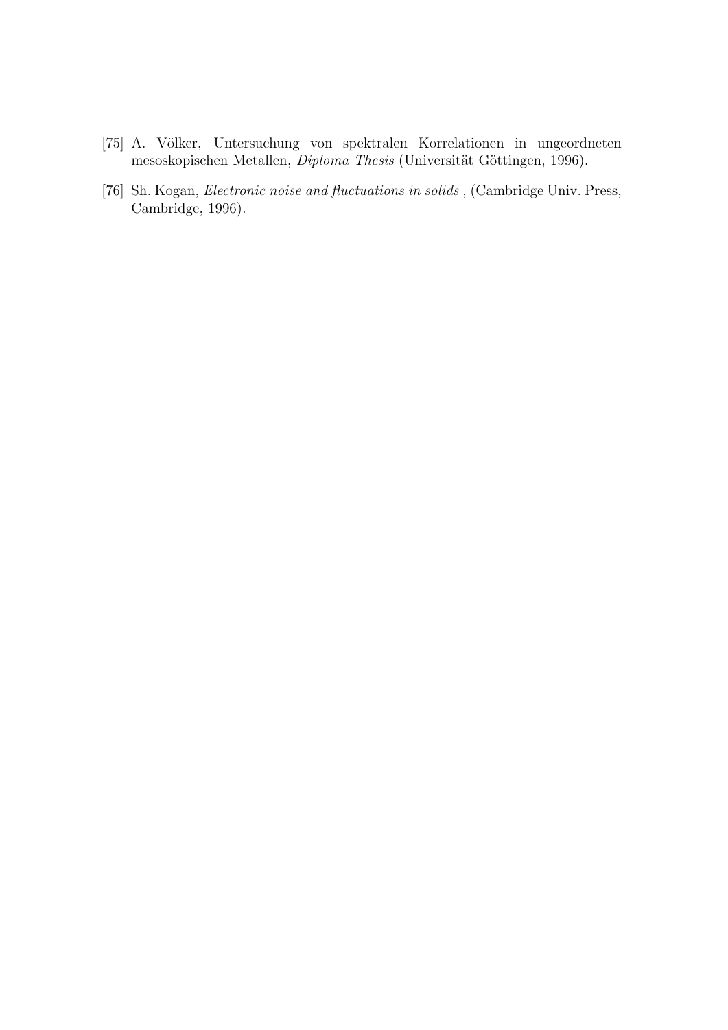[75] A. Völker, Untersuchung von spektralen Korrelationen in ungeordneten mesoskopischen Metallen, *Diploma Thesis* (Universität Göttingen, 1996).

[76] Sh. Kogan, *Electronic noise and fluctuations in solids* , (Cambridge Univ. Press, Cambridge, 1996).